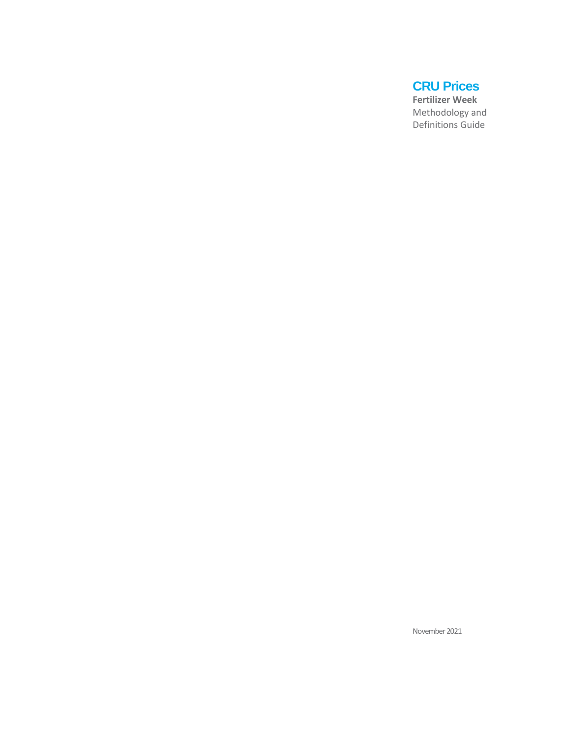# CRU Prices

**Fertilizer Week**

Methodology and Definitions Guide

November 2021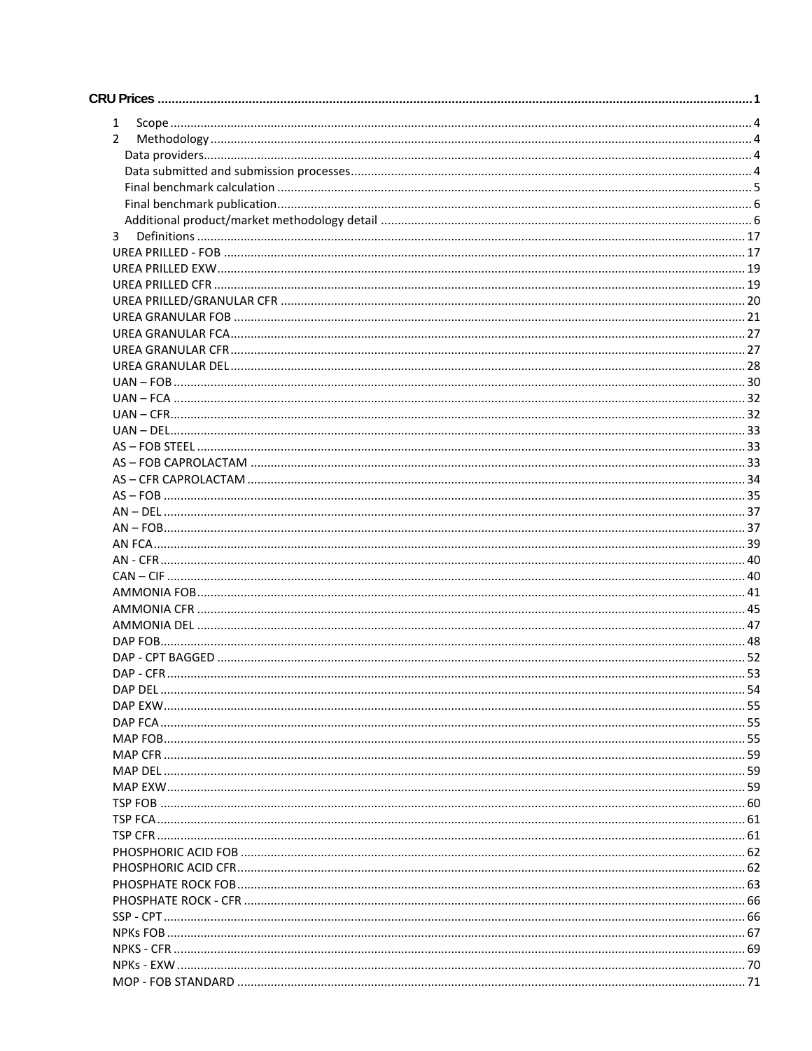**CRU Prices** .......... 1

1 Scope .......... 4
2 Methodology .......... 4
  Data providers .......... 4
  Data submitted and submission processes .......... 4
  Final benchmark calculation .......... 5
  Final benchmark publication .......... 6
  Additional product/market methodology detail .......... 6
3 Definitions .......... 17

UREA PRILLED - FOB .......... 17
UREA PRILLED EXW .......... 19
UREA PRILLED CFR .......... 19
UREA PRILLED/GRANULAR CFR .......... 20
UREA GRANULAR FOB .......... 21
UREA GRANULAR FCA .......... 27
UREA GRANULAR CFR .......... 27
UREA GRANULAR DEL .......... 28
UAN – FOB .......... 30
UAN – FCA .......... 32
UAN – CFR .......... 32
UAN – DEL .......... 33
AS – FOB STEEL .......... 33
AS – FOB CAPROLACTAM .......... 33
AS – CFR CAPROLACTAM .......... 34
AS – FOB .......... 35
AN – DEL .......... 37
AN – FOB .......... 37
AN FCA .......... 39
AN - CFR .......... 40
CAN – CIF .......... 40
AMMONIA FOB .......... 41
AMMONIA CFR .......... 45
AMMONIA DEL .......... 47
DAP FOB .......... 48
DAP - CPT BAGGED .......... 52
DAP - CFR .......... 53
DAP DEL .......... 54
DAP EXW .......... 55
DAP FCA .......... 55
MAP FOB .......... 55
MAP CFR .......... 59
MAP DEL .......... 59
MAP EXW .......... 59
TSP FOB .......... 60
TSP FCA .......... 61
TSP CFR .......... 61
PHOSPHORIC ACID FOB .......... 62
PHOSPHORIC ACID CFR .......... 62
PHOSPHATE ROCK FOB .......... 63
PHOSPHATE ROCK - CFR .......... 66
SSP - CPT .......... 66
NPKs FOB .......... 67
NPKS - CFR .......... 69
NPKs - EXW .......... 70
MOP - FOB STANDARD .......... 71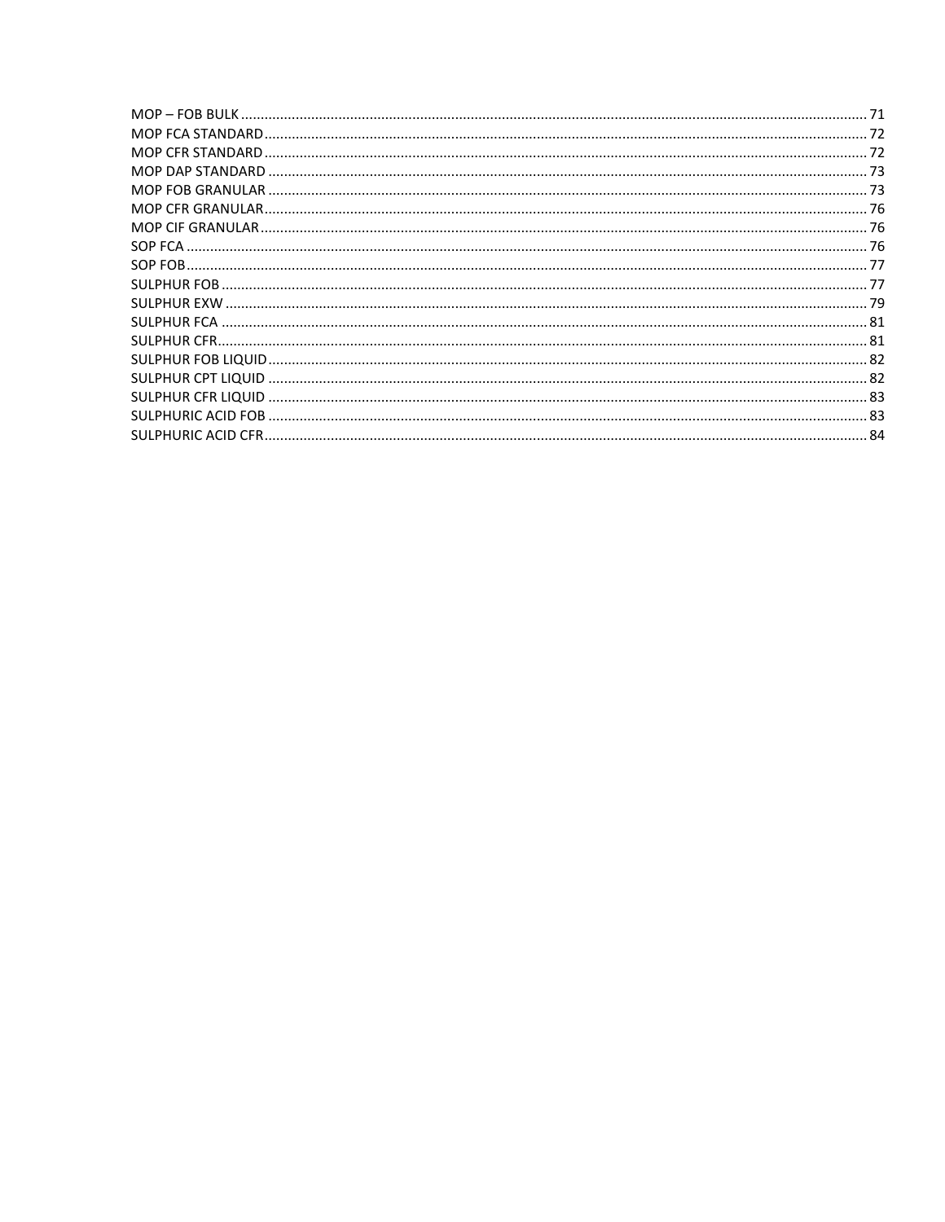MOP – FOB BULK ........................................................................................................................................ 71
MOP FCA STANDARD .................................................................................................................................. 72
MOP CFR STANDARD .................................................................................................................................. 72
MOP DAP STANDARD ................................................................................................................................. 73
MOP FOB GRANULAR ................................................................................................................................. 73
MOP CFR GRANULAR ................................................................................................................................. 76
MOP CIF GRANULAR .................................................................................................................................. 76
SOP FCA ..................................................................................................................................................... 76
SOP FOB ..................................................................................................................................................... 77
SULPHUR FOB ............................................................................................................................................ 77
SULPHUR EXW ........................................................................................................................................... 79
SULPHUR FCA ............................................................................................................................................ 81
SULPHUR CFR ............................................................................................................................................. 81
SULPHUR FOB LIQUID ................................................................................................................................ 82
SULPHUR CPT LIQUID ................................................................................................................................ 82
SULPHUR CFR LIQUID ................................................................................................................................ 83
SULPHURIC ACID FOB ................................................................................................................................ 83
SULPHURIC ACID CFR ................................................................................................................................. 84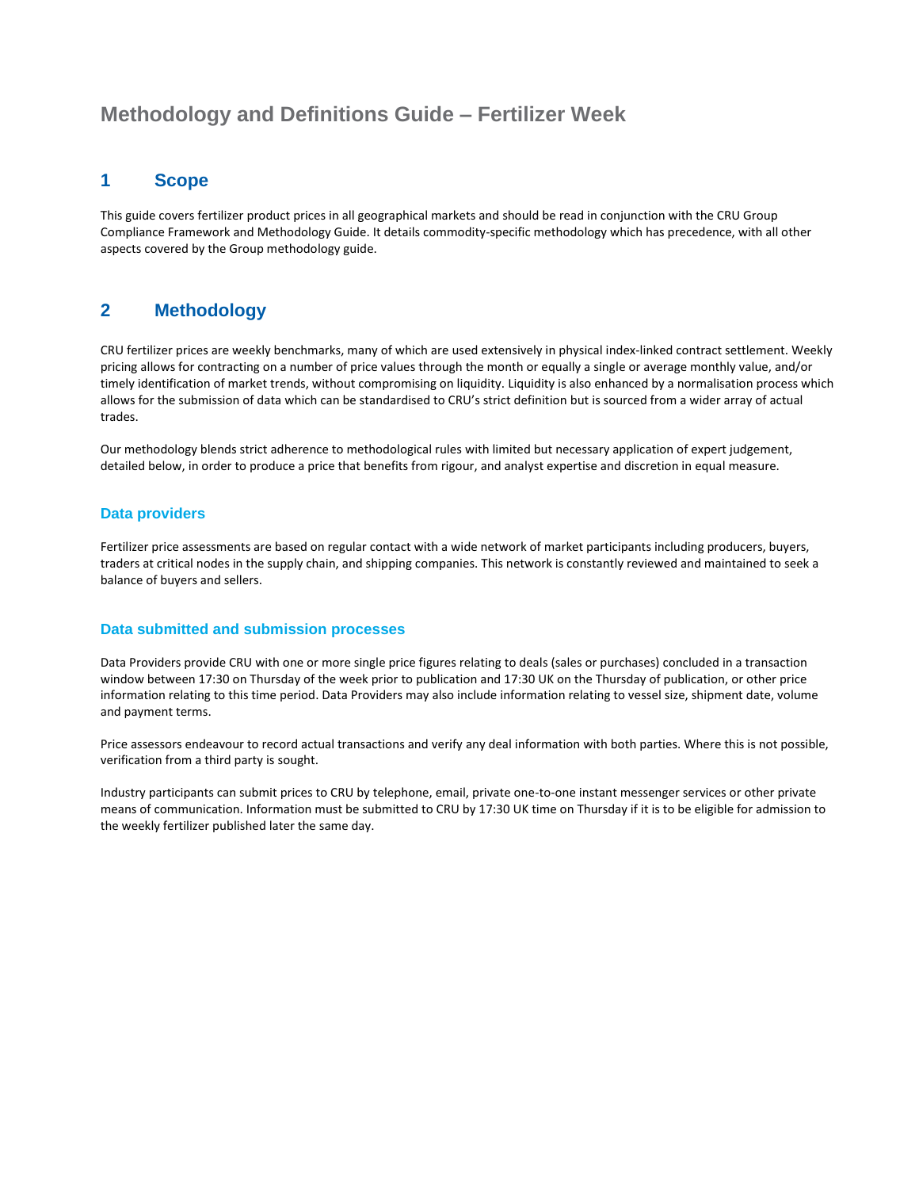# Methodology and Definitions Guide – Fertilizer Week

## 1 Scope

This guide covers fertilizer product prices in all geographical markets and should be read in conjunction with the CRU Group Compliance Framework and Methodology Guide. It details commodity-specific methodology which has precedence, with all other aspects covered by the Group methodology guide.

## 2 Methodology

CRU fertilizer prices are weekly benchmarks, many of which are used extensively in physical index-linked contract settlement. Weekly pricing allows for contracting on a number of price values through the month or equally a single or average monthly value, and/or timely identification of market trends, without compromising on liquidity. Liquidity is also enhanced by a normalisation process which allows for the submission of data which can be standardised to CRU's strict definition but is sourced from a wider array of actual trades.

Our methodology blends strict adherence to methodological rules with limited but necessary application of expert judgement, detailed below, in order to produce a price that benefits from rigour, and analyst expertise and discretion in equal measure.

### Data providers

Fertilizer price assessments are based on regular contact with a wide network of market participants including producers, buyers, traders at critical nodes in the supply chain, and shipping companies. This network is constantly reviewed and maintained to seek a balance of buyers and sellers.

### Data submitted and submission processes

Data Providers provide CRU with one or more single price figures relating to deals (sales or purchases) concluded in a transaction window between 17:30 on Thursday of the week prior to publication and 17:30 UK on the Thursday of publication, or other price information relating to this time period. Data Providers may also include information relating to vessel size, shipment date, volume and payment terms.

Price assessors endeavour to record actual transactions and verify any deal information with both parties. Where this is not possible, verification from a third party is sought.

Industry participants can submit prices to CRU by telephone, email, private one-to-one instant messenger services or other private means of communication. Information must be submitted to CRU by 17:30 UK time on Thursday if it is to be eligible for admission to the weekly fertilizer published later the same day.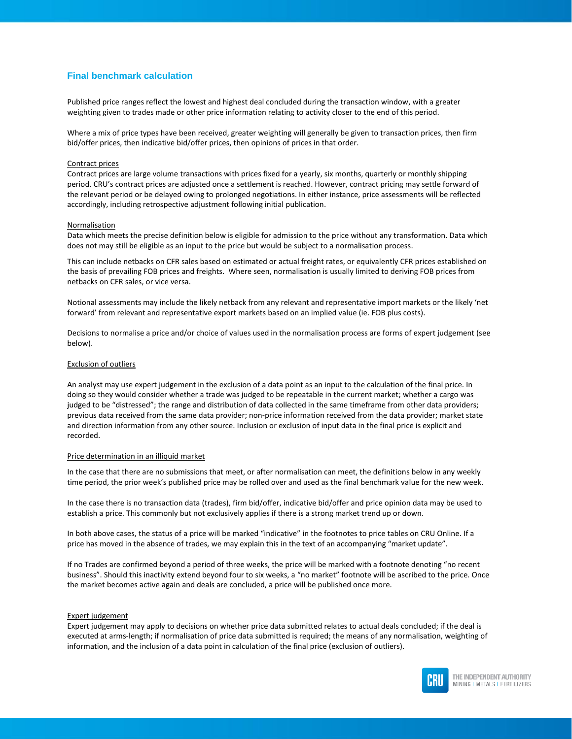## Final benchmark calculation

Published price ranges reflect the lowest and highest deal concluded during the transaction window, with a greater weighting given to trades made or other price information relating to activity closer to the end of this period.

Where a mix of price types have been received, greater weighting will generally be given to transaction prices, then firm bid/offer prices, then indicative bid/offer prices, then opinions of prices in that order.

Contract prices

Contract prices are large volume transactions with prices fixed for a yearly, six months, quarterly or monthly shipping period. CRU's contract prices are adjusted once a settlement is reached. However, contract pricing may settle forward of the relevant period or be delayed owing to prolonged negotiations. In either instance, price assessments will be reflected accordingly, including retrospective adjustment following initial publication.

Normalisation

Data which meets the precise definition below is eligible for admission to the price without any transformation. Data which does not may still be eligible as an input to the price but would be subject to a normalisation process.

This can include netbacks on CFR sales based on estimated or actual freight rates, or equivalently CFR prices established on the basis of prevailing FOB prices and freights. Where seen, normalisation is usually limited to deriving FOB prices from netbacks on CFR sales, or vice versa.

Notional assessments may include the likely netback from any relevant and representative import markets or the likely 'net forward' from relevant and representative export markets based on an implied value (ie. FOB plus costs).

Decisions to normalise a price and/or choice of values used in the normalisation process are forms of expert judgement (see below).

Exclusion of outliers

An analyst may use expert judgement in the exclusion of a data point as an input to the calculation of the final price. In doing so they would consider whether a trade was judged to be repeatable in the current market; whether a cargo was judged to be "distressed"; the range and distribution of data collected in the same timeframe from other data providers; previous data received from the same data provider; non-price information received from the data provider; market state and direction information from any other source. Inclusion or exclusion of input data in the final price is explicit and recorded.

Price determination in an illiquid market

In the case that there are no submissions that meet, or after normalisation can meet, the definitions below in any weekly time period, the prior week's published price may be rolled over and used as the final benchmark value for the new week.

In the case there is no transaction data (trades), firm bid/offer, indicative bid/offer and price opinion data may be used to establish a price. This commonly but not exclusively applies if there is a strong market trend up or down.

In both above cases, the status of a price will be marked "indicative" in the footnotes to price tables on CRU Online. If a price has moved in the absence of trades, we may explain this in the text of an accompanying "market update".

If no Trades are confirmed beyond a period of three weeks, the price will be marked with a footnote denoting "no recent business". Should this inactivity extend beyond four to six weeks, a "no market" footnote will be ascribed to the price. Once the market becomes active again and deals are concluded, a price will be published once more.

Expert judgement

Expert judgement may apply to decisions on whether price data submitted relates to actual deals concluded; if the deal is executed at arms-length; if normalisation of price data submitted is required; the means of any normalisation, weighting of information, and the inclusion of a data point in calculation of the final price (exclusion of outliers).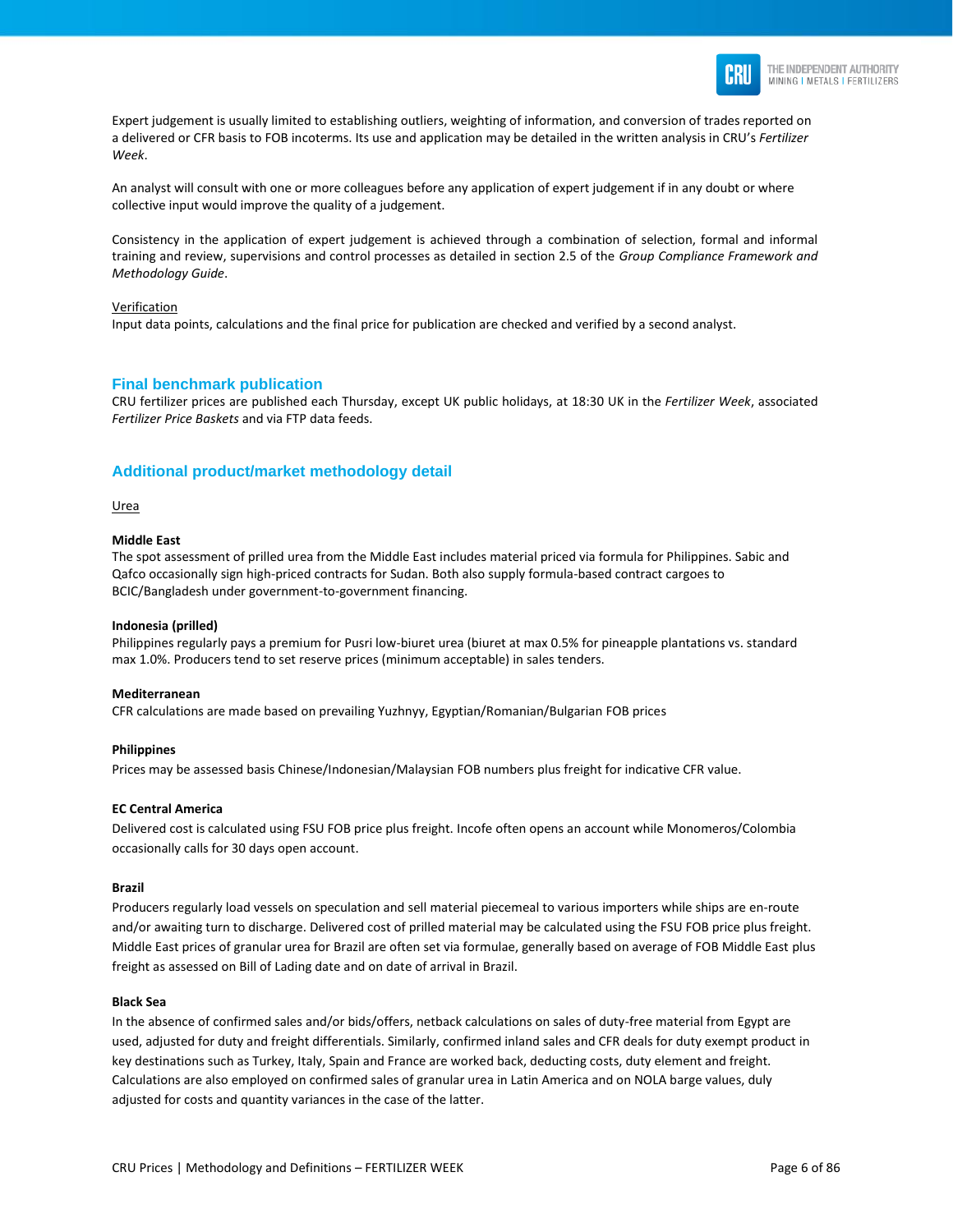Expert judgement is usually limited to establishing outliers, weighting of information, and conversion of trades reported on a delivered or CFR basis to FOB incoterms. Its use and application may be detailed in the written analysis in CRU's *Fertilizer Week*.

An analyst will consult with one or more colleagues before any application of expert judgement if in any doubt or where collective input would improve the quality of a judgement.

Consistency in the application of expert judgement is achieved through a combination of selection, formal and informal training and review, supervisions and control processes as detailed in section 2.5 of the *Group Compliance Framework and Methodology Guide*.

Verification

Input data points, calculations and the final price for publication are checked and verified by a second analyst.

## Final benchmark publication

CRU fertilizer prices are published each Thursday, except UK public holidays, at 18:30 UK in the *Fertilizer Week*, associated *Fertilizer Price Baskets* and via FTP data feeds.

## Additional product/market methodology detail

Urea

**Middle East**

The spot assessment of prilled urea from the Middle East includes material priced via formula for Philippines. Sabic and Qafco occasionally sign high-priced contracts for Sudan. Both also supply formula-based contract cargoes to BCIC/Bangladesh under government-to-government financing.

**Indonesia (prilled)**

Philippines regularly pays a premium for Pusri low-biuret urea (biuret at max 0.5% for pineapple plantations vs. standard max 1.0%. Producers tend to set reserve prices (minimum acceptable) in sales tenders.

**Mediterranean**

CFR calculations are made based on prevailing Yuzhnyy, Egyptian/Romanian/Bulgarian FOB prices

**Philippines**

Prices may be assessed basis Chinese/Indonesian/Malaysian FOB numbers plus freight for indicative CFR value.

**EC Central America**

Delivered cost is calculated using FSU FOB price plus freight. Incofe often opens an account while Monomeros/Colombia occasionally calls for 30 days open account.

**Brazil**

Producers regularly load vessels on speculation and sell material piecemeal to various importers while ships are en-route and/or awaiting turn to discharge. Delivered cost of prilled material may be calculated using the FSU FOB price plus freight. Middle East prices of granular urea for Brazil are often set via formulae, generally based on average of FOB Middle East plus freight as assessed on Bill of Lading date and on date of arrival in Brazil.

**Black Sea**

In the absence of confirmed sales and/or bids/offers, netback calculations on sales of duty-free material from Egypt are used, adjusted for duty and freight differentials. Similarly, confirmed inland sales and CFR deals for duty exempt product in key destinations such as Turkey, Italy, Spain and France are worked back, deducting costs, duty element and freight. Calculations are also employed on confirmed sales of granular urea in Latin America and on NOLA barge values, duly adjusted for costs and quantity variances in the case of the latter.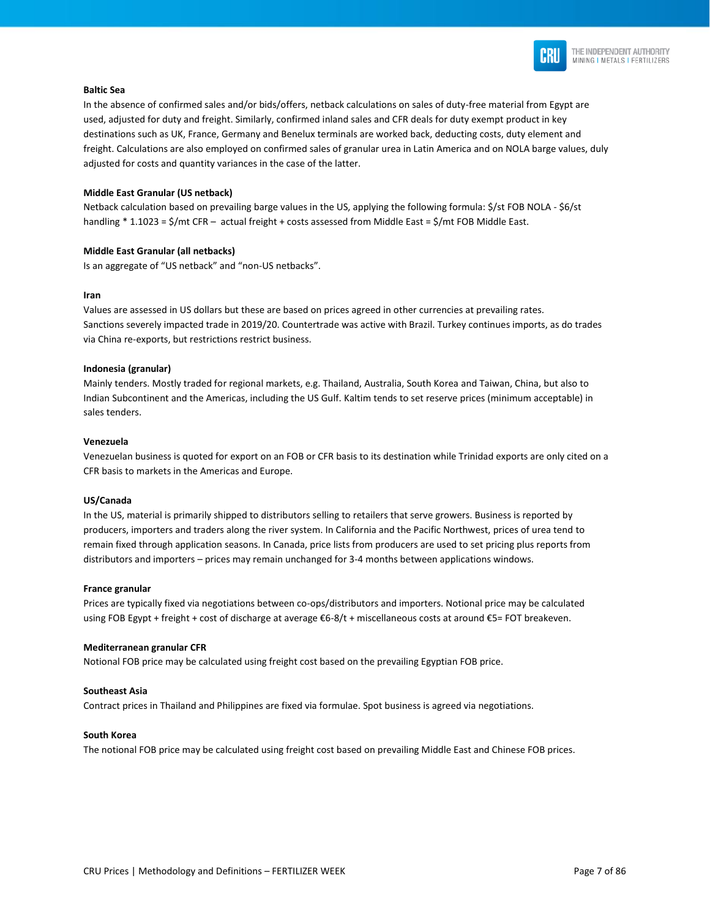**Baltic Sea**

In the absence of confirmed sales and/or bids/offers, netback calculations on sales of duty-free material from Egypt are used, adjusted for duty and freight. Similarly, confirmed inland sales and CFR deals for duty exempt product in key destinations such as UK, France, Germany and Benelux terminals are worked back, deducting costs, duty element and freight. Calculations are also employed on confirmed sales of granular urea in Latin America and on NOLA barge values, duly adjusted for costs and quantity variances in the case of the latter.

**Middle East Granular (US netback)**

Netback calculation based on prevailing barge values in the US, applying the following formula: $/st FOB NOLA - $6/st handling * 1.1023 = $/mt CFR – actual freight + costs assessed from Middle East = $/mt FOB Middle East.

**Middle East Granular (all netbacks)**

Is an aggregate of "US netback" and "non-US netbacks".

**Iran**

Values are assessed in US dollars but these are based on prices agreed in other currencies at prevailing rates. Sanctions severely impacted trade in 2019/20. Countertrade was active with Brazil. Turkey continues imports, as do trades via China re-exports, but restrictions restrict business.

**Indonesia (granular)**

Mainly tenders. Mostly traded for regional markets, e.g. Thailand, Australia, South Korea and Taiwan, China, but also to Indian Subcontinent and the Americas, including the US Gulf. Kaltim tends to set reserve prices (minimum acceptable) in sales tenders.

**Venezuela**

Venezuelan business is quoted for export on an FOB or CFR basis to its destination while Trinidad exports are only cited on a CFR basis to markets in the Americas and Europe.

**US/Canada**

In the US, material is primarily shipped to distributors selling to retailers that serve growers. Business is reported by producers, importers and traders along the river system. In California and the Pacific Northwest, prices of urea tend to remain fixed through application seasons. In Canada, price lists from producers are used to set pricing plus reports from distributors and importers – prices may remain unchanged for 3-4 months between applications windows.

**France granular**

Prices are typically fixed via negotiations between co-ops/distributors and importers. Notional price may be calculated using FOB Egypt + freight + cost of discharge at average €6-8/t + miscellaneous costs at around €5= FOT breakeven.

**Mediterranean granular CFR**

Notional FOB price may be calculated using freight cost based on the prevailing Egyptian FOB price.

**Southeast Asia**

Contract prices in Thailand and Philippines are fixed via formulae. Spot business is agreed via negotiations.

**South Korea**

The notional FOB price may be calculated using freight cost based on prevailing Middle East and Chinese FOB prices.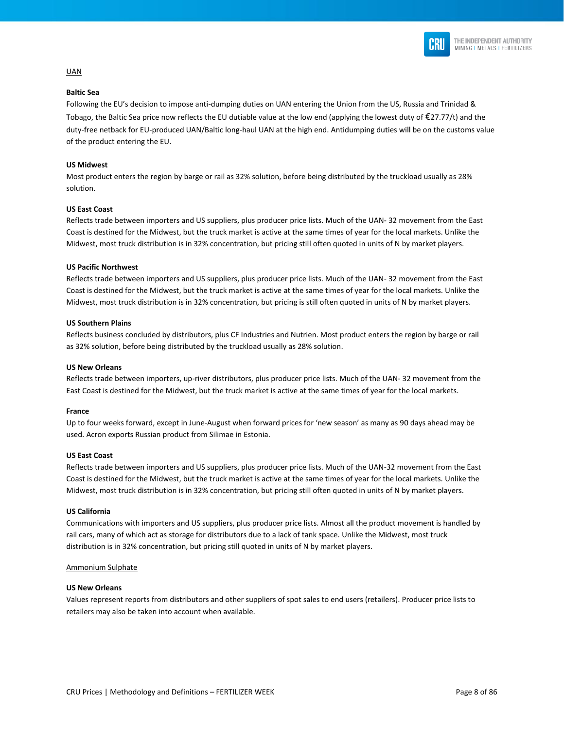UAN

**Baltic Sea**

Following the EU's decision to impose anti-dumping duties on UAN entering the Union from the US, Russia and Trinidad & Tobago, the Baltic Sea price now reflects the EU dutiable value at the low end (applying the lowest duty of €27.77/t) and the duty-free netback for EU-produced UAN/Baltic long-haul UAN at the high end. Antidumping duties will be on the customs value of the product entering the EU.

**US Midwest**

Most product enters the region by barge or rail as 32% solution, before being distributed by the truckload usually as 28% solution.

**US East Coast**

Reflects trade between importers and US suppliers, plus producer price lists. Much of the UAN- 32 movement from the East Coast is destined for the Midwest, but the truck market is active at the same times of year for the local markets. Unlike the Midwest, most truck distribution is in 32% concentration, but pricing still often quoted in units of N by market players.

**US Pacific Northwest**

Reflects trade between importers and US suppliers, plus producer price lists. Much of the UAN- 32 movement from the East Coast is destined for the Midwest, but the truck market is active at the same times of year for the local markets. Unlike the Midwest, most truck distribution is in 32% concentration, but pricing is still often quoted in units of N by market players.

**US Southern Plains**

Reflects business concluded by distributors, plus CF Industries and Nutrien. Most product enters the region by barge or rail as 32% solution, before being distributed by the truckload usually as 28% solution.

**US New Orleans**

Reflects trade between importers, up-river distributors, plus producer price lists. Much of the UAN- 32 movement from the East Coast is destined for the Midwest, but the truck market is active at the same times of year for the local markets.

**France**

Up to four weeks forward, except in June-August when forward prices for 'new season' as many as 90 days ahead may be used. Acron exports Russian product from Silimae in Estonia.

**US East Coast**

Reflects trade between importers and US suppliers, plus producer price lists. Much of the UAN-32 movement from the East Coast is destined for the Midwest, but the truck market is active at the same times of year for the local markets. Unlike the Midwest, most truck distribution is in 32% concentration, but pricing still often quoted in units of N by market players.

**US California**

Communications with importers and US suppliers, plus producer price lists. Almost all the product movement is handled by rail cars, many of which act as storage for distributors due to a lack of tank space. Unlike the Midwest, most truck distribution is in 32% concentration, but pricing still quoted in units of N by market players.

Ammonium Sulphate

**US New Orleans**

Values represent reports from distributors and other suppliers of spot sales to end users (retailers). Producer price lists to retailers may also be taken into account when available.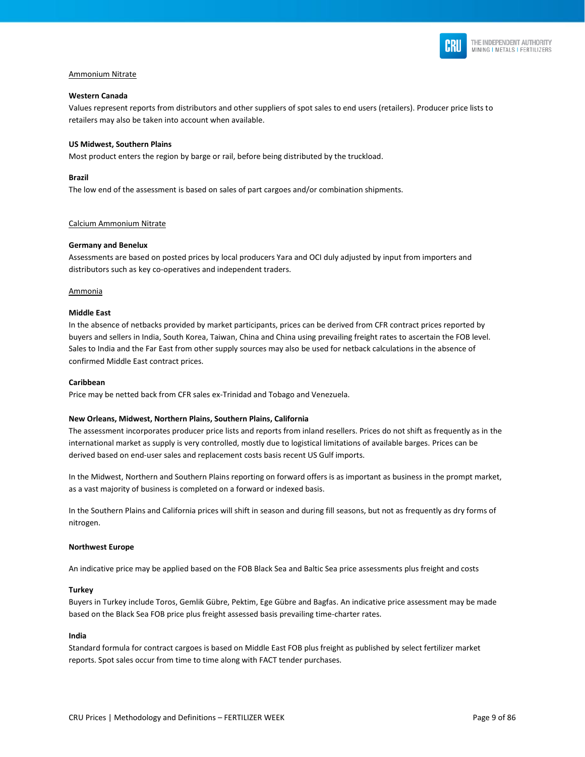## Ammonium Nitrate

### Western Canada

Values represent reports from distributors and other suppliers of spot sales to end users (retailers). Producer price lists to retailers may also be taken into account when available.

### US Midwest, Southern Plains

Most product enters the region by barge or rail, before being distributed by the truckload.

### Brazil

The low end of the assessment is based on sales of part cargoes and/or combination shipments.

## Calcium Ammonium Nitrate

### Germany and Benelux

Assessments are based on posted prices by local producers Yara and OCI duly adjusted by input from importers and distributors such as key co-operatives and independent traders.

## Ammonia

### Middle East

In the absence of netbacks provided by market participants, prices can be derived from CFR contract prices reported by buyers and sellers in India, South Korea, Taiwan, China and China using prevailing freight rates to ascertain the FOB level. Sales to India and the Far East from other supply sources may also be used for netback calculations in the absence of confirmed Middle East contract prices.

### Caribbean

Price may be netted back from CFR sales ex-Trinidad and Tobago and Venezuela.

### New Orleans, Midwest, Northern Plains, Southern Plains, California

The assessment incorporates producer price lists and reports from inland resellers. Prices do not shift as frequently as in the international market as supply is very controlled, mostly due to logistical limitations of available barges. Prices can be derived based on end-user sales and replacement costs basis recent US Gulf imports.

In the Midwest, Northern and Southern Plains reporting on forward offers is as important as business in the prompt market, as a vast majority of business is completed on a forward or indexed basis.

In the Southern Plains and California prices will shift in season and during fill seasons, but not as frequently as dry forms of nitrogen.

### Northwest Europe

An indicative price may be applied based on the FOB Black Sea and Baltic Sea price assessments plus freight and costs

### Turkey

Buyers in Turkey include Toros, Gemlik Gübre, Pektim, Ege Gübre and Bagfas. An indicative price assessment may be made based on the Black Sea FOB price plus freight assessed basis prevailing time-charter rates.

### India

Standard formula for contract cargoes is based on Middle East FOB plus freight as published by select fertilizer market reports. Spot sales occur from time to time along with FACT tender purchases.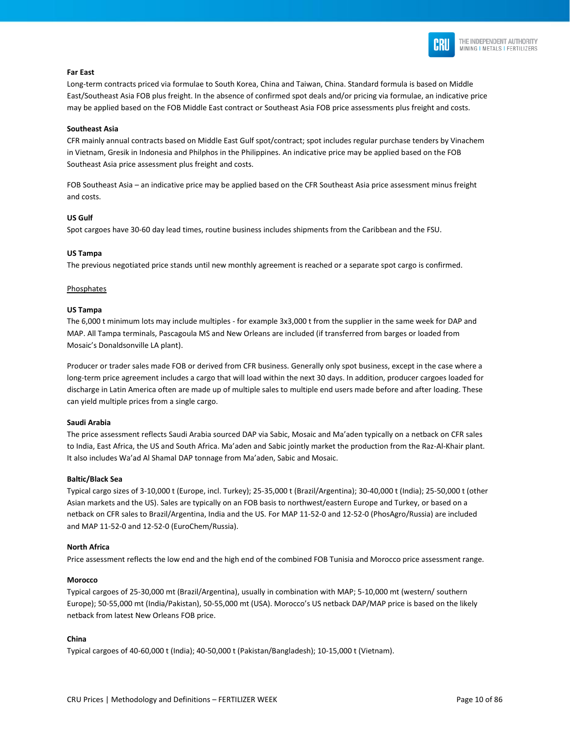**Far East**

Long-term contracts priced via formulae to South Korea, China and Taiwan, China. Standard formula is based on Middle East/Southeast Asia FOB plus freight. In the absence of confirmed spot deals and/or pricing via formulae, an indicative price may be applied based on the FOB Middle East contract or Southeast Asia FOB price assessments plus freight and costs.

**Southeast Asia**

CFR mainly annual contracts based on Middle East Gulf spot/contract; spot includes regular purchase tenders by Vinachem in Vietnam, Gresik in Indonesia and Philphos in the Philippines. An indicative price may be applied based on the FOB Southeast Asia price assessment plus freight and costs.

FOB Southeast Asia – an indicative price may be applied based on the CFR Southeast Asia price assessment minus freight and costs.

**US Gulf**

Spot cargoes have 30-60 day lead times, routine business includes shipments from the Caribbean and the FSU.

**US Tampa**

The previous negotiated price stands until new monthly agreement is reached or a separate spot cargo is confirmed.

<u>Phosphates</u>

**US Tampa**

The 6,000 t minimum lots may include multiples - for example 3x3,000 t from the supplier in the same week for DAP and MAP. All Tampa terminals, Pascagoula MS and New Orleans are included (if transferred from barges or loaded from Mosaic's Donaldsonville LA plant).

Producer or trader sales made FOB or derived from CFR business. Generally only spot business, except in the case where a long-term price agreement includes a cargo that will load within the next 30 days. In addition, producer cargoes loaded for discharge in Latin America often are made up of multiple sales to multiple end users made before and after loading. These can yield multiple prices from a single cargo.

**Saudi Arabia**

The price assessment reflects Saudi Arabia sourced DAP via Sabic, Mosaic and Ma'aden typically on a netback on CFR sales to India, East Africa, the US and South Africa. Ma'aden and Sabic jointly market the production from the Raz-Al-Khair plant. It also includes Wa'ad Al Shamal DAP tonnage from Ma'aden, Sabic and Mosaic.

**Baltic/Black Sea**

Typical cargo sizes of 3-10,000 t (Europe, incl. Turkey); 25-35,000 t (Brazil/Argentina); 30-40,000 t (India); 25-50,000 t (other Asian markets and the US). Sales are typically on an FOB basis to northwest/eastern Europe and Turkey, or based on a netback on CFR sales to Brazil/Argentina, India and the US. For MAP 11-52-0 and 12-52-0 (PhosAgro/Russia) are included and MAP 11-52-0 and 12-52-0 (EuroChem/Russia).

**North Africa**

Price assessment reflects the low end and the high end of the combined FOB Tunisia and Morocco price assessment range.

**Morocco**

Typical cargoes of 25-30,000 mt (Brazil/Argentina), usually in combination with MAP; 5-10,000 mt (western/ southern Europe); 50-55,000 mt (India/Pakistan), 50-55,000 mt (USA). Morocco's US netback DAP/MAP price is based on the likely netback from latest New Orleans FOB price.

**China**

Typical cargoes of 40-60,000 t (India); 40-50,000 t (Pakistan/Bangladesh); 10-15,000 t (Vietnam).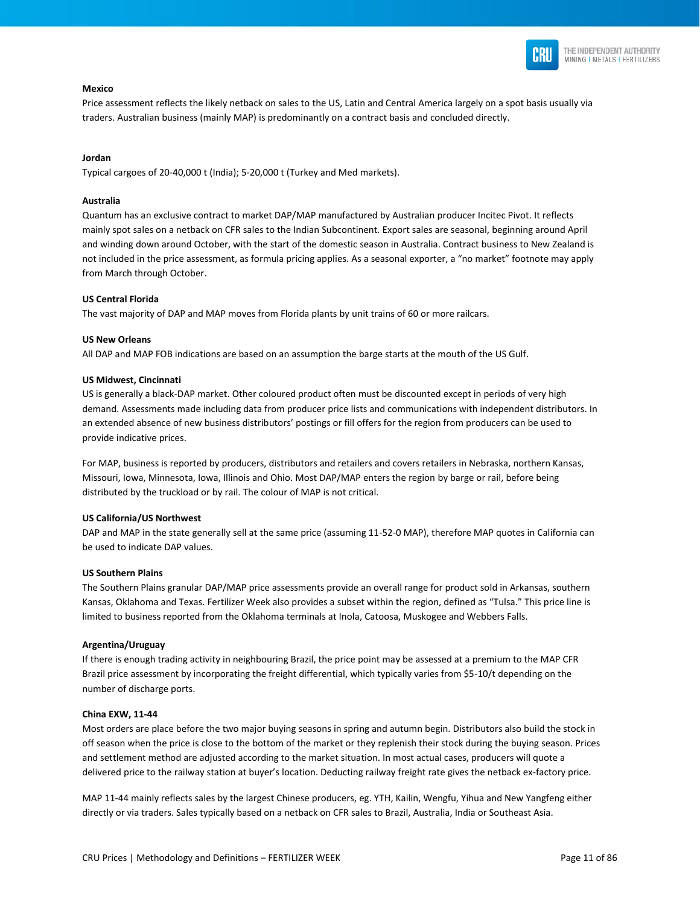**Mexico**

Price assessment reflects the likely netback on sales to the US, Latin and Central America largely on a spot basis usually via traders. Australian business (mainly MAP) is predominantly on a contract basis and concluded directly.

**Jordan**

Typical cargoes of 20-40,000 t (India); 5-20,000 t (Turkey and Med markets).

**Australia**

Quantum has an exclusive contract to market DAP/MAP manufactured by Australian producer Incitec Pivot. It reflects mainly spot sales on a netback on CFR sales to the Indian Subcontinent. Export sales are seasonal, beginning around April and winding down around October, with the start of the domestic season in Australia. Contract business to New Zealand is not included in the price assessment, as formula pricing applies. As a seasonal exporter, a "no market" footnote may apply from March through October.

**US Central Florida**

The vast majority of DAP and MAP moves from Florida plants by unit trains of 60 or more railcars.

**US New Orleans**

All DAP and MAP FOB indications are based on an assumption the barge starts at the mouth of the US Gulf.

**US Midwest, Cincinnati**

US is generally a black-DAP market. Other coloured product often must be discounted except in periods of very high demand. Assessments made including data from producer price lists and communications with independent distributors. In an extended absence of new business distributors' postings or fill offers for the region from producers can be used to provide indicative prices.

For MAP, business is reported by producers, distributors and retailers and covers retailers in Nebraska, northern Kansas, Missouri, Iowa, Minnesota, Iowa, Illinois and Ohio. Most DAP/MAP enters the region by barge or rail, before being distributed by the truckload or by rail. The colour of MAP is not critical.

**US California/US Northwest**

DAP and MAP in the state generally sell at the same price (assuming 11-52-0 MAP), therefore MAP quotes in California can be used to indicate DAP values.

**US Southern Plains**

The Southern Plains granular DAP/MAP price assessments provide an overall range for product sold in Arkansas, southern Kansas, Oklahoma and Texas. Fertilizer Week also provides a subset within the region, defined as "Tulsa." This price line is limited to business reported from the Oklahoma terminals at Inola, Catoosa, Muskogee and Webbers Falls.

**Argentina/Uruguay**

If there is enough trading activity in neighbouring Brazil, the price point may be assessed at a premium to the MAP CFR Brazil price assessment by incorporating the freight differential, which typically varies from $5-10/t depending on the number of discharge ports.

**China EXW, 11-44**

Most orders are place before the two major buying seasons in spring and autumn begin. Distributors also build the stock in off season when the price is close to the bottom of the market or they replenish their stock during the buying season. Prices and settlement method are adjusted according to the market situation. In most actual cases, producers will quote a delivered price to the railway station at buyer's location. Deducting railway freight rate gives the netback ex-factory price.

MAP 11-44 mainly reflects sales by the largest Chinese producers, eg. YTH, Kailin, Wengfu, Yihua and New Yangfeng either directly or via traders. Sales typically based on a netback on CFR sales to Brazil, Australia, India or Southeast Asia.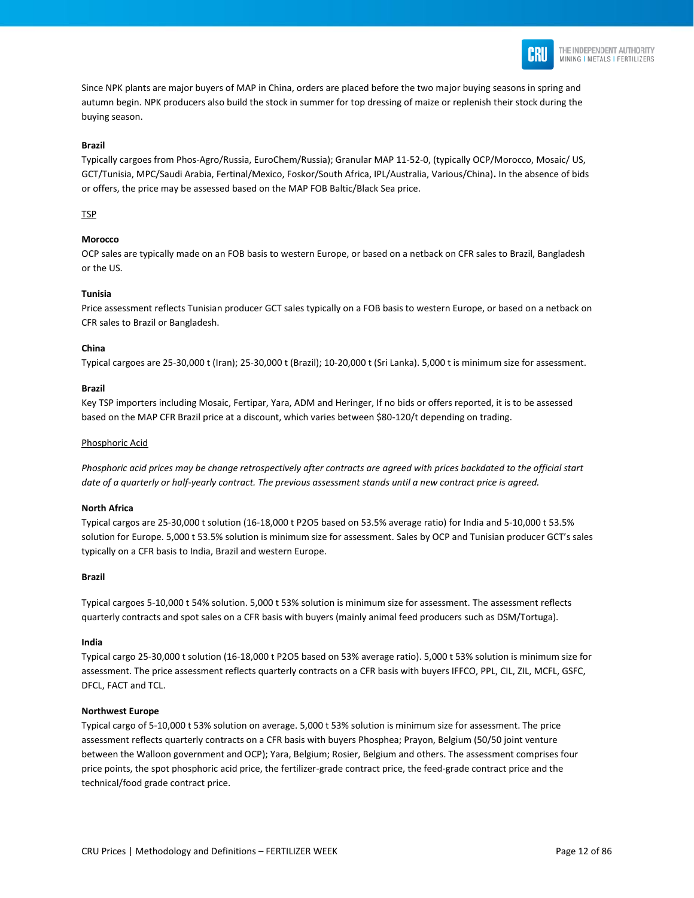Since NPK plants are major buyers of MAP in China, orders are placed before the two major buying seasons in spring and autumn begin. NPK producers also build the stock in summer for top dressing of maize or replenish their stock during the buying season.

**Brazil**

Typically cargoes from Phos-Agro/Russia, EuroChem/Russia); Granular MAP 11-52-0, (typically OCP/Morocco, Mosaic/ US, GCT/Tunisia, MPC/Saudi Arabia, Fertinal/Mexico, Foskor/South Africa, IPL/Australia, Various/China). In the absence of bids or offers, the price may be assessed based on the MAP FOB Baltic/Black Sea price.

TSP

**Morocco**

OCP sales are typically made on an FOB basis to western Europe, or based on a netback on CFR sales to Brazil, Bangladesh or the US.

**Tunisia**

Price assessment reflects Tunisian producer GCT sales typically on a FOB basis to western Europe, or based on a netback on CFR sales to Brazil or Bangladesh.

**China**

Typical cargoes are 25-30,000 t (Iran); 25-30,000 t (Brazil); 10-20,000 t (Sri Lanka). 5,000 t is minimum size for assessment.

**Brazil**

Key TSP importers including Mosaic, Fertipar, Yara, ADM and Heringer, If no bids or offers reported, it is to be assessed based on the MAP CFR Brazil price at a discount, which varies between $80-120/t depending on trading.

Phosphoric Acid

*Phosphoric acid prices may be change retrospectively after contracts are agreed with prices backdated to the official start date of a quarterly or half-yearly contract. The previous assessment stands until a new contract price is agreed.*

**North Africa**

Typical cargos are 25-30,000 t solution (16-18,000 t P2O5 based on 53.5% average ratio) for India and 5-10,000 t 53.5% solution for Europe. 5,000 t 53.5% solution is minimum size for assessment. Sales by OCP and Tunisian producer GCT's sales typically on a CFR basis to India, Brazil and western Europe.

**Brazil**

Typical cargoes 5-10,000 t 54% solution. 5,000 t 53% solution is minimum size for assessment. The assessment reflects quarterly contracts and spot sales on a CFR basis with buyers (mainly animal feed producers such as DSM/Tortuga).

**India**

Typical cargo 25-30,000 t solution (16-18,000 t P2O5 based on 53% average ratio). 5,000 t 53% solution is minimum size for assessment. The price assessment reflects quarterly contracts on a CFR basis with buyers IFFCO, PPL, CIL, ZIL, MCFL, GSFC, DFCL, FACT and TCL.

**Northwest Europe**

Typical cargo of 5-10,000 t 53% solution on average. 5,000 t 53% solution is minimum size for assessment. The price assessment reflects quarterly contracts on a CFR basis with buyers Phosphea; Prayon, Belgium (50/50 joint venture between the Walloon government and OCP); Yara, Belgium; Rosier, Belgium and others. The assessment comprises four price points, the spot phosphoric acid price, the fertilizer-grade contract price, the feed-grade contract price and the technical/food grade contract price.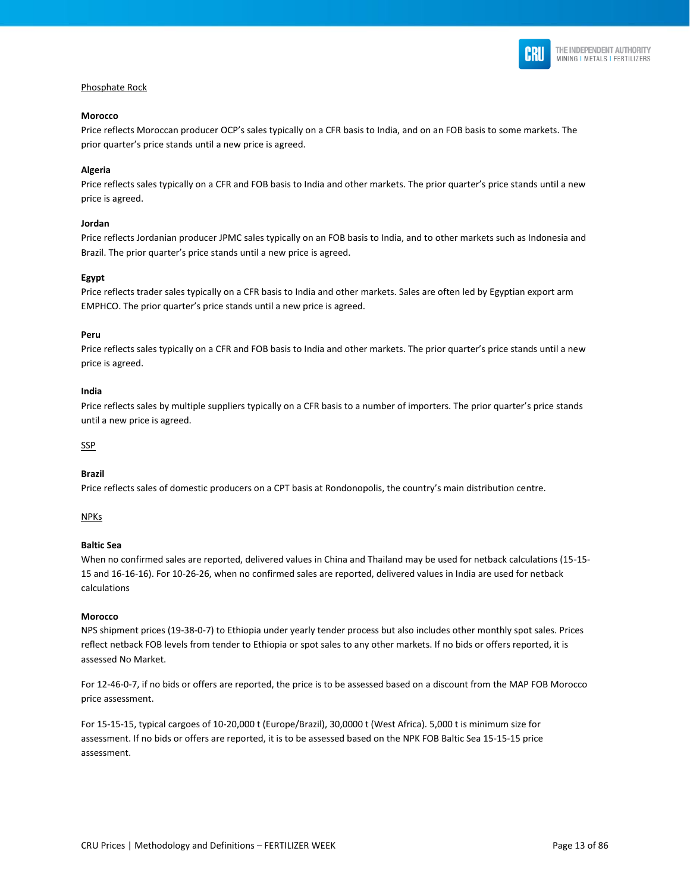Phosphate Rock

**Morocco**

Price reflects Moroccan producer OCP's sales typically on a CFR basis to India, and on an FOB basis to some markets. The prior quarter's price stands until a new price is agreed.

**Algeria**

Price reflects sales typically on a CFR and FOB basis to India and other markets. The prior quarter's price stands until a new price is agreed.

**Jordan**

Price reflects Jordanian producer JPMC sales typically on an FOB basis to India, and to other markets such as Indonesia and Brazil. The prior quarter's price stands until a new price is agreed.

**Egypt**

Price reflects trader sales typically on a CFR basis to India and other markets. Sales are often led by Egyptian export arm EMPHCO. The prior quarter's price stands until a new price is agreed.

**Peru**

Price reflects sales typically on a CFR and FOB basis to India and other markets. The prior quarter's price stands until a new price is agreed.

**India**

Price reflects sales by multiple suppliers typically on a CFR basis to a number of importers. The prior quarter's price stands until a new price is agreed.

SSP

**Brazil**

Price reflects sales of domestic producers on a CPT basis at Rondonopolis, the country's main distribution centre.

NPKs

**Baltic Sea**

When no confirmed sales are reported, delivered values in China and Thailand may be used for netback calculations (15-15-15 and 16-16-16). For 10-26-26, when no confirmed sales are reported, delivered values in India are used for netback calculations

**Morocco**

NPS shipment prices (19-38-0-7) to Ethiopia under yearly tender process but also includes other monthly spot sales. Prices reflect netback FOB levels from tender to Ethiopia or spot sales to any other markets. If no bids or offers reported, it is assessed No Market.

For 12-46-0-7, if no bids or offers are reported, the price is to be assessed based on a discount from the MAP FOB Morocco price assessment.

For 15-15-15, typical cargoes of 10-20,000 t (Europe/Brazil), 30,0000 t (West Africa). 5,000 t is minimum size for assessment. If no bids or offers are reported, it is to be assessed based on the NPK FOB Baltic Sea 15-15-15 price assessment.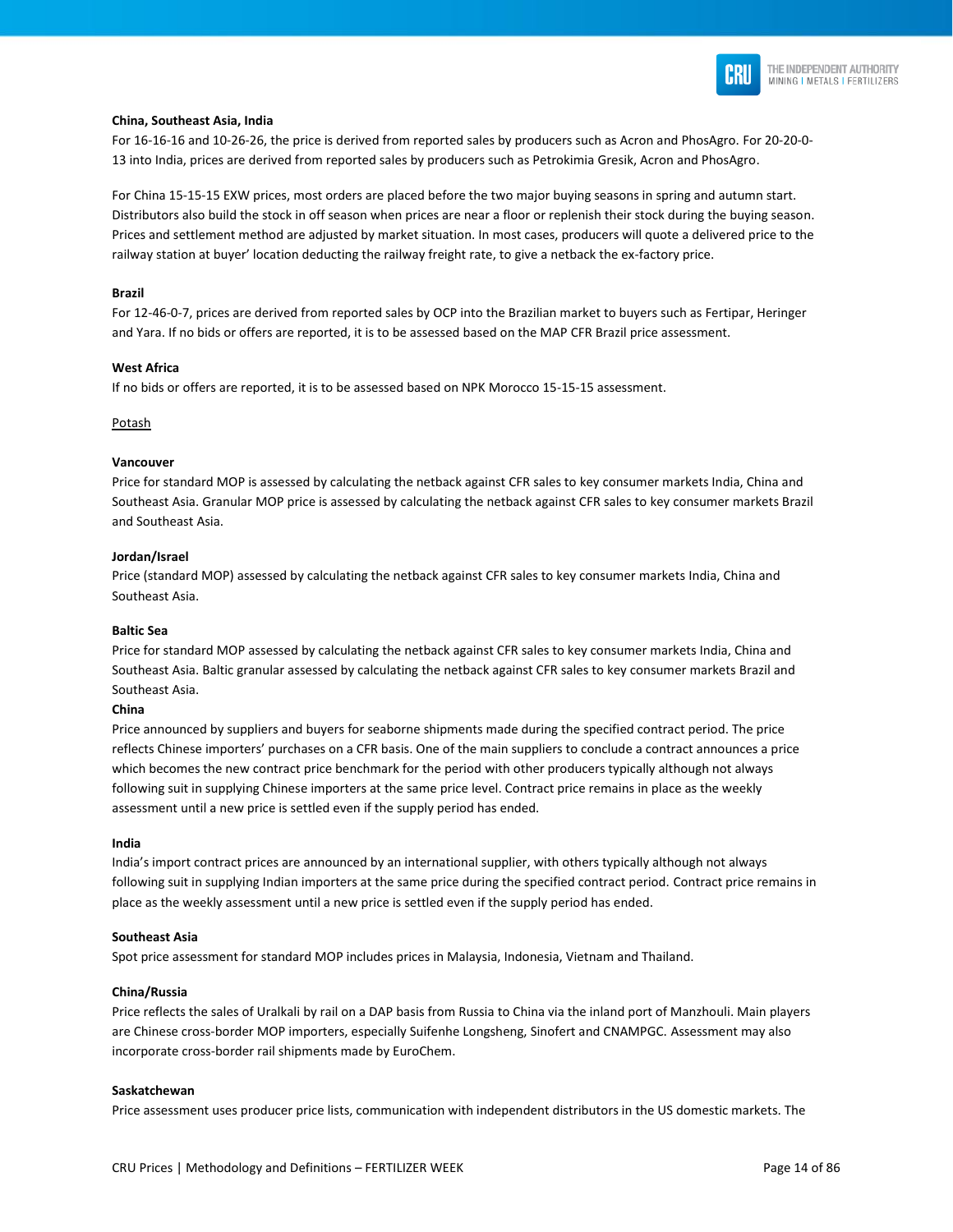**China, Southeast Asia, India**

For 16-16-16 and 10-26-26, the price is derived from reported sales by producers such as Acron and PhosAgro. For 20-20-0-13 into India, prices are derived from reported sales by producers such as Petrokimia Gresik, Acron and PhosAgro.

For China 15-15-15 EXW prices, most orders are placed before the two major buying seasons in spring and autumn start. Distributors also build the stock in off season when prices are near a floor or replenish their stock during the buying season. Prices and settlement method are adjusted by market situation. In most cases, producers will quote a delivered price to the railway station at buyer' location deducting the railway freight rate, to give a netback the ex-factory price.

**Brazil**

For 12-46-0-7, prices are derived from reported sales by OCP into the Brazilian market to buyers such as Fertipar, Heringer and Yara. If no bids or offers are reported, it is to be assessed based on the MAP CFR Brazil price assessment.

**West Africa**

If no bids or offers are reported, it is to be assessed based on NPK Morocco 15-15-15 assessment.

Potash

**Vancouver**

Price for standard MOP is assessed by calculating the netback against CFR sales to key consumer markets India, China and Southeast Asia. Granular MOP price is assessed by calculating the netback against CFR sales to key consumer markets Brazil and Southeast Asia.

**Jordan/Israel**

Price (standard MOP) assessed by calculating the netback against CFR sales to key consumer markets India, China and Southeast Asia.

**Baltic Sea**

Price for standard MOP assessed by calculating the netback against CFR sales to key consumer markets India, China and Southeast Asia. Baltic granular assessed by calculating the netback against CFR sales to key consumer markets Brazil and Southeast Asia.

**China**

Price announced by suppliers and buyers for seaborne shipments made during the specified contract period. The price reflects Chinese importers' purchases on a CFR basis. One of the main suppliers to conclude a contract announces a price which becomes the new contract price benchmark for the period with other producers typically although not always following suit in supplying Chinese importers at the same price level. Contract price remains in place as the weekly assessment until a new price is settled even if the supply period has ended.

**India**

India's import contract prices are announced by an international supplier, with others typically although not always following suit in supplying Indian importers at the same price during the specified contract period. Contract price remains in place as the weekly assessment until a new price is settled even if the supply period has ended.

**Southeast Asia**

Spot price assessment for standard MOP includes prices in Malaysia, Indonesia, Vietnam and Thailand.

**China/Russia**

Price reflects the sales of Uralkali by rail on a DAP basis from Russia to China via the inland port of Manzhouli. Main players are Chinese cross-border MOP importers, especially Suifenhe Longsheng, Sinofert and CNAMPGC. Assessment may also incorporate cross-border rail shipments made by EuroChem.

**Saskatchewan**

Price assessment uses producer price lists, communication with independent distributors in the US domestic markets. The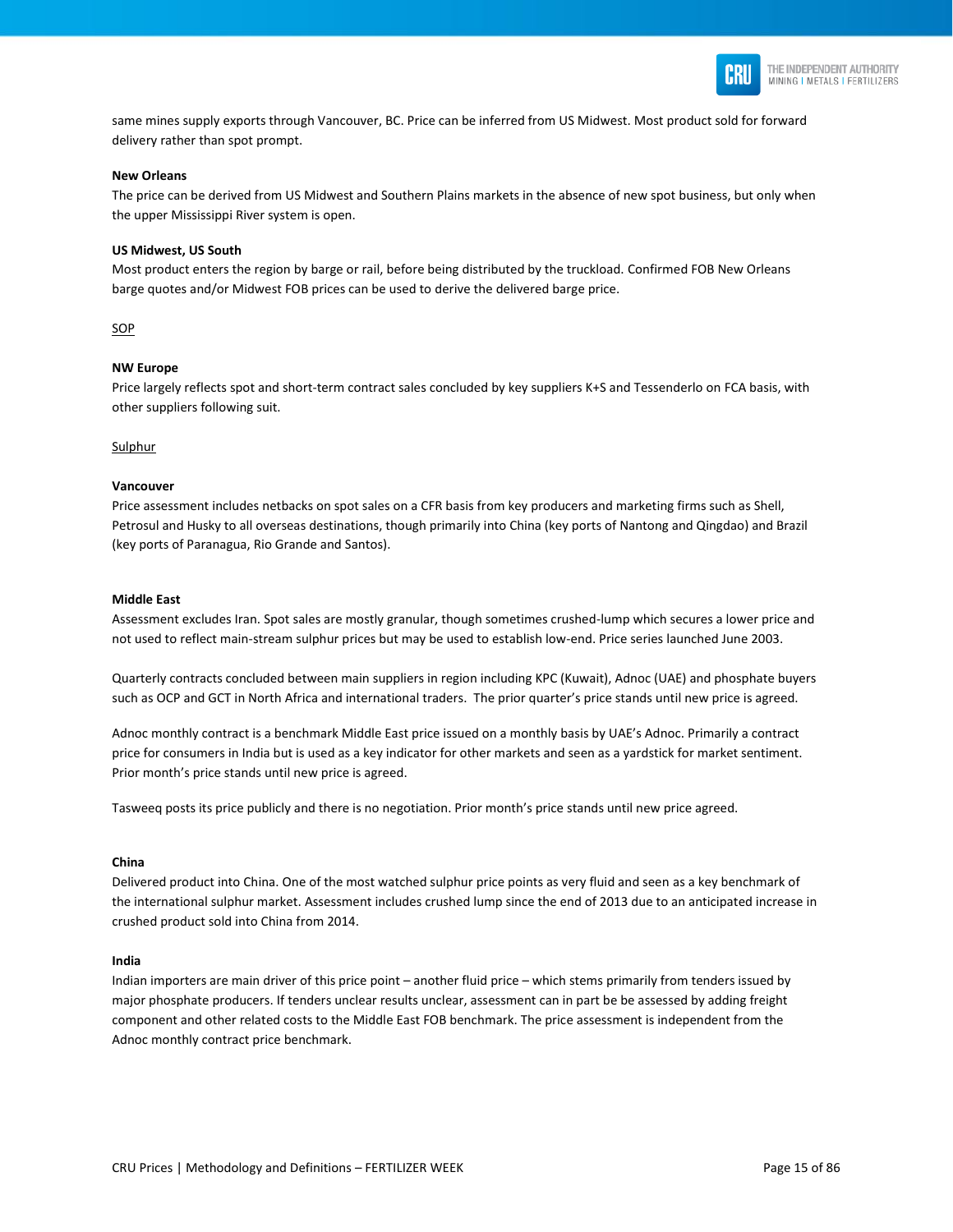same mines supply exports through Vancouver, BC. Price can be inferred from US Midwest. Most product sold for forward delivery rather than spot prompt.

**New Orleans**

The price can be derived from US Midwest and Southern Plains markets in the absence of new spot business, but only when the upper Mississippi River system is open.

**US Midwest, US South**

Most product enters the region by barge or rail, before being distributed by the truckload. Confirmed FOB New Orleans barge quotes and/or Midwest FOB prices can be used to derive the delivered barge price.

<u>SOP</u>

**NW Europe**

Price largely reflects spot and short-term contract sales concluded by key suppliers K+S and Tessenderlo on FCA basis, with other suppliers following suit.

<u>Sulphur</u>

**Vancouver**

Price assessment includes netbacks on spot sales on a CFR basis from key producers and marketing firms such as Shell, Petrosul and Husky to all overseas destinations, though primarily into China (key ports of Nantong and Qingdao) and Brazil (key ports of Paranagua, Rio Grande and Santos).

**Middle East**

Assessment excludes Iran. Spot sales are mostly granular, though sometimes crushed-lump which secures a lower price and not used to reflect main-stream sulphur prices but may be used to establish low-end. Price series launched June 2003.

Quarterly contracts concluded between main suppliers in region including KPC (Kuwait), Adnoc (UAE) and phosphate buyers such as OCP and GCT in North Africa and international traders. The prior quarter's price stands until new price is agreed.

Adnoc monthly contract is a benchmark Middle East price issued on a monthly basis by UAE's Adnoc. Primarily a contract price for consumers in India but is used as a key indicator for other markets and seen as a yardstick for market sentiment. Prior month's price stands until new price is agreed.

Tasweeq posts its price publicly and there is no negotiation. Prior month's price stands until new price agreed.

**China**

Delivered product into China. One of the most watched sulphur price points as very fluid and seen as a key benchmark of the international sulphur market. Assessment includes crushed lump since the end of 2013 due to an anticipated increase in crushed product sold into China from 2014.

**India**

Indian importers are main driver of this price point – another fluid price – which stems primarily from tenders issued by major phosphate producers. If tenders unclear results unclear, assessment can in part be be assessed by adding freight component and other related costs to the Middle East FOB benchmark. The price assessment is independent from the Adnoc monthly contract price benchmark.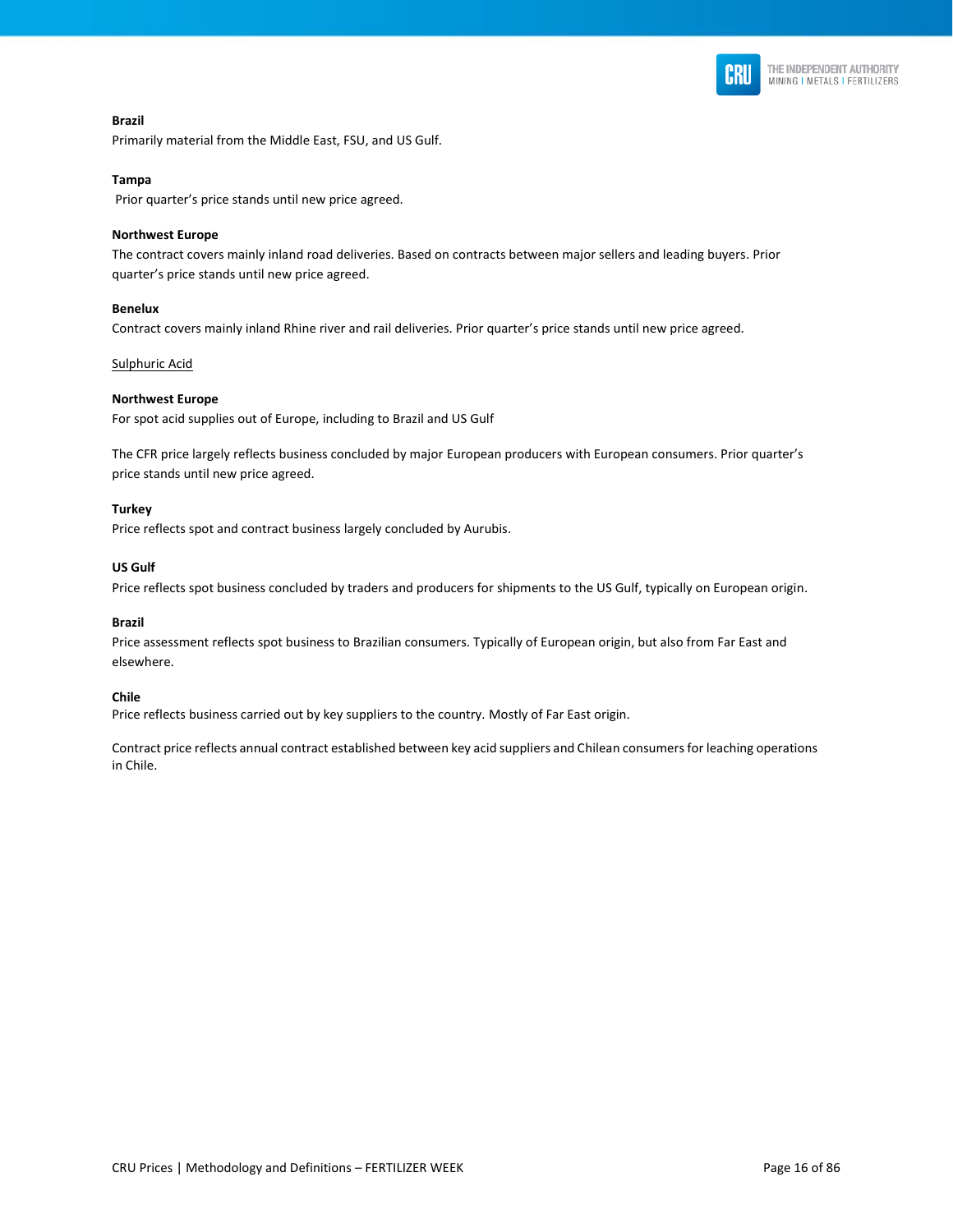**Brazil**

Primarily material from the Middle East, FSU, and US Gulf.

**Tampa**

Prior quarter's price stands until new price agreed.

**Northwest Europe**

The contract covers mainly inland road deliveries. Based on contracts between major sellers and leading buyers. Prior quarter's price stands until new price agreed.

**Benelux**

Contract covers mainly inland Rhine river and rail deliveries. Prior quarter's price stands until new price agreed.

<u>Sulphuric Acid</u>

**Northwest Europe**

For spot acid supplies out of Europe, including to Brazil and US Gulf

The CFR price largely reflects business concluded by major European producers with European consumers. Prior quarter's price stands until new price agreed.

**Turkey**

Price reflects spot and contract business largely concluded by Aurubis.

**US Gulf**

Price reflects spot business concluded by traders and producers for shipments to the US Gulf, typically on European origin.

**Brazil**

Price assessment reflects spot business to Brazilian consumers. Typically of European origin, but also from Far East and elsewhere.

**Chile**

Price reflects business carried out by key suppliers to the country. Mostly of Far East origin.

Contract price reflects annual contract established between key acid suppliers and Chilean consumers for leaching operations in Chile.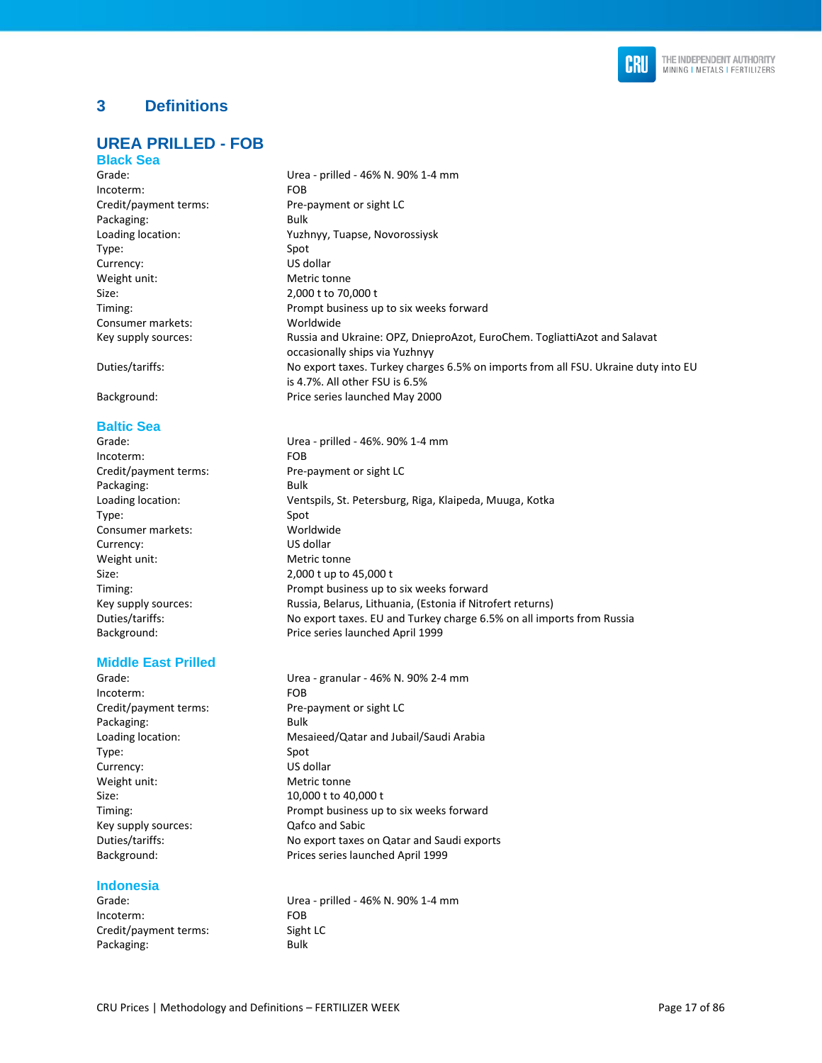# 3 Definitions

## UREA PRILLED - FOB

### Black Sea

| | |
|---|---|
| Grade: | Urea - prilled - 46% N. 90% 1-4 mm |
| Incoterm: | FOB |
| Credit/payment terms: | Pre-payment or sight LC |
| Packaging: | Bulk |
| Loading location: | Yuzhnyy, Tuapse, Novorossiysk |
| Type: | Spot |
| Currency: | US dollar |
| Weight unit: | Metric tonne |
| Size: | 2,000 t to 70,000 t |
| Timing: | Prompt business up to six weeks forward |
| Consumer markets: | Worldwide |
| Key supply sources: | Russia and Ukraine: OPZ, DnieproAzot, EuroChem. TogliattiAzot and Salavat occasionally ships via Yuzhnyy |
| Duties/tariffs: | No export taxes. Turkey charges 6.5% on imports from all FSU. Ukraine duty into EU is 4.7%. All other FSU is 6.5% |
| Background: | Price series launched May 2000 |

### Baltic Sea

| | |
|---|---|
| Grade: | Urea - prilled - 46%. 90% 1-4 mm |
| Incoterm: | FOB |
| Credit/payment terms: | Pre-payment or sight LC |
| Packaging: | Bulk |
| Loading location: | Ventspils, St. Petersburg, Riga, Klaipeda, Muuga, Kotka |
| Type: | Spot |
| Consumer markets: | Worldwide |
| Currency: | US dollar |
| Weight unit: | Metric tonne |
| Size: | 2,000 t up to 45,000 t |
| Timing: | Prompt business up to six weeks forward |
| Key supply sources: | Russia, Belarus, Lithuania, (Estonia if Nitrofert returns) |
| Duties/tariffs: | No export taxes. EU and Turkey charge 6.5% on all imports from Russia |
| Background: | Price series launched April 1999 |

### Middle East Prilled

| | |
|---|---|
| Grade: | Urea - granular - 46% N. 90% 2-4 mm |
| Incoterm: | FOB |
| Credit/payment terms: | Pre-payment or sight LC |
| Packaging: | Bulk |
| Loading location: | Mesaieed/Qatar and Jubail/Saudi Arabia |
| Type: | Spot |
| Currency: | US dollar |
| Weight unit: | Metric tonne |
| Size: | 10,000 t to 40,000 t |
| Timing: | Prompt business up to six weeks forward |
| Key supply sources: | Qafco and Sabic |
| Duties/tariffs: | No export taxes on Qatar and Saudi exports |
| Background: | Prices series launched April 1999 |

### Indonesia

| | |
|---|---|
| Grade: | Urea - prilled - 46% N. 90% 1-4 mm |
| Incoterm: | FOB |
| Credit/payment terms: | Sight LC |
| Packaging: | Bulk |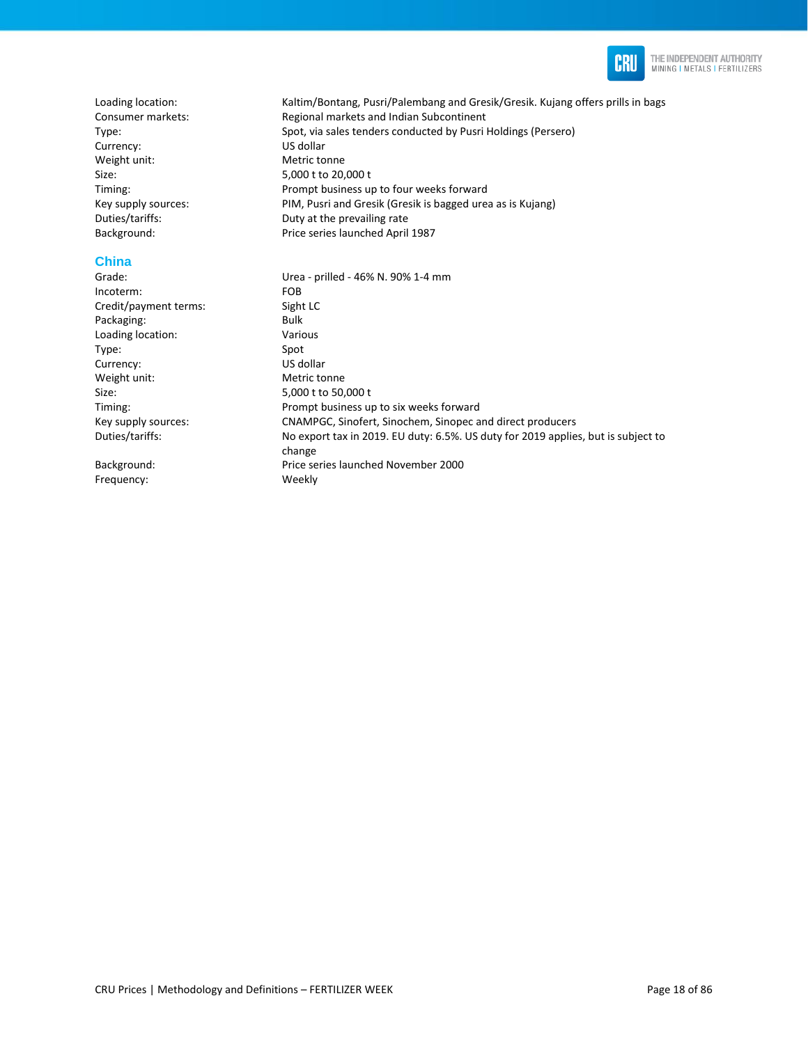| | |
|---|---|
| Loading location: | Kaltim/Bontang, Pusri/Palembang and Gresik/Gresik. Kujang offers prills in bags |
| Consumer markets: | Regional markets and Indian Subcontinent |
| Type: | Spot, via sales tenders conducted by Pusri Holdings (Persero) |
| Currency: | US dollar |
| Weight unit: | Metric tonne |
| Size: | 5,000 t to 20,000 t |
| Timing: | Prompt business up to four weeks forward |
| Key supply sources: | PIM, Pusri and Gresik (Gresik is bagged urea as is Kujang) |
| Duties/tariffs: | Duty at the prevailing rate |
| Background: | Price series launched April 1987 |

## China

| | |
|---|---|
| Grade: | Urea - prilled - 46% N. 90% 1-4 mm |
| Incoterm: | FOB |
| Credit/payment terms: | Sight LC |
| Packaging: | Bulk |
| Loading location: | Various |
| Type: | Spot |
| Currency: | US dollar |
| Weight unit: | Metric tonne |
| Size: | 5,000 t to 50,000 t |
| Timing: | Prompt business up to six weeks forward |
| Key supply sources: | CNAMPGC, Sinofert, Sinochem, Sinopec and direct producers |
| Duties/tariffs: | No export tax in 2019. EU duty: 6.5%. US duty for 2019 applies, but is subject to change |
| Background: | Price series launched November 2000 |
| Frequency: | Weekly |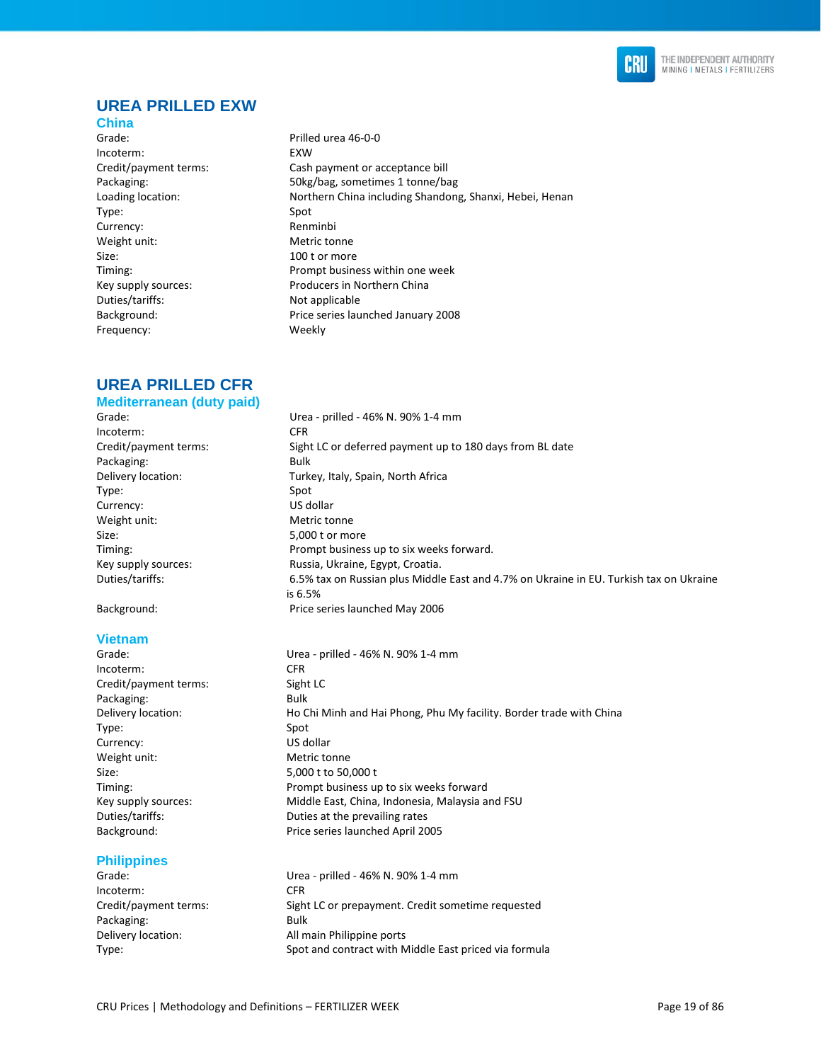## UREA PRILLED EXW

### China

| | |
|---|---|
| Grade: | Prilled urea 46-0-0 |
| Incoterm: | EXW |
| Credit/payment terms: | Cash payment or acceptance bill |
| Packaging: | 50kg/bag, sometimes 1 tonne/bag |
| Loading location: | Northern China including Shandong, Shanxi, Hebei, Henan |
| Type: | Spot |
| Currency: | Renminbi |
| Weight unit: | Metric tonne |
| Size: | 100 t or more |
| Timing: | Prompt business within one week |
| Key supply sources: | Producers in Northern China |
| Duties/tariffs: | Not applicable |
| Background: | Price series launched January 2008 |
| Frequency: | Weekly |

## UREA PRILLED CFR

### Mediterranean (duty paid)

| | |
|---|---|
| Grade: | Urea - prilled - 46% N. 90% 1-4 mm |
| Incoterm: | CFR |
| Credit/payment terms: | Sight LC or deferred payment up to 180 days from BL date |
| Packaging: | Bulk |
| Delivery location: | Turkey, Italy, Spain, North Africa |
| Type: | Spot |
| Currency: | US dollar |
| Weight unit: | Metric tonne |
| Size: | 5,000 t or more |
| Timing: | Prompt business up to six weeks forward. |
| Key supply sources: | Russia, Ukraine, Egypt, Croatia. |
| Duties/tariffs: | 6.5% tax on Russian plus Middle East and 4.7% on Ukraine in EU. Turkish tax on Ukraine is 6.5% |
| Background: | Price series launched May 2006 |

### Vietnam

| | |
|---|---|
| Grade: | Urea - prilled - 46% N. 90% 1-4 mm |
| Incoterm: | CFR |
| Credit/payment terms: | Sight LC |
| Packaging: | Bulk |
| Delivery location: | Ho Chi Minh and Hai Phong, Phu My facility. Border trade with China |
| Type: | Spot |
| Currency: | US dollar |
| Weight unit: | Metric tonne |
| Size: | 5,000 t to 50,000 t |
| Timing: | Prompt business up to six weeks forward |
| Key supply sources: | Middle East, China, Indonesia, Malaysia and FSU |
| Duties/tariffs: | Duties at the prevailing rates |
| Background: | Price series launched April 2005 |

### Philippines

| | |
|---|---|
| Grade: | Urea - prilled - 46% N. 90% 1-4 mm |
| Incoterm: | CFR |
| Credit/payment terms: | Sight LC or prepayment. Credit sometime requested |
| Packaging: | Bulk |
| Delivery location: | All main Philippine ports |
| Type: | Spot and contract with Middle East priced via formula |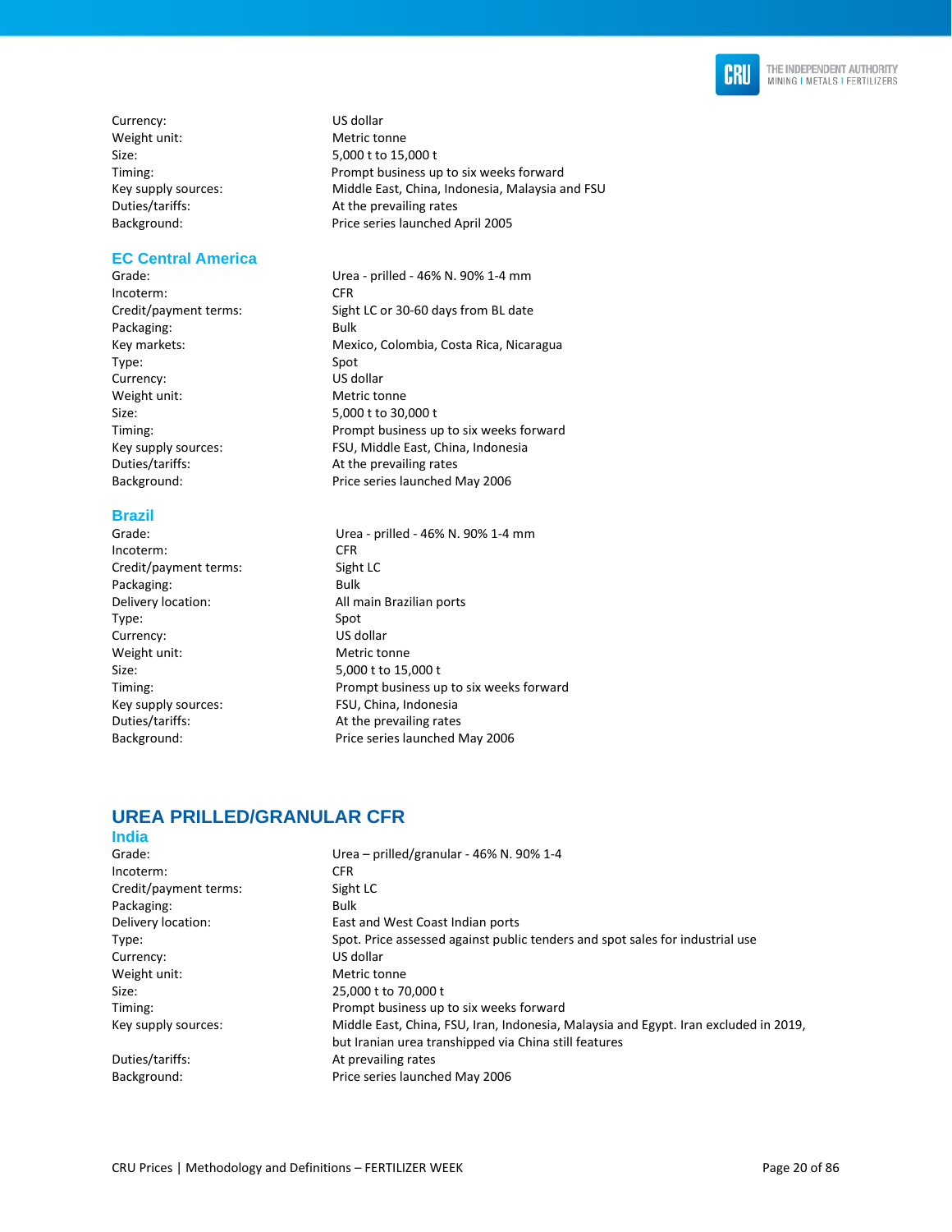| | |
|---|---|
| Currency: | US dollar |
| Weight unit: | Metric tonne |
| Size: | 5,000 t to 15,000 t |
| Timing: | Prompt business up to six weeks forward |
| Key supply sources: | Middle East, China, Indonesia, Malaysia and FSU |
| Duties/tariffs: | At the prevailing rates |
| Background: | Price series launched April 2005 |

### EC Central America

| | |
|---|---|
| Grade: | Urea - prilled - 46% N. 90% 1-4 mm |
| Incoterm: | CFR |
| Credit/payment terms: | Sight LC or 30-60 days from BL date |
| Packaging: | Bulk |
| Key markets: | Mexico, Colombia, Costa Rica, Nicaragua |
| Type: | Spot |
| Currency: | US dollar |
| Weight unit: | Metric tonne |
| Size: | 5,000 t to 30,000 t |
| Timing: | Prompt business up to six weeks forward |
| Key supply sources: | FSU, Middle East, China, Indonesia |
| Duties/tariffs: | At the prevailing rates |
| Background: | Price series launched May 2006 |

### Brazil

| | |
|---|---|
| Grade: | Urea - prilled - 46% N. 90% 1-4 mm |
| Incoterm: | CFR |
| Credit/payment terms: | Sight LC |
| Packaging: | Bulk |
| Delivery location: | All main Brazilian ports |
| Type: | Spot |
| Currency: | US dollar |
| Weight unit: | Metric tonne |
| Size: | 5,000 t to 15,000 t |
| Timing: | Prompt business up to six weeks forward |
| Key supply sources: | FSU, China, Indonesia |
| Duties/tariffs: | At the prevailing rates |
| Background: | Price series launched May 2006 |

## UREA PRILLED/GRANULAR CFR

### India

| | |
|---|---|
| Grade: | Urea – prilled/granular - 46% N. 90% 1-4 |
| Incoterm: | CFR |
| Credit/payment terms: | Sight LC |
| Packaging: | Bulk |
| Delivery location: | East and West Coast Indian ports |
| Type: | Spot. Price assessed against public tenders and spot sales for industrial use |
| Currency: | US dollar |
| Weight unit: | Metric tonne |
| Size: | 25,000 t to 70,000 t |
| Timing: | Prompt business up to six weeks forward |
| Key supply sources: | Middle East, China, FSU, Iran, Indonesia, Malaysia and Egypt. Iran excluded in 2019, but Iranian urea transhipped via China still features |
| Duties/tariffs: | At prevailing rates |
| Background: | Price series launched May 2006 |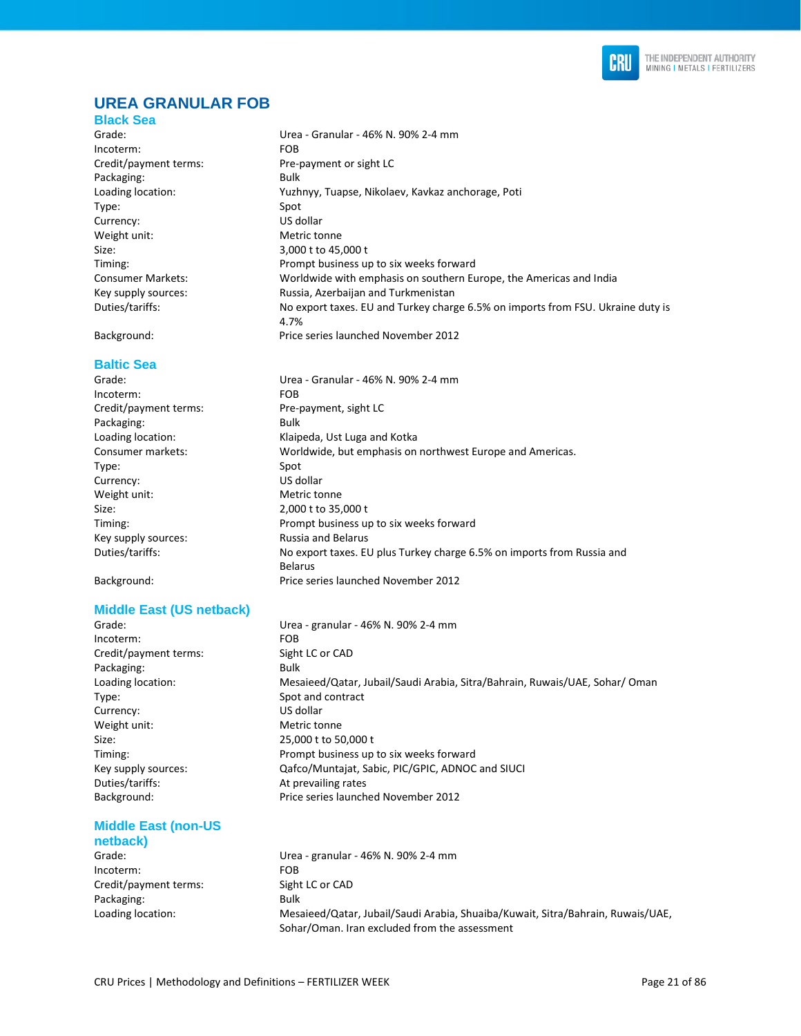# UREA GRANULAR FOB

## Black Sea

| | |
|---|---|
| Grade: | Urea - Granular - 46% N. 90% 2-4 mm |
| Incoterm: | FOB |
| Credit/payment terms: | Pre-payment or sight LC |
| Packaging: | Bulk |
| Loading location: | Yuzhnyy, Tuapse, Nikolaev, Kavkaz anchorage, Poti |
| Type: | Spot |
| Currency: | US dollar |
| Weight unit: | Metric tonne |
| Size: | 3,000 t to 45,000 t |
| Timing: | Prompt business up to six weeks forward |
| Consumer Markets: | Worldwide with emphasis on southern Europe, the Americas and India |
| Key supply sources: | Russia, Azerbaijan and Turkmenistan |
| Duties/tariffs: | No export taxes. EU and Turkey charge 6.5% on imports from FSU. Ukraine duty is 4.7% |
| Background: | Price series launched November 2012 |

## Baltic Sea

| | |
|---|---|
| Grade: | Urea - Granular - 46% N. 90% 2-4 mm |
| Incoterm: | FOB |
| Credit/payment terms: | Pre-payment, sight LC |
| Packaging: | Bulk |
| Loading location: | Klaipeda, Ust Luga and Kotka |
| Consumer markets: | Worldwide, but emphasis on northwest Europe and Americas. |
| Type: | Spot |
| Currency: | US dollar |
| Weight unit: | Metric tonne |
| Size: | 2,000 t to 35,000 t |
| Timing: | Prompt business up to six weeks forward |
| Key supply sources: | Russia and Belarus |
| Duties/tariffs: | No export taxes. EU plus Turkey charge 6.5% on imports from Russia and Belarus |
| Background: | Price series launched November 2012 |

## Middle East (US netback)

| | |
|---|---|
| Grade: | Urea - granular - 46% N. 90% 2-4 mm |
| Incoterm: | FOB |
| Credit/payment terms: | Sight LC or CAD |
| Packaging: | Bulk |
| Loading location: | Mesaieed/Qatar, Jubail/Saudi Arabia, Sitra/Bahrain, Ruwais/UAE, Sohar/ Oman |
| Type: | Spot and contract |
| Currency: | US dollar |
| Weight unit: | Metric tonne |
| Size: | 25,000 t to 50,000 t |
| Timing: | Prompt business up to six weeks forward |
| Key supply sources: | Qafco/Muntajat, Sabic, PIC/GPIC, ADNOC and SIUCI |
| Duties/tariffs: | At prevailing rates |
| Background: | Price series launched November 2012 |

## Middle East (non-US netback)

| | |
|---|---|
| Grade: | Urea - granular - 46% N. 90% 2-4 mm |
| Incoterm: | FOB |
| Credit/payment terms: | Sight LC or CAD |
| Packaging: | Bulk |
| Loading location: | Mesaieed/Qatar, Jubail/Saudi Arabia, Shuaiba/Kuwait, Sitra/Bahrain, Ruwais/UAE, Sohar/Oman. Iran excluded from the assessment |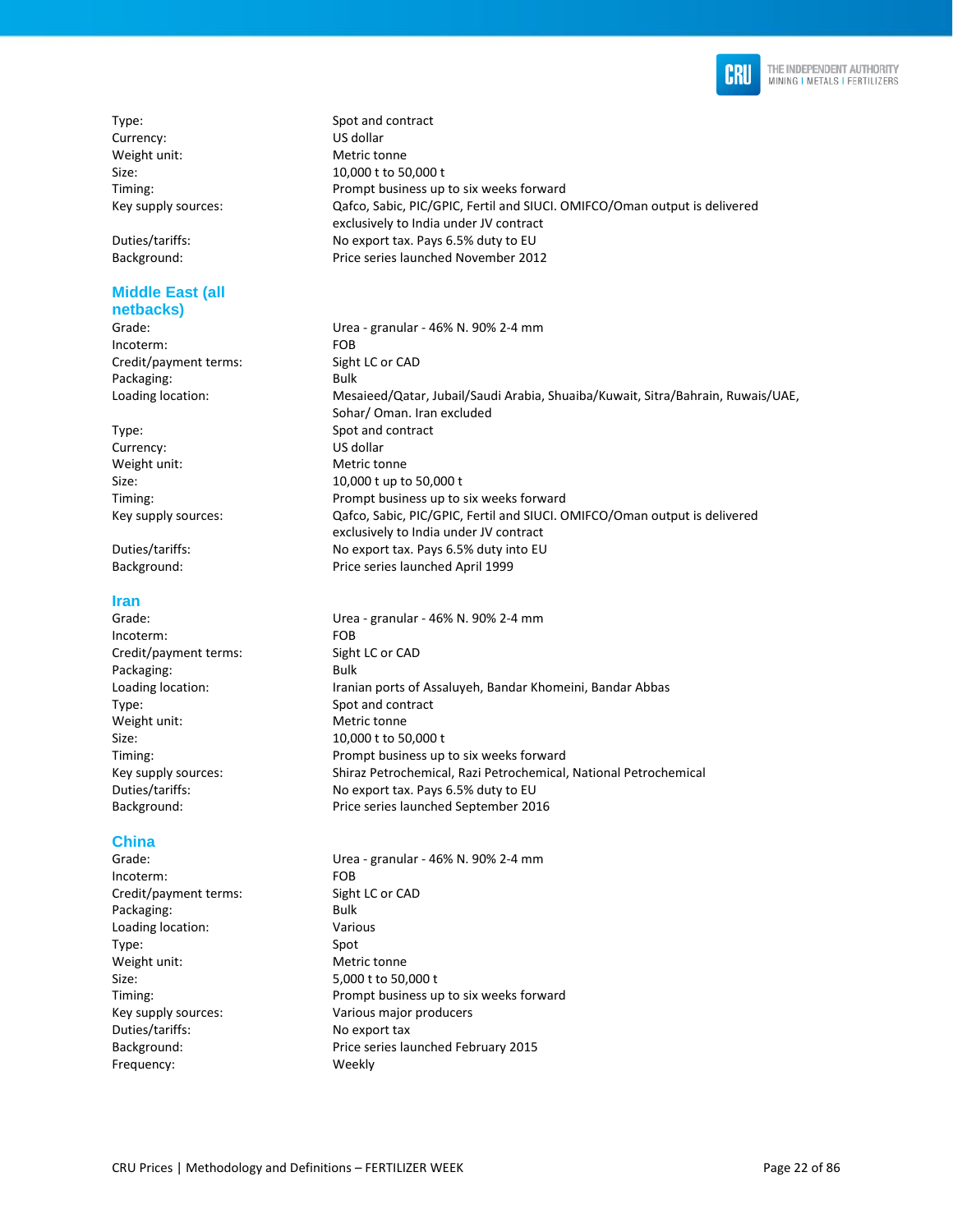| | |
|---|---|
| Type: | Spot and contract |
| Currency: | US dollar |
| Weight unit: | Metric tonne |
| Size: | 10,000 t to 50,000 t |
| Timing: | Prompt business up to six weeks forward |
| Key supply sources: | Qafco, Sabic, PIC/GPIC, Fertil and SIUCI. OMIFCO/Oman output is delivered exclusively to India under JV contract |
| Duties/tariffs: | No export tax. Pays 6.5% duty to EU |
| Background: | Price series launched November 2012 |

## Middle East (all netbacks)

| | |
|---|---|
| Grade: | Urea - granular - 46% N. 90% 2-4 mm |
| Incoterm: | FOB |
| Credit/payment terms: | Sight LC or CAD |
| Packaging: | Bulk |
| Loading location: | Mesaieed/Qatar, Jubail/Saudi Arabia, Shuaiba/Kuwait, Sitra/Bahrain, Ruwais/UAE, Sohar/ Oman. Iran excluded |
| Type: | Spot and contract |
| Currency: | US dollar |
| Weight unit: | Metric tonne |
| Size: | 10,000 t up to 50,000 t |
| Timing: | Prompt business up to six weeks forward |
| Key supply sources: | Qafco, Sabic, PIC/GPIC, Fertil and SIUCI. OMIFCO/Oman output is delivered exclusively to India under JV contract |
| Duties/tariffs: | No export tax. Pays 6.5% duty into EU |
| Background: | Price series launched April 1999 |

## Iran

| | |
|---|---|
| Grade: | Urea - granular - 46% N. 90% 2-4 mm |
| Incoterm: | FOB |
| Credit/payment terms: | Sight LC or CAD |
| Packaging: | Bulk |
| Loading location: | Iranian ports of Assaluyeh, Bandar Khomeini, Bandar Abbas |
| Type: | Spot and contract |
| Weight unit: | Metric tonne |
| Size: | 10,000 t to 50,000 t |
| Timing: | Prompt business up to six weeks forward |
| Key supply sources: | Shiraz Petrochemical, Razi Petrochemical, National Petrochemical |
| Duties/tariffs: | No export tax. Pays 6.5% duty to EU |
| Background: | Price series launched September 2016 |

## China

| | |
|---|---|
| Grade: | Urea - granular - 46% N. 90% 2-4 mm |
| Incoterm: | FOB |
| Credit/payment terms: | Sight LC or CAD |
| Packaging: | Bulk |
| Loading location: | Various |
| Type: | Spot |
| Weight unit: | Metric tonne |
| Size: | 5,000 t to 50,000 t |
| Timing: | Prompt business up to six weeks forward |
| Key supply sources: | Various major producers |
| Duties/tariffs: | No export tax |
| Background: | Price series launched February 2015 |
| Frequency: | Weekly |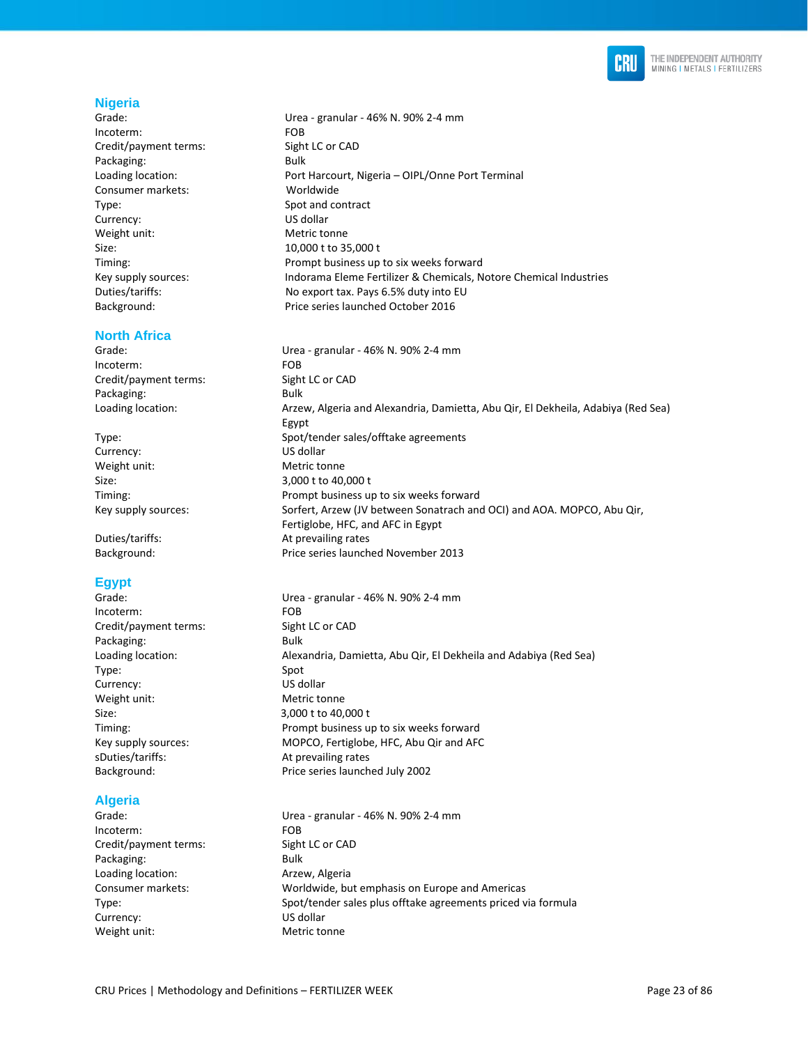## Nigeria

| | |
|---|---|
| Grade: | Urea - granular - 46% N. 90% 2-4 mm |
| Incoterm: | FOB |
| Credit/payment terms: | Sight LC or CAD |
| Packaging: | Bulk |
| Loading location: | Port Harcourt, Nigeria – OIPL/Onne Port Terminal |
| Consumer markets: | Worldwide |
| Type: | Spot and contract |
| Currency: | US dollar |
| Weight unit: | Metric tonne |
| Size: | 10,000 t to 35,000 t |
| Timing: | Prompt business up to six weeks forward |
| Key supply sources: | Indorama Eleme Fertilizer & Chemicals, Notore Chemical Industries |
| Duties/tariffs: | No export tax. Pays 6.5% duty into EU |
| Background: | Price series launched October 2016 |

## North Africa

| | |
|---|---|
| Grade: | Urea - granular - 46% N. 90% 2-4 mm |
| Incoterm: | FOB |
| Credit/payment terms: | Sight LC or CAD |
| Packaging: | Bulk |
| Loading location: | Arzew, Algeria and Alexandria, Damietta, Abu Qir, El Dekheila, Adabiya (Red Sea) Egypt |
| Type: | Spot/tender sales/offtake agreements |
| Currency: | US dollar |
| Weight unit: | Metric tonne |
| Size: | 3,000 t to 40,000 t |
| Timing: | Prompt business up to six weeks forward |
| Key supply sources: | Sorfert, Arzew (JV between Sonatrach and OCI) and AOA. MOPCO, Abu Qir, Fertiglobe, HFC, and AFC in Egypt |
| Duties/tariffs: | At prevailing rates |
| Background: | Price series launched November 2013 |

## Egypt

| | |
|---|---|
| Grade: | Urea - granular - 46% N. 90% 2-4 mm |
| Incoterm: | FOB |
| Credit/payment terms: | Sight LC or CAD |
| Packaging: | Bulk |
| Loading location: | Alexandria, Damietta, Abu Qir, El Dekheila and Adabiya (Red Sea) |
| Type: | Spot |
| Currency: | US dollar |
| Weight unit: | Metric tonne |
| Size: | 3,000 t to 40,000 t |
| Timing: | Prompt business up to six weeks forward |
| Key supply sources: | MOPCO, Fertiglobe, HFC, Abu Qir and AFC |
| sDuties/tariffs: | At prevailing rates |
| Background: | Price series launched July 2002 |

## Algeria

| | |
|---|---|
| Grade: | Urea - granular - 46% N. 90% 2-4 mm |
| Incoterm: | FOB |
| Credit/payment terms: | Sight LC or CAD |
| Packaging: | Bulk |
| Loading location: | Arzew, Algeria |
| Consumer markets: | Worldwide, but emphasis on Europe and Americas |
| Type: | Spot/tender sales plus offtake agreements priced via formula |
| Currency: | US dollar |
| Weight unit: | Metric tonne |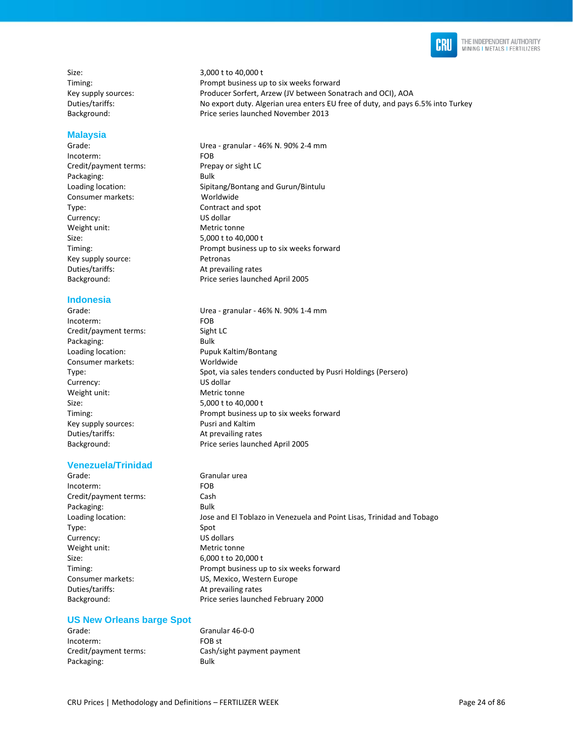| | |
|---|---|
| Size: | 3,000 t to 40,000 t |
| Timing: | Prompt business up to six weeks forward |
| Key supply sources: | Producer Sorfert, Arzew (JV between Sonatrach and OCI), AOA |
| Duties/tariffs: | No export duty. Algerian urea enters EU free of duty, and pays 6.5% into Turkey |
| Background: | Price series launched November 2013 |

## Malaysia

| | |
|---|---|
| Grade: | Urea - granular - 46% N. 90% 2-4 mm |
| Incoterm: | FOB |
| Credit/payment terms: | Prepay or sight LC |
| Packaging: | Bulk |
| Loading location: | Sipitang/Bontang and Gurun/Bintulu |
| Consumer markets: | Worldwide |
| Type: | Contract and spot |
| Currency: | US dollar |
| Weight unit: | Metric tonne |
| Size: | 5,000 t to 40,000 t |
| Timing: | Prompt business up to six weeks forward |
| Key supply source: | Petronas |
| Duties/tariffs: | At prevailing rates |
| Background: | Price series launched April 2005 |

## Indonesia

| | |
|---|---|
| Grade: | Urea - granular - 46% N. 90% 1-4 mm |
| Incoterm: | FOB |
| Credit/payment terms: | Sight LC |
| Packaging: | Bulk |
| Loading location: | Pupuk Kaltim/Bontang |
| Consumer markets: | Worldwide |
| Type: | Spot, via sales tenders conducted by Pusri Holdings (Persero) |
| Currency: | US dollar |
| Weight unit: | Metric tonne |
| Size: | 5,000 t to 40,000 t |
| Timing: | Prompt business up to six weeks forward |
| Key supply sources: | Pusri and Kaltim |
| Duties/tariffs: | At prevailing rates |
| Background: | Price series launched April 2005 |

## Venezuela/Trinidad

| | |
|---|---|
| Grade: | Granular urea |
| Incoterm: | FOB |
| Credit/payment terms: | Cash |
| Packaging: | Bulk |
| Loading location: | Jose and El Toblazo in Venezuela and Point Lisas, Trinidad and Tobago |
| Type: | Spot |
| Currency: | US dollars |
| Weight unit: | Metric tonne |
| Size: | 6,000 t to 20,000 t |
| Timing: | Prompt business up to six weeks forward |
| Consumer markets: | US, Mexico, Western Europe |
| Duties/tariffs: | At prevailing rates |
| Background: | Price series launched February 2000 |

## US New Orleans barge Spot

| | |
|---|---|
| Grade: | Granular 46-0-0 |
| Incoterm: | FOB st |
| Credit/payment terms: | Cash/sight payment payment |
| Packaging: | Bulk |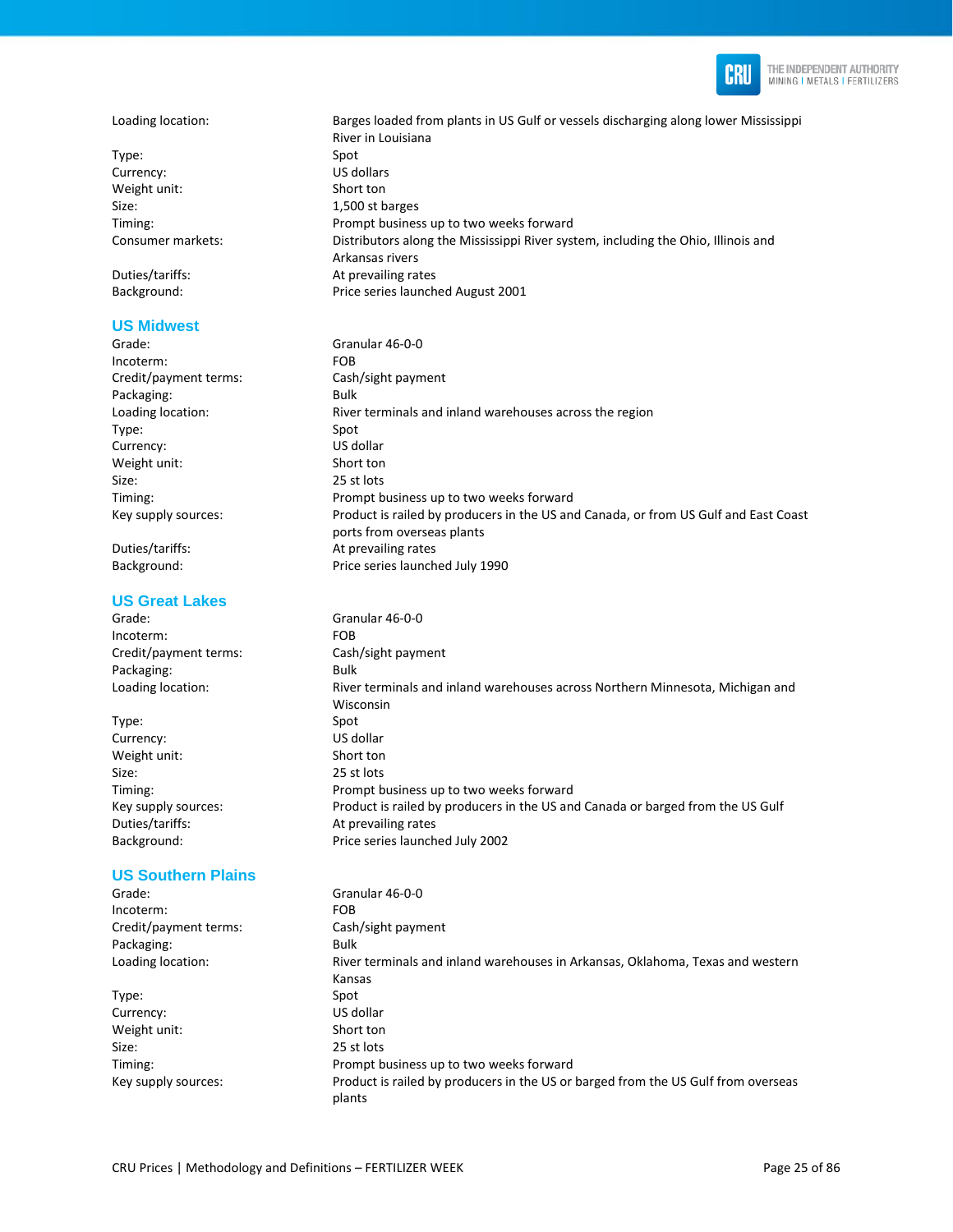| | |
|---|---|
| Loading location: | Barges loaded from plants in US Gulf or vessels discharging along lower Mississippi River in Louisiana |
| Type: | Spot |
| Currency: | US dollars |
| Weight unit: | Short ton |
| Size: | 1,500 st barges |
| Timing: | Prompt business up to two weeks forward |
| Consumer markets: | Distributors along the Mississippi River system, including the Ohio, Illinois and Arkansas rivers |
| Duties/tariffs: | At prevailing rates |
| Background: | Price series launched August 2001 |

### US Midwest

| | |
|---|---|
| Grade: | Granular 46-0-0 |
| Incoterm: | FOB |
| Credit/payment terms: | Cash/sight payment |
| Packaging: | Bulk |
| Loading location: | River terminals and inland warehouses across the region |
| Type: | Spot |
| Currency: | US dollar |
| Weight unit: | Short ton |
| Size: | 25 st lots |
| Timing: | Prompt business up to two weeks forward |
| Key supply sources: | Product is railed by producers in the US and Canada, or from US Gulf and East Coast ports from overseas plants |
| Duties/tariffs: | At prevailing rates |
| Background: | Price series launched July 1990 |

### US Great Lakes

| | |
|---|---|
| Grade: | Granular 46-0-0 |
| Incoterm: | FOB |
| Credit/payment terms: | Cash/sight payment |
| Packaging: | Bulk |
| Loading location: | River terminals and inland warehouses across Northern Minnesota, Michigan and Wisconsin |
| Type: | Spot |
| Currency: | US dollar |
| Weight unit: | Short ton |
| Size: | 25 st lots |
| Timing: | Prompt business up to two weeks forward |
| Key supply sources: | Product is railed by producers in the US and Canada or barged from the US Gulf |
| Duties/tariffs: | At prevailing rates |
| Background: | Price series launched July 2002 |

### US Southern Plains

| | |
|---|---|
| Grade: | Granular 46-0-0 |
| Incoterm: | FOB |
| Credit/payment terms: | Cash/sight payment |
| Packaging: | Bulk |
| Loading location: | River terminals and inland warehouses in Arkansas, Oklahoma, Texas and western Kansas |
| Type: | Spot |
| Currency: | US dollar |
| Weight unit: | Short ton |
| Size: | 25 st lots |
| Timing: | Prompt business up to two weeks forward |
| Key supply sources: | Product is railed by producers in the US or barged from the US Gulf from overseas plants |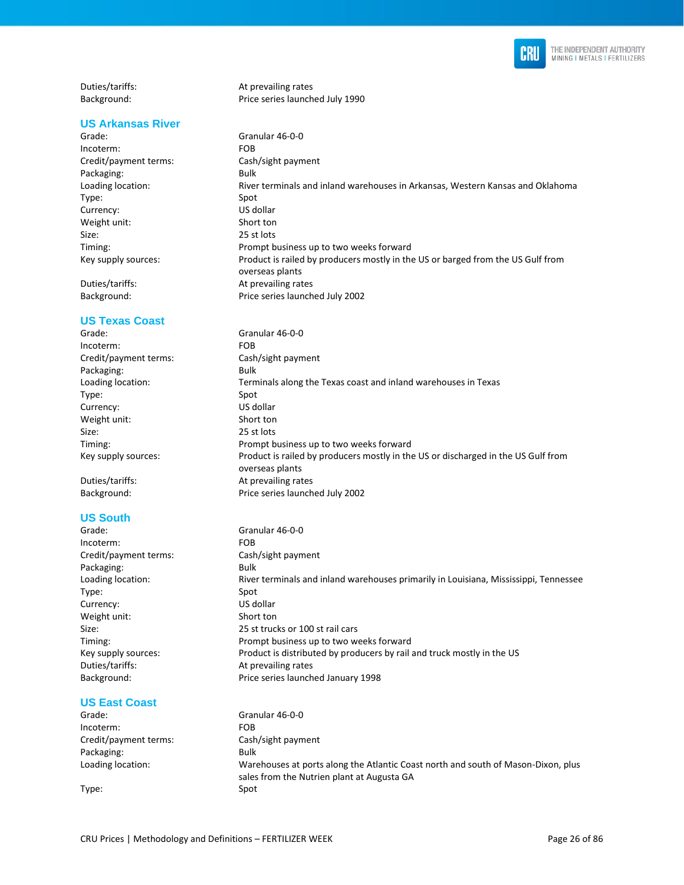Duties/tariffs: At prevailing rates
Background: Price series launched July 1990

## US Arkansas River

| | |
|---|---|
| Grade: | Granular 46-0-0 |
| Incoterm: | FOB |
| Credit/payment terms: | Cash/sight payment |
| Packaging: | Bulk |
| Loading location: | River terminals and inland warehouses in Arkansas, Western Kansas and Oklahoma |
| Type: | Spot |
| Currency: | US dollar |
| Weight unit: | Short ton |
| Size: | 25 st lots |
| Timing: | Prompt business up to two weeks forward |
| Key supply sources: | Product is railed by producers mostly in the US or barged from the US Gulf from overseas plants |
| Duties/tariffs: | At prevailing rates |
| Background: | Price series launched July 2002 |

## US Texas Coast

| | |
|---|---|
| Grade: | Granular 46-0-0 |
| Incoterm: | FOB |
| Credit/payment terms: | Cash/sight payment |
| Packaging: | Bulk |
| Loading location: | Terminals along the Texas coast and inland warehouses in Texas |
| Type: | Spot |
| Currency: | US dollar |
| Weight unit: | Short ton |
| Size: | 25 st lots |
| Timing: | Prompt business up to two weeks forward |
| Key supply sources: | Product is railed by producers mostly in the US or discharged in the US Gulf from overseas plants |
| Duties/tariffs: | At prevailing rates |
| Background: | Price series launched July 2002 |

## US South

| | |
|---|---|
| Grade: | Granular 46-0-0 |
| Incoterm: | FOB |
| Credit/payment terms: | Cash/sight payment |
| Packaging: | Bulk |
| Loading location: | River terminals and inland warehouses primarily in Louisiana, Mississippi, Tennessee |
| Type: | Spot |
| Currency: | US dollar |
| Weight unit: | Short ton |
| Size: | 25 st trucks or 100 st rail cars |
| Timing: | Prompt business up to two weeks forward |
| Key supply sources: | Product is distributed by producers by rail and truck mostly in the US |
| Duties/tariffs: | At prevailing rates |
| Background: | Price series launched January 1998 |

## US East Coast

| | |
|---|---|
| Grade: | Granular 46-0-0 |
| Incoterm: | FOB |
| Credit/payment terms: | Cash/sight payment |
| Packaging: | Bulk |
| Loading location: | Warehouses at ports along the Atlantic Coast north and south of Mason-Dixon, plus sales from the Nutrien plant at Augusta GA |
| Type: | Spot |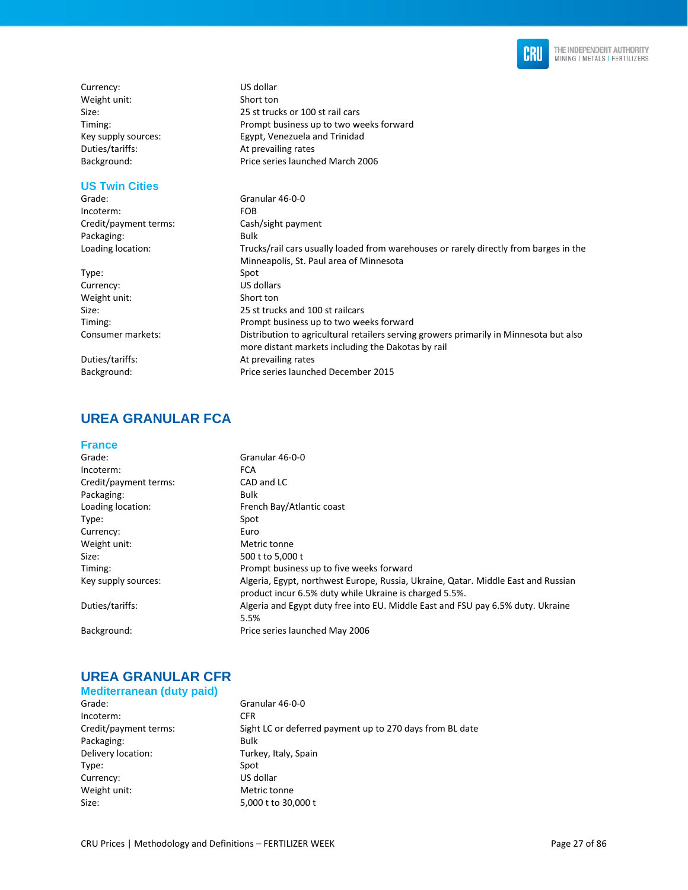| | |
|---|---|
| Currency: | US dollar |
| Weight unit: | Short ton |
| Size: | 25 st trucks or 100 st rail cars |
| Timing: | Prompt business up to two weeks forward |
| Key supply sources: | Egypt, Venezuela and Trinidad |
| Duties/tariffs: | At prevailing rates |
| Background: | Price series launched March 2006 |

### US Twin Cities

| | |
|---|---|
| Grade: | Granular 46-0-0 |
| Incoterm: | FOB |
| Credit/payment terms: | Cash/sight payment |
| Packaging: | Bulk |
| Loading location: | Trucks/rail cars usually loaded from warehouses or rarely directly from barges in the Minneapolis, St. Paul area of Minnesota |
| Type: | Spot |
| Currency: | US dollars |
| Weight unit: | Short ton |
| Size: | 25 st trucks and 100 st railcars |
| Timing: | Prompt business up to two weeks forward |
| Consumer markets: | Distribution to agricultural retailers serving growers primarily in Minnesota but also more distant markets including the Dakotas by rail |
| Duties/tariffs: | At prevailing rates |
| Background: | Price series launched December 2015 |

## UREA GRANULAR FCA

### France

| | |
|---|---|
| Grade: | Granular 46-0-0 |
| Incoterm: | FCA |
| Credit/payment terms: | CAD and LC |
| Packaging: | Bulk |
| Loading location: | French Bay/Atlantic coast |
| Type: | Spot |
| Currency: | Euro |
| Weight unit: | Metric tonne |
| Size: | 500 t to 5,000 t |
| Timing: | Prompt business up to five weeks forward |
| Key supply sources: | Algeria, Egypt, northwest Europe, Russia, Ukraine, Qatar. Middle East and Russian product incur 6.5% duty while Ukraine is charged 5.5%. |
| Duties/tariffs: | Algeria and Egypt duty free into EU. Middle East and FSU pay 6.5% duty. Ukraine 5.5% |
| Background: | Price series launched May 2006 |

## UREA GRANULAR CFR

### Mediterranean (duty paid)

| | |
|---|---|
| Grade: | Granular 46-0-0 |
| Incoterm: | CFR |
| Credit/payment terms: | Sight LC or deferred payment up to 270 days from BL date |
| Packaging: | Bulk |
| Delivery location: | Turkey, Italy, Spain |
| Type: | Spot |
| Currency: | US dollar |
| Weight unit: | Metric tonne |
| Size: | 5,000 t to 30,000 t |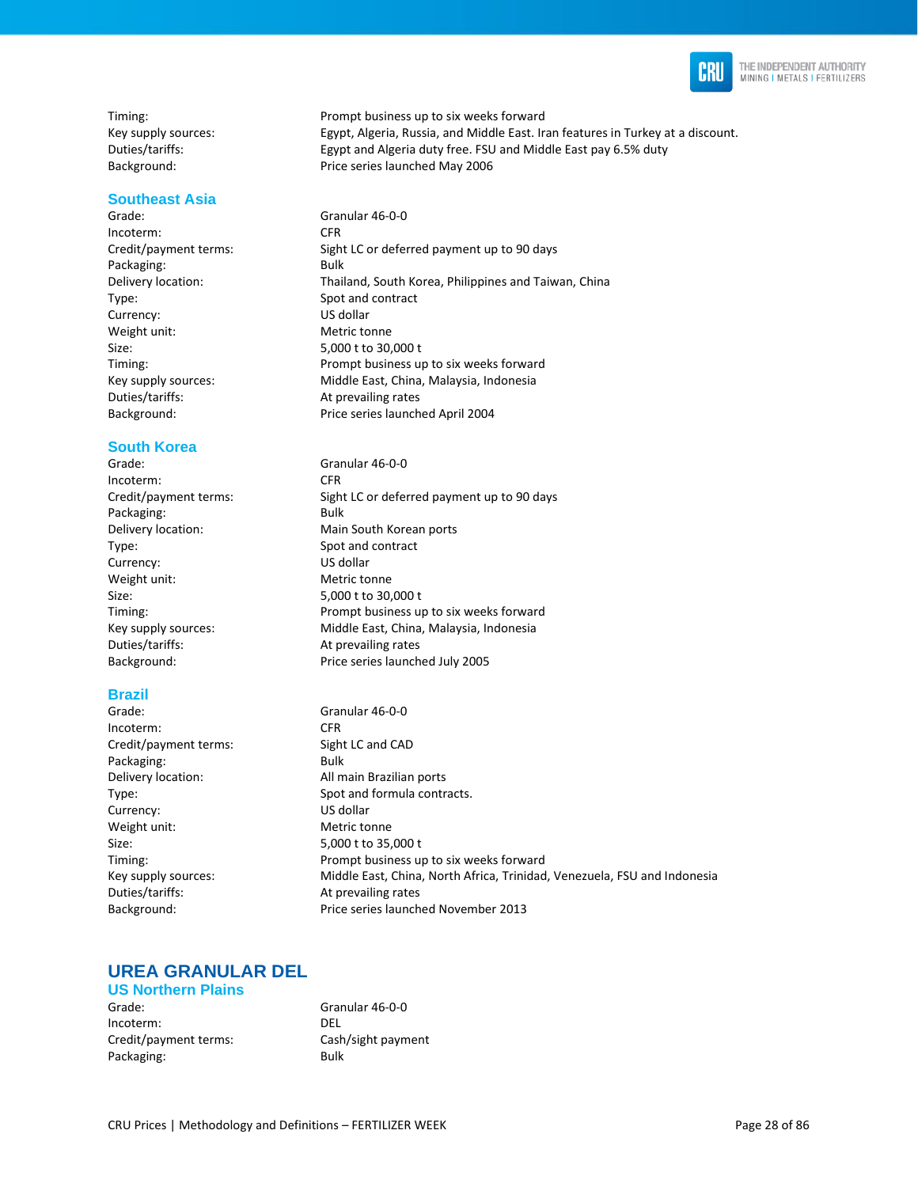Timing: Prompt business up to six weeks forward
Key supply sources: Egypt, Algeria, Russia, and Middle East. Iran features in Turkey at a discount.
Duties/tariffs: Egypt and Algeria duty free. FSU and Middle East pay 6.5% duty
Background: Price series launched May 2006

### Southeast Asia

| | |
|---|---|
| Grade: | Granular 46-0-0 |
| Incoterm: | CFR |
| Credit/payment terms: | Sight LC or deferred payment up to 90 days |
| Packaging: | Bulk |
| Delivery location: | Thailand, South Korea, Philippines and Taiwan, China |
| Type: | Spot and contract |
| Currency: | US dollar |
| Weight unit: | Metric tonne |
| Size: | 5,000 t to 30,000 t |
| Timing: | Prompt business up to six weeks forward |
| Key supply sources: | Middle East, China, Malaysia, Indonesia |
| Duties/tariffs: | At prevailing rates |
| Background: | Price series launched April 2004 |

### South Korea

| | |
|---|---|
| Grade: | Granular 46-0-0 |
| Incoterm: | CFR |
| Credit/payment terms: | Sight LC or deferred payment up to 90 days |
| Packaging: | Bulk |
| Delivery location: | Main South Korean ports |
| Type: | Spot and contract |
| Currency: | US dollar |
| Weight unit: | Metric tonne |
| Size: | 5,000 t to 30,000 t |
| Timing: | Prompt business up to six weeks forward |
| Key supply sources: | Middle East, China, Malaysia, Indonesia |
| Duties/tariffs: | At prevailing rates |
| Background: | Price series launched July 2005 |

### Brazil

| | |
|---|---|
| Grade: | Granular 46-0-0 |
| Incoterm: | CFR |
| Credit/payment terms: | Sight LC and CAD |
| Packaging: | Bulk |
| Delivery location: | All main Brazilian ports |
| Type: | Spot and formula contracts. |
| Currency: | US dollar |
| Weight unit: | Metric tonne |
| Size: | 5,000 t to 35,000 t |
| Timing: | Prompt business up to six weeks forward |
| Key supply sources: | Middle East, China, North Africa, Trinidad, Venezuela, FSU and Indonesia |
| Duties/tariffs: | At prevailing rates |
| Background: | Price series launched November 2013 |

## UREA GRANULAR DEL

### US Northern Plains

| | |
|---|---|
| Grade: | Granular 46-0-0 |
| Incoterm: | DEL |
| Credit/payment terms: | Cash/sight payment |
| Packaging: | Bulk |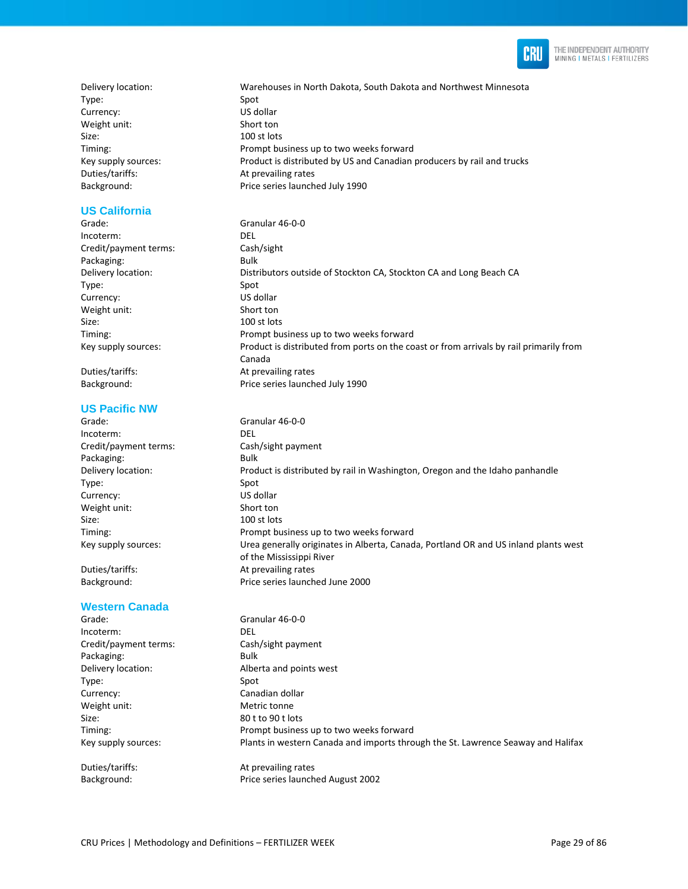| | |
|---|---|
| Delivery location: | Warehouses in North Dakota, South Dakota and Northwest Minnesota |
| Type: | Spot |
| Currency: | US dollar |
| Weight unit: | Short ton |
| Size: | 100 st lots |
| Timing: | Prompt business up to two weeks forward |
| Key supply sources: | Product is distributed by US and Canadian producers by rail and trucks |
| Duties/tariffs: | At prevailing rates |
| Background: | Price series launched July 1990 |

### US California

| | |
|---|---|
| Grade: | Granular 46-0-0 |
| Incoterm: | DEL |
| Credit/payment terms: | Cash/sight |
| Packaging: | Bulk |
| Delivery location: | Distributors outside of Stockton CA, Stockton CA and Long Beach CA |
| Type: | Spot |
| Currency: | US dollar |
| Weight unit: | Short ton |
| Size: | 100 st lots |
| Timing: | Prompt business up to two weeks forward |
| Key supply sources: | Product is distributed from ports on the coast or from arrivals by rail primarily from Canada |
| Duties/tariffs: | At prevailing rates |
| Background: | Price series launched July 1990 |

### US Pacific NW

| | |
|---|---|
| Grade: | Granular 46-0-0 |
| Incoterm: | DEL |
| Credit/payment terms: | Cash/sight payment |
| Packaging: | Bulk |
| Delivery location: | Product is distributed by rail in Washington, Oregon and the Idaho panhandle |
| Type: | Spot |
| Currency: | US dollar |
| Weight unit: | Short ton |
| Size: | 100 st lots |
| Timing: | Prompt business up to two weeks forward |
| Key supply sources: | Urea generally originates in Alberta, Canada, Portland OR and US inland plants west of the Mississippi River |
| Duties/tariffs: | At prevailing rates |
| Background: | Price series launched June 2000 |

### Western Canada

| | |
|---|---|
| Grade: | Granular 46-0-0 |
| Incoterm: | DEL |
| Credit/payment terms: | Cash/sight payment |
| Packaging: | Bulk |
| Delivery location: | Alberta and points west |
| Type: | Spot |
| Currency: | Canadian dollar |
| Weight unit: | Metric tonne |
| Size: | 80 t to 90 t lots |
| Timing: | Prompt business up to two weeks forward |
| Key supply sources: | Plants in western Canada and imports through the St. Lawrence Seaway and Halifax |
| Duties/tariffs: | At prevailing rates |
| Background: | Price series launched August 2002 |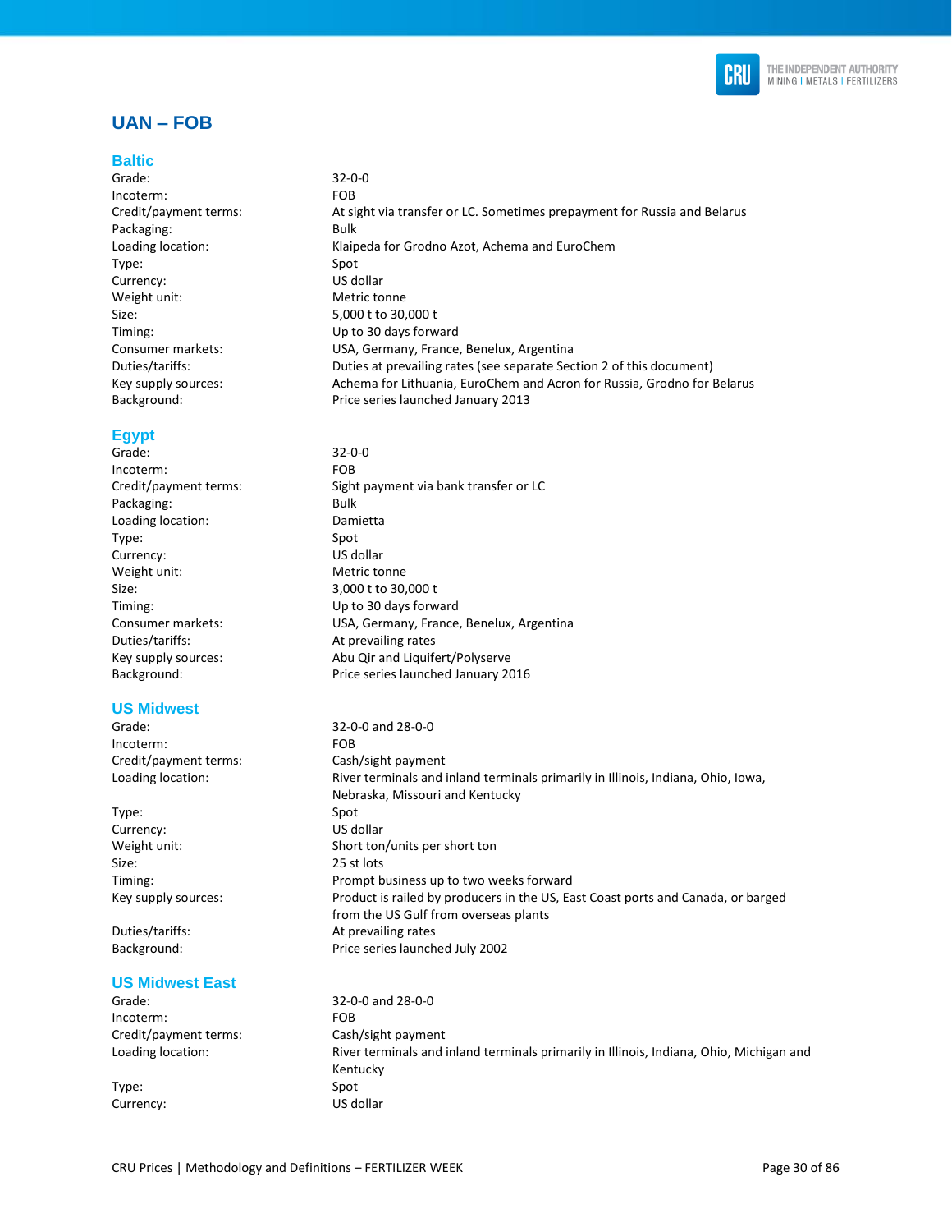# UAN – FOB

## Baltic

| | |
|---|---|
| Grade: | 32-0-0 |
| Incoterm: | FOB |
| Credit/payment terms: | At sight via transfer or LC. Sometimes prepayment for Russia and Belarus |
| Packaging: | Bulk |
| Loading location: | Klaipeda for Grodno Azot, Achema and EuroChem |
| Type: | Spot |
| Currency: | US dollar |
| Weight unit: | Metric tonne |
| Size: | 5,000 t to 30,000 t |
| Timing: | Up to 30 days forward |
| Consumer markets: | USA, Germany, France, Benelux, Argentina |
| Duties/tariffs: | Duties at prevailing rates (see separate Section 2 of this document) |
| Key supply sources: | Achema for Lithuania, EuroChem and Acron for Russia, Grodno for Belarus |
| Background: | Price series launched January 2013 |

## Egypt

| | |
|---|---|
| Grade: | 32-0-0 |
| Incoterm: | FOB |
| Credit/payment terms: | Sight payment via bank transfer or LC |
| Packaging: | Bulk |
| Loading location: | Damietta |
| Type: | Spot |
| Currency: | US dollar |
| Weight unit: | Metric tonne |
| Size: | 3,000 t to 30,000 t |
| Timing: | Up to 30 days forward |
| Consumer markets: | USA, Germany, France, Benelux, Argentina |
| Duties/tariffs: | At prevailing rates |
| Key supply sources: | Abu Qir and Liquifert/Polyserve |
| Background: | Price series launched January 2016 |

## US Midwest

| | |
|---|---|
| Grade: | 32-0-0 and 28-0-0 |
| Incoterm: | FOB |
| Credit/payment terms: | Cash/sight payment |
| Loading location: | River terminals and inland terminals primarily in Illinois, Indiana, Ohio, Iowa, Nebraska, Missouri and Kentucky |
| Type: | Spot |
| Currency: | US dollar |
| Weight unit: | Short ton/units per short ton |
| Size: | 25 st lots |
| Timing: | Prompt business up to two weeks forward |
| Key supply sources: | Product is railed by producers in the US, East Coast ports and Canada, or barged from the US Gulf from overseas plants |
| Duties/tariffs: | At prevailing rates |
| Background: | Price series launched July 2002 |

## US Midwest East

| | |
|---|---|
| Grade: | 32-0-0 and 28-0-0 |
| Incoterm: | FOB |
| Credit/payment terms: | Cash/sight payment |
| Loading location: | River terminals and inland terminals primarily in Illinois, Indiana, Ohio, Michigan and Kentucky |
| Type: | Spot |
| Currency: | US dollar |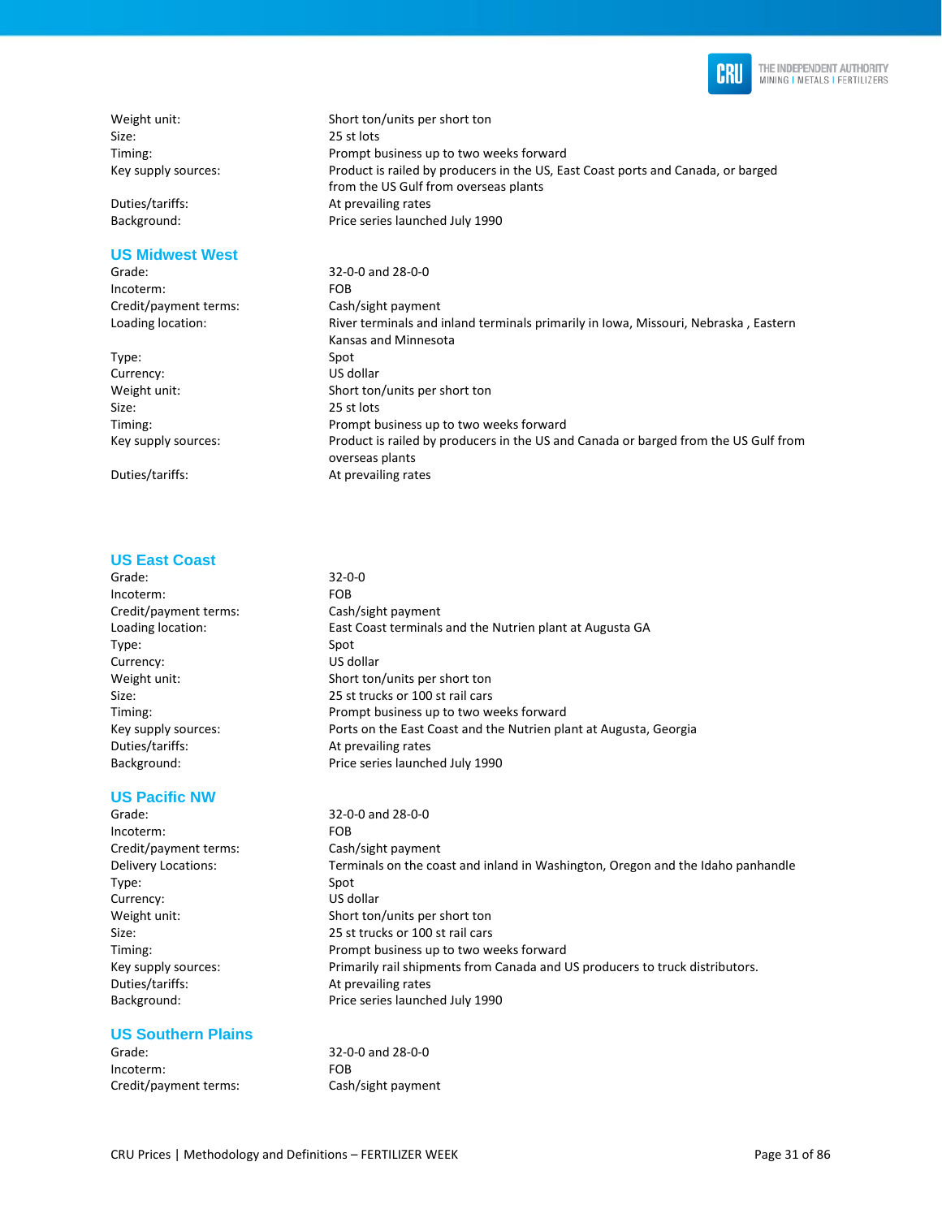Weight unit: Short ton/units per short ton
Size: 25 st lots
Timing: Prompt business up to two weeks forward
Key supply sources: Product is railed by producers in the US, East Coast ports and Canada, or barged from the US Gulf from overseas plants
Duties/tariffs: At prevailing rates
Background: Price series launched July 1990

### US Midwest West

| | |
|---|---|
| Grade: | 32-0-0 and 28-0-0 |
| Incoterm: | FOB |
| Credit/payment terms: | Cash/sight payment |
| Loading location: | River terminals and inland terminals primarily in Iowa, Missouri, Nebraska , Eastern Kansas and Minnesota |
| Type: | Spot |
| Currency: | US dollar |
| Weight unit: | Short ton/units per short ton |
| Size: | 25 st lots |
| Timing: | Prompt business up to two weeks forward |
| Key supply sources: | Product is railed by producers in the US and Canada or barged from the US Gulf from overseas plants |
| Duties/tariffs: | At prevailing rates |

### US East Coast

| | |
|---|---|
| Grade: | 32-0-0 |
| Incoterm: | FOB |
| Credit/payment terms: | Cash/sight payment |
| Loading location: | East Coast terminals and the Nutrien plant at Augusta GA |
| Type: | Spot |
| Currency: | US dollar |
| Weight unit: | Short ton/units per short ton |
| Size: | 25 st trucks or 100 st rail cars |
| Timing: | Prompt business up to two weeks forward |
| Key supply sources: | Ports on the East Coast and the Nutrien plant at Augusta, Georgia |
| Duties/tariffs: | At prevailing rates |
| Background: | Price series launched July 1990 |

### US Pacific NW

| | |
|---|---|
| Grade: | 32-0-0 and 28-0-0 |
| Incoterm: | FOB |
| Credit/payment terms: | Cash/sight payment |
| Delivery Locations: | Terminals on the coast and inland in Washington, Oregon and the Idaho panhandle |
| Type: | Spot |
| Currency: | US dollar |
| Weight unit: | Short ton/units per short ton |
| Size: | 25 st trucks or 100 st rail cars |
| Timing: | Prompt business up to two weeks forward |
| Key supply sources: | Primarily rail shipments from Canada and US producers to truck distributors. |
| Duties/tariffs: | At prevailing rates |
| Background: | Price series launched July 1990 |

### US Southern Plains

| | |
|---|---|
| Grade: | 32-0-0 and 28-0-0 |
| Incoterm: | FOB |
| Credit/payment terms: | Cash/sight payment |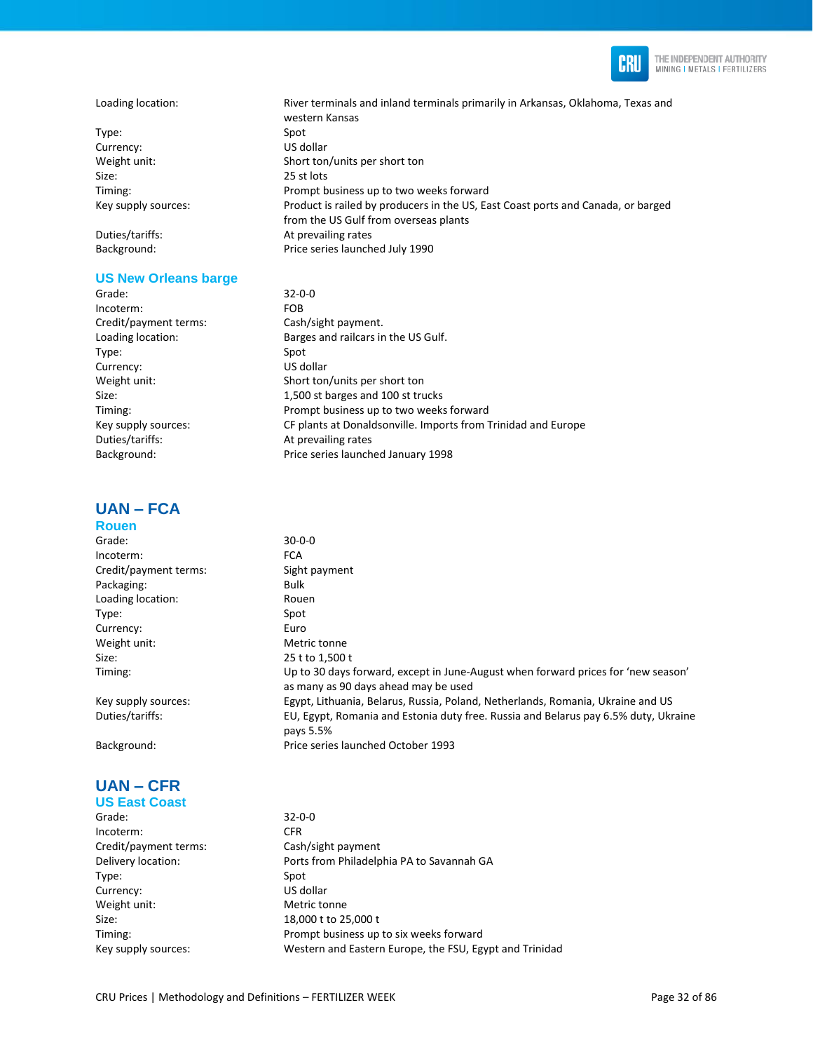| | |
|---|---|
| Loading location: | River terminals and inland terminals primarily in Arkansas, Oklahoma, Texas and western Kansas |
| Type: | Spot |
| Currency: | US dollar |
| Weight unit: | Short ton/units per short ton |
| Size: | 25 st lots |
| Timing: | Prompt business up to two weeks forward |
| Key supply sources: | Product is railed by producers in the US, East Coast ports and Canada, or barged from the US Gulf from overseas plants |
| Duties/tariffs: | At prevailing rates |
| Background: | Price series launched July 1990 |

### US New Orleans barge

| | |
|---|---|
| Grade: | 32-0-0 |
| Incoterm: | FOB |
| Credit/payment terms: | Cash/sight payment. |
| Loading location: | Barges and railcars in the US Gulf. |
| Type: | Spot |
| Currency: | US dollar |
| Weight unit: | Short ton/units per short ton |
| Size: | 1,500 st barges and 100 st trucks |
| Timing: | Prompt business up to two weeks forward |
| Key supply sources: | CF plants at Donaldsonville. Imports from Trinidad and Europe |
| Duties/tariffs: | At prevailing rates |
| Background: | Price series launched January 1998 |

## UAN – FCA

### Rouen

| | |
|---|---|
| Grade: | 30-0-0 |
| Incoterm: | FCA |
| Credit/payment terms: | Sight payment |
| Packaging: | Bulk |
| Loading location: | Rouen |
| Type: | Spot |
| Currency: | Euro |
| Weight unit: | Metric tonne |
| Size: | 25 t to 1,500 t |
| Timing: | Up to 30 days forward, except in June-August when forward prices for 'new season' as many as 90 days ahead may be used |
| Key supply sources: | Egypt, Lithuania, Belarus, Russia, Poland, Netherlands, Romania, Ukraine and US |
| Duties/tariffs: | EU, Egypt, Romania and Estonia duty free. Russia and Belarus pay 6.5% duty, Ukraine pays 5.5% |
| Background: | Price series launched October 1993 |

## UAN – CFR

### US East Coast

| | |
|---|---|
| Grade: | 32-0-0 |
| Incoterm: | CFR |
| Credit/payment terms: | Cash/sight payment |
| Delivery location: | Ports from Philadelphia PA to Savannah GA |
| Type: | Spot |
| Currency: | US dollar |
| Weight unit: | Metric tonne |
| Size: | 18,000 t to 25,000 t |
| Timing: | Prompt business up to six weeks forward |
| Key supply sources: | Western and Eastern Europe, the FSU, Egypt and Trinidad |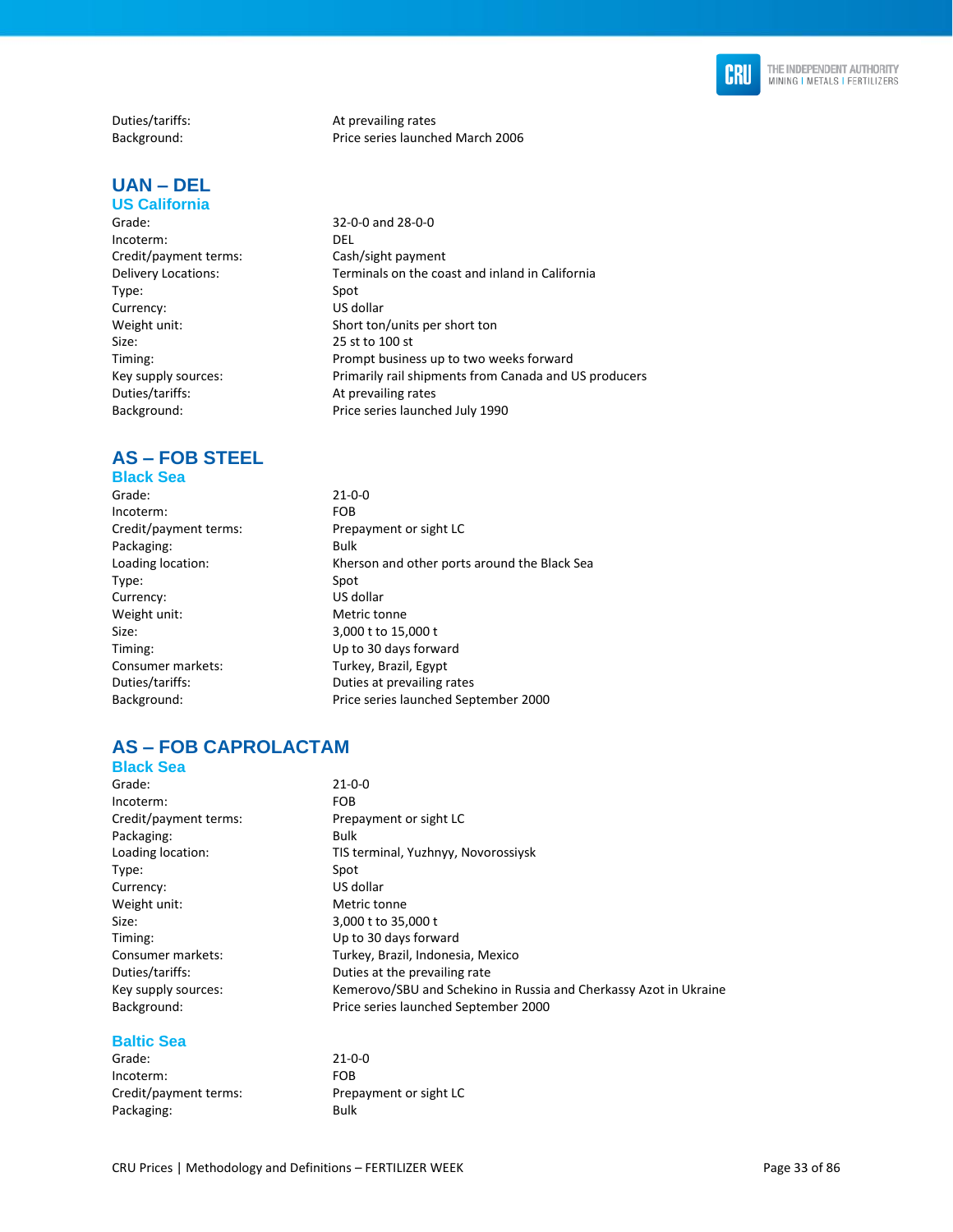Duties/tariffs: At prevailing rates
Background: Price series launched March 2006

## UAN – DEL

### US California

| | |
|---|---|
| Grade: | 32-0-0 and 28-0-0 |
| Incoterm: | DEL |
| Credit/payment terms: | Cash/sight payment |
| Delivery Locations: | Terminals on the coast and inland in California |
| Type: | Spot |
| Currency: | US dollar |
| Weight unit: | Short ton/units per short ton |
| Size: | 25 st to 100 st |
| Timing: | Prompt business up to two weeks forward |
| Key supply sources: | Primarily rail shipments from Canada and US producers |
| Duties/tariffs: | At prevailing rates |
| Background: | Price series launched July 1990 |

## AS – FOB STEEL

### Black Sea

| | |
|---|---|
| Grade: | 21-0-0 |
| Incoterm: | FOB |
| Credit/payment terms: | Prepayment or sight LC |
| Packaging: | Bulk |
| Loading location: | Kherson and other ports around the Black Sea |
| Type: | Spot |
| Currency: | US dollar |
| Weight unit: | Metric tonne |
| Size: | 3,000 t to 15,000 t |
| Timing: | Up to 30 days forward |
| Consumer markets: | Turkey, Brazil, Egypt |
| Duties/tariffs: | Duties at prevailing rates |
| Background: | Price series launched September 2000 |

## AS – FOB CAPROLACTAM

### Black Sea

| | |
|---|---|
| Grade: | 21-0-0 |
| Incoterm: | FOB |
| Credit/payment terms: | Prepayment or sight LC |
| Packaging: | Bulk |
| Loading location: | TIS terminal, Yuzhnyy, Novorossiysk |
| Type: | Spot |
| Currency: | US dollar |
| Weight unit: | Metric tonne |
| Size: | 3,000 t to 35,000 t |
| Timing: | Up to 30 days forward |
| Consumer markets: | Turkey, Brazil, Indonesia, Mexico |
| Duties/tariffs: | Duties at the prevailing rate |
| Key supply sources: | Kemerovo/SBU and Schekino in Russia and Cherkassy Azot in Ukraine |
| Background: | Price series launched September 2000 |

### Baltic Sea

| | |
|---|---|
| Grade: | 21-0-0 |
| Incoterm: | FOB |
| Credit/payment terms: | Prepayment or sight LC |
| Packaging: | Bulk |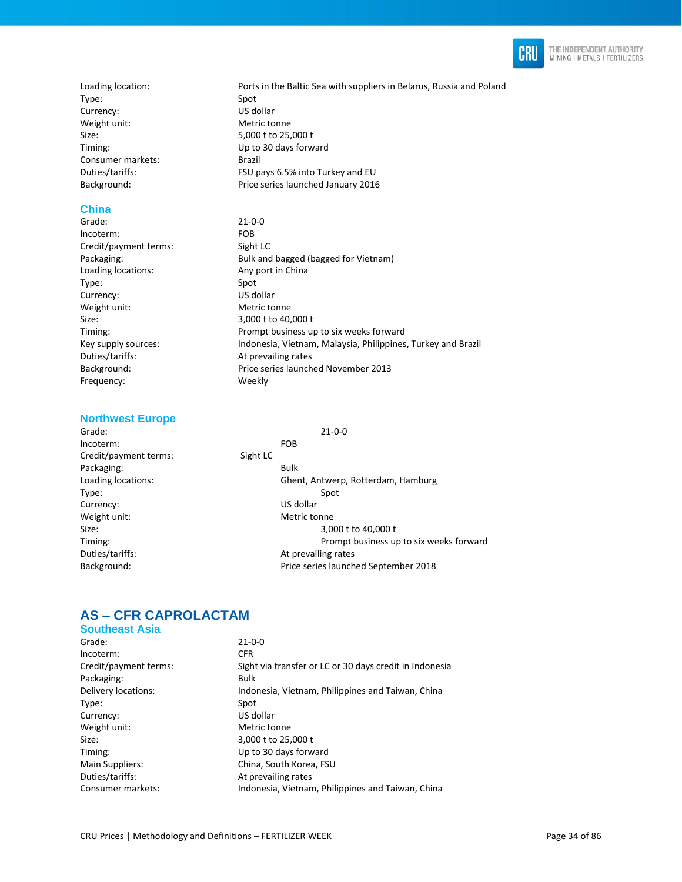Loading location: Ports in the Baltic Sea with suppliers in Belarus, Russia and Poland
Type: Spot
Currency: US dollar
Weight unit: Metric tonne
Size: 5,000 t to 25,000 t
Timing: Up to 30 days forward
Consumer markets: Brazil
Duties/tariffs: FSU pays 6.5% into Turkey and EU
Background: Price series launched January 2016

### China

Grade: 21-0-0
Incoterm: FOB
Credit/payment terms: Sight LC
Packaging: Bulk and bagged (bagged for Vietnam)
Loading locations: Any port in China
Type: Spot
Currency: US dollar
Weight unit: Metric tonne
Size: 3,000 t to 40,000 t
Timing: Prompt business up to six weeks forward
Key supply sources: Indonesia, Vietnam, Malaysia, Philippines, Turkey and Brazil
Duties/tariffs: At prevailing rates
Background: Price series launched November 2013
Frequency: Weekly

### Northwest Europe

Grade: 21-0-0
Incoterm: FOB
Credit/payment terms: Sight LC
Packaging: Bulk
Loading locations: Ghent, Antwerp, Rotterdam, Hamburg
Type: Spot
Currency: US dollar
Weight unit: Metric tonne
Size: 3,000 t to 40,000 t
Timing: Prompt business up to six weeks forward
Duties/tariffs: At prevailing rates
Background: Price series launched September 2018

## AS – CFR CAPROLACTAM

### Southeast Asia

Grade: 21-0-0
Incoterm: CFR
Credit/payment terms: Sight via transfer or LC or 30 days credit in Indonesia
Packaging: Bulk
Delivery locations: Indonesia, Vietnam, Philippines and Taiwan, China
Type: Spot
Currency: US dollar
Weight unit: Metric tonne
Size: 3,000 t to 25,000 t
Timing: Up to 30 days forward
Main Suppliers: China, South Korea, FSU
Duties/tariffs: At prevailing rates
Consumer markets: Indonesia, Vietnam, Philippines and Taiwan, China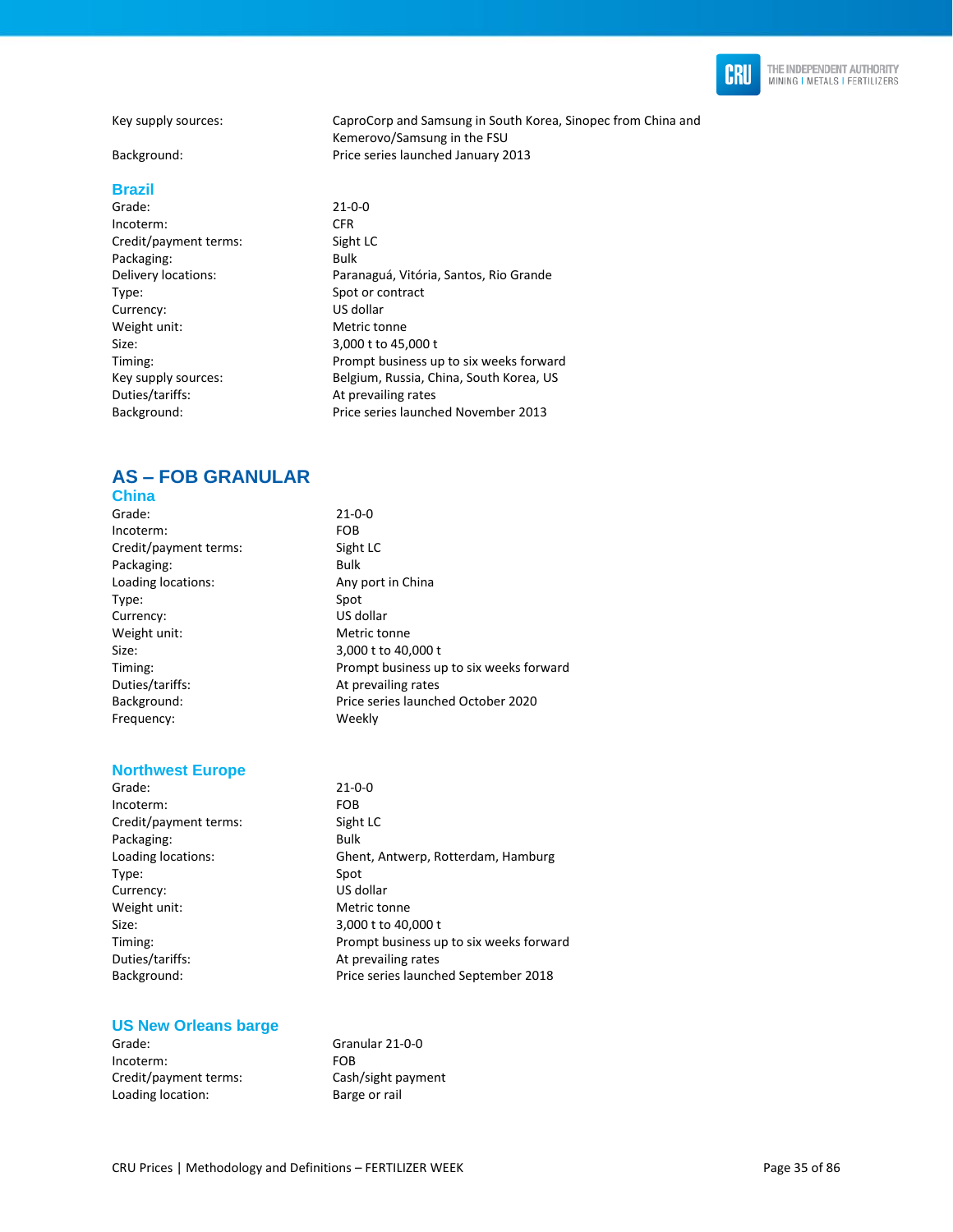| | |
|---|---|
| Key supply sources: | CaproCorp and Samsung in South Korea, Sinopec from China and Kemerovo/Samsung in the FSU |
| Background: | Price series launched January 2013 |

### Brazil

| | |
|---|---|
| Grade: | 21-0-0 |
| Incoterm: | CFR |
| Credit/payment terms: | Sight LC |
| Packaging: | Bulk |
| Delivery locations: | Paranaguá, Vitória, Santos, Rio Grande |
| Type: | Spot or contract |
| Currency: | US dollar |
| Weight unit: | Metric tonne |
| Size: | 3,000 t to 45,000 t |
| Timing: | Prompt business up to six weeks forward |
| Key supply sources: | Belgium, Russia, China, South Korea, US |
| Duties/tariffs: | At prevailing rates |
| Background: | Price series launched November 2013 |

## AS – FOB GRANULAR

### China

| | |
|---|---|
| Grade: | 21-0-0 |
| Incoterm: | FOB |
| Credit/payment terms: | Sight LC |
| Packaging: | Bulk |
| Loading locations: | Any port in China |
| Type: | Spot |
| Currency: | US dollar |
| Weight unit: | Metric tonne |
| Size: | 3,000 t to 40,000 t |
| Timing: | Prompt business up to six weeks forward |
| Duties/tariffs: | At prevailing rates |
| Background: | Price series launched October 2020 |
| Frequency: | Weekly |

### Northwest Europe

| | |
|---|---|
| Grade: | 21-0-0 |
| Incoterm: | FOB |
| Credit/payment terms: | Sight LC |
| Packaging: | Bulk |
| Loading locations: | Ghent, Antwerp, Rotterdam, Hamburg |
| Type: | Spot |
| Currency: | US dollar |
| Weight unit: | Metric tonne |
| Size: | 3,000 t to 40,000 t |
| Timing: | Prompt business up to six weeks forward |
| Duties/tariffs: | At prevailing rates |
| Background: | Price series launched September 2018 |

### US New Orleans barge

| | |
|---|---|
| Grade: | Granular 21-0-0 |
| Incoterm: | FOB |
| Credit/payment terms: | Cash/sight payment |
| Loading location: | Barge or rail |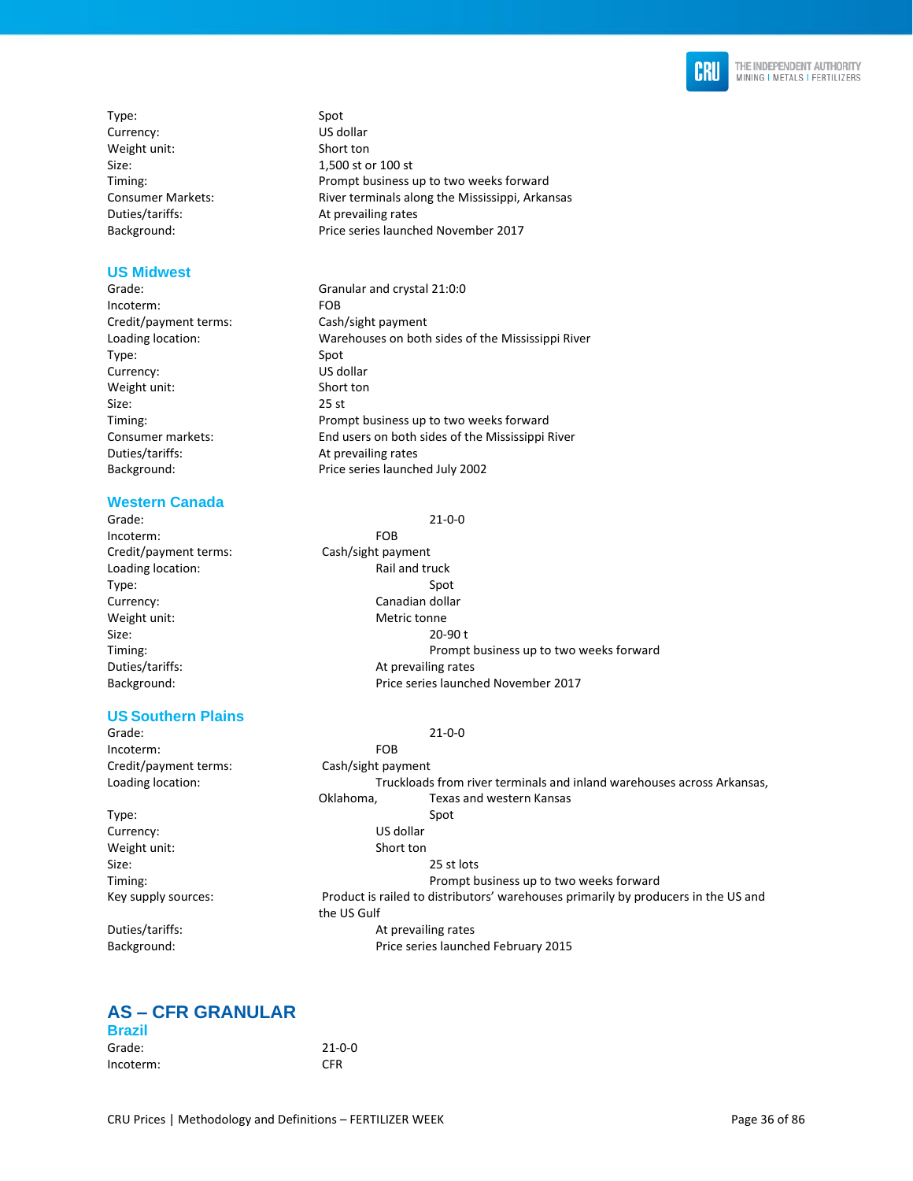Type: Spot
Currency: US dollar
Weight unit: Short ton
Size: 1,500 st or 100 st
Timing: Prompt business up to two weeks forward
Consumer Markets: River terminals along the Mississippi, Arkansas
Duties/tariffs: At prevailing rates
Background: Price series launched November 2017

### US Midwest

| | |
|---|---|
| Grade: | Granular and crystal 21:0:0 |
| Incoterm: | FOB |
| Credit/payment terms: | Cash/sight payment |
| Loading location: | Warehouses on both sides of the Mississippi River |
| Type: | Spot |
| Currency: | US dollar |
| Weight unit: | Short ton |
| Size: | 25 st |
| Timing: | Prompt business up to two weeks forward |
| Consumer markets: | End users on both sides of the Mississippi River |
| Duties/tariffs: | At prevailing rates |
| Background: | Price series launched July 2002 |

### Western Canada

| | |
|---|---|
| Grade: | 21-0-0 |
| Incoterm: | FOB |
| Credit/payment terms: | Cash/sight payment |
| Loading location: | Rail and truck |
| Type: | Spot |
| Currency: | Canadian dollar |
| Weight unit: | Metric tonne |
| Size: | 20-90 t |
| Timing: | Prompt business up to two weeks forward |
| Duties/tariffs: | At prevailing rates |
| Background: | Price series launched November 2017 |

### US Southern Plains

| | |
|---|---|
| Grade: | 21-0-0 |
| Incoterm: | FOB |
| Credit/payment terms: | Cash/sight payment |
| Loading location: | Truckloads from river terminals and inland warehouses across Arkansas, Oklahoma, Texas and western Kansas |
| Type: | Spot |
| Currency: | US dollar |
| Weight unit: | Short ton |
| Size: | 25 st lots |
| Timing: | Prompt business up to two weeks forward |
| Key supply sources: | Product is railed to distributors' warehouses primarily by producers in the US and the US Gulf |
| Duties/tariffs: | At prevailing rates |
| Background: | Price series launched February 2015 |

## AS – CFR GRANULAR

### Brazil

| | |
|---|---|
| Grade: | 21-0-0 |
| Incoterm: | CFR |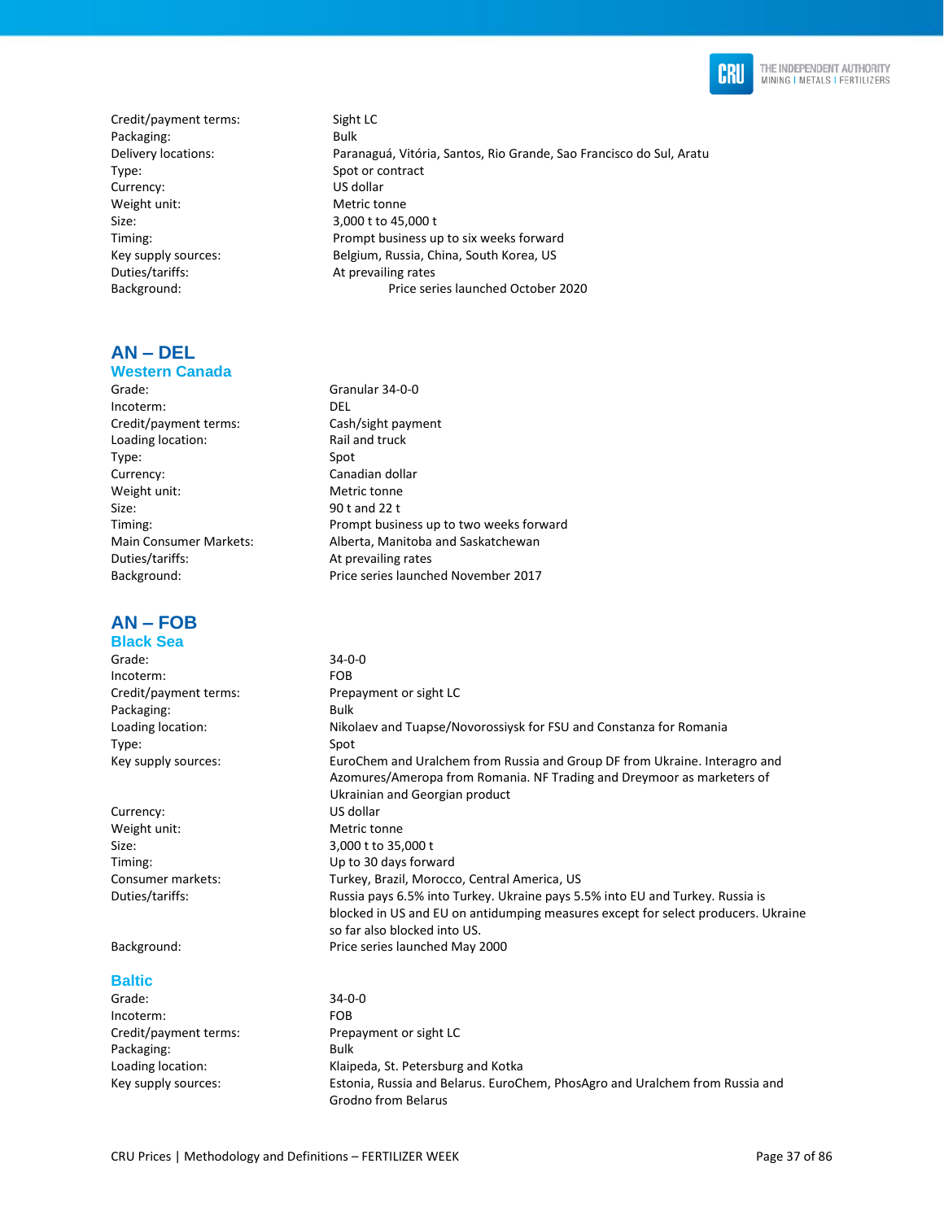| | |
|---|---|
| Credit/payment terms: | Sight LC |
| Packaging: | Bulk |
| Delivery locations: | Paranaguá, Vitória, Santos, Rio Grande, Sao Francisco do Sul, Aratu |
| Type: | Spot or contract |
| Currency: | US dollar |
| Weight unit: | Metric tonne |
| Size: | 3,000 t to 45,000 t |
| Timing: | Prompt business up to six weeks forward |
| Key supply sources: | Belgium, Russia, China, South Korea, US |
| Duties/tariffs: | At prevailing rates |
| Background: | Price series launched October 2020 |

## AN – DEL

### Western Canada

| | |
|---|---|
| Grade: | Granular 34-0-0 |
| Incoterm: | DEL |
| Credit/payment terms: | Cash/sight payment |
| Loading location: | Rail and truck |
| Type: | Spot |
| Currency: | Canadian dollar |
| Weight unit: | Metric tonne |
| Size: | 90 t and 22 t |
| Timing: | Prompt business up to two weeks forward |
| Main Consumer Markets: | Alberta, Manitoba and Saskatchewan |
| Duties/tariffs: | At prevailing rates |
| Background: | Price series launched November 2017 |

## AN – FOB

### Black Sea

| | |
|---|---|
| Grade: | 34-0-0 |
| Incoterm: | FOB |
| Credit/payment terms: | Prepayment or sight LC |
| Packaging: | Bulk |
| Loading location: | Nikolaev and Tuapse/Novorossiysk for FSU and Constanza for Romania |
| Type: | Spot |
| Key supply sources: | EuroChem and Uralchem from Russia and Group DF from Ukraine. Interagro and Azomures/Ameropa from Romania. NF Trading and Dreymoor as marketers of Ukrainian and Georgian product |
| Currency: | US dollar |
| Weight unit: | Metric tonne |
| Size: | 3,000 t to 35,000 t |
| Timing: | Up to 30 days forward |
| Consumer markets: | Turkey, Brazil, Morocco, Central America, US |
| Duties/tariffs: | Russia pays 6.5% into Turkey. Ukraine pays 5.5% into EU and Turkey. Russia is blocked in US and EU on antidumping measures except for select producers. Ukraine so far also blocked into US. |
| Background: | Price series launched May 2000 |

### Baltic

| | |
|---|---|
| Grade: | 34-0-0 |
| Incoterm: | FOB |
| Credit/payment terms: | Prepayment or sight LC |
| Packaging: | Bulk |
| Loading location: | Klaipeda, St. Petersburg and Kotka |
| Key supply sources: | Estonia, Russia and Belarus. EuroChem, PhosAgro and Uralchem from Russia and Grodno from Belarus |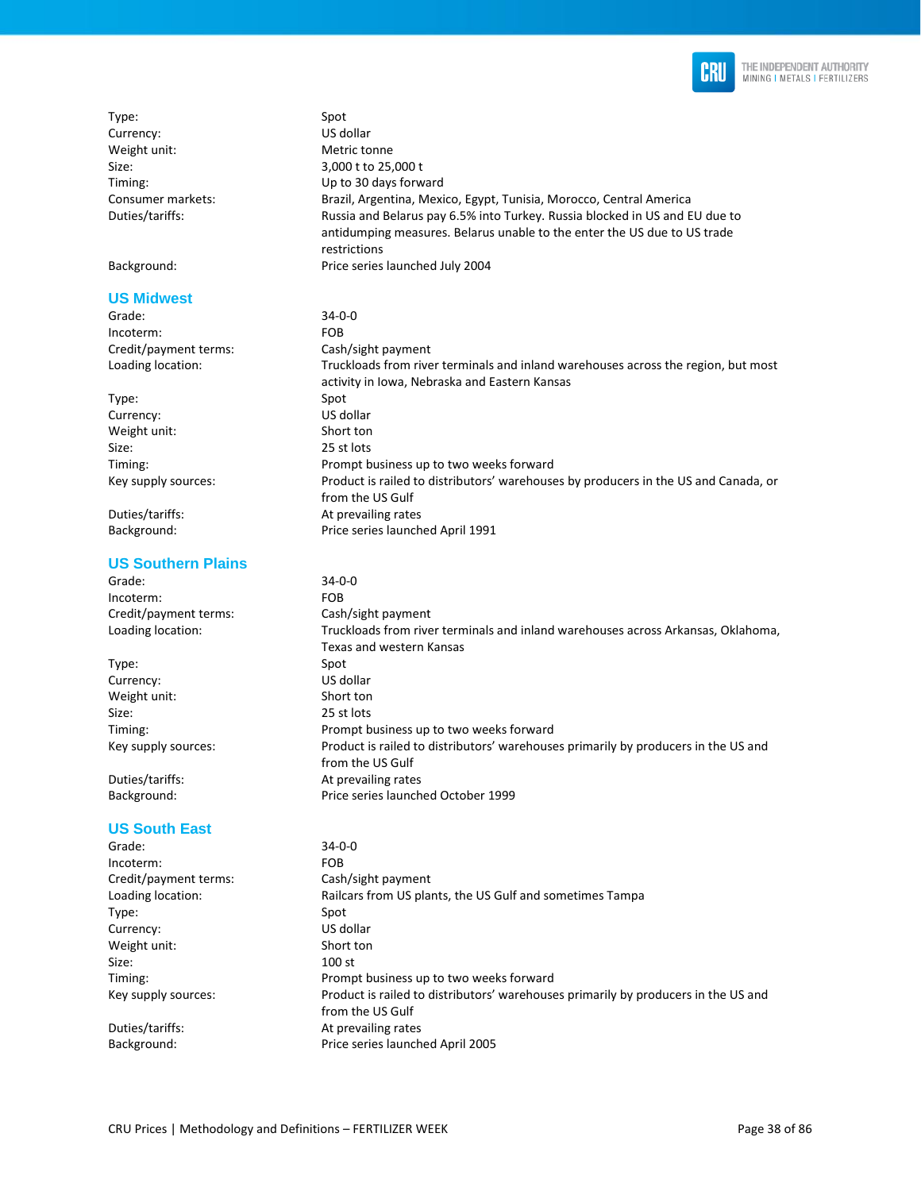| | |
|---|---|
| Type: | Spot |
| Currency: | US dollar |
| Weight unit: | Metric tonne |
| Size: | 3,000 t to 25,000 t |
| Timing: | Up to 30 days forward |
| Consumer markets: | Brazil, Argentina, Mexico, Egypt, Tunisia, Morocco, Central America |
| Duties/tariffs: | Russia and Belarus pay 6.5% into Turkey. Russia blocked in US and EU due to antidumping measures. Belarus unable to the enter the US due to US trade restrictions |
| Background: | Price series launched July 2004 |

## US Midwest

| | |
|---|---|
| Grade: | 34-0-0 |
| Incoterm: | FOB |
| Credit/payment terms: | Cash/sight payment |
| Loading location: | Truckloads from river terminals and inland warehouses across the region, but most activity in Iowa, Nebraska and Eastern Kansas |
| Type: | Spot |
| Currency: | US dollar |
| Weight unit: | Short ton |
| Size: | 25 st lots |
| Timing: | Prompt business up to two weeks forward |
| Key supply sources: | Product is railed to distributors' warehouses by producers in the US and Canada, or from the US Gulf |
| Duties/tariffs: | At prevailing rates |
| Background: | Price series launched April 1991 |

## US Southern Plains

| | |
|---|---|
| Grade: | 34-0-0 |
| Incoterm: | FOB |
| Credit/payment terms: | Cash/sight payment |
| Loading location: | Truckloads from river terminals and inland warehouses across Arkansas, Oklahoma, Texas and western Kansas |
| Type: | Spot |
| Currency: | US dollar |
| Weight unit: | Short ton |
| Size: | 25 st lots |
| Timing: | Prompt business up to two weeks forward |
| Key supply sources: | Product is railed to distributors' warehouses primarily by producers in the US and from the US Gulf |
| Duties/tariffs: | At prevailing rates |
| Background: | Price series launched October 1999 |

## US South East

| | |
|---|---|
| Grade: | 34-0-0 |
| Incoterm: | FOB |
| Credit/payment terms: | Cash/sight payment |
| Loading location: | Railcars from US plants, the US Gulf and sometimes Tampa |
| Type: | Spot |
| Currency: | US dollar |
| Weight unit: | Short ton |
| Size: | 100 st |
| Timing: | Prompt business up to two weeks forward |
| Key supply sources: | Product is railed to distributors' warehouses primarily by producers in the US and from the US Gulf |
| Duties/tariffs: | At prevailing rates |
| Background: | Price series launched April 2005 |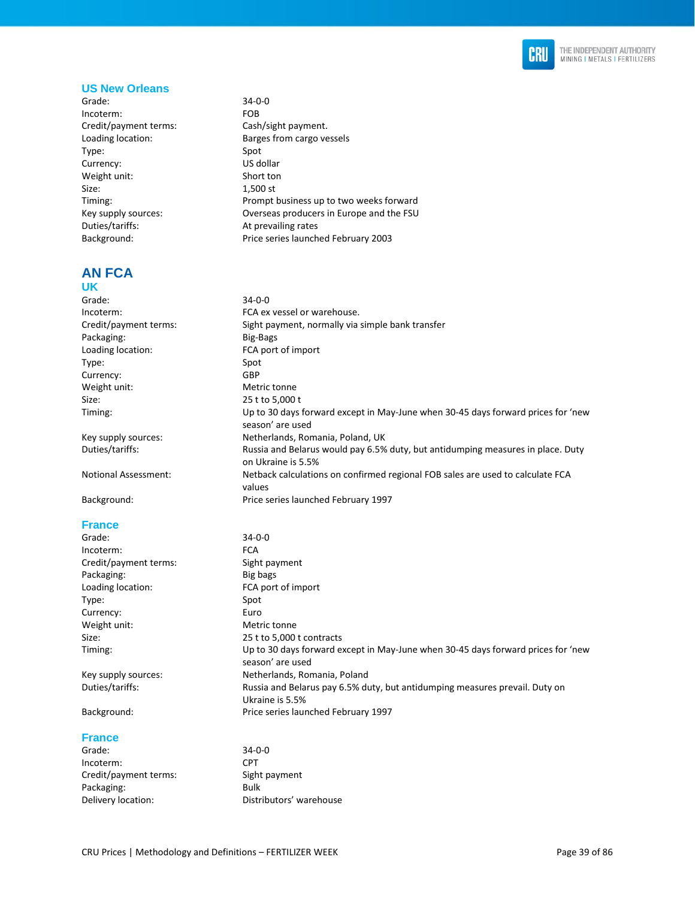### US New Orleans

| | |
|---|---|
| Grade: | 34-0-0 |
| Incoterm: | FOB |
| Credit/payment terms: | Cash/sight payment. |
| Loading location: | Barges from cargo vessels |
| Type: | Spot |
| Currency: | US dollar |
| Weight unit: | Short ton |
| Size: | 1,500 st |
| Timing: | Prompt business up to two weeks forward |
| Key supply sources: | Overseas producers in Europe and the FSU |
| Duties/tariffs: | At prevailing rates |
| Background: | Price series launched February 2003 |

## AN FCA

### UK

| | |
|---|---|
| Grade: | 34-0-0 |
| Incoterm: | FCA ex vessel or warehouse. |
| Credit/payment terms: | Sight payment, normally via simple bank transfer |
| Packaging: | Big-Bags |
| Loading location: | FCA port of import |
| Type: | Spot |
| Currency: | GBP |
| Weight unit: | Metric tonne |
| Size: | 25 t to 5,000 t |
| Timing: | Up to 30 days forward except in May-June when 30-45 days forward prices for 'new season' are used |
| Key supply sources: | Netherlands, Romania, Poland, UK |
| Duties/tariffs: | Russia and Belarus would pay 6.5% duty, but antidumping measures in place. Duty on Ukraine is 5.5% |
| Notional Assessment: | Netback calculations on confirmed regional FOB sales are used to calculate FCA values |
| Background: | Price series launched February 1997 |

### France

| | |
|---|---|
| Grade: | 34-0-0 |
| Incoterm: | FCA |
| Credit/payment terms: | Sight payment |
| Packaging: | Big bags |
| Loading location: | FCA port of import |
| Type: | Spot |
| Currency: | Euro |
| Weight unit: | Metric tonne |
| Size: | 25 t to 5,000 t contracts |
| Timing: | Up to 30 days forward except in May-June when 30-45 days forward prices for 'new season' are used |
| Key supply sources: | Netherlands, Romania, Poland |
| Duties/tariffs: | Russia and Belarus pay 6.5% duty, but antidumping measures prevail. Duty on Ukraine is 5.5% |
| Background: | Price series launched February 1997 |

### France

| | |
|---|---|
| Grade: | 34-0-0 |
| Incoterm: | CPT |
| Credit/payment terms: | Sight payment |
| Packaging: | Bulk |
| Delivery location: | Distributors' warehouse |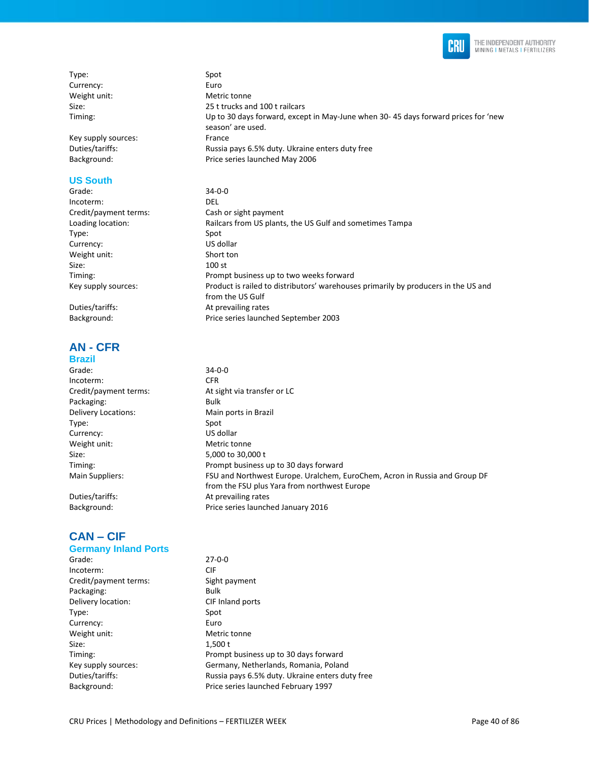| | |
|---|---|
| Type: | Spot |
| Currency: | Euro |
| Weight unit: | Metric tonne |
| Size: | 25 t trucks and 100 t railcars |
| Timing: | Up to 30 days forward, except in May-June when 30- 45 days forward prices for 'new season' are used. |
| Key supply sources: | France |
| Duties/tariffs: | Russia pays 6.5% duty. Ukraine enters duty free |
| Background: | Price series launched May 2006 |

### US South

| | |
|---|---|
| Grade: | 34-0-0 |
| Incoterm: | DEL |
| Credit/payment terms: | Cash or sight payment |
| Loading location: | Railcars from US plants, the US Gulf and sometimes Tampa |
| Type: | Spot |
| Currency: | US dollar |
| Weight unit: | Short ton |
| Size: | 100 st |
| Timing: | Prompt business up to two weeks forward |
| Key supply sources: | Product is railed to distributors' warehouses primarily by producers in the US and from the US Gulf |
| Duties/tariffs: | At prevailing rates |
| Background: | Price series launched September 2003 |

## AN - CFR

### Brazil

| | |
|---|---|
| Grade: | 34-0-0 |
| Incoterm: | CFR |
| Credit/payment terms: | At sight via transfer or LC |
| Packaging: | Bulk |
| Delivery Locations: | Main ports in Brazil |
| Type: | Spot |
| Currency: | US dollar |
| Weight unit: | Metric tonne |
| Size: | 5,000 to 30,000 t |
| Timing: | Prompt business up to 30 days forward |
| Main Suppliers: | FSU and Northwest Europe. Uralchem, EuroChem, Acron in Russia and Group DF from the FSU plus Yara from northwest Europe |
| Duties/tariffs: | At prevailing rates |
| Background: | Price series launched January 2016 |

## CAN – CIF

### Germany Inland Ports

| | |
|---|---|
| Grade: | 27-0-0 |
| Incoterm: | CIF |
| Credit/payment terms: | Sight payment |
| Packaging: | Bulk |
| Delivery location: | CIF Inland ports |
| Type: | Spot |
| Currency: | Euro |
| Weight unit: | Metric tonne |
| Size: | 1,500 t |
| Timing: | Prompt business up to 30 days forward |
| Key supply sources: | Germany, Netherlands, Romania, Poland |
| Duties/tariffs: | Russia pays 6.5% duty. Ukraine enters duty free |
| Background: | Price series launched February 1997 |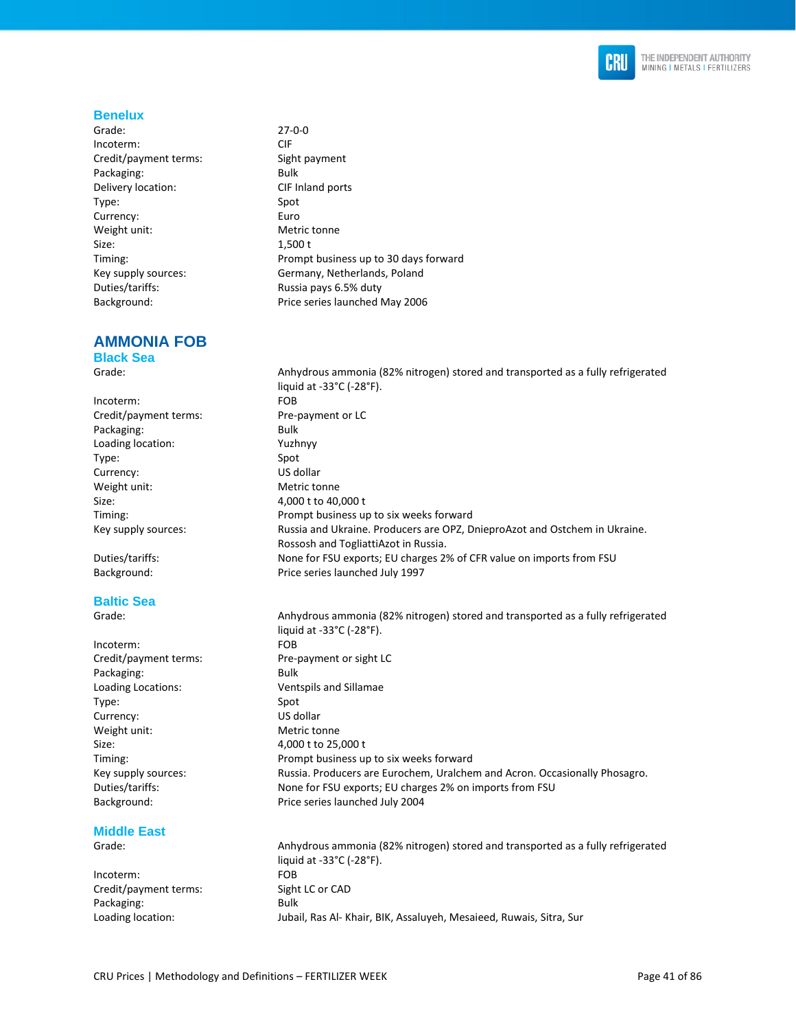### Benelux

| | |
|---|---|
| Grade: | 27-0-0 |
| Incoterm: | CIF |
| Credit/payment terms: | Sight payment |
| Packaging: | Bulk |
| Delivery location: | CIF Inland ports |
| Type: | Spot |
| Currency: | Euro |
| Weight unit: | Metric tonne |
| Size: | 1,500 t |
| Timing: | Prompt business up to 30 days forward |
| Key supply sources: | Germany, Netherlands, Poland |
| Duties/tariffs: | Russia pays 6.5% duty |
| Background: | Price series launched May 2006 |

## AMMONIA FOB

### Black Sea

| | |
|---|---|
| Grade: | Anhydrous ammonia (82% nitrogen) stored and transported as a fully refrigerated liquid at -33°C (-28°F). |
| Incoterm: | FOB |
| Credit/payment terms: | Pre-payment or LC |
| Packaging: | Bulk |
| Loading location: | Yuzhnyy |
| Type: | Spot |
| Currency: | US dollar |
| Weight unit: | Metric tonne |
| Size: | 4,000 t to 40,000 t |
| Timing: | Prompt business up to six weeks forward |
| Key supply sources: | Russia and Ukraine. Producers are OPZ, DnieproAzot and Ostchem in Ukraine. Rossosh and TogliattiAzot in Russia. |
| Duties/tariffs: | None for FSU exports; EU charges 2% of CFR value on imports from FSU |
| Background: | Price series launched July 1997 |

### Baltic Sea

| | |
|---|---|
| Grade: | Anhydrous ammonia (82% nitrogen) stored and transported as a fully refrigerated liquid at -33°C (-28°F). |
| Incoterm: | FOB |
| Credit/payment terms: | Pre-payment or sight LC |
| Packaging: | Bulk |
| Loading Locations: | Ventspils and Sillamae |
| Type: | Spot |
| Currency: | US dollar |
| Weight unit: | Metric tonne |
| Size: | 4,000 t to 25,000 t |
| Timing: | Prompt business up to six weeks forward |
| Key supply sources: | Russia. Producers are Eurochem, Uralchem and Acron. Occasionally Phosagro. |
| Duties/tariffs: | None for FSU exports; EU charges 2% on imports from FSU |
| Background: | Price series launched July 2004 |

### Middle East

| | |
|---|---|
| Grade: | Anhydrous ammonia (82% nitrogen) stored and transported as a fully refrigerated liquid at -33°C (-28°F). |
| Incoterm: | FOB |
| Credit/payment terms: | Sight LC or CAD |
| Packaging: | Bulk |
| Loading location: | Jubail, Ras Al- Khair, BIK, Assaluyeh, Mesaieed, Ruwais, Sitra, Sur |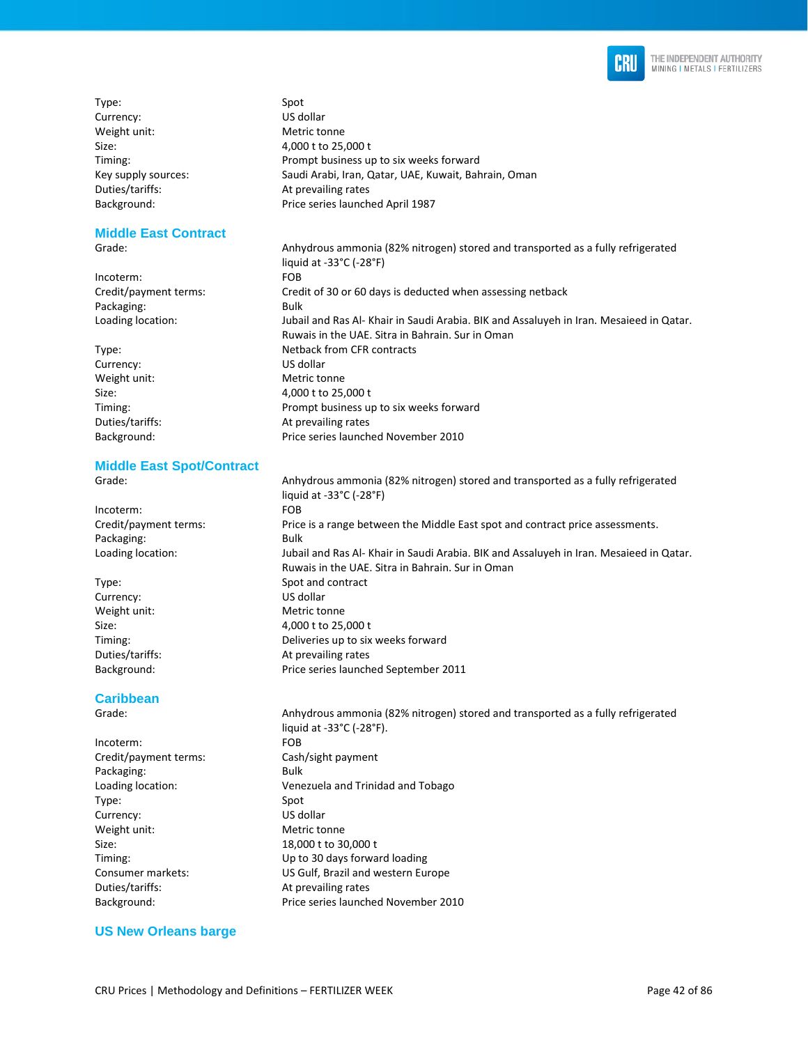| | |
|---|---|
| Type: | Spot |
| Currency: | US dollar |
| Weight unit: | Metric tonne |
| Size: | 4,000 t to 25,000 t |
| Timing: | Prompt business up to six weeks forward |
| Key supply sources: | Saudi Arabi, Iran, Qatar, UAE, Kuwait, Bahrain, Oman |
| Duties/tariffs: | At prevailing rates |
| Background: | Price series launched April 1987 |

### Middle East Contract

| | |
|---|---|
| Grade: | Anhydrous ammonia (82% nitrogen) stored and transported as a fully refrigerated liquid at -33°C (-28°F) |
| Incoterm: | FOB |
| Credit/payment terms: | Credit of 30 or 60 days is deducted when assessing netback |
| Packaging: | Bulk |
| Loading location: | Jubail and Ras Al- Khair in Saudi Arabia. BIK and Assaluyeh in Iran. Mesaieed in Qatar. Ruwais in the UAE. Sitra in Bahrain. Sur in Oman |
| Type: | Netback from CFR contracts |
| Currency: | US dollar |
| Weight unit: | Metric tonne |
| Size: | 4,000 t to 25,000 t |
| Timing: | Prompt business up to six weeks forward |
| Duties/tariffs: | At prevailing rates |
| Background: | Price series launched November 2010 |

### Middle East Spot/Contract

| | |
|---|---|
| Grade: | Anhydrous ammonia (82% nitrogen) stored and transported as a fully refrigerated liquid at -33°C (-28°F) |
| Incoterm: | FOB |
| Credit/payment terms: | Price is a range between the Middle East spot and contract price assessments. |
| Packaging: | Bulk |
| Loading location: | Jubail and Ras Al- Khair in Saudi Arabia. BIK and Assaluyeh in Iran. Mesaieed in Qatar. Ruwais in the UAE. Sitra in Bahrain. Sur in Oman |
| Type: | Spot and contract |
| Currency: | US dollar |
| Weight unit: | Metric tonne |
| Size: | 4,000 t to 25,000 t |
| Timing: | Deliveries up to six weeks forward |
| Duties/tariffs: | At prevailing rates |
| Background: | Price series launched September 2011 |

### Caribbean

| | |
|---|---|
| Grade: | Anhydrous ammonia (82% nitrogen) stored and transported as a fully refrigerated liquid at -33°C (-28°F). |
| Incoterm: | FOB |
| Credit/payment terms: | Cash/sight payment |
| Packaging: | Bulk |
| Loading location: | Venezuela and Trinidad and Tobago |
| Type: | Spot |
| Currency: | US dollar |
| Weight unit: | Metric tonne |
| Size: | 18,000 t to 30,000 t |
| Timing: | Up to 30 days forward loading |
| Consumer markets: | US Gulf, Brazil and western Europe |
| Duties/tariffs: | At prevailing rates |
| Background: | Price series launched November 2010 |

### US New Orleans barge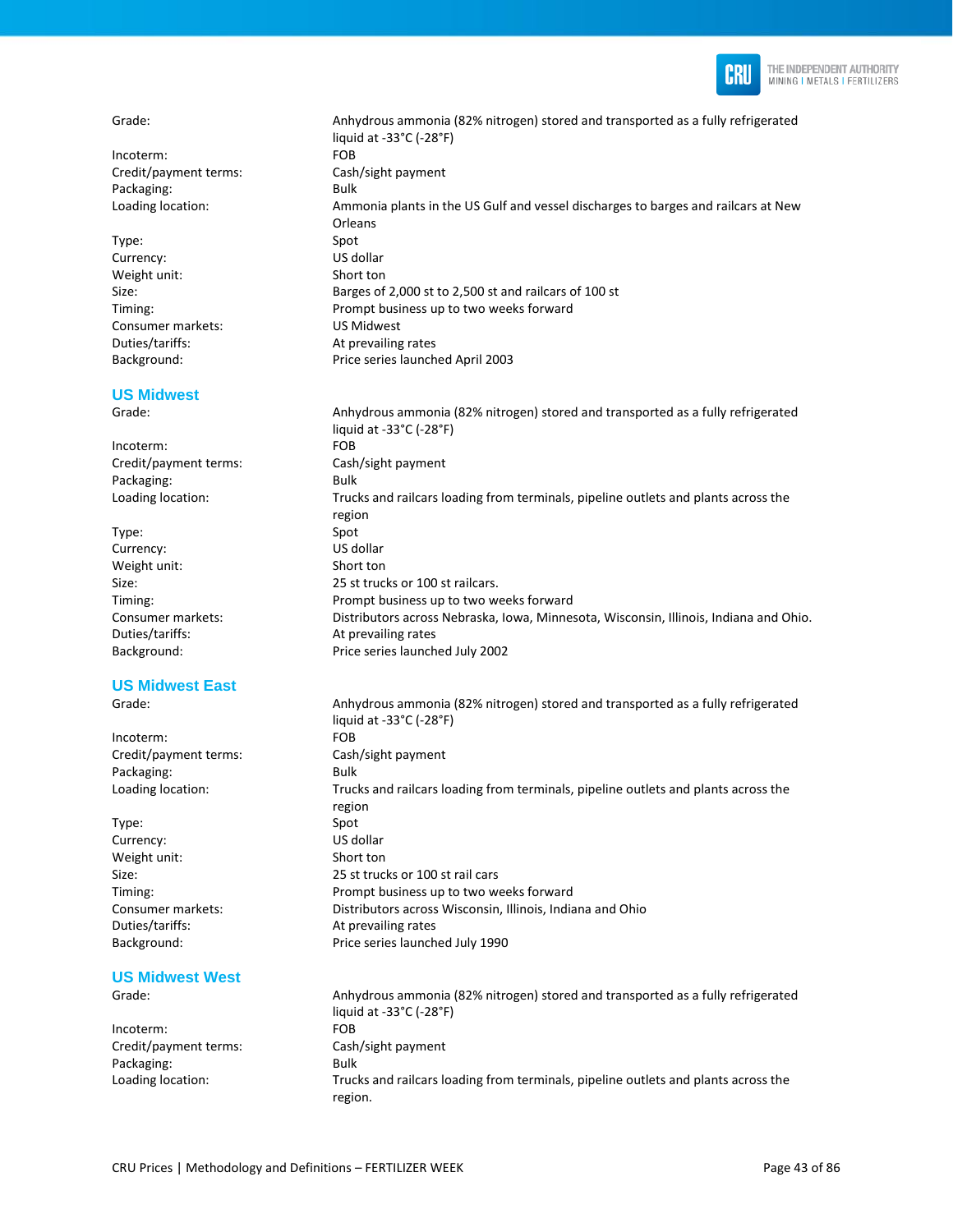| | |
|---|---|
| Grade: | Anhydrous ammonia (82% nitrogen) stored and transported as a fully refrigerated liquid at -33°C (-28°F) |
| Incoterm: | FOB |
| Credit/payment terms: | Cash/sight payment |
| Packaging: | Bulk |
| Loading location: | Ammonia plants in the US Gulf and vessel discharges to barges and railcars at New Orleans |
| Type: | Spot |
| Currency: | US dollar |
| Weight unit: | Short ton |
| Size: | Barges of 2,000 st to 2,500 st and railcars of 100 st |
| Timing: | Prompt business up to two weeks forward |
| Consumer markets: | US Midwest |
| Duties/tariffs: | At prevailing rates |
| Background: | Price series launched April 2003 |

## US Midwest

| | |
|---|---|
| Grade: | Anhydrous ammonia (82% nitrogen) stored and transported as a fully refrigerated liquid at -33°C (-28°F) |
| Incoterm: | FOB |
| Credit/payment terms: | Cash/sight payment |
| Packaging: | Bulk |
| Loading location: | Trucks and railcars loading from terminals, pipeline outlets and plants across the region |
| Type: | Spot |
| Currency: | US dollar |
| Weight unit: | Short ton |
| Size: | 25 st trucks or 100 st railcars. |
| Timing: | Prompt business up to two weeks forward |
| Consumer markets: | Distributors across Nebraska, Iowa, Minnesota, Wisconsin, Illinois, Indiana and Ohio. |
| Duties/tariffs: | At prevailing rates |
| Background: | Price series launched July 2002 |

## US Midwest East

| | |
|---|---|
| Grade: | Anhydrous ammonia (82% nitrogen) stored and transported as a fully refrigerated liquid at -33°C (-28°F) |
| Incoterm: | FOB |
| Credit/payment terms: | Cash/sight payment |
| Packaging: | Bulk |
| Loading location: | Trucks and railcars loading from terminals, pipeline outlets and plants across the region |
| Type: | Spot |
| Currency: | US dollar |
| Weight unit: | Short ton |
| Size: | 25 st trucks or 100 st rail cars |
| Timing: | Prompt business up to two weeks forward |
| Consumer markets: | Distributors across Wisconsin, Illinois, Indiana and Ohio |
| Duties/tariffs: | At prevailing rates |
| Background: | Price series launched July 1990 |

## US Midwest West

| | |
|---|---|
| Grade: | Anhydrous ammonia (82% nitrogen) stored and transported as a fully refrigerated liquid at -33°C (-28°F) |
| Incoterm: | FOB |
| Credit/payment terms: | Cash/sight payment |
| Packaging: | Bulk |
| Loading location: | Trucks and railcars loading from terminals, pipeline outlets and plants across the region. |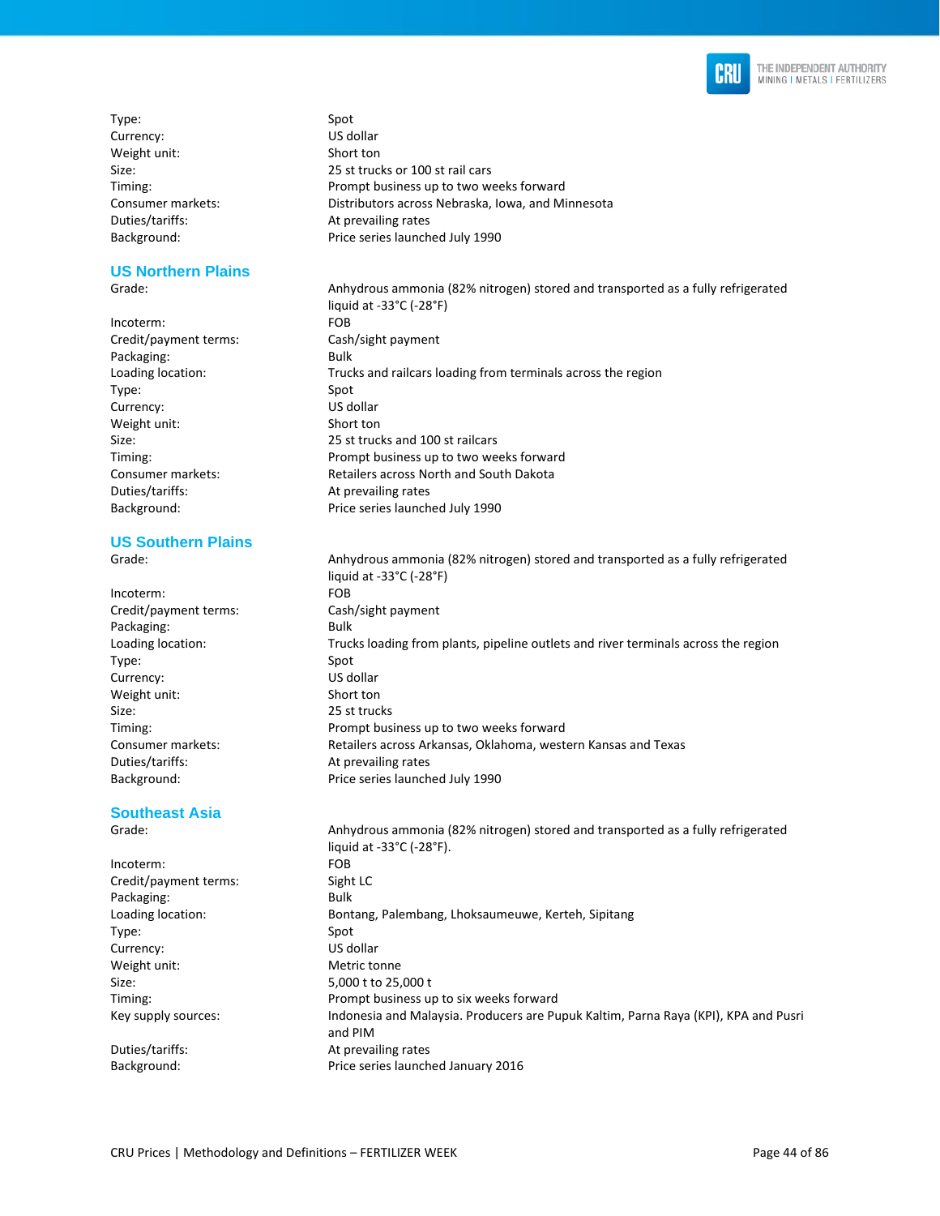| | |
|---|---|
| Type: | Spot |
| Currency: | US dollar |
| Weight unit: | Short ton |
| Size: | 25 st trucks or 100 st rail cars |
| Timing: | Prompt business up to two weeks forward |
| Consumer markets: | Distributors across Nebraska, Iowa, and Minnesota |
| Duties/tariffs: | At prevailing rates |
| Background: | Price series launched July 1990 |

## US Northern Plains

| | |
|---|---|
| Grade: | Anhydrous ammonia (82% nitrogen) stored and transported as a fully refrigerated liquid at -33°C (-28°F) |
| Incoterm: | FOB |
| Credit/payment terms: | Cash/sight payment |
| Packaging: | Bulk |
| Loading location: | Trucks and railcars loading from terminals across the region |
| Type: | Spot |
| Currency: | US dollar |
| Weight unit: | Short ton |
| Size: | 25 st trucks and 100 st railcars |
| Timing: | Prompt business up to two weeks forward |
| Consumer markets: | Retailers across North and South Dakota |
| Duties/tariffs: | At prevailing rates |
| Background: | Price series launched July 1990 |

## US Southern Plains

| | |
|---|---|
| Grade: | Anhydrous ammonia (82% nitrogen) stored and transported as a fully refrigerated liquid at -33°C (-28°F) |
| Incoterm: | FOB |
| Credit/payment terms: | Cash/sight payment |
| Packaging: | Bulk |
| Loading location: | Trucks loading from plants, pipeline outlets and river terminals across the region |
| Type: | Spot |
| Currency: | US dollar |
| Weight unit: | Short ton |
| Size: | 25 st trucks |
| Timing: | Prompt business up to two weeks forward |
| Consumer markets: | Retailers across Arkansas, Oklahoma, western Kansas and Texas |
| Duties/tariffs: | At prevailing rates |
| Background: | Price series launched July 1990 |

## Southeast Asia

| | |
|---|---|
| Grade: | Anhydrous ammonia (82% nitrogen) stored and transported as a fully refrigerated liquid at -33°C (-28°F). |
| Incoterm: | FOB |
| Credit/payment terms: | Sight LC |
| Packaging: | Bulk |
| Loading location: | Bontang, Palembang, Lhoksaumeuwe, Kerteh, Sipitang |
| Type: | Spot |
| Currency: | US dollar |
| Weight unit: | Metric tonne |
| Size: | 5,000 t to 25,000 t |
| Timing: | Prompt business up to six weeks forward |
| Key supply sources: | Indonesia and Malaysia. Producers are Pupuk Kaltim, Parna Raya (KPI), KPA and Pusri and PIM |
| Duties/tariffs: | At prevailing rates |
| Background: | Price series launched January 2016 |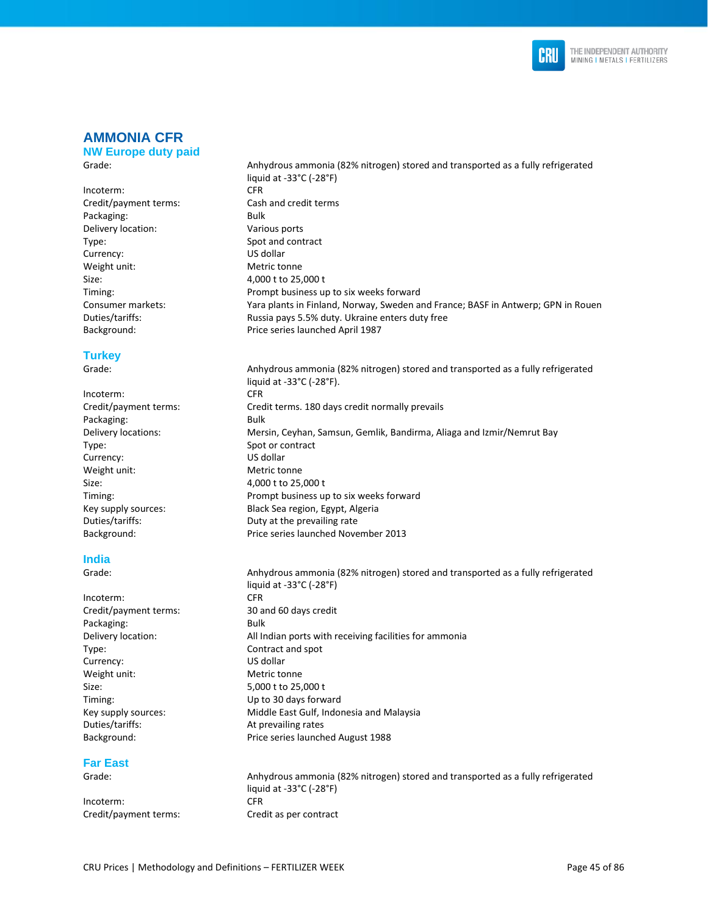# AMMONIA CFR

## NW Europe duty paid

| | |
|---|---|
| Grade: | Anhydrous ammonia (82% nitrogen) stored and transported as a fully refrigerated liquid at -33°C (-28°F) |
| Incoterm: | CFR |
| Credit/payment terms: | Cash and credit terms |
| Packaging: | Bulk |
| Delivery location: | Various ports |
| Type: | Spot and contract |
| Currency: | US dollar |
| Weight unit: | Metric tonne |
| Size: | 4,000 t to 25,000 t |
| Timing: | Prompt business up to six weeks forward |
| Consumer markets: | Yara plants in Finland, Norway, Sweden and France; BASF in Antwerp; GPN in Rouen |
| Duties/tariffs: | Russia pays 5.5% duty. Ukraine enters duty free |
| Background: | Price series launched April 1987 |

## Turkey

| | |
|---|---|
| Grade: | Anhydrous ammonia (82% nitrogen) stored and transported as a fully refrigerated liquid at -33°C (-28°F). |
| Incoterm: | CFR |
| Credit/payment terms: | Credit terms. 180 days credit normally prevails |
| Packaging: | Bulk |
| Delivery locations: | Mersin, Ceyhan, Samsun, Gemlik, Bandirma, Aliaga and Izmir/Nemrut Bay |
| Type: | Spot or contract |
| Currency: | US dollar |
| Weight unit: | Metric tonne |
| Size: | 4,000 t to 25,000 t |
| Timing: | Prompt business up to six weeks forward |
| Key supply sources: | Black Sea region, Egypt, Algeria |
| Duties/tariffs: | Duty at the prevailing rate |
| Background: | Price series launched November 2013 |

## India

| | |
|---|---|
| Grade: | Anhydrous ammonia (82% nitrogen) stored and transported as a fully refrigerated liquid at -33°C (-28°F) |
| Incoterm: | CFR |
| Credit/payment terms: | 30 and 60 days credit |
| Packaging: | Bulk |
| Delivery location: | All Indian ports with receiving facilities for ammonia |
| Type: | Contract and spot |
| Currency: | US dollar |
| Weight unit: | Metric tonne |
| Size: | 5,000 t to 25,000 t |
| Timing: | Up to 30 days forward |
| Key supply sources: | Middle East Gulf, Indonesia and Malaysia |
| Duties/tariffs: | At prevailing rates |
| Background: | Price series launched August 1988 |

## Far East

| | |
|---|---|
| Grade: | Anhydrous ammonia (82% nitrogen) stored and transported as a fully refrigerated liquid at -33°C (-28°F) |
| Incoterm: | CFR |
| Credit/payment terms: | Credit as per contract |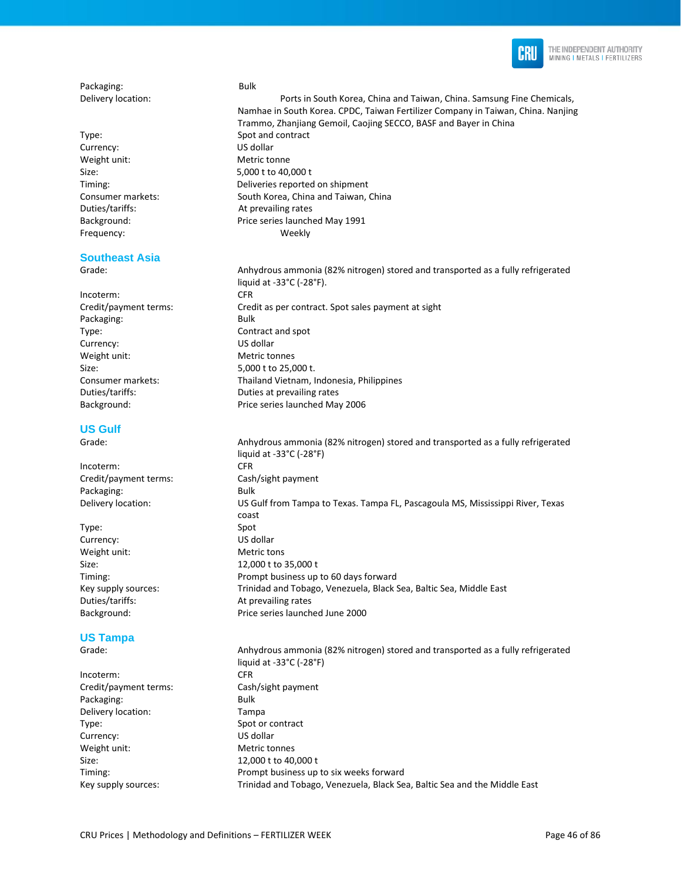| | |
|---|---|
| Packaging: | Bulk |
| Delivery location: | Ports in South Korea, China and Taiwan, China. Samsung Fine Chemicals, Namhae in South Korea. CPDC, Taiwan Fertilizer Company in Taiwan, China. Nanjing Trammo, Zhanjiang Gemoil, Caojing SECCO, BASF and Bayer in China |
| Type: | Spot and contract |
| Currency: | US dollar |
| Weight unit: | Metric tonne |
| Size: | 5,000 t to 40,000 t |
| Timing: | Deliveries reported on shipment |
| Consumer markets: | South Korea, China and Taiwan, China |
| Duties/tariffs: | At prevailing rates |
| Background: | Price series launched May 1991 |
| Frequency: | Weekly |

## Southeast Asia

| | |
|---|---|
| Grade: | Anhydrous ammonia (82% nitrogen) stored and transported as a fully refrigerated liquid at -33°C (-28°F). |
| Incoterm: | CFR |
| Credit/payment terms: | Credit as per contract. Spot sales payment at sight |
| Packaging: | Bulk |
| Type: | Contract and spot |
| Currency: | US dollar |
| Weight unit: | Metric tonnes |
| Size: | 5,000 t to 25,000 t. |
| Consumer markets: | Thailand Vietnam, Indonesia, Philippines |
| Duties/tariffs: | Duties at prevailing rates |
| Background: | Price series launched May 2006 |

## US Gulf

| | |
|---|---|
| Grade: | Anhydrous ammonia (82% nitrogen) stored and transported as a fully refrigerated liquid at -33°C (-28°F) |
| Incoterm: | CFR |
| Credit/payment terms: | Cash/sight payment |
| Packaging: | Bulk |
| Delivery location: | US Gulf from Tampa to Texas. Tampa FL, Pascagoula MS, Mississippi River, Texas coast |
| Type: | Spot |
| Currency: | US dollar |
| Weight unit: | Metric tons |
| Size: | 12,000 t to 35,000 t |
| Timing: | Prompt business up to 60 days forward |
| Key supply sources: | Trinidad and Tobago, Venezuela, Black Sea, Baltic Sea, Middle East |
| Duties/tariffs: | At prevailing rates |
| Background: | Price series launched June 2000 |

## US Tampa

| | |
|---|---|
| Grade: | Anhydrous ammonia (82% nitrogen) stored and transported as a fully refrigerated liquid at -33°C (-28°F) |
| Incoterm: | CFR |
| Credit/payment terms: | Cash/sight payment |
| Packaging: | Bulk |
| Delivery location: | Tampa |
| Type: | Spot or contract |
| Currency: | US dollar |
| Weight unit: | Metric tonnes |
| Size: | 12,000 t to 40,000 t |
| Timing: | Prompt business up to six weeks forward |
| Key supply sources: | Trinidad and Tobago, Venezuela, Black Sea, Baltic Sea and the Middle East |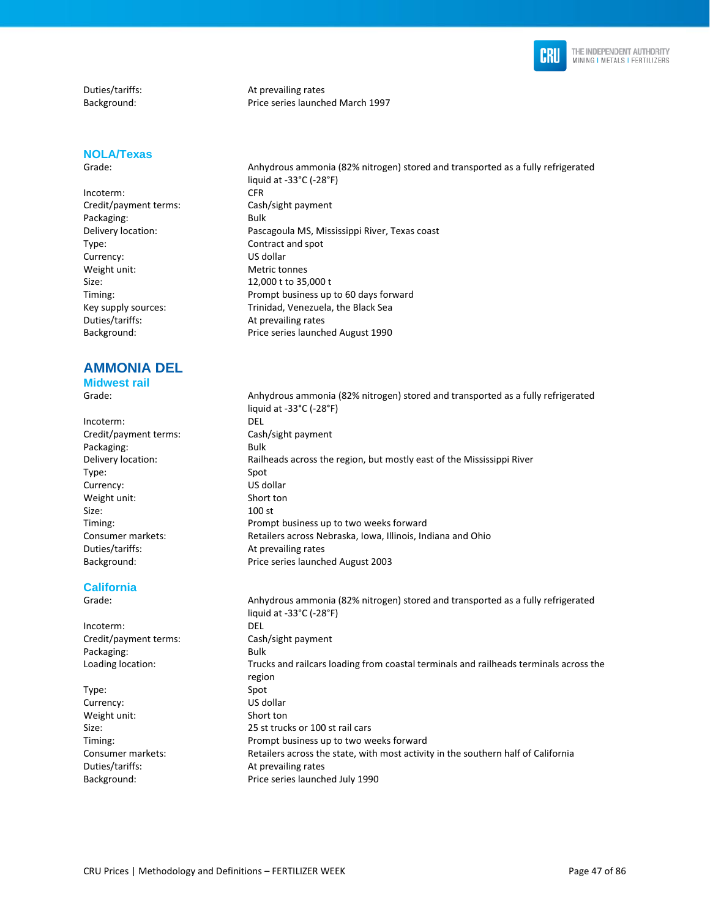| | |
|---|---|
| Duties/tariffs: | At prevailing rates |
| Background: | Price series launched March 1997 |

### NOLA/Texas

| | |
|---|---|
| Grade: | Anhydrous ammonia (82% nitrogen) stored and transported as a fully refrigerated liquid at -33°C (-28°F) |
| Incoterm: | CFR |
| Credit/payment terms: | Cash/sight payment |
| Packaging: | Bulk |
| Delivery location: | Pascagoula MS, Mississippi River, Texas coast |
| Type: | Contract and spot |
| Currency: | US dollar |
| Weight unit: | Metric tonnes |
| Size: | 12,000 t to 35,000 t |
| Timing: | Prompt business up to 60 days forward |
| Key supply sources: | Trinidad, Venezuela, the Black Sea |
| Duties/tariffs: | At prevailing rates |
| Background: | Price series launched August 1990 |

## AMMONIA DEL

### Midwest rail

| | |
|---|---|
| Grade: | Anhydrous ammonia (82% nitrogen) stored and transported as a fully refrigerated liquid at -33°C (-28°F) |
| Incoterm: | DEL |
| Credit/payment terms: | Cash/sight payment |
| Packaging: | Bulk |
| Delivery location: | Railheads across the region, but mostly east of the Mississippi River |
| Type: | Spot |
| Currency: | US dollar |
| Weight unit: | Short ton |
| Size: | 100 st |
| Timing: | Prompt business up to two weeks forward |
| Consumer markets: | Retailers across Nebraska, Iowa, Illinois, Indiana and Ohio |
| Duties/tariffs: | At prevailing rates |
| Background: | Price series launched August 2003 |

### California

| | |
|---|---|
| Grade: | Anhydrous ammonia (82% nitrogen) stored and transported as a fully refrigerated liquid at -33°C (-28°F) |
| Incoterm: | DEL |
| Credit/payment terms: | Cash/sight payment |
| Packaging: | Bulk |
| Loading location: | Trucks and railcars loading from coastal terminals and railheads terminals across the region |
| Type: | Spot |
| Currency: | US dollar |
| Weight unit: | Short ton |
| Size: | 25 st trucks or 100 st rail cars |
| Timing: | Prompt business up to two weeks forward |
| Consumer markets: | Retailers across the state, with most activity in the southern half of California |
| Duties/tariffs: | At prevailing rates |
| Background: | Price series launched July 1990 |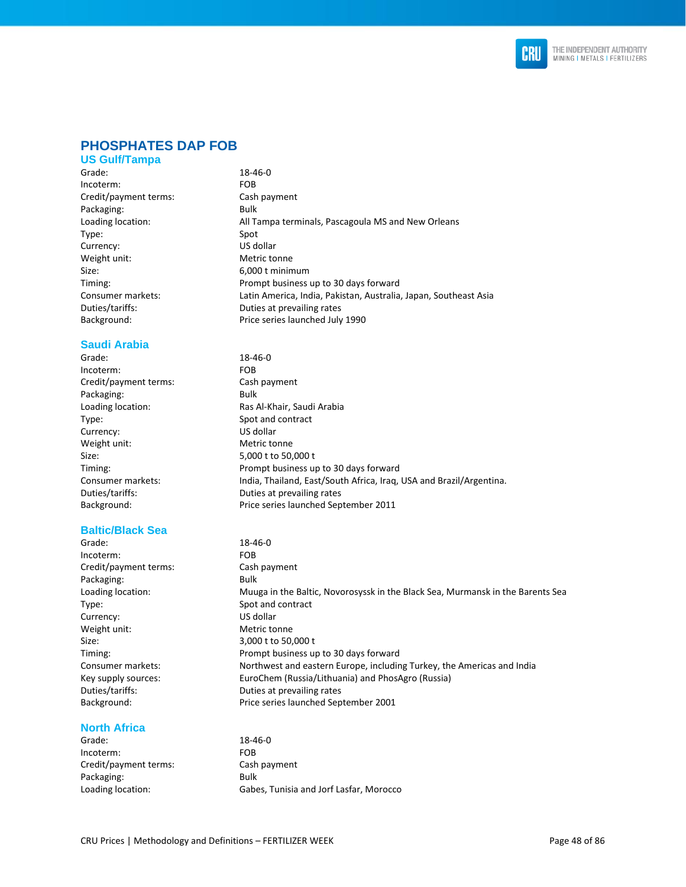# PHOSPHATES DAP FOB

## US Gulf/Tampa

| | |
|---|---|
| Grade: | 18-46-0 |
| Incoterm: | FOB |
| Credit/payment terms: | Cash payment |
| Packaging: | Bulk |
| Loading location: | All Tampa terminals, Pascagoula MS and New Orleans |
| Type: | Spot |
| Currency: | US dollar |
| Weight unit: | Metric tonne |
| Size: | 6,000 t minimum |
| Timing: | Prompt business up to 30 days forward |
| Consumer markets: | Latin America, India, Pakistan, Australia, Japan, Southeast Asia |
| Duties/tariffs: | Duties at prevailing rates |
| Background: | Price series launched July 1990 |

## Saudi Arabia

| | |
|---|---|
| Grade: | 18-46-0 |
| Incoterm: | FOB |
| Credit/payment terms: | Cash payment |
| Packaging: | Bulk |
| Loading location: | Ras Al-Khair, Saudi Arabia |
| Type: | Spot and contract |
| Currency: | US dollar |
| Weight unit: | Metric tonne |
| Size: | 5,000 t to 50,000 t |
| Timing: | Prompt business up to 30 days forward |
| Consumer markets: | India, Thailand, East/South Africa, Iraq, USA and Brazil/Argentina. |
| Duties/tariffs: | Duties at prevailing rates |
| Background: | Price series launched September 2011 |

## Baltic/Black Sea

| | |
|---|---|
| Grade: | 18-46-0 |
| Incoterm: | FOB |
| Credit/payment terms: | Cash payment |
| Packaging: | Bulk |
| Loading location: | Muuga in the Baltic, Novorosyssk in the Black Sea, Murmansk in the Barents Sea |
| Type: | Spot and contract |
| Currency: | US dollar |
| Weight unit: | Metric tonne |
| Size: | 3,000 t to 50,000 t |
| Timing: | Prompt business up to 30 days forward |
| Consumer markets: | Northwest and eastern Europe, including Turkey, the Americas and India |
| Key supply sources: | EuroChem (Russia/Lithuania) and PhosAgro (Russia) |
| Duties/tariffs: | Duties at prevailing rates |
| Background: | Price series launched September 2001 |

## North Africa

| | |
|---|---|
| Grade: | 18-46-0 |
| Incoterm: | FOB |
| Credit/payment terms: | Cash payment |
| Packaging: | Bulk |
| Loading location: | Gabes, Tunisia and Jorf Lasfar, Morocco |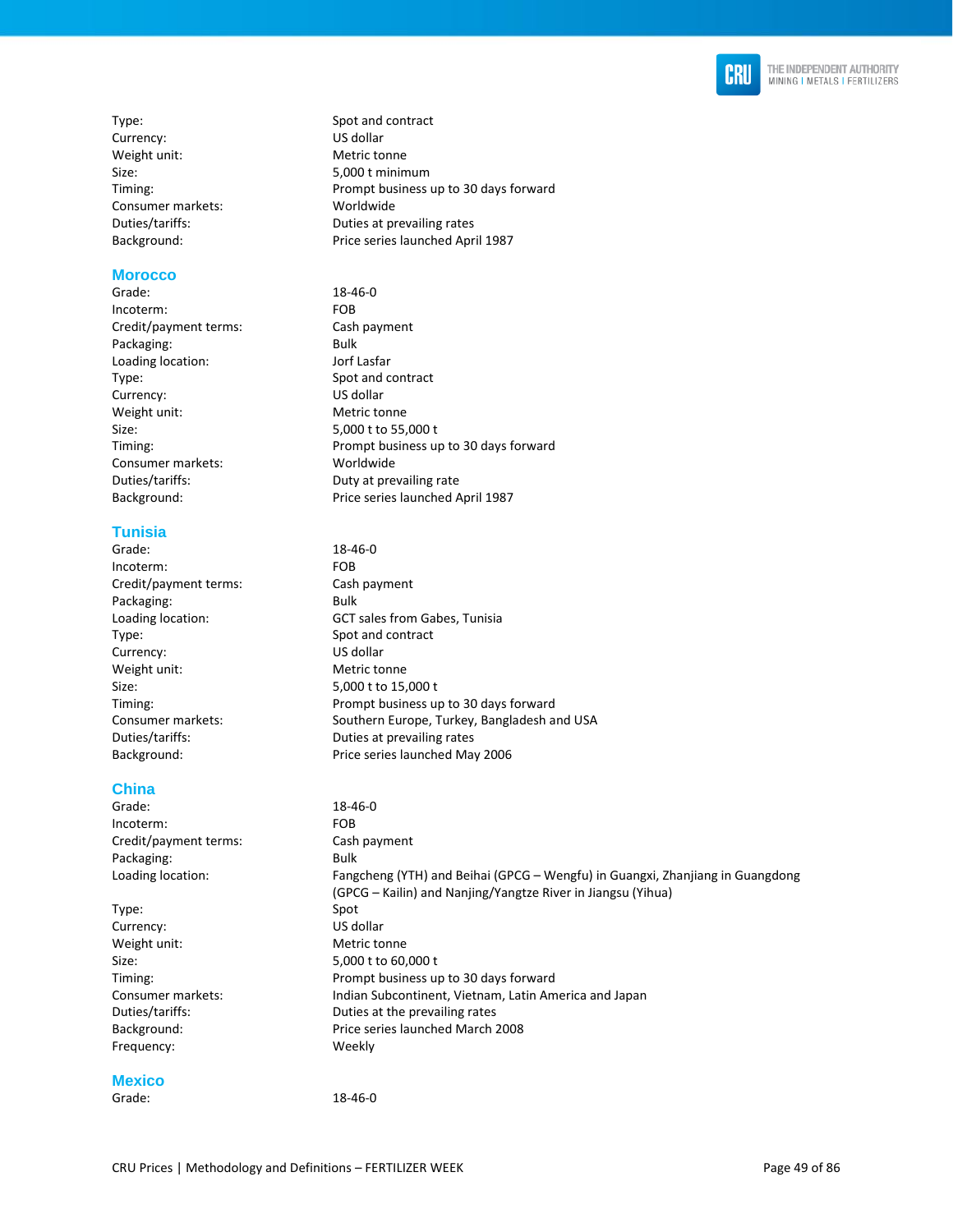Type: Spot and contract
Currency: US dollar
Weight unit: Metric tonne
Size: 5,000 t minimum
Timing: Prompt business up to 30 days forward
Consumer markets: Worldwide
Duties/tariffs: Duties at prevailing rates
Background: Price series launched April 1987

### Morocco

| | |
|---|---|
| Grade: | 18-46-0 |
| Incoterm: | FOB |
| Credit/payment terms: | Cash payment |
| Packaging: | Bulk |
| Loading location: | Jorf Lasfar |
| Type: | Spot and contract |
| Currency: | US dollar |
| Weight unit: | Metric tonne |
| Size: | 5,000 t to 55,000 t |
| Timing: | Prompt business up to 30 days forward |
| Consumer markets: | Worldwide |
| Duties/tariffs: | Duty at prevailing rate |
| Background: | Price series launched April 1987 |

### Tunisia

| | |
|---|---|
| Grade: | 18-46-0 |
| Incoterm: | FOB |
| Credit/payment terms: | Cash payment |
| Packaging: | Bulk |
| Loading location: | GCT sales from Gabes, Tunisia |
| Type: | Spot and contract |
| Currency: | US dollar |
| Weight unit: | Metric tonne |
| Size: | 5,000 t to 15,000 t |
| Timing: | Prompt business up to 30 days forward |
| Consumer markets: | Southern Europe, Turkey, Bangladesh and USA |
| Duties/tariffs: | Duties at prevailing rates |
| Background: | Price series launched May 2006 |

### China

| | |
|---|---|
| Grade: | 18-46-0 |
| Incoterm: | FOB |
| Credit/payment terms: | Cash payment |
| Packaging: | Bulk |
| Loading location: | Fangcheng (YTH) and Beihai (GPCG – Wengfu) in Guangxi, Zhanjiang in Guangdong (GPCG – Kailin) and Nanjing/Yangtze River in Jiangsu (Yihua) |
| Type: | Spot |
| Currency: | US dollar |
| Weight unit: | Metric tonne |
| Size: | 5,000 t to 60,000 t |
| Timing: | Prompt business up to 30 days forward |
| Consumer markets: | Indian Subcontinent, Vietnam, Latin America and Japan |
| Duties/tariffs: | Duties at the prevailing rates |
| Background: | Price series launched March 2008 |
| Frequency: | Weekly |

### Mexico

| | |
|---|---|
| Grade: | 18-46-0 |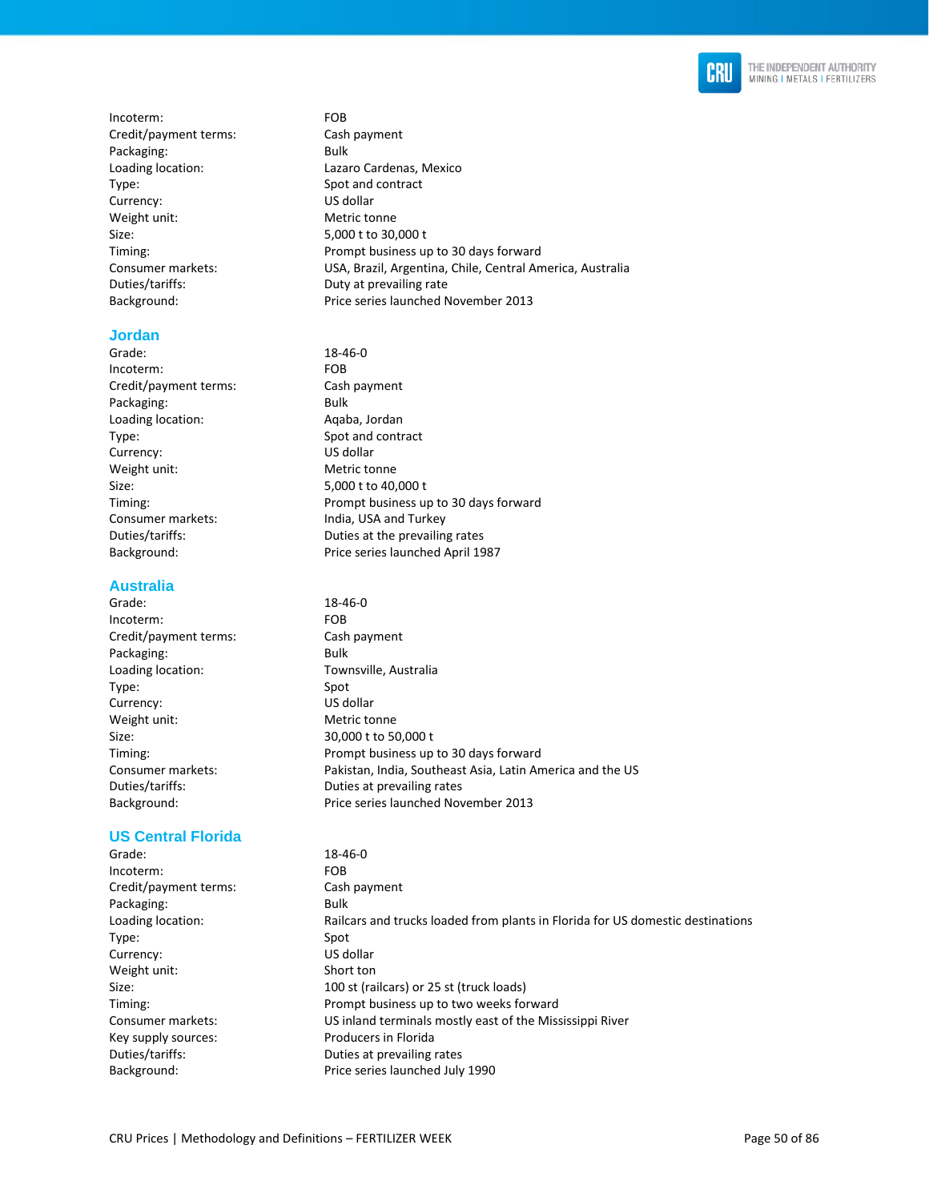| | |
|---|---|
| Incoterm: | FOB |
| Credit/payment terms: | Cash payment |
| Packaging: | Bulk |
| Loading location: | Lazaro Cardenas, Mexico |
| Type: | Spot and contract |
| Currency: | US dollar |
| Weight unit: | Metric tonne |
| Size: | 5,000 t to 30,000 t |
| Timing: | Prompt business up to 30 days forward |
| Consumer markets: | USA, Brazil, Argentina, Chile, Central America, Australia |
| Duties/tariffs: | Duty at prevailing rate |
| Background: | Price series launched November 2013 |

### Jordan

| | |
|---|---|
| Grade: | 18-46-0 |
| Incoterm: | FOB |
| Credit/payment terms: | Cash payment |
| Packaging: | Bulk |
| Loading location: | Aqaba, Jordan |
| Type: | Spot and contract |
| Currency: | US dollar |
| Weight unit: | Metric tonne |
| Size: | 5,000 t to 40,000 t |
| Timing: | Prompt business up to 30 days forward |
| Consumer markets: | India, USA and Turkey |
| Duties/tariffs: | Duties at the prevailing rates |
| Background: | Price series launched April 1987 |

### Australia

| | |
|---|---|
| Grade: | 18-46-0 |
| Incoterm: | FOB |
| Credit/payment terms: | Cash payment |
| Packaging: | Bulk |
| Loading location: | Townsville, Australia |
| Type: | Spot |
| Currency: | US dollar |
| Weight unit: | Metric tonne |
| Size: | 30,000 t to 50,000 t |
| Timing: | Prompt business up to 30 days forward |
| Consumer markets: | Pakistan, India, Southeast Asia, Latin America and the US |
| Duties/tariffs: | Duties at prevailing rates |
| Background: | Price series launched November 2013 |

### US Central Florida

| | |
|---|---|
| Grade: | 18-46-0 |
| Incoterm: | FOB |
| Credit/payment terms: | Cash payment |
| Packaging: | Bulk |
| Loading location: | Railcars and trucks loaded from plants in Florida for US domestic destinations |
| Type: | Spot |
| Currency: | US dollar |
| Weight unit: | Short ton |
| Size: | 100 st (railcars) or 25 st (truck loads) |
| Timing: | Prompt business up to two weeks forward |
| Consumer markets: | US inland terminals mostly east of the Mississippi River |
| Key supply sources: | Producers in Florida |
| Duties/tariffs: | Duties at prevailing rates |
| Background: | Price series launched July 1990 |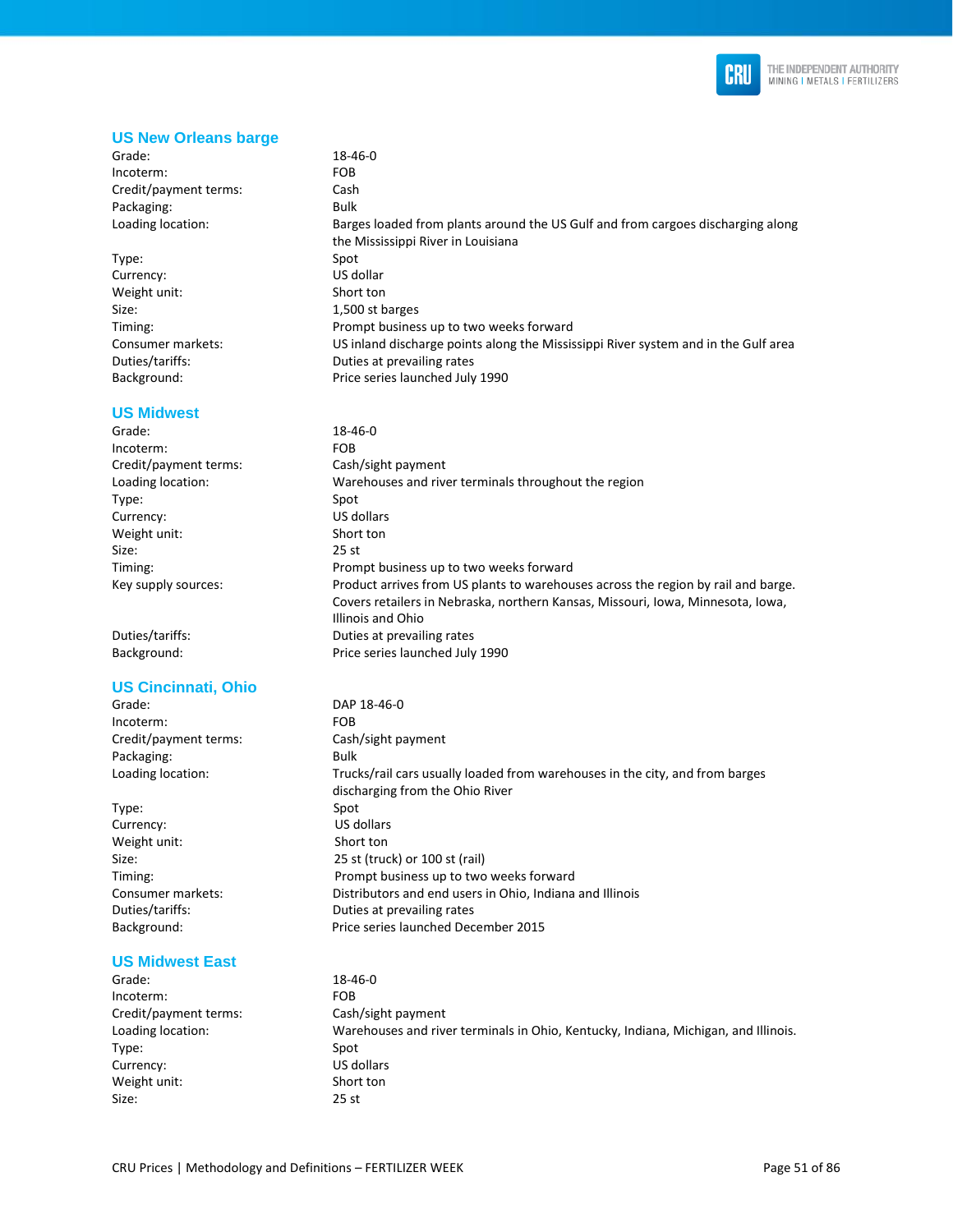## US New Orleans barge

| | |
|---|---|
| Grade: | 18-46-0 |
| Incoterm: | FOB |
| Credit/payment terms: | Cash |
| Packaging: | Bulk |
| Loading location: | Barges loaded from plants around the US Gulf and from cargoes discharging along the Mississippi River in Louisiana |
| Type: | Spot |
| Currency: | US dollar |
| Weight unit: | Short ton |
| Size: | 1,500 st barges |
| Timing: | Prompt business up to two weeks forward |
| Consumer markets: | US inland discharge points along the Mississippi River system and in the Gulf area |
| Duties/tariffs: | Duties at prevailing rates |
| Background: | Price series launched July 1990 |

## US Midwest

| | |
|---|---|
| Grade: | 18-46-0 |
| Incoterm: | FOB |
| Credit/payment terms: | Cash/sight payment |
| Loading location: | Warehouses and river terminals throughout the region |
| Type: | Spot |
| Currency: | US dollars |
| Weight unit: | Short ton |
| Size: | 25 st |
| Timing: | Prompt business up to two weeks forward |
| Key supply sources: | Product arrives from US plants to warehouses across the region by rail and barge. Covers retailers in Nebraska, northern Kansas, Missouri, Iowa, Minnesota, Iowa, Illinois and Ohio |
| Duties/tariffs: | Duties at prevailing rates |
| Background: | Price series launched July 1990 |

## US Cincinnati, Ohio

| | |
|---|---|
| Grade: | DAP 18-46-0 |
| Incoterm: | FOB |
| Credit/payment terms: | Cash/sight payment |
| Packaging: | Bulk |
| Loading location: | Trucks/rail cars usually loaded from warehouses in the city, and from barges discharging from the Ohio River |
| Type: | Spot |
| Currency: | US dollars |
| Weight unit: | Short ton |
| Size: | 25 st (truck) or 100 st (rail) |
| Timing: | Prompt business up to two weeks forward |
| Consumer markets: | Distributors and end users in Ohio, Indiana and Illinois |
| Duties/tariffs: | Duties at prevailing rates |
| Background: | Price series launched December 2015 |

## US Midwest East

| | |
|---|---|
| Grade: | 18-46-0 |
| Incoterm: | FOB |
| Credit/payment terms: | Cash/sight payment |
| Loading location: | Warehouses and river terminals in Ohio, Kentucky, Indiana, Michigan, and Illinois. |
| Type: | Spot |
| Currency: | US dollars |
| Weight unit: | Short ton |
| Size: | 25 st |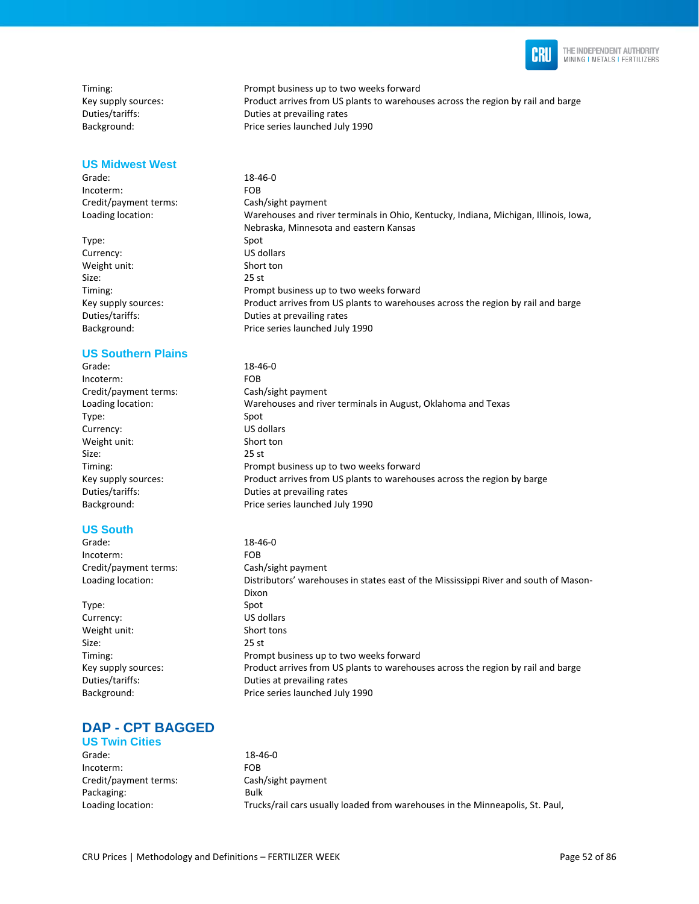| | |
|---|---|
| Timing: | Prompt business up to two weeks forward |
| Key supply sources: | Product arrives from US plants to warehouses across the region by rail and barge |
| Duties/tariffs: | Duties at prevailing rates |
| Background: | Price series launched July 1990 |

### US Midwest West

| | |
|---|---|
| Grade: | 18-46-0 |
| Incoterm: | FOB |
| Credit/payment terms: | Cash/sight payment |
| Loading location: | Warehouses and river terminals in Ohio, Kentucky, Indiana, Michigan, Illinois, Iowa, Nebraska, Minnesota and eastern Kansas |
| Type: | Spot |
| Currency: | US dollars |
| Weight unit: | Short ton |
| Size: | 25 st |
| Timing: | Prompt business up to two weeks forward |
| Key supply sources: | Product arrives from US plants to warehouses across the region by rail and barge |
| Duties/tariffs: | Duties at prevailing rates |
| Background: | Price series launched July 1990 |

### US Southern Plains

| | |
|---|---|
| Grade: | 18-46-0 |
| Incoterm: | FOB |
| Credit/payment terms: | Cash/sight payment |
| Loading location: | Warehouses and river terminals in August, Oklahoma and Texas |
| Type: | Spot |
| Currency: | US dollars |
| Weight unit: | Short ton |
| Size: | 25 st |
| Timing: | Prompt business up to two weeks forward |
| Key supply sources: | Product arrives from US plants to warehouses across the region by barge |
| Duties/tariffs: | Duties at prevailing rates |
| Background: | Price series launched July 1990 |

### US South

| | |
|---|---|
| Grade: | 18-46-0 |
| Incoterm: | FOB |
| Credit/payment terms: | Cash/sight payment |
| Loading location: | Distributors' warehouses in states east of the Mississippi River and south of Mason-Dixon |
| Type: | Spot |
| Currency: | US dollars |
| Weight unit: | Short tons |
| Size: | 25 st |
| Timing: | Prompt business up to two weeks forward |
| Key supply sources: | Product arrives from US plants to warehouses across the region by rail and barge |
| Duties/tariffs: | Duties at prevailing rates |
| Background: | Price series launched July 1990 |

## DAP - CPT BAGGED

### US Twin Cities

| | |
|---|---|
| Grade: | 18-46-0 |
| Incoterm: | FOB |
| Credit/payment terms: | Cash/sight payment |
| Packaging: | Bulk |
| Loading location: | Trucks/rail cars usually loaded from warehouses in the Minneapolis, St. Paul, |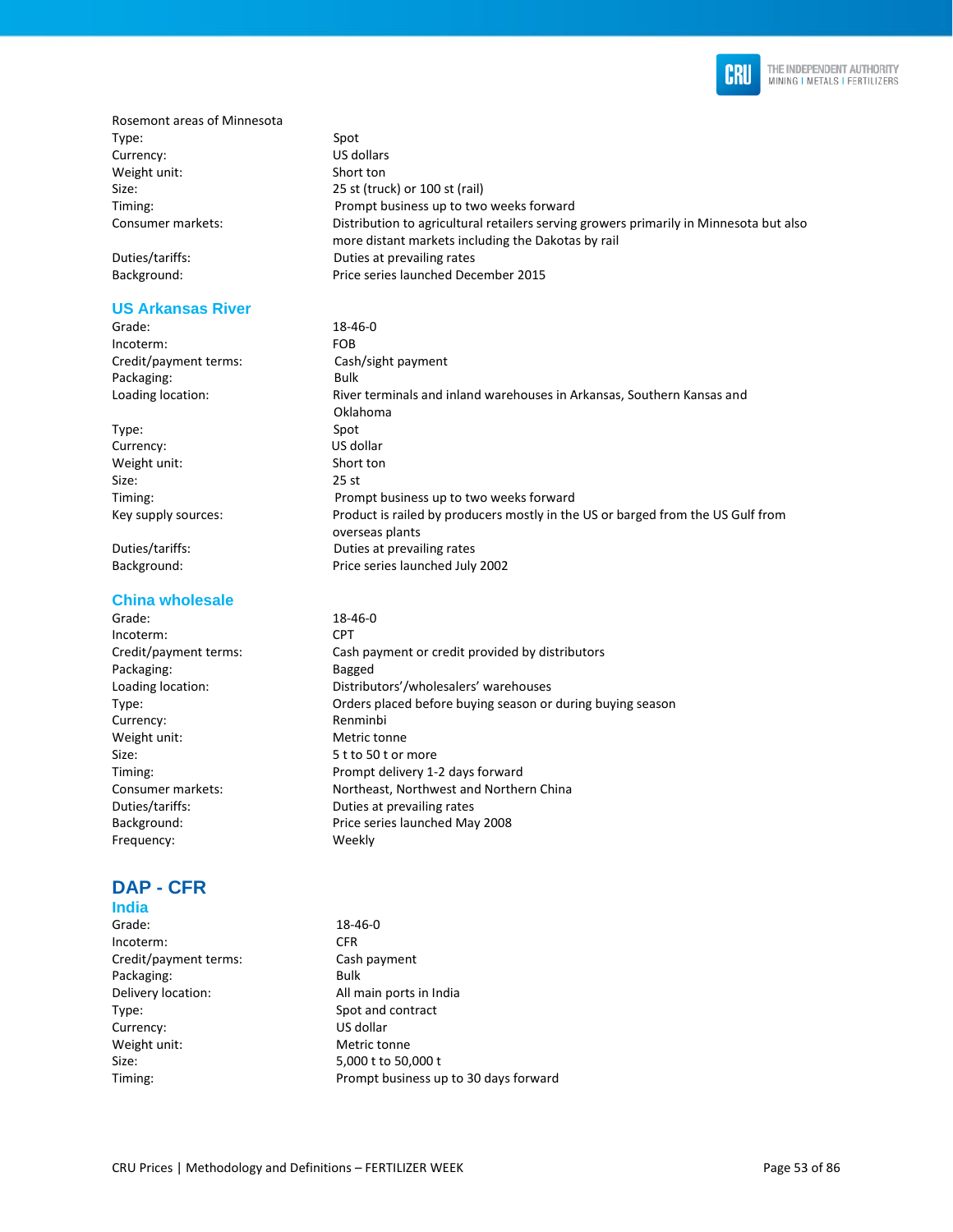Rosemont areas of Minnesota

| | |
|---|---|
| Type: | Spot |
| Currency: | US dollars |
| Weight unit: | Short ton |
| Size: | 25 st (truck) or 100 st (rail) |
| Timing: | Prompt business up to two weeks forward |
| Consumer markets: | Distribution to agricultural retailers serving growers primarily in Minnesota but also more distant markets including the Dakotas by rail |
| Duties/tariffs: | Duties at prevailing rates |
| Background: | Price series launched December 2015 |

### US Arkansas River

| | |
|---|---|
| Grade: | 18-46-0 |
| Incoterm: | FOB |
| Credit/payment terms: | Cash/sight payment |
| Packaging: | Bulk |
| Loading location: | River terminals and inland warehouses in Arkansas, Southern Kansas and Oklahoma |
| Type: | Spot |
| Currency: | US dollar |
| Weight unit: | Short ton |
| Size: | 25 st |
| Timing: | Prompt business up to two weeks forward |
| Key supply sources: | Product is railed by producers mostly in the US or barged from the US Gulf from overseas plants |
| Duties/tariffs: | Duties at prevailing rates |
| Background: | Price series launched July 2002 |

### China wholesale

| | |
|---|---|
| Grade: | 18-46-0 |
| Incoterm: | CPT |
| Credit/payment terms: | Cash payment or credit provided by distributors |
| Packaging: | Bagged |
| Loading location: | Distributors'/wholesalers' warehouses |
| Type: | Orders placed before buying season or during buying season |
| Currency: | Renminbi |
| Weight unit: | Metric tonne |
| Size: | 5 t to 50 t or more |
| Timing: | Prompt delivery 1-2 days forward |
| Consumer markets: | Northeast, Northwest and Northern China |
| Duties/tariffs: | Duties at prevailing rates |
| Background: | Price series launched May 2008 |
| Frequency: | Weekly |

## DAP - CFR

### India

| | |
|---|---|
| Grade: | 18-46-0 |
| Incoterm: | CFR |
| Credit/payment terms: | Cash payment |
| Packaging: | Bulk |
| Delivery location: | All main ports in India |
| Type: | Spot and contract |
| Currency: | US dollar |
| Weight unit: | Metric tonne |
| Size: | 5,000 t to 50,000 t |
| Timing: | Prompt business up to 30 days forward |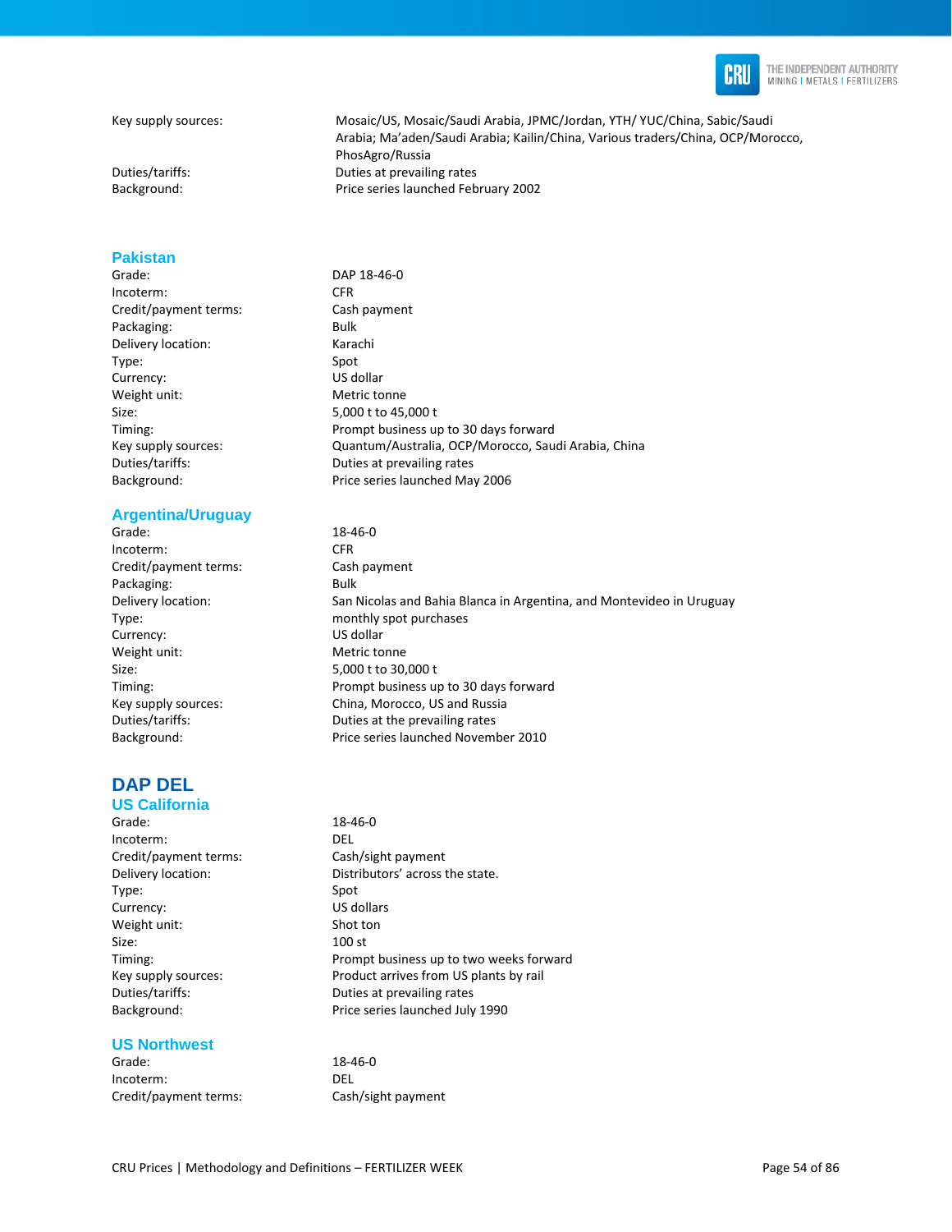Key supply sources: Mosaic/US, Mosaic/Saudi Arabia, JPMC/Jordan, YTH/ YUC/China, Sabic/Saudi Arabia; Ma'aden/Saudi Arabia; Kailin/China, Various traders/China, OCP/Morocco, PhosAgro/Russia
Duties/tariffs: Duties at prevailing rates
Background: Price series launched February 2002

### Pakistan

| | |
|---|---|
| Grade: | DAP 18-46-0 |
| Incoterm: | CFR |
| Credit/payment terms: | Cash payment |
| Packaging: | Bulk |
| Delivery location: | Karachi |
| Type: | Spot |
| Currency: | US dollar |
| Weight unit: | Metric tonne |
| Size: | 5,000 t to 45,000 t |
| Timing: | Prompt business up to 30 days forward |
| Key supply sources: | Quantum/Australia, OCP/Morocco, Saudi Arabia, China |
| Duties/tariffs: | Duties at prevailing rates |
| Background: | Price series launched May 2006 |

### Argentina/Uruguay

| | |
|---|---|
| Grade: | 18-46-0 |
| Incoterm: | CFR |
| Credit/payment terms: | Cash payment |
| Packaging: | Bulk |
| Delivery location: | San Nicolas and Bahia Blanca in Argentina, and Montevideo in Uruguay |
| Type: | monthly spot purchases |
| Currency: | US dollar |
| Weight unit: | Metric tonne |
| Size: | 5,000 t to 30,000 t |
| Timing: | Prompt business up to 30 days forward |
| Key supply sources: | China, Morocco, US and Russia |
| Duties/tariffs: | Duties at the prevailing rates |
| Background: | Price series launched November 2010 |

## DAP DEL

### US California

| | |
|---|---|
| Grade: | 18-46-0 |
| Incoterm: | DEL |
| Credit/payment terms: | Cash/sight payment |
| Delivery location: | Distributors' across the state. |
| Type: | Spot |
| Currency: | US dollars |
| Weight unit: | Shot ton |
| Size: | 100 st |
| Timing: | Prompt business up to two weeks forward |
| Key supply sources: | Product arrives from US plants by rail |
| Duties/tariffs: | Duties at prevailing rates |
| Background: | Price series launched July 1990 |

### US Northwest

| | |
|---|---|
| Grade: | 18-46-0 |
| Incoterm: | DEL |
| Credit/payment terms: | Cash/sight payment |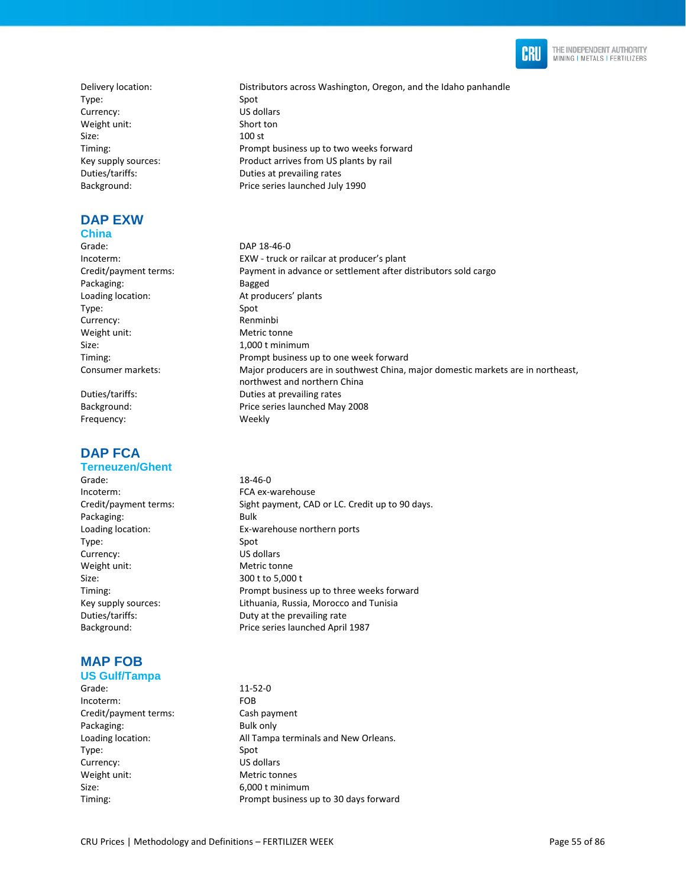| | |
|---|---|
| Delivery location: | Distributors across Washington, Oregon, and the Idaho panhandle |
| Type: | Spot |
| Currency: | US dollars |
| Weight unit: | Short ton |
| Size: | 100 st |
| Timing: | Prompt business up to two weeks forward |
| Key supply sources: | Product arrives from US plants by rail |
| Duties/tariffs: | Duties at prevailing rates |
| Background: | Price series launched July 1990 |

## DAP EXW

### China

| | |
|---|---|
| Grade: | DAP 18-46-0 |
| Incoterm: | EXW - truck or railcar at producer's plant |
| Credit/payment terms: | Payment in advance or settlement after distributors sold cargo |
| Packaging: | Bagged |
| Loading location: | At producers' plants |
| Type: | Spot |
| Currency: | Renminbi |
| Weight unit: | Metric tonne |
| Size: | 1,000 t minimum |
| Timing: | Prompt business up to one week forward |
| Consumer markets: | Major producers are in southwest China, major domestic markets are in northeast, northwest and northern China |
| Duties/tariffs: | Duties at prevailing rates |
| Background: | Price series launched May 2008 |
| Frequency: | Weekly |

## DAP FCA

### Terneuzen/Ghent

| | |
|---|---|
| Grade: | 18-46-0 |
| Incoterm: | FCA ex-warehouse |
| Credit/payment terms: | Sight payment, CAD or LC. Credit up to 90 days. |
| Packaging: | Bulk |
| Loading location: | Ex-warehouse northern ports |
| Type: | Spot |
| Currency: | US dollars |
| Weight unit: | Metric tonne |
| Size: | 300 t to 5,000 t |
| Timing: | Prompt business up to three weeks forward |
| Key supply sources: | Lithuania, Russia, Morocco and Tunisia |
| Duties/tariffs: | Duty at the prevailing rate |
| Background: | Price series launched April 1987 |

## MAP FOB

### US Gulf/Tampa

| | |
|---|---|
| Grade: | 11-52-0 |
| Incoterm: | FOB |
| Credit/payment terms: | Cash payment |
| Packaging: | Bulk only |
| Loading location: | All Tampa terminals and New Orleans. |
| Type: | Spot |
| Currency: | US dollars |
| Weight unit: | Metric tonnes |
| Size: | 6,000 t minimum |
| Timing: | Prompt business up to 30 days forward |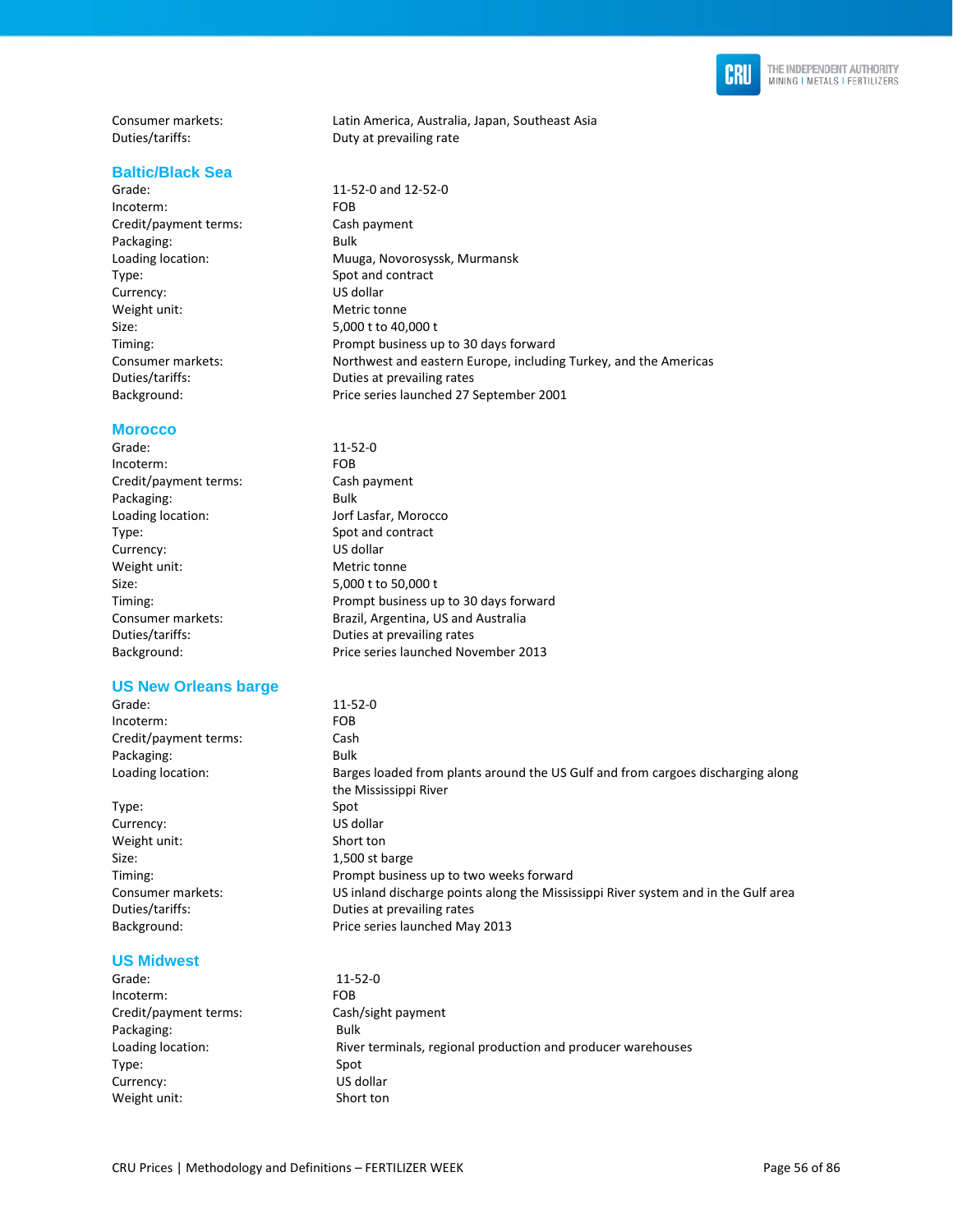Consumer markets: Latin America, Australia, Japan, Southeast Asia
Duties/tariffs: Duty at prevailing rate

### Baltic/Black Sea

| | |
|---|---|
| Grade: | 11-52-0 and 12-52-0 |
| Incoterm: | FOB |
| Credit/payment terms: | Cash payment |
| Packaging: | Bulk |
| Loading location: | Muuga, Novorosyssk, Murmansk |
| Type: | Spot and contract |
| Currency: | US dollar |
| Weight unit: | Metric tonne |
| Size: | 5,000 t to 40,000 t |
| Timing: | Prompt business up to 30 days forward |
| Consumer markets: | Northwest and eastern Europe, including Turkey, and the Americas |
| Duties/tariffs: | Duties at prevailing rates |
| Background: | Price series launched 27 September 2001 |

### Morocco

| | |
|---|---|
| Grade: | 11-52-0 |
| Incoterm: | FOB |
| Credit/payment terms: | Cash payment |
| Packaging: | Bulk |
| Loading location: | Jorf Lasfar, Morocco |
| Type: | Spot and contract |
| Currency: | US dollar |
| Weight unit: | Metric tonne |
| Size: | 5,000 t to 50,000 t |
| Timing: | Prompt business up to 30 days forward |
| Consumer markets: | Brazil, Argentina, US and Australia |
| Duties/tariffs: | Duties at prevailing rates |
| Background: | Price series launched November 2013 |

### US New Orleans barge

| | |
|---|---|
| Grade: | 11-52-0 |
| Incoterm: | FOB |
| Credit/payment terms: | Cash |
| Packaging: | Bulk |
| Loading location: | Barges loaded from plants around the US Gulf and from cargoes discharging along the Mississippi River |
| Type: | Spot |
| Currency: | US dollar |
| Weight unit: | Short ton |
| Size: | 1,500 st barge |
| Timing: | Prompt business up to two weeks forward |
| Consumer markets: | US inland discharge points along the Mississippi River system and in the Gulf area |
| Duties/tariffs: | Duties at prevailing rates |
| Background: | Price series launched May 2013 |

### US Midwest

| | |
|---|---|
| Grade: | 11-52-0 |
| Incoterm: | FOB |
| Credit/payment terms: | Cash/sight payment |
| Packaging: | Bulk |
| Loading location: | River terminals, regional production and producer warehouses |
| Type: | Spot |
| Currency: | US dollar |
| Weight unit: | Short ton |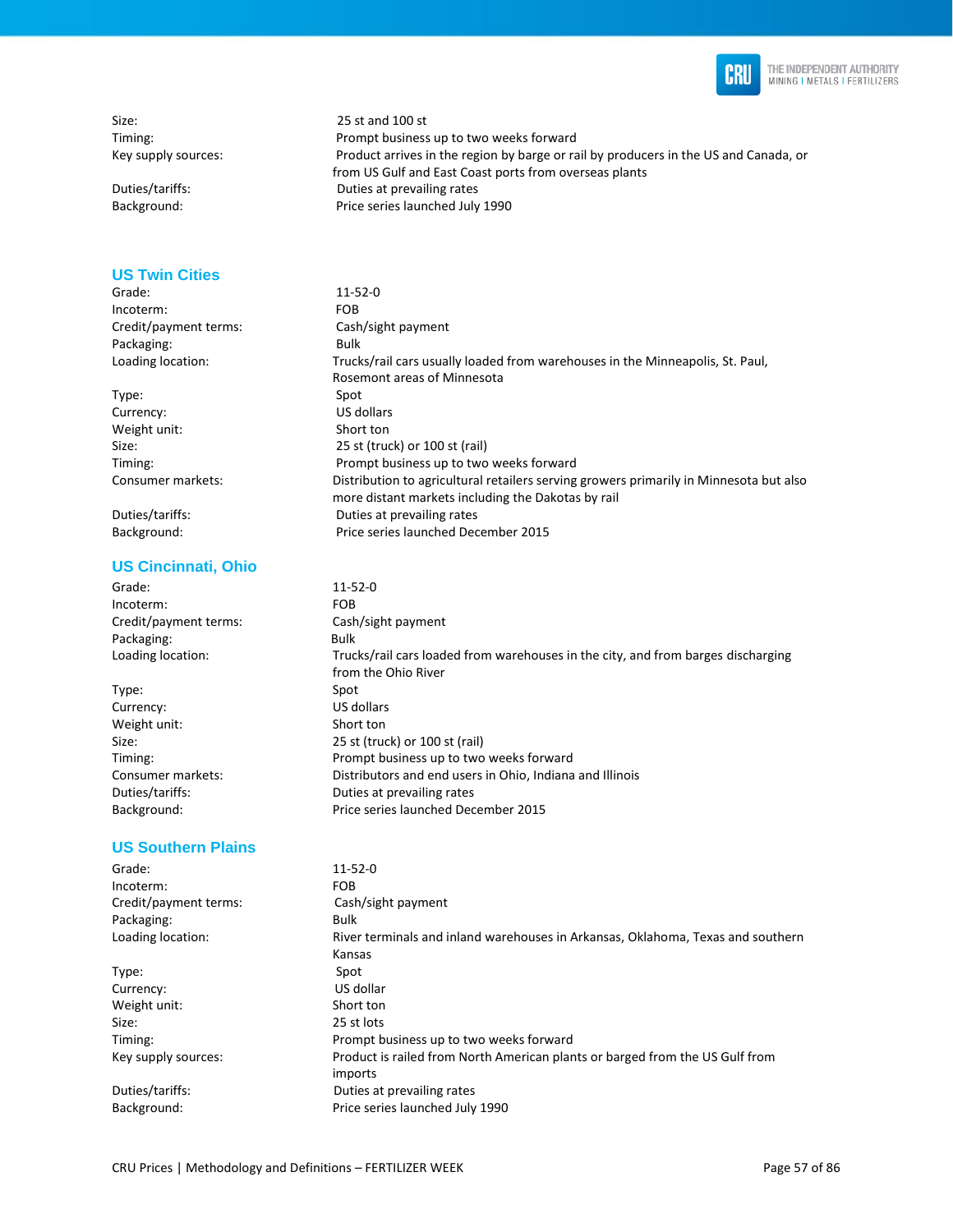| | |
|---|---|
| Size: | 25 st and 100 st |
| Timing: | Prompt business up to two weeks forward |
| Key supply sources: | Product arrives in the region by barge or rail by producers in the US and Canada, or from US Gulf and East Coast ports from overseas plants |
| Duties/tariffs: | Duties at prevailing rates |
| Background: | Price series launched July 1990 |

## US Twin Cities

| | |
|---|---|
| Grade: | 11-52-0 |
| Incoterm: | FOB |
| Credit/payment terms: | Cash/sight payment |
| Packaging: | Bulk |
| Loading location: | Trucks/rail cars usually loaded from warehouses in the Minneapolis, St. Paul, Rosemont areas of Minnesota |
| Type: | Spot |
| Currency: | US dollars |
| Weight unit: | Short ton |
| Size: | 25 st (truck) or 100 st (rail) |
| Timing: | Prompt business up to two weeks forward |
| Consumer markets: | Distribution to agricultural retailers serving growers primarily in Minnesota but also more distant markets including the Dakotas by rail |
| Duties/tariffs: | Duties at prevailing rates |
| Background: | Price series launched December 2015 |

## US Cincinnati, Ohio

| | |
|---|---|
| Grade: | 11-52-0 |
| Incoterm: | FOB |
| Credit/payment terms: | Cash/sight payment |
| Packaging: | Bulk |
| Loading location: | Trucks/rail cars loaded from warehouses in the city, and from barges discharging from the Ohio River |
| Type: | Spot |
| Currency: | US dollars |
| Weight unit: | Short ton |
| Size: | 25 st (truck) or 100 st (rail) |
| Timing: | Prompt business up to two weeks forward |
| Consumer markets: | Distributors and end users in Ohio, Indiana and Illinois |
| Duties/tariffs: | Duties at prevailing rates |
| Background: | Price series launched December 2015 |

## US Southern Plains

| | |
|---|---|
| Grade: | 11-52-0 |
| Incoterm: | FOB |
| Credit/payment terms: | Cash/sight payment |
| Packaging: | Bulk |
| Loading location: | River terminals and inland warehouses in Arkansas, Oklahoma, Texas and southern Kansas |
| Type: | Spot |
| Currency: | US dollar |
| Weight unit: | Short ton |
| Size: | 25 st lots |
| Timing: | Prompt business up to two weeks forward |
| Key supply sources: | Product is railed from North American plants or barged from the US Gulf from imports |
| Duties/tariffs: | Duties at prevailing rates |
| Background: | Price series launched July 1990 |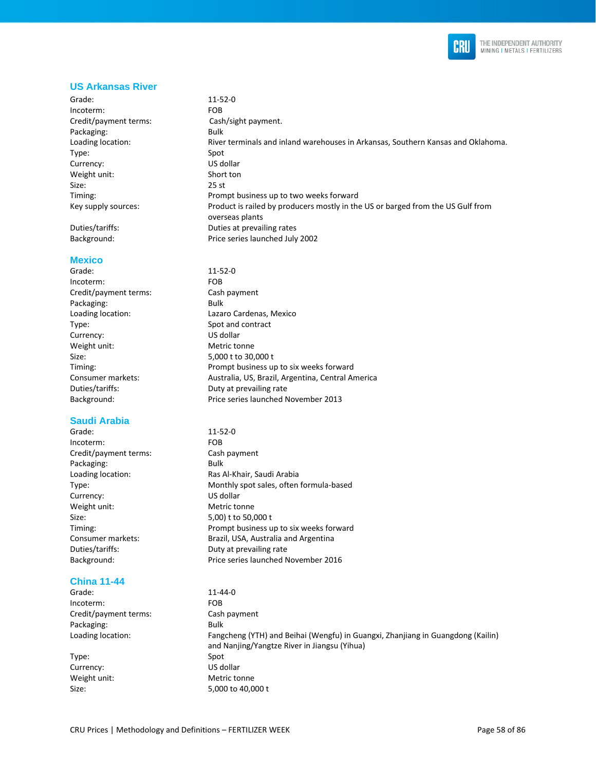## US Arkansas River

| | |
|---|---|
| Grade: | 11-52-0 |
| Incoterm: | FOB |
| Credit/payment terms: | Cash/sight payment. |
| Packaging: | Bulk |
| Loading location: | River terminals and inland warehouses in Arkansas, Southern Kansas and Oklahoma. |
| Type: | Spot |
| Currency: | US dollar |
| Weight unit: | Short ton |
| Size: | 25 st |
| Timing: | Prompt business up to two weeks forward |
| Key supply sources: | Product is railed by producers mostly in the US or barged from the US Gulf from overseas plants |
| Duties/tariffs: | Duties at prevailing rates |
| Background: | Price series launched July 2002 |

## Mexico

| | |
|---|---|
| Grade: | 11-52-0 |
| Incoterm: | FOB |
| Credit/payment terms: | Cash payment |
| Packaging: | Bulk |
| Loading location: | Lazaro Cardenas, Mexico |
| Type: | Spot and contract |
| Currency: | US dollar |
| Weight unit: | Metric tonne |
| Size: | 5,000 t to 30,000 t |
| Timing: | Prompt business up to six weeks forward |
| Consumer markets: | Australia, US, Brazil, Argentina, Central America |
| Duties/tariffs: | Duty at prevailing rate |
| Background: | Price series launched November 2013 |

## Saudi Arabia

| | |
|---|---|
| Grade: | 11-52-0 |
| Incoterm: | FOB |
| Credit/payment terms: | Cash payment |
| Packaging: | Bulk |
| Loading location: | Ras Al-Khair, Saudi Arabia |
| Type: | Monthly spot sales, often formula-based |
| Currency: | US dollar |
| Weight unit: | Metric tonne |
| Size: | 5,00) t to 50,000 t |
| Timing: | Prompt business up to six weeks forward |
| Consumer markets: | Brazil, USA, Australia and Argentina |
| Duties/tariffs: | Duty at prevailing rate |
| Background: | Price series launched November 2016 |

## China 11-44

| | |
|---|---|
| Grade: | 11-44-0 |
| Incoterm: | FOB |
| Credit/payment terms: | Cash payment |
| Packaging: | Bulk |
| Loading location: | Fangcheng (YTH) and Beihai (Wengfu) in Guangxi, Zhanjiang in Guangdong (Kailin) and Nanjing/Yangtze River in Jiangsu (Yihua) |
| Type: | Spot |
| Currency: | US dollar |
| Weight unit: | Metric tonne |
| Size: | 5,000 to 40,000 t |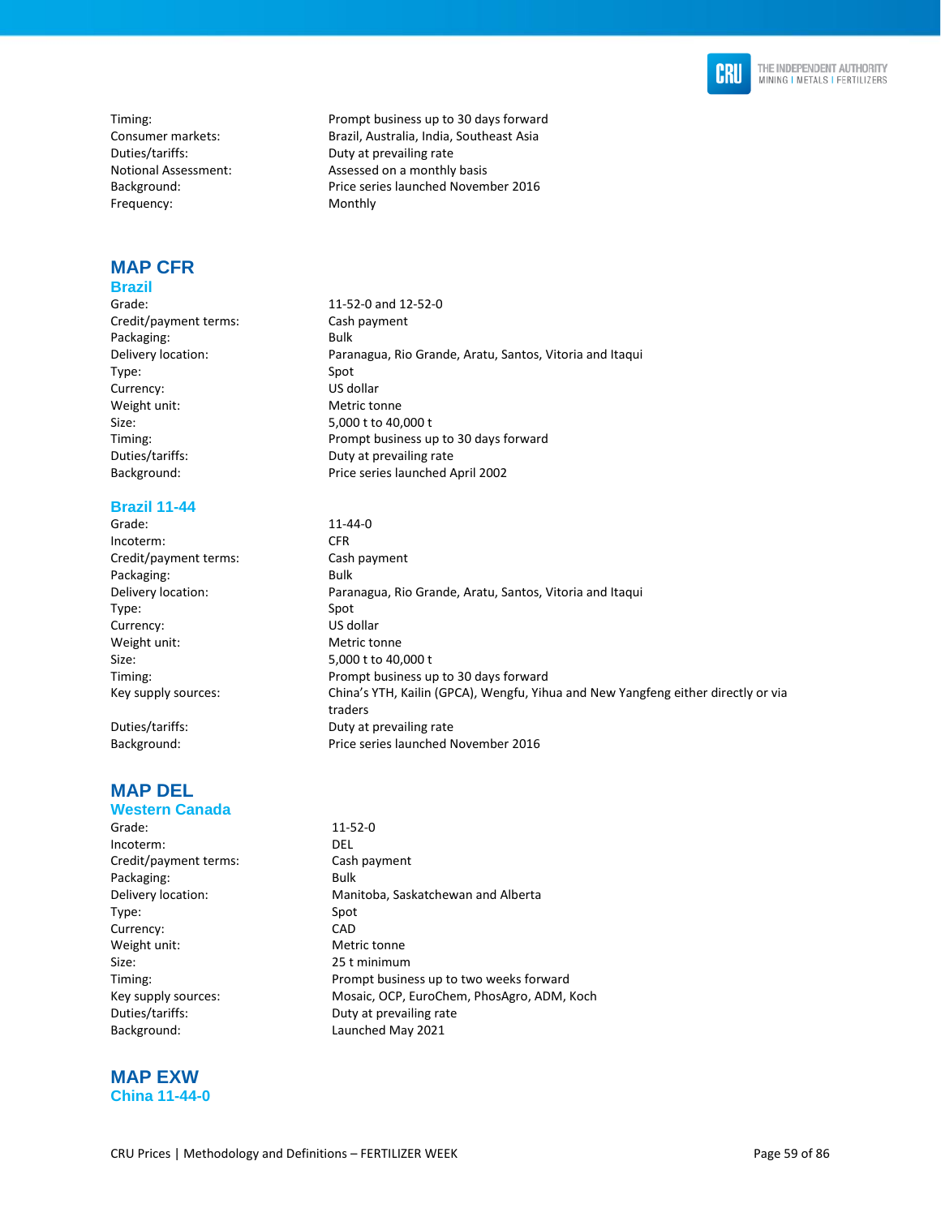| | |
|---|---|
| Timing: | Prompt business up to 30 days forward |
| Consumer markets: | Brazil, Australia, India, Southeast Asia |
| Duties/tariffs: | Duty at prevailing rate |
| Notional Assessment: | Assessed on a monthly basis |
| Background: | Price series launched November 2016 |
| Frequency: | Monthly |

## MAP CFR

### Brazil

| | |
|---|---|
| Grade: | 11-52-0 and 12-52-0 |
| Credit/payment terms: | Cash payment |
| Packaging: | Bulk |
| Delivery location: | Paranagua, Rio Grande, Aratu, Santos, Vitoria and Itaqui |
| Type: | Spot |
| Currency: | US dollar |
| Weight unit: | Metric tonne |
| Size: | 5,000 t to 40,000 t |
| Timing: | Prompt business up to 30 days forward |
| Duties/tariffs: | Duty at prevailing rate |
| Background: | Price series launched April 2002 |

### Brazil 11-44

| | |
|---|---|
| Grade: | 11-44-0 |
| Incoterm: | CFR |
| Credit/payment terms: | Cash payment |
| Packaging: | Bulk |
| Delivery location: | Paranagua, Rio Grande, Aratu, Santos, Vitoria and Itaqui |
| Type: | Spot |
| Currency: | US dollar |
| Weight unit: | Metric tonne |
| Size: | 5,000 t to 40,000 t |
| Timing: | Prompt business up to 30 days forward |
| Key supply sources: | China's YTH, Kailin (GPCA), Wengfu, Yihua and New Yangfeng either directly or via traders |
| Duties/tariffs: | Duty at prevailing rate |
| Background: | Price series launched November 2016 |

## MAP DEL

### Western Canada

| | |
|---|---|
| Grade: | 11-52-0 |
| Incoterm: | DEL |
| Credit/payment terms: | Cash payment |
| Packaging: | Bulk |
| Delivery location: | Manitoba, Saskatchewan and Alberta |
| Type: | Spot |
| Currency: | CAD |
| Weight unit: | Metric tonne |
| Size: | 25 t minimum |
| Timing: | Prompt business up to two weeks forward |
| Key supply sources: | Mosaic, OCP, EuroChem, PhosAgro, ADM, Koch |
| Duties/tariffs: | Duty at prevailing rate |
| Background: | Launched May 2021 |

## MAP EXW

### China 11-44-0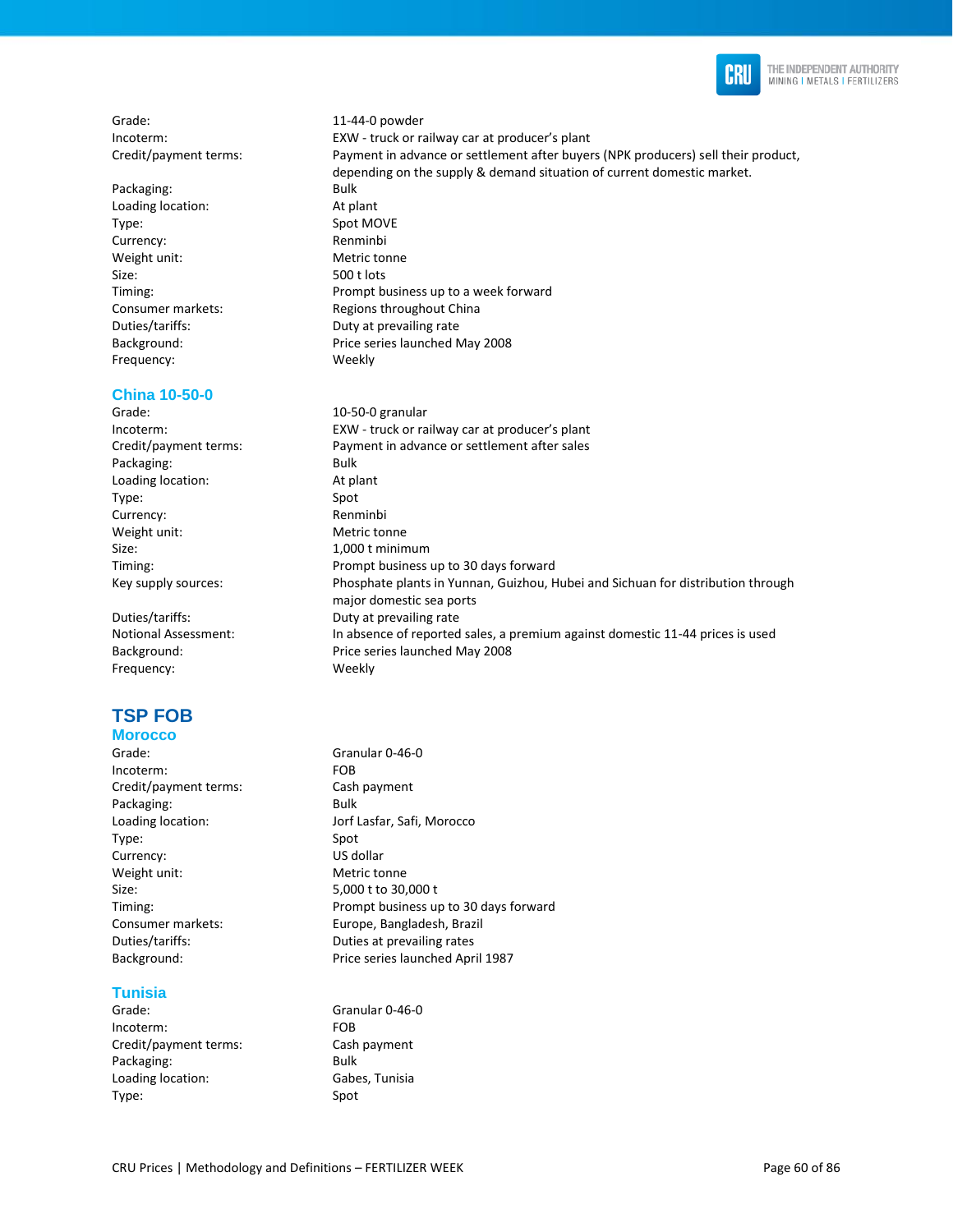| | |
|---|---|
| Grade: | 11-44-0 powder |
| Incoterm: | EXW - truck or railway car at producer's plant |
| Credit/payment terms: | Payment in advance or settlement after buyers (NPK producers) sell their product, depending on the supply & demand situation of current domestic market. |
| Packaging: | Bulk |
| Loading location: | At plant |
| Type: | Spot MOVE |
| Currency: | Renminbi |
| Weight unit: | Metric tonne |
| Size: | 500 t lots |
| Timing: | Prompt business up to a week forward |
| Consumer markets: | Regions throughout China |
| Duties/tariffs: | Duty at prevailing rate |
| Background: | Price series launched May 2008 |
| Frequency: | Weekly |

### China 10-50-0

| | |
|---|---|
| Grade: | 10-50-0 granular |
| Incoterm: | EXW - truck or railway car at producer's plant |
| Credit/payment terms: | Payment in advance or settlement after sales |
| Packaging: | Bulk |
| Loading location: | At plant |
| Type: | Spot |
| Currency: | Renminbi |
| Weight unit: | Metric tonne |
| Size: | 1,000 t minimum |
| Timing: | Prompt business up to 30 days forward |
| Key supply sources: | Phosphate plants in Yunnan, Guizhou, Hubei and Sichuan for distribution through major domestic sea ports |
| Duties/tariffs: | Duty at prevailing rate |
| Notional Assessment: | In absence of reported sales, a premium against domestic 11-44 prices is used |
| Background: | Price series launched May 2008 |
| Frequency: | Weekly |

## TSP FOB

### Morocco

| | |
|---|---|
| Grade: | Granular 0-46-0 |
| Incoterm: | FOB |
| Credit/payment terms: | Cash payment |
| Packaging: | Bulk |
| Loading location: | Jorf Lasfar, Safi, Morocco |
| Type: | Spot |
| Currency: | US dollar |
| Weight unit: | Metric tonne |
| Size: | 5,000 t to 30,000 t |
| Timing: | Prompt business up to 30 days forward |
| Consumer markets: | Europe, Bangladesh, Brazil |
| Duties/tariffs: | Duties at prevailing rates |
| Background: | Price series launched April 1987 |

### Tunisia

| | |
|---|---|
| Grade: | Granular 0-46-0 |
| Incoterm: | FOB |
| Credit/payment terms: | Cash payment |
| Packaging: | Bulk |
| Loading location: | Gabes, Tunisia |
| Type: | Spot |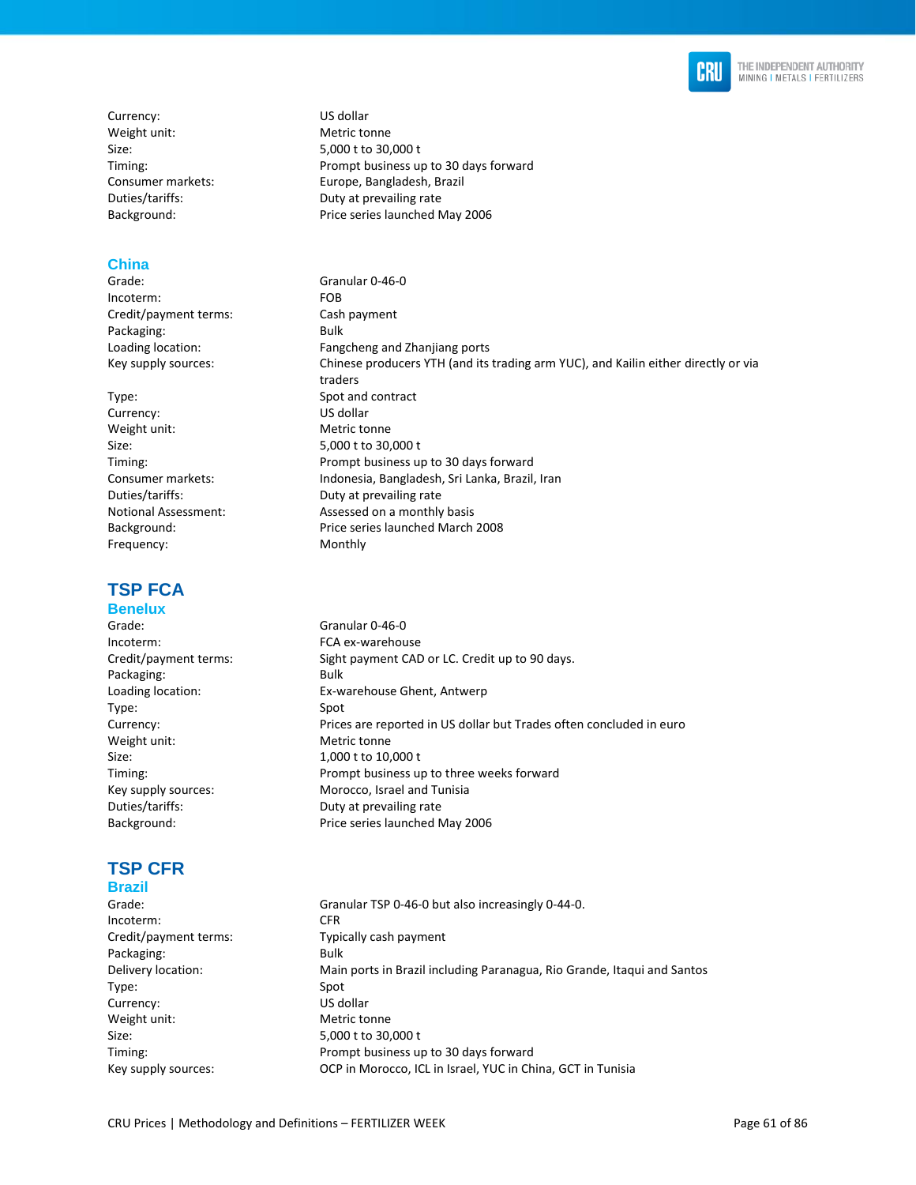| | |
|---|---|
| Currency: | US dollar |
| Weight unit: | Metric tonne |
| Size: | 5,000 t to 30,000 t |
| Timing: | Prompt business up to 30 days forward |
| Consumer markets: | Europe, Bangladesh, Brazil |
| Duties/tariffs: | Duty at prevailing rate |
| Background: | Price series launched May 2006 |

### China

| | |
|---|---|
| Grade: | Granular 0-46-0 |
| Incoterm: | FOB |
| Credit/payment terms: | Cash payment |
| Packaging: | Bulk |
| Loading location: | Fangcheng and Zhanjiang ports |
| Key supply sources: | Chinese producers YTH (and its trading arm YUC), and Kailin either directly or via traders |
| Type: | Spot and contract |
| Currency: | US dollar |
| Weight unit: | Metric tonne |
| Size: | 5,000 t to 30,000 t |
| Timing: | Prompt business up to 30 days forward |
| Consumer markets: | Indonesia, Bangladesh, Sri Lanka, Brazil, Iran |
| Duties/tariffs: | Duty at prevailing rate |
| Notional Assessment: | Assessed on a monthly basis |
| Background: | Price series launched March 2008 |
| Frequency: | Monthly |

## TSP FCA

### Benelux

| | |
|---|---|
| Grade: | Granular 0-46-0 |
| Incoterm: | FCA ex-warehouse |
| Credit/payment terms: | Sight payment CAD or LC. Credit up to 90 days. |
| Packaging: | Bulk |
| Loading location: | Ex-warehouse Ghent, Antwerp |
| Type: | Spot |
| Currency: | Prices are reported in US dollar but Trades often concluded in euro |
| Weight unit: | Metric tonne |
| Size: | 1,000 t to 10,000 t |
| Timing: | Prompt business up to three weeks forward |
| Key supply sources: | Morocco, Israel and Tunisia |
| Duties/tariffs: | Duty at prevailing rate |
| Background: | Price series launched May 2006 |

## TSP CFR

### Brazil

| | |
|---|---|
| Grade: | Granular TSP 0-46-0 but also increasingly 0-44-0. |
| Incoterm: | CFR |
| Credit/payment terms: | Typically cash payment |
| Packaging: | Bulk |
| Delivery location: | Main ports in Brazil including Paranagua, Rio Grande, Itaqui and Santos |
| Type: | Spot |
| Currency: | US dollar |
| Weight unit: | Metric tonne |
| Size: | 5,000 t to 30,000 t |
| Timing: | Prompt business up to 30 days forward |
| Key supply sources: | OCP in Morocco, ICL in Israel, YUC in China, GCT in Tunisia |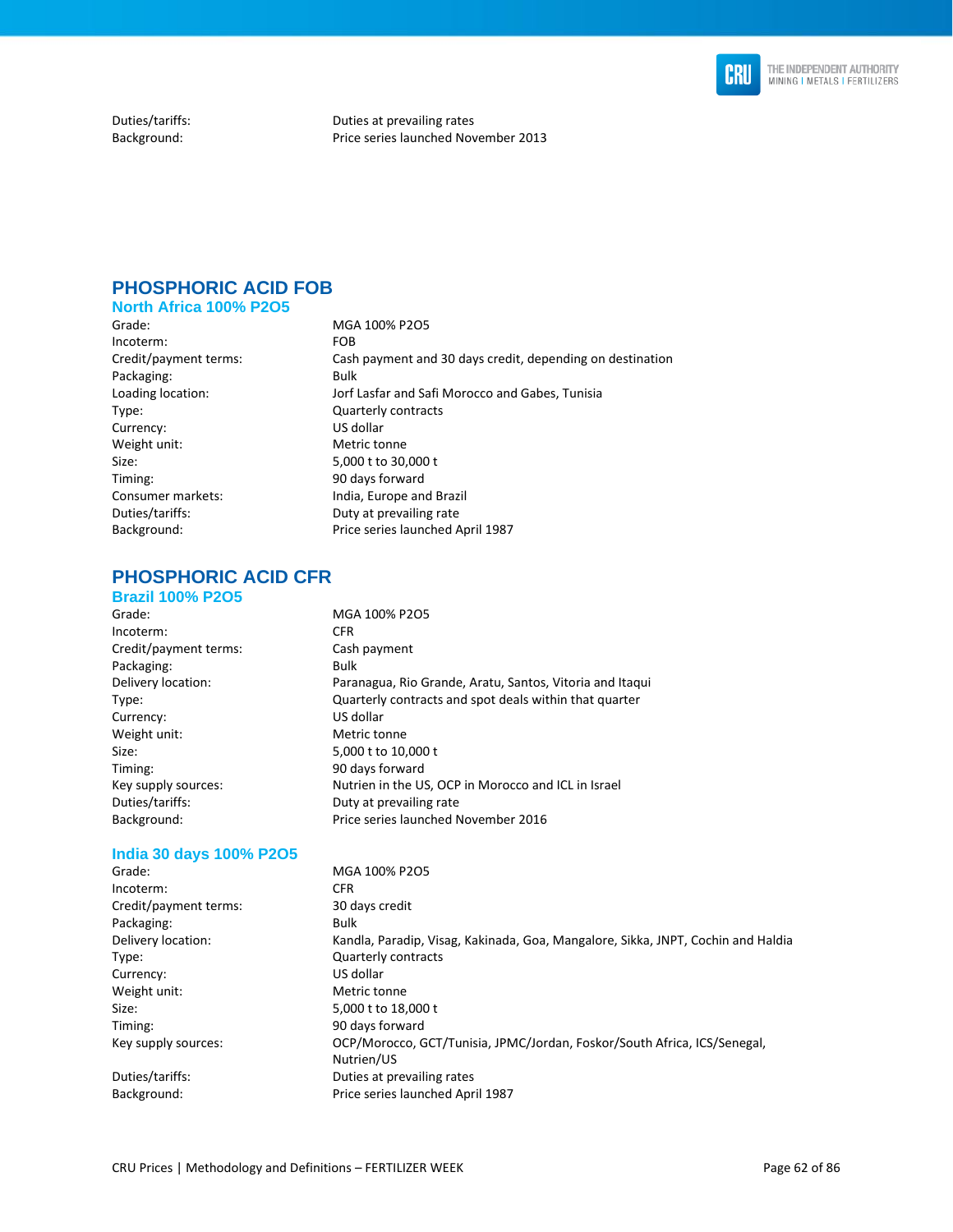| | |
|---|---|
| Duties/tariffs: | Duties at prevailing rates |
| Background: | Price series launched November 2013 |

## PHOSPHORIC ACID FOB

### North Africa 100% P2O5

| | |
|---|---|
| Grade: | MGA 100% P2O5 |
| Incoterm: | FOB |
| Credit/payment terms: | Cash payment and 30 days credit, depending on destination |
| Packaging: | Bulk |
| Loading location: | Jorf Lasfar and Safi Morocco and Gabes, Tunisia |
| Type: | Quarterly contracts |
| Currency: | US dollar |
| Weight unit: | Metric tonne |
| Size: | 5,000 t to 30,000 t |
| Timing: | 90 days forward |
| Consumer markets: | India, Europe and Brazil |
| Duties/tariffs: | Duty at prevailing rate |
| Background: | Price series launched April 1987 |

## PHOSPHORIC ACID CFR

### Brazil 100% P2O5

| | |
|---|---|
| Grade: | MGA 100% P2O5 |
| Incoterm: | CFR |
| Credit/payment terms: | Cash payment |
| Packaging: | Bulk |
| Delivery location: | Paranagua, Rio Grande, Aratu, Santos, Vitoria and Itaqui |
| Type: | Quarterly contracts and spot deals within that quarter |
| Currency: | US dollar |
| Weight unit: | Metric tonne |
| Size: | 5,000 t to 10,000 t |
| Timing: | 90 days forward |
| Key supply sources: | Nutrien in the US, OCP in Morocco and ICL in Israel |
| Duties/tariffs: | Duty at prevailing rate |
| Background: | Price series launched November 2016 |

### India 30 days 100% P2O5

| | |
|---|---|
| Grade: | MGA 100% P2O5 |
| Incoterm: | CFR |
| Credit/payment terms: | 30 days credit |
| Packaging: | Bulk |
| Delivery location: | Kandla, Paradip, Visag, Kakinada, Goa, Mangalore, Sikka, JNPT, Cochin and Haldia |
| Type: | Quarterly contracts |
| Currency: | US dollar |
| Weight unit: | Metric tonne |
| Size: | 5,000 t to 18,000 t |
| Timing: | 90 days forward |
| Key supply sources: | OCP/Morocco, GCT/Tunisia, JPMC/Jordan, Foskor/South Africa, ICS/Senegal, Nutrien/US |
| Duties/tariffs: | Duties at prevailing rates |
| Background: | Price series launched April 1987 |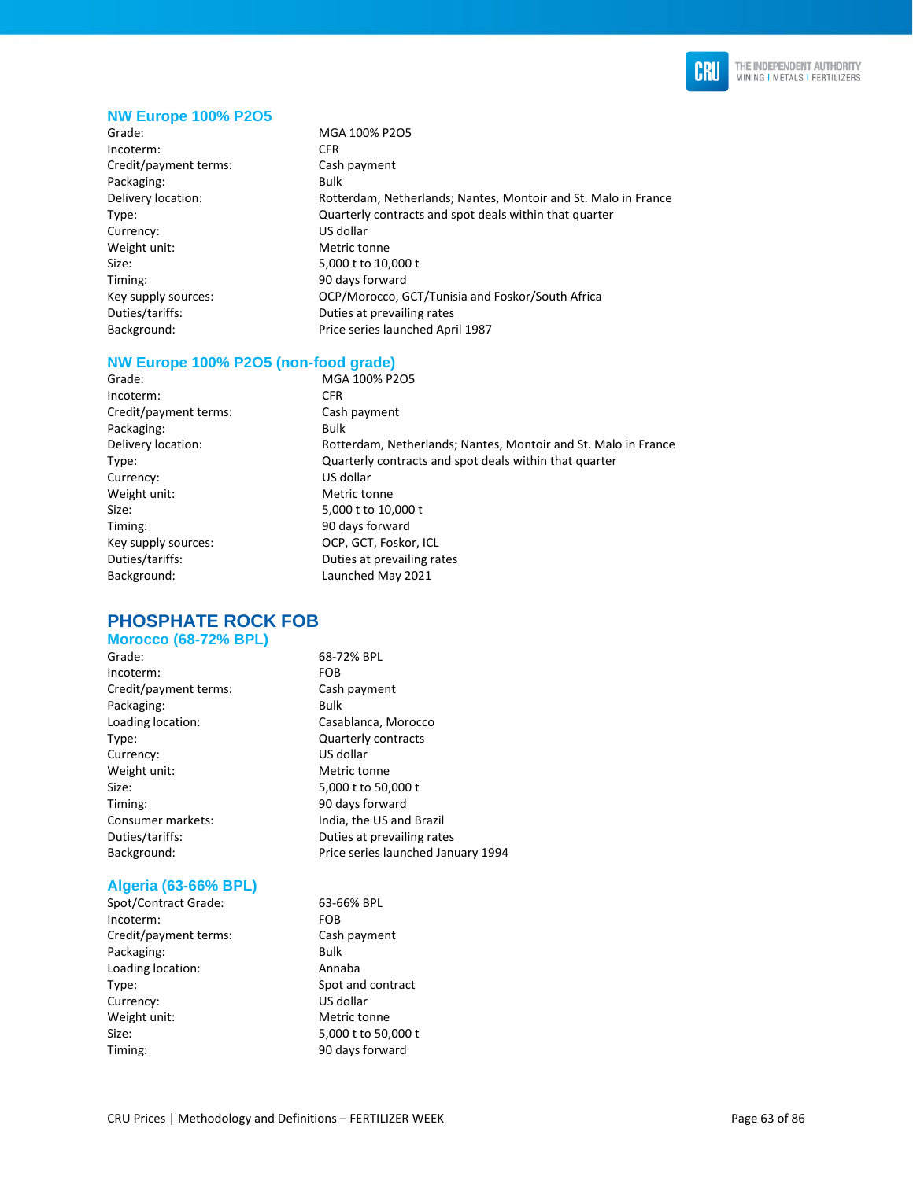### NW Europe 100% P2O5

| | |
|---|---|
| Grade: | MGA 100% P2O5 |
| Incoterm: | CFR |
| Credit/payment terms: | Cash payment |
| Packaging: | Bulk |
| Delivery location: | Rotterdam, Netherlands; Nantes, Montoir and St. Malo in France |
| Type: | Quarterly contracts and spot deals within that quarter |
| Currency: | US dollar |
| Weight unit: | Metric tonne |
| Size: | 5,000 t to 10,000 t |
| Timing: | 90 days forward |
| Key supply sources: | OCP/Morocco, GCT/Tunisia and Foskor/South Africa |
| Duties/tariffs: | Duties at prevailing rates |
| Background: | Price series launched April 1987 |

### NW Europe 100% P2O5 (non-food grade)

| | |
|---|---|
| Grade: | MGA 100% P2O5 |
| Incoterm: | CFR |
| Credit/payment terms: | Cash payment |
| Packaging: | Bulk |
| Delivery location: | Rotterdam, Netherlands; Nantes, Montoir and St. Malo in France |
| Type: | Quarterly contracts and spot deals within that quarter |
| Currency: | US dollar |
| Weight unit: | Metric tonne |
| Size: | 5,000 t to 10,000 t |
| Timing: | 90 days forward |
| Key supply sources: | OCP, GCT, Foskor, ICL |
| Duties/tariffs: | Duties at prevailing rates |
| Background: | Launched May 2021 |

## PHOSPHATE ROCK FOB

### Morocco (68-72% BPL)

| | |
|---|---|
| Grade: | 68-72% BPL |
| Incoterm: | FOB |
| Credit/payment terms: | Cash payment |
| Packaging: | Bulk |
| Loading location: | Casablanca, Morocco |
| Type: | Quarterly contracts |
| Currency: | US dollar |
| Weight unit: | Metric tonne |
| Size: | 5,000 t to 50,000 t |
| Timing: | 90 days forward |
| Consumer markets: | India, the US and Brazil |
| Duties/tariffs: | Duties at prevailing rates |
| Background: | Price series launched January 1994 |

### Algeria (63-66% BPL)

| | |
|---|---|
| Spot/Contract Grade: | 63-66% BPL |
| Incoterm: | FOB |
| Credit/payment terms: | Cash payment |
| Packaging: | Bulk |
| Loading location: | Annaba |
| Type: | Spot and contract |
| Currency: | US dollar |
| Weight unit: | Metric tonne |
| Size: | 5,000 t to 50,000 t |
| Timing: | 90 days forward |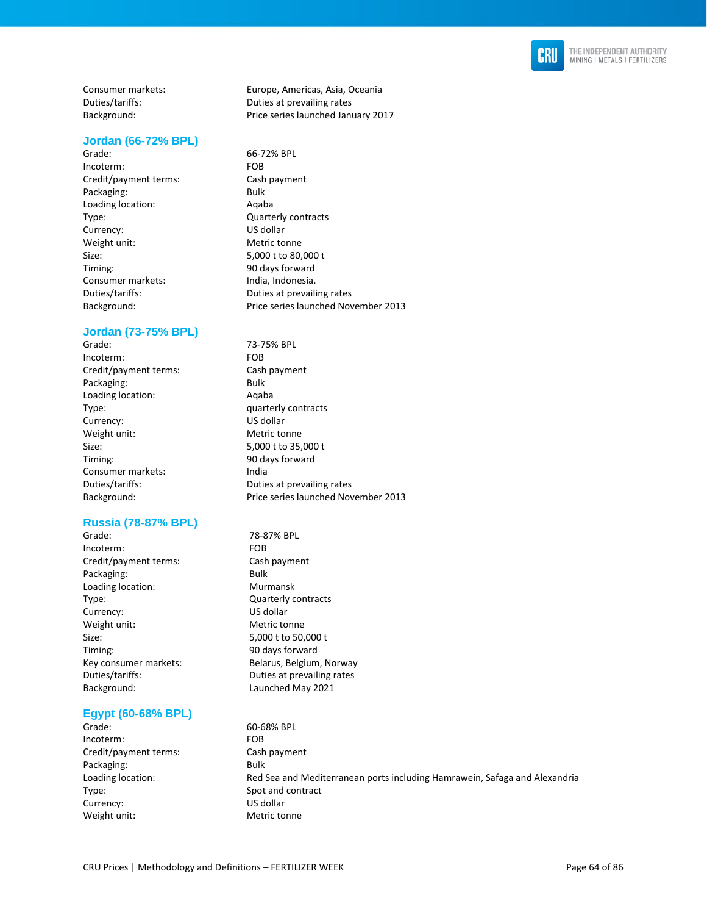| | |
|---|---|
| Consumer markets: | Europe, Americas, Asia, Oceania |
| Duties/tariffs: | Duties at prevailing rates |
| Background: | Price series launched January 2017 |

### Jordan (66-72% BPL)

| | |
|---|---|
| Grade: | 66-72% BPL |
| Incoterm: | FOB |
| Credit/payment terms: | Cash payment |
| Packaging: | Bulk |
| Loading location: | Aqaba |
| Type: | Quarterly contracts |
| Currency: | US dollar |
| Weight unit: | Metric tonne |
| Size: | 5,000 t to 80,000 t |
| Timing: | 90 days forward |
| Consumer markets: | India, Indonesia. |
| Duties/tariffs: | Duties at prevailing rates |
| Background: | Price series launched November 2013 |

### Jordan (73-75% BPL)

| | |
|---|---|
| Grade: | 73-75% BPL |
| Incoterm: | FOB |
| Credit/payment terms: | Cash payment |
| Packaging: | Bulk |
| Loading location: | Aqaba |
| Type: | quarterly contracts |
| Currency: | US dollar |
| Weight unit: | Metric tonne |
| Size: | 5,000 t to 35,000 t |
| Timing: | 90 days forward |
| Consumer markets: | India |
| Duties/tariffs: | Duties at prevailing rates |
| Background: | Price series launched November 2013 |

### Russia (78-87% BPL)

| | |
|---|---|
| Grade: | 78-87% BPL |
| Incoterm: | FOB |
| Credit/payment terms: | Cash payment |
| Packaging: | Bulk |
| Loading location: | Murmansk |
| Type: | Quarterly contracts |
| Currency: | US dollar |
| Weight unit: | Metric tonne |
| Size: | 5,000 t to 50,000 t |
| Timing: | 90 days forward |
| Key consumer markets: | Belarus, Belgium, Norway |
| Duties/tariffs: | Duties at prevailing rates |
| Background: | Launched May 2021 |

### Egypt (60-68% BPL)

| | |
|---|---|
| Grade: | 60-68% BPL |
| Incoterm: | FOB |
| Credit/payment terms: | Cash payment |
| Packaging: | Bulk |
| Loading location: | Red Sea and Mediterranean ports including Hamrawein, Safaga and Alexandria |
| Type: | Spot and contract |
| Currency: | US dollar |
| Weight unit: | Metric tonne |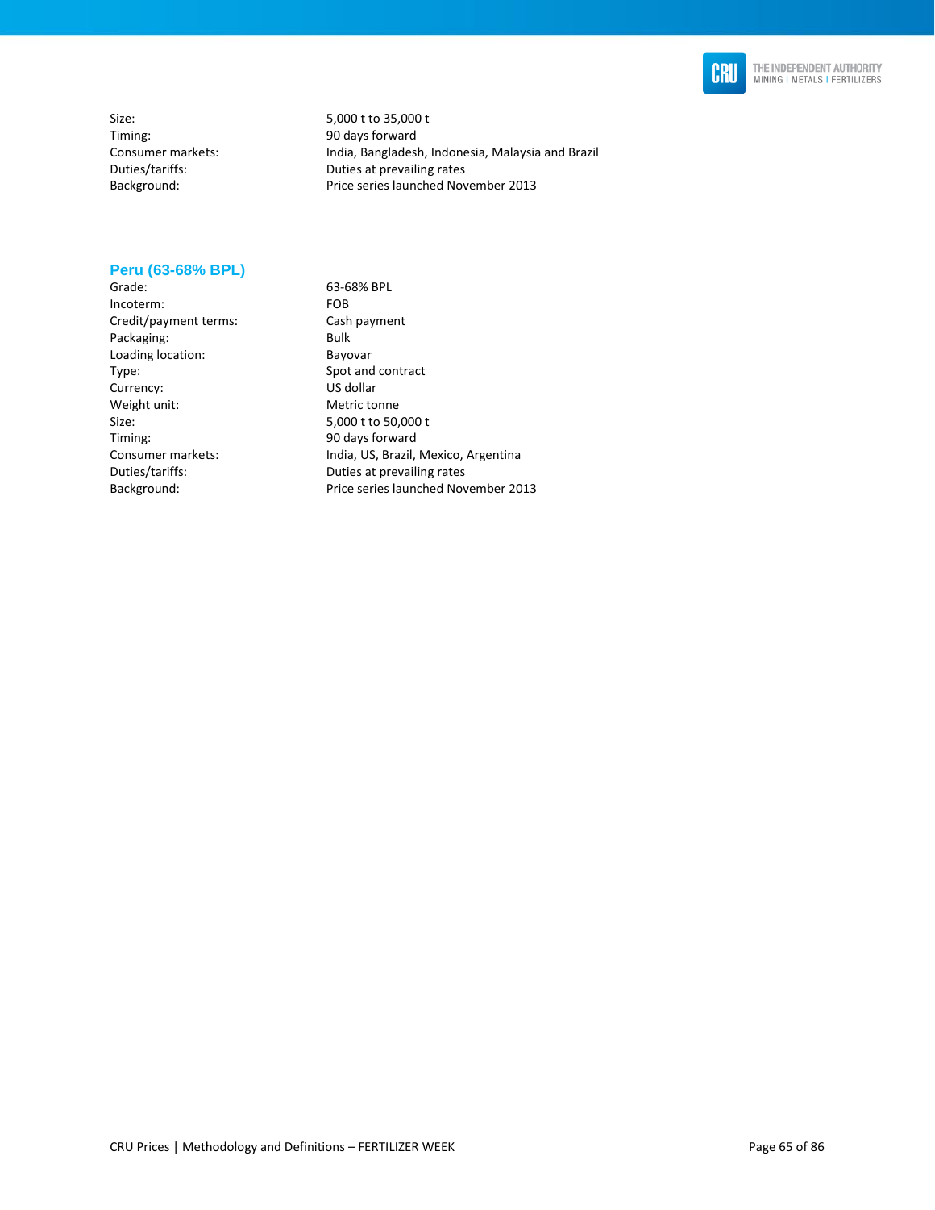| | |
|---|---|
| Size: | 5,000 t to 35,000 t |
| Timing: | 90 days forward |
| Consumer markets: | India, Bangladesh, Indonesia, Malaysia and Brazil |
| Duties/tariffs: | Duties at prevailing rates |
| Background: | Price series launched November 2013 |

### Peru (63-68% BPL)

| | |
|---|---|
| Grade: | 63-68% BPL |
| Incoterm: | FOB |
| Credit/payment terms: | Cash payment |
| Packaging: | Bulk |
| Loading location: | Bayovar |
| Type: | Spot and contract |
| Currency: | US dollar |
| Weight unit: | Metric tonne |
| Size: | 5,000 t to 50,000 t |
| Timing: | 90 days forward |
| Consumer markets: | India, US, Brazil, Mexico, Argentina |
| Duties/tariffs: | Duties at prevailing rates |
| Background: | Price series launched November 2013 |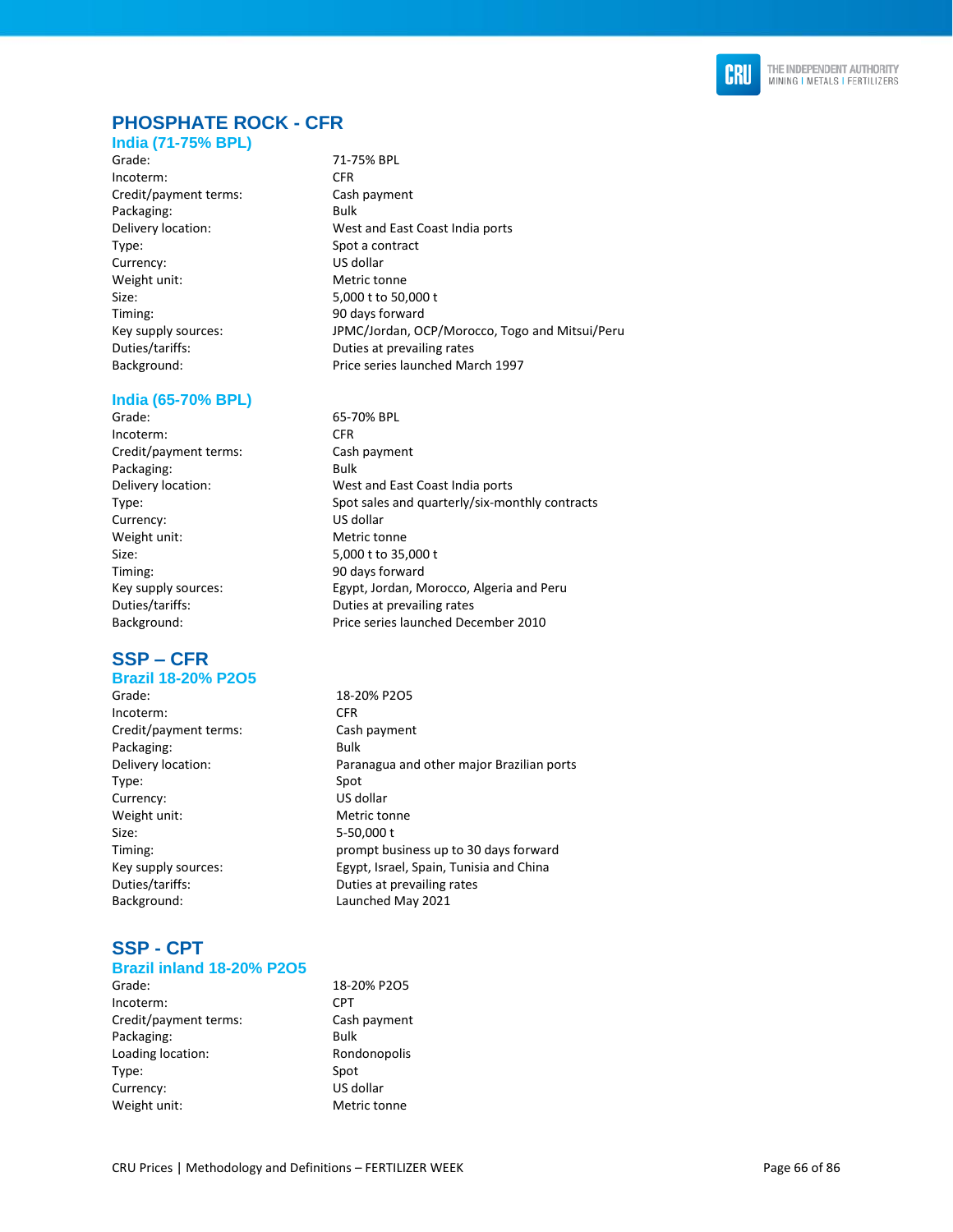## PHOSPHATE ROCK - CFR

### India (71-75% BPL)

| | |
|---|---|
| Grade: | 71-75% BPL |
| Incoterm: | CFR |
| Credit/payment terms: | Cash payment |
| Packaging: | Bulk |
| Delivery location: | West and East Coast India ports |
| Type: | Spot a contract |
| Currency: | US dollar |
| Weight unit: | Metric tonne |
| Size: | 5,000 t to 50,000 t |
| Timing: | 90 days forward |
| Key supply sources: | JPMC/Jordan, OCP/Morocco, Togo and Mitsui/Peru |
| Duties/tariffs: | Duties at prevailing rates |
| Background: | Price series launched March 1997 |

### India (65-70% BPL)

| | |
|---|---|
| Grade: | 65-70% BPL |
| Incoterm: | CFR |
| Credit/payment terms: | Cash payment |
| Packaging: | Bulk |
| Delivery location: | West and East Coast India ports |
| Type: | Spot sales and quarterly/six-monthly contracts |
| Currency: | US dollar |
| Weight unit: | Metric tonne |
| Size: | 5,000 t to 35,000 t |
| Timing: | 90 days forward |
| Key supply sources: | Egypt, Jordan, Morocco, Algeria and Peru |
| Duties/tariffs: | Duties at prevailing rates |
| Background: | Price series launched December 2010 |

## SSP – CFR

### Brazil 18-20% P2O5

| | |
|---|---|
| Grade: | 18-20% P2O5 |
| Incoterm: | CFR |
| Credit/payment terms: | Cash payment |
| Packaging: | Bulk |
| Delivery location: | Paranagua and other major Brazilian ports |
| Type: | Spot |
| Currency: | US dollar |
| Weight unit: | Metric tonne |
| Size: | 5-50,000 t |
| Timing: | prompt business up to 30 days forward |
| Key supply sources: | Egypt, Israel, Spain, Tunisia and China |
| Duties/tariffs: | Duties at prevailing rates |
| Background: | Launched May 2021 |

## SSP - CPT

### Brazil inland 18-20% P2O5

| | |
|---|---|
| Grade: | 18-20% P2O5 |
| Incoterm: | CPT |
| Credit/payment terms: | Cash payment |
| Packaging: | Bulk |
| Loading location: | Rondonopolis |
| Type: | Spot |
| Currency: | US dollar |
| Weight unit: | Metric tonne |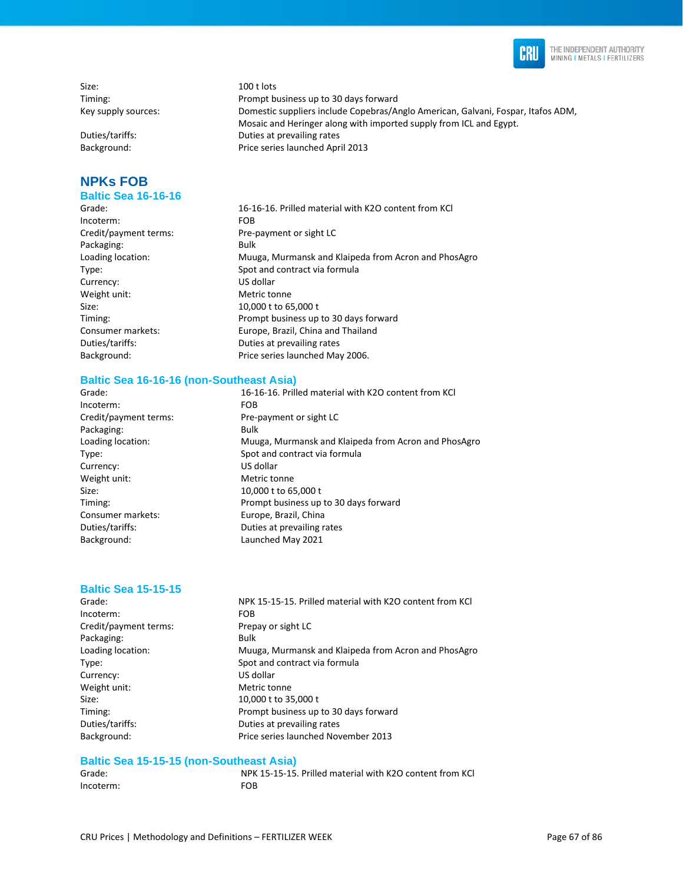| | |
|---|---|
| Size: | 100 t lots |
| Timing: | Prompt business up to 30 days forward |
| Key supply sources: | Domestic suppliers include Copebras/Anglo American, Galvani, Fospar, Itafos ADM, Mosaic and Heringer along with imported supply from ICL and Egypt. |
| Duties/tariffs: | Duties at prevailing rates |
| Background: | Price series launched April 2013 |

## NPKs FOB

### Baltic Sea 16-16-16

| | |
|---|---|
| Grade: | 16-16-16. Prilled material with K2O content from KCl |
| Incoterm: | FOB |
| Credit/payment terms: | Pre-payment or sight LC |
| Packaging: | Bulk |
| Loading location: | Muuga, Murmansk and Klaipeda from Acron and PhosAgro |
| Type: | Spot and contract via formula |
| Currency: | US dollar |
| Weight unit: | Metric tonne |
| Size: | 10,000 t to 65,000 t |
| Timing: | Prompt business up to 30 days forward |
| Consumer markets: | Europe, Brazil, China and Thailand |
| Duties/tariffs: | Duties at prevailing rates |
| Background: | Price series launched May 2006. |

### Baltic Sea 16-16-16 (non-Southeast Asia)

| | |
|---|---|
| Grade: | 16-16-16. Prilled material with K2O content from KCl |
| Incoterm: | FOB |
| Credit/payment terms: | Pre-payment or sight LC |
| Packaging: | Bulk |
| Loading location: | Muuga, Murmansk and Klaipeda from Acron and PhosAgro |
| Type: | Spot and contract via formula |
| Currency: | US dollar |
| Weight unit: | Metric tonne |
| Size: | 10,000 t to 65,000 t |
| Timing: | Prompt business up to 30 days forward |
| Consumer markets: | Europe, Brazil, China |
| Duties/tariffs: | Duties at prevailing rates |
| Background: | Launched May 2021 |

### Baltic Sea 15-15-15

| | |
|---|---|
| Grade: | NPK 15-15-15. Prilled material with K2O content from KCl |
| Incoterm: | FOB |
| Credit/payment terms: | Prepay or sight LC |
| Packaging: | Bulk |
| Loading location: | Muuga, Murmansk and Klaipeda from Acron and PhosAgro |
| Type: | Spot and contract via formula |
| Currency: | US dollar |
| Weight unit: | Metric tonne |
| Size: | 10,000 t to 35,000 t |
| Timing: | Prompt business up to 30 days forward |
| Duties/tariffs: | Duties at prevailing rates |
| Background: | Price series launched November 2013 |

### Baltic Sea 15-15-15 (non-Southeast Asia)

| | |
|---|---|
| Grade: | NPK 15-15-15. Prilled material with K2O content from KCl |
| Incoterm: | FOB |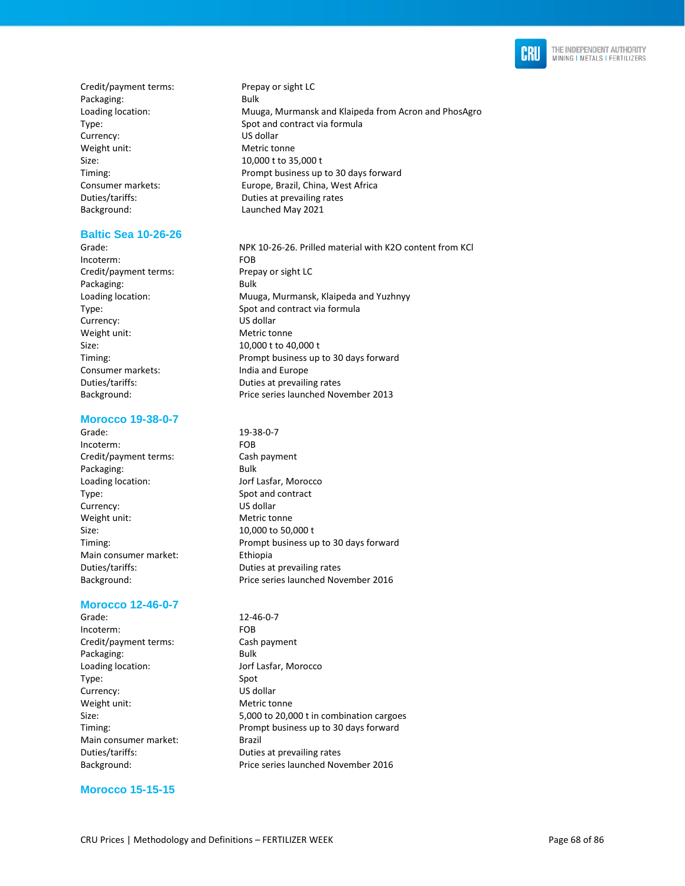| | |
|---|---|
| Credit/payment terms: | Prepay or sight LC |
| Packaging: | Bulk |
| Loading location: | Muuga, Murmansk and Klaipeda from Acron and PhosAgro |
| Type: | Spot and contract via formula |
| Currency: | US dollar |
| Weight unit: | Metric tonne |
| Size: | 10,000 t to 35,000 t |
| Timing: | Prompt business up to 30 days forward |
| Consumer markets: | Europe, Brazil, China, West Africa |
| Duties/tariffs: | Duties at prevailing rates |
| Background: | Launched May 2021 |

### Baltic Sea 10-26-26

| | |
|---|---|
| Grade: | NPK 10-26-26. Prilled material with K2O content from KCl |
| Incoterm: | FOB |
| Credit/payment terms: | Prepay or sight LC |
| Packaging: | Bulk |
| Loading location: | Muuga, Murmansk, Klaipeda and Yuzhnyy |
| Type: | Spot and contract via formula |
| Currency: | US dollar |
| Weight unit: | Metric tonne |
| Size: | 10,000 t to 40,000 t |
| Timing: | Prompt business up to 30 days forward |
| Consumer markets: | India and Europe |
| Duties/tariffs: | Duties at prevailing rates |
| Background: | Price series launched November 2013 |

### Morocco 19-38-0-7

| | |
|---|---|
| Grade: | 19-38-0-7 |
| Incoterm: | FOB |
| Credit/payment terms: | Cash payment |
| Packaging: | Bulk |
| Loading location: | Jorf Lasfar, Morocco |
| Type: | Spot and contract |
| Currency: | US dollar |
| Weight unit: | Metric tonne |
| Size: | 10,000 to 50,000 t |
| Timing: | Prompt business up to 30 days forward |
| Main consumer market: | Ethiopia |
| Duties/tariffs: | Duties at prevailing rates |
| Background: | Price series launched November 2016 |

### Morocco 12-46-0-7

| | |
|---|---|
| Grade: | 12-46-0-7 |
| Incoterm: | FOB |
| Credit/payment terms: | Cash payment |
| Packaging: | Bulk |
| Loading location: | Jorf Lasfar, Morocco |
| Type: | Spot |
| Currency: | US dollar |
| Weight unit: | Metric tonne |
| Size: | 5,000 to 20,000 t in combination cargoes |
| Timing: | Prompt business up to 30 days forward |
| Main consumer market: | Brazil |
| Duties/tariffs: | Duties at prevailing rates |
| Background: | Price series launched November 2016 |

### Morocco 15-15-15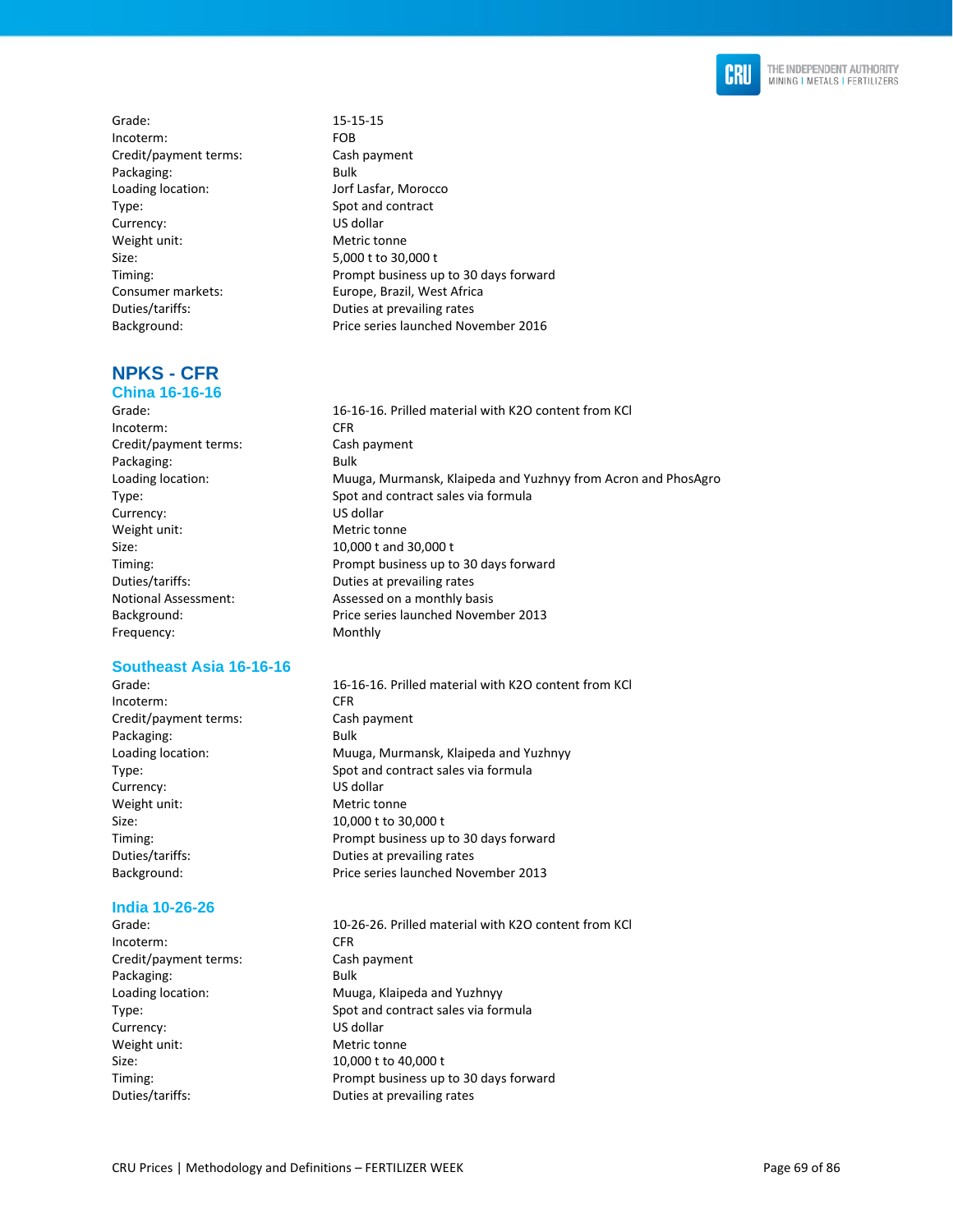Grade: 15-15-15
Incoterm: FOB
Credit/payment terms: Cash payment
Packaging: Bulk
Loading location: Jorf Lasfar, Morocco
Type: Spot and contract
Currency: US dollar
Weight unit: Metric tonne
Size: 5,000 t to 30,000 t
Timing: Prompt business up to 30 days forward
Consumer markets: Europe, Brazil, West Africa
Duties/tariffs: Duties at prevailing rates
Background: Price series launched November 2016

## NPKS - CFR

### China 16-16-16

Grade: 16-16-16. Prilled material with K2O content from KCl
Incoterm: CFR
Credit/payment terms: Cash payment
Packaging: Bulk
Loading location: Muuga, Murmansk, Klaipeda and Yuzhnyy from Acron and PhosAgro
Type: Spot and contract sales via formula
Currency: US dollar
Weight unit: Metric tonne
Size: 10,000 t and 30,000 t
Timing: Prompt business up to 30 days forward
Duties/tariffs: Duties at prevailing rates
Notional Assessment: Assessed on a monthly basis
Background: Price series launched November 2013
Frequency: Monthly

### Southeast Asia 16-16-16

Grade: 16-16-16. Prilled material with K2O content from KCl
Incoterm: CFR
Credit/payment terms: Cash payment
Packaging: Bulk
Loading location: Muuga, Murmansk, Klaipeda and Yuzhnyy
Type: Spot and contract sales via formula
Currency: US dollar
Weight unit: Metric tonne
Size: 10,000 t to 30,000 t
Timing: Prompt business up to 30 days forward
Duties/tariffs: Duties at prevailing rates
Background: Price series launched November 2013

### India 10-26-26

Grade: 10-26-26. Prilled material with K2O content from KCl
Incoterm: CFR
Credit/payment terms: Cash payment
Packaging: Bulk
Loading location: Muuga, Klaipeda and Yuzhnyy
Type: Spot and contract sales via formula
Currency: US dollar
Weight unit: Metric tonne
Size: 10,000 t to 40,000 t
Timing: Prompt business up to 30 days forward
Duties/tariffs: Duties at prevailing rates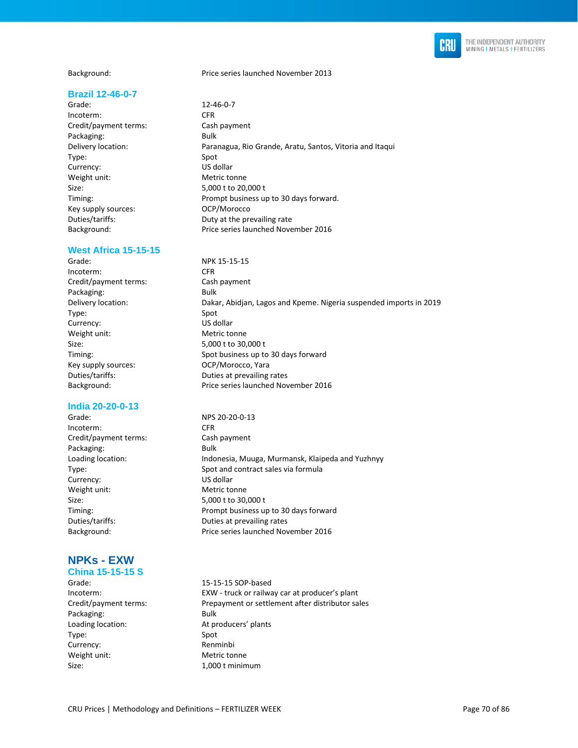Background: Price series launched November 2013

### Brazil 12-46-0-7

| | |
|---|---|
| Grade: | 12-46-0-7 |
| Incoterm: | CFR |
| Credit/payment terms: | Cash payment |
| Packaging: | Bulk |
| Delivery location: | Paranagua, Rio Grande, Aratu, Santos, Vitoria and Itaqui |
| Type: | Spot |
| Currency: | US dollar |
| Weight unit: | Metric tonne |
| Size: | 5,000 t to 20,000 t |
| Timing: | Prompt business up to 30 days forward. |
| Key supply sources: | OCP/Morocco |
| Duties/tariffs: | Duty at the prevailing rate |
| Background: | Price series launched November 2016 |

### West Africa 15-15-15

| | |
|---|---|
| Grade: | NPK 15-15-15 |
| Incoterm: | CFR |
| Credit/payment terms: | Cash payment |
| Packaging: | Bulk |
| Delivery location: | Dakar, Abidjan, Lagos and Kpeme. Nigeria suspended imports in 2019 |
| Type: | Spot |
| Currency: | US dollar |
| Weight unit: | Metric tonne |
| Size: | 5,000 t to 30,000 t |
| Timing: | Spot business up to 30 days forward |
| Key supply sources: | OCP/Morocco, Yara |
| Duties/tariffs: | Duties at prevailing rates |
| Background: | Price series launched November 2016 |

### India 20-20-0-13

| | |
|---|---|
| Grade: | NPS 20-20-0-13 |
| Incoterm: | CFR |
| Credit/payment terms: | Cash payment |
| Packaging: | Bulk |
| Loading location: | Indonesia, Muuga, Murmansk, Klaipeda and Yuzhnyy |
| Type: | Spot and contract sales via formula |
| Currency: | US dollar |
| Weight unit: | Metric tonne |
| Size: | 5,000 t to 30,000 t |
| Timing: | Prompt business up to 30 days forward |
| Duties/tariffs: | Duties at prevailing rates |
| Background: | Price series launched November 2016 |

## NPKs - EXW

### China 15-15-15 S

| | |
|---|---|
| Grade: | 15-15-15 SOP-based |
| Incoterm: | EXW - truck or railway car at producer's plant |
| Credit/payment terms: | Prepayment or settlement after distributor sales |
| Packaging: | Bulk |
| Loading location: | At producers' plants |
| Type: | Spot |
| Currency: | Renminbi |
| Weight unit: | Metric tonne |
| Size: | 1,000 t minimum |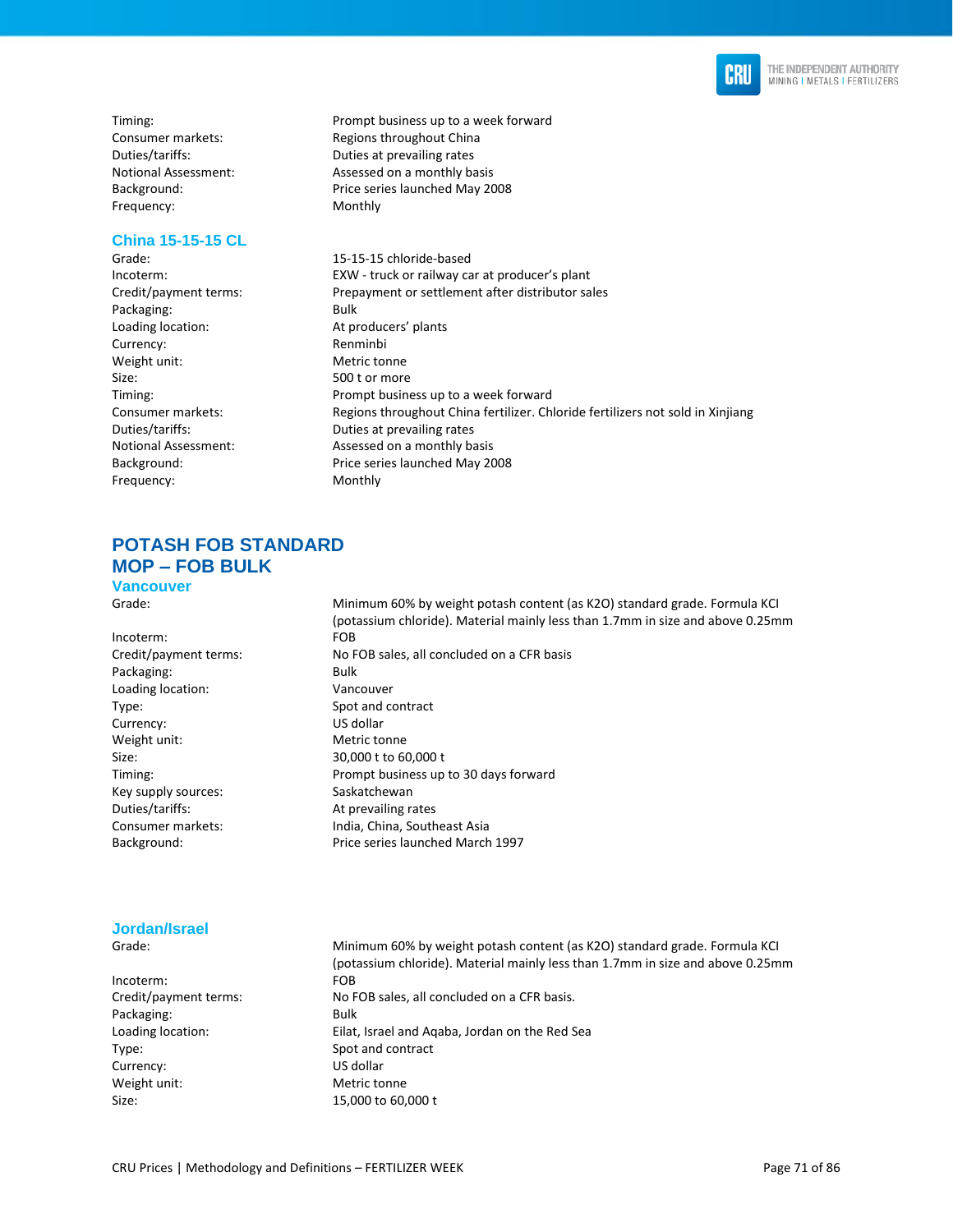Timing: Prompt business up to a week forward
Consumer markets: Regions throughout China
Duties/tariffs: Duties at prevailing rates
Notional Assessment: Assessed on a monthly basis
Background: Price series launched May 2008
Frequency: Monthly

### China 15-15-15 CL

Grade: 15-15-15 chloride-based
Incoterm: EXW - truck or railway car at producer's plant
Credit/payment terms: Prepayment or settlement after distributor sales
Packaging: Bulk
Loading location: At producers' plants
Currency: Renminbi
Weight unit: Metric tonne
Size: 500 t or more
Timing: Prompt business up to a week forward
Consumer markets: Regions throughout China fertilizer. Chloride fertilizers not sold in Xinjiang
Duties/tariffs: Duties at prevailing rates
Notional Assessment: Assessed on a monthly basis
Background: Price series launched May 2008
Frequency: Monthly

## POTASH FOB STANDARD

## MOP – FOB BULK

### Vancouver

Grade: Minimum 60% by weight potash content (as K2O) standard grade. Formula KCl (potassium chloride). Material mainly less than 1.7mm in size and above 0.25mm
Incoterm: FOB
Credit/payment terms: No FOB sales, all concluded on a CFR basis
Packaging: Bulk
Loading location: Vancouver
Type: Spot and contract
Currency: US dollar
Weight unit: Metric tonne
Size: 30,000 t to 60,000 t
Timing: Prompt business up to 30 days forward
Key supply sources: Saskatchewan
Duties/tariffs: At prevailing rates
Consumer markets: India, China, Southeast Asia
Background: Price series launched March 1997

### Jordan/Israel

Grade: Minimum 60% by weight potash content (as K2O) standard grade. Formula KCl (potassium chloride). Material mainly less than 1.7mm in size and above 0.25mm
Incoterm: FOB
Credit/payment terms: No FOB sales, all concluded on a CFR basis.
Packaging: Bulk
Loading location: Eilat, Israel and Aqaba, Jordan on the Red Sea
Type: Spot and contract
Currency: US dollar
Weight unit: Metric tonne
Size: 15,000 to 60,000 t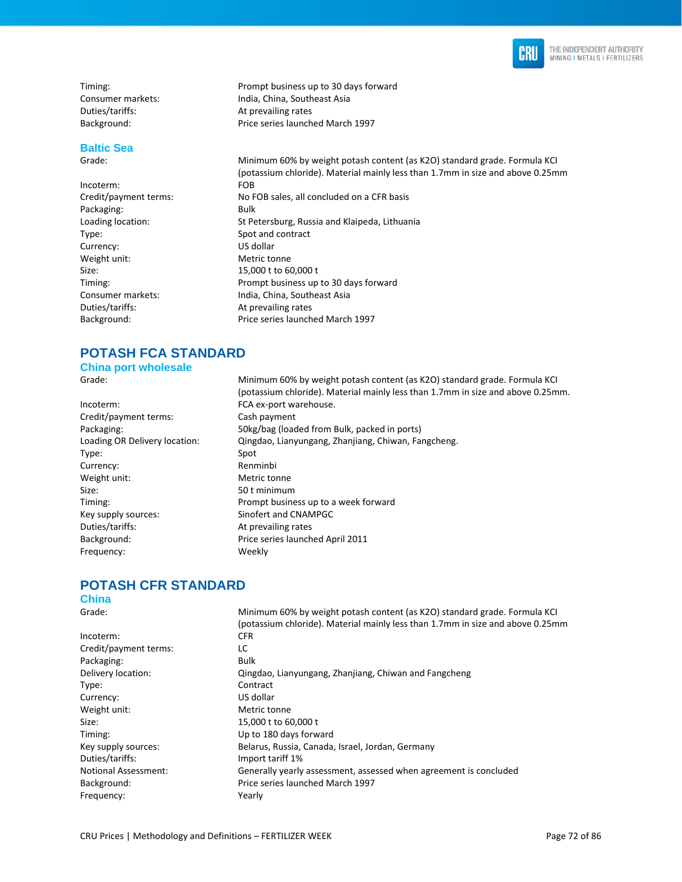| | |
|---|---|
| Timing: | Prompt business up to 30 days forward |
| Consumer markets: | India, China, Southeast Asia |
| Duties/tariffs: | At prevailing rates |
| Background: | Price series launched March 1997 |

### Baltic Sea

| | |
|---|---|
| Grade: | Minimum 60% by weight potash content (as K2O) standard grade. Formula KCl (potassium chloride). Material mainly less than 1.7mm in size and above 0.25mm |
| Incoterm: | FOB |
| Credit/payment terms: | No FOB sales, all concluded on a CFR basis |
| Packaging: | Bulk |
| Loading location: | St Petersburg, Russia and Klaipeda, Lithuania |
| Type: | Spot and contract |
| Currency: | US dollar |
| Weight unit: | Metric tonne |
| Size: | 15,000 t to 60,000 t |
| Timing: | Prompt business up to 30 days forward |
| Consumer markets: | India, China, Southeast Asia |
| Duties/tariffs: | At prevailing rates |
| Background: | Price series launched March 1997 |

## POTASH FCA STANDARD

### China port wholesale

| | |
|---|---|
| Grade: | Minimum 60% by weight potash content (as K2O) standard grade. Formula KCl (potassium chloride). Material mainly less than 1.7mm in size and above 0.25mm. |
| Incoterm: | FCA ex-port warehouse. |
| Credit/payment terms: | Cash payment |
| Packaging: | 50kg/bag (loaded from Bulk, packed in ports) |
| Loading OR Delivery location: | Qingdao, Lianyungang, Zhanjiang, Chiwan, Fangcheng. |
| Type: | Spot |
| Currency: | Renminbi |
| Weight unit: | Metric tonne |
| Size: | 50 t minimum |
| Timing: | Prompt business up to a week forward |
| Key supply sources: | Sinofert and CNAMPGC |
| Duties/tariffs: | At prevailing rates |
| Background: | Price series launched April 2011 |
| Frequency: | Weekly |

## POTASH CFR STANDARD

### China

| | |
|---|---|
| Grade: | Minimum 60% by weight potash content (as K2O) standard grade. Formula KCl (potassium chloride). Material mainly less than 1.7mm in size and above 0.25mm |
| Incoterm: | CFR |
| Credit/payment terms: | LC |
| Packaging: | Bulk |
| Delivery location: | Qingdao, Lianyungang, Zhanjiang, Chiwan and Fangcheng |
| Type: | Contract |
| Currency: | US dollar |
| Weight unit: | Metric tonne |
| Size: | 15,000 t to 60,000 t |
| Timing: | Up to 180 days forward |
| Key supply sources: | Belarus, Russia, Canada, Israel, Jordan, Germany |
| Duties/tariffs: | Import tariff 1% |
| Notional Assessment: | Generally yearly assessment, assessed when agreement is concluded |
| Background: | Price series launched March 1997 |
| Frequency: | Yearly |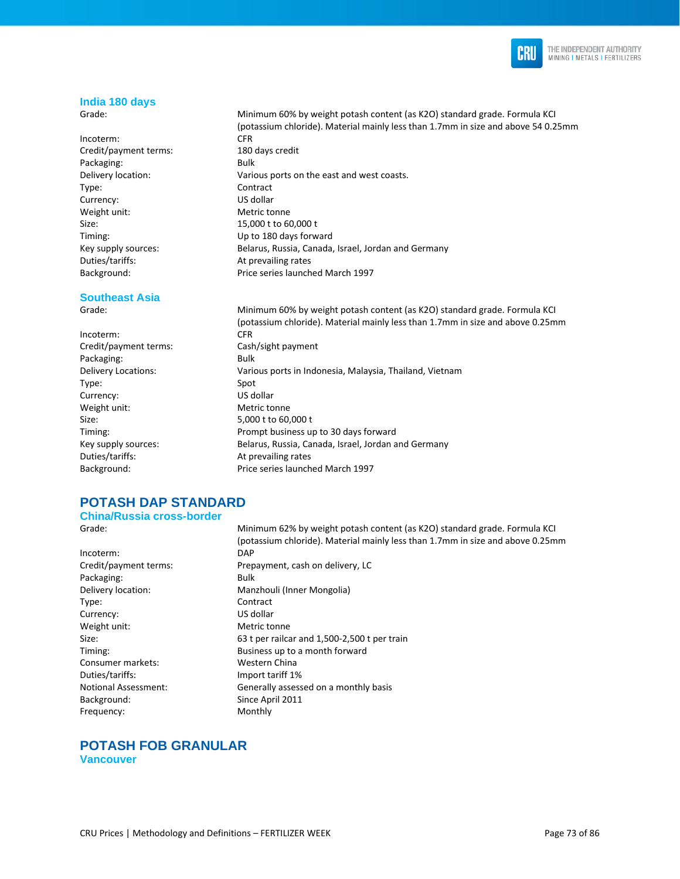### India 180 days

| | |
|---|---|
| Grade: | Minimum 60% by weight potash content (as K2O) standard grade. Formula KCl (potassium chloride). Material mainly less than 1.7mm in size and above 54 0.25mm |
| Incoterm: | CFR |
| Credit/payment terms: | 180 days credit |
| Packaging: | Bulk |
| Delivery location: | Various ports on the east and west coasts. |
| Type: | Contract |
| Currency: | US dollar |
| Weight unit: | Metric tonne |
| Size: | 15,000 t to 60,000 t |
| Timing: | Up to 180 days forward |
| Key supply sources: | Belarus, Russia, Canada, Israel, Jordan and Germany |
| Duties/tariffs: | At prevailing rates |
| Background: | Price series launched March 1997 |

### Southeast Asia

| | |
|---|---|
| Grade: | Minimum 60% by weight potash content (as K2O) standard grade. Formula KCl (potassium chloride). Material mainly less than 1.7mm in size and above 0.25mm |
| Incoterm: | CFR |
| Credit/payment terms: | Cash/sight payment |
| Packaging: | Bulk |
| Delivery Locations: | Various ports in Indonesia, Malaysia, Thailand, Vietnam |
| Type: | Spot |
| Currency: | US dollar |
| Weight unit: | Metric tonne |
| Size: | 5,000 t to 60,000 t |
| Timing: | Prompt business up to 30 days forward |
| Key supply sources: | Belarus, Russia, Canada, Israel, Jordan and Germany |
| Duties/tariffs: | At prevailing rates |
| Background: | Price series launched March 1997 |

## POTASH DAP STANDARD

### China/Russia cross-border

| | |
|---|---|
| Grade: | Minimum 62% by weight potash content (as K2O) standard grade. Formula KCl (potassium chloride). Material mainly less than 1.7mm in size and above 0.25mm |
| Incoterm: | DAP |
| Credit/payment terms: | Prepayment, cash on delivery, LC |
| Packaging: | Bulk |
| Delivery location: | Manzhouli (Inner Mongolia) |
| Type: | Contract |
| Currency: | US dollar |
| Weight unit: | Metric tonne |
| Size: | 63 t per railcar and 1,500-2,500 t per train |
| Timing: | Business up to a month forward |
| Consumer markets: | Western China |
| Duties/tariffs: | Import tariff 1% |
| Notional Assessment: | Generally assessed on a monthly basis |
| Background: | Since April 2011 |
| Frequency: | Monthly |

## POTASH FOB GRANULAR

### Vancouver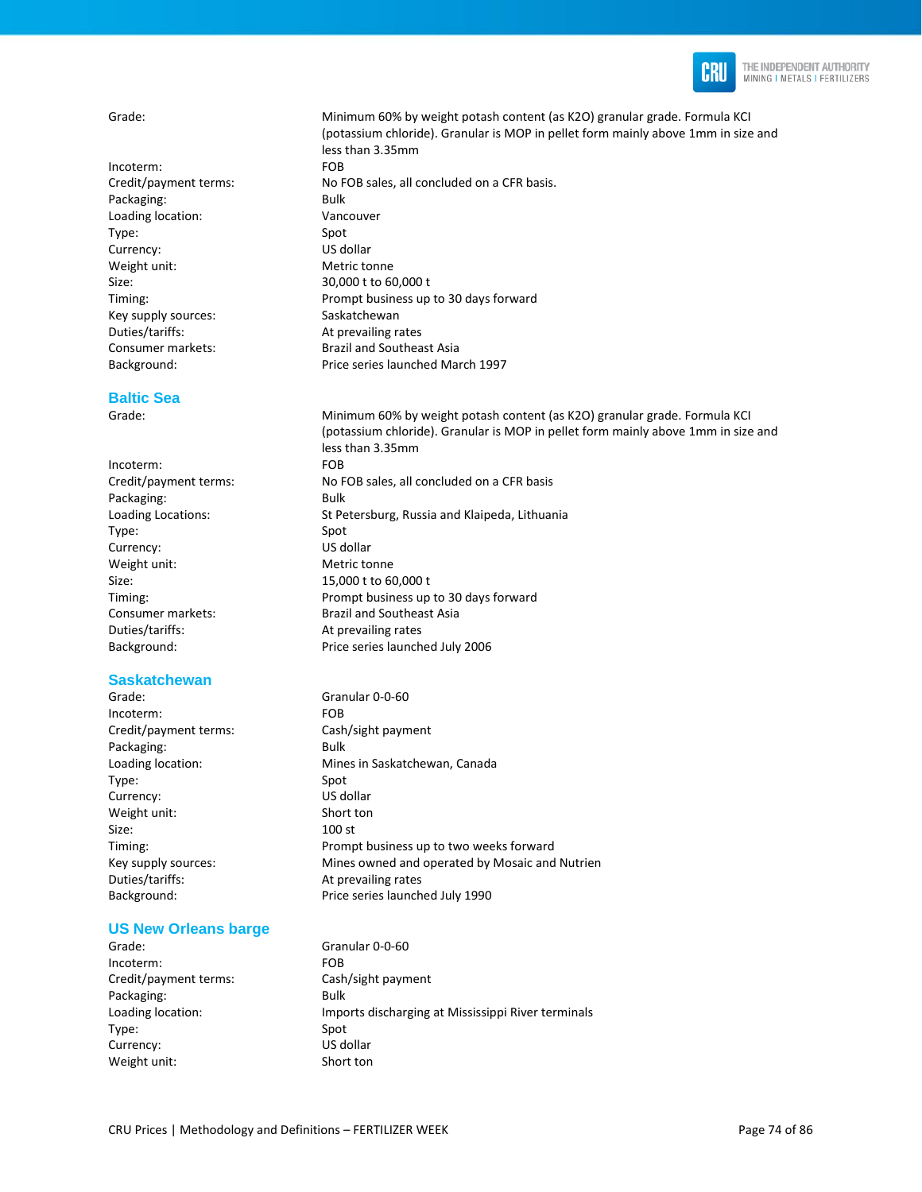| | |
|---|---|
| Grade: | Minimum 60% by weight potash content (as K2O) granular grade. Formula KCl (potassium chloride). Granular is MOP in pellet form mainly above 1mm in size and less than 3.35mm |
| Incoterm: | FOB |
| Credit/payment terms: | No FOB sales, all concluded on a CFR basis. |
| Packaging: | Bulk |
| Loading location: | Vancouver |
| Type: | Spot |
| Currency: | US dollar |
| Weight unit: | Metric tonne |
| Size: | 30,000 t to 60,000 t |
| Timing: | Prompt business up to 30 days forward |
| Key supply sources: | Saskatchewan |
| Duties/tariffs: | At prevailing rates |
| Consumer markets: | Brazil and Southeast Asia |
| Background: | Price series launched March 1997 |

## Baltic Sea

| | |
|---|---|
| Grade: | Minimum 60% by weight potash content (as K2O) granular grade. Formula KCl (potassium chloride). Granular is MOP in pellet form mainly above 1mm in size and less than 3.35mm |
| Incoterm: | FOB |
| Credit/payment terms: | No FOB sales, all concluded on a CFR basis |
| Packaging: | Bulk |
| Loading Locations: | St Petersburg, Russia and Klaipeda, Lithuania |
| Type: | Spot |
| Currency: | US dollar |
| Weight unit: | Metric tonne |
| Size: | 15,000 t to 60,000 t |
| Timing: | Prompt business up to 30 days forward |
| Consumer markets: | Brazil and Southeast Asia |
| Duties/tariffs: | At prevailing rates |
| Background: | Price series launched July 2006 |

## Saskatchewan

| | |
|---|---|
| Grade: | Granular 0-0-60 |
| Incoterm: | FOB |
| Credit/payment terms: | Cash/sight payment |
| Packaging: | Bulk |
| Loading location: | Mines in Saskatchewan, Canada |
| Type: | Spot |
| Currency: | US dollar |
| Weight unit: | Short ton |
| Size: | 100 st |
| Timing: | Prompt business up to two weeks forward |
| Key supply sources: | Mines owned and operated by Mosaic and Nutrien |
| Duties/tariffs: | At prevailing rates |
| Background: | Price series launched July 1990 |

## US New Orleans barge

| | |
|---|---|
| Grade: | Granular 0-0-60 |
| Incoterm: | FOB |
| Credit/payment terms: | Cash/sight payment |
| Packaging: | Bulk |
| Loading location: | Imports discharging at Mississippi River terminals |
| Type: | Spot |
| Currency: | US dollar |
| Weight unit: | Short ton |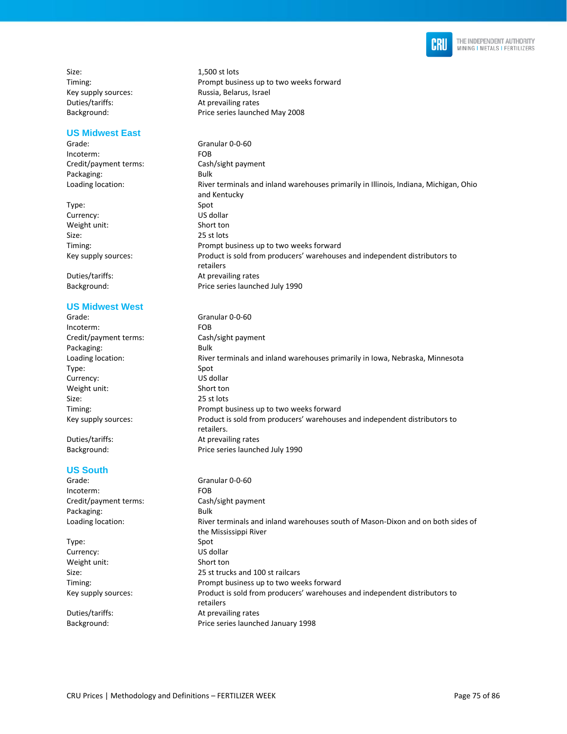| | |
|---|---|
| Size: | 1,500 st lots |
| Timing: | Prompt business up to two weeks forward |
| Key supply sources: | Russia, Belarus, Israel |
| Duties/tariffs: | At prevailing rates |
| Background: | Price series launched May 2008 |

### US Midwest East

| | |
|---|---|
| Grade: | Granular 0-0-60 |
| Incoterm: | FOB |
| Credit/payment terms: | Cash/sight payment |
| Packaging: | Bulk |
| Loading location: | River terminals and inland warehouses primarily in Illinois, Indiana, Michigan, Ohio and Kentucky |
| Type: | Spot |
| Currency: | US dollar |
| Weight unit: | Short ton |
| Size: | 25 st lots |
| Timing: | Prompt business up to two weeks forward |
| Key supply sources: | Product is sold from producers' warehouses and independent distributors to retailers |
| Duties/tariffs: | At prevailing rates |
| Background: | Price series launched July 1990 |

### US Midwest West

| | |
|---|---|
| Grade: | Granular 0-0-60 |
| Incoterm: | FOB |
| Credit/payment terms: | Cash/sight payment |
| Packaging: | Bulk |
| Loading location: | River terminals and inland warehouses primarily in Iowa, Nebraska, Minnesota |
| Type: | Spot |
| Currency: | US dollar |
| Weight unit: | Short ton |
| Size: | 25 st lots |
| Timing: | Prompt business up to two weeks forward |
| Key supply sources: | Product is sold from producers' warehouses and independent distributors to retailers. |
| Duties/tariffs: | At prevailing rates |
| Background: | Price series launched July 1990 |

### US South

| | |
|---|---|
| Grade: | Granular 0-0-60 |
| Incoterm: | FOB |
| Credit/payment terms: | Cash/sight payment |
| Packaging: | Bulk |
| Loading location: | River terminals and inland warehouses south of Mason-Dixon and on both sides of the Mississippi River |
| Type: | Spot |
| Currency: | US dollar |
| Weight unit: | Short ton |
| Size: | 25 st trucks and 100 st railcars |
| Timing: | Prompt business up to two weeks forward |
| Key supply sources: | Product is sold from producers' warehouses and independent distributors to retailers |
| Duties/tariffs: | At prevailing rates |
| Background: | Price series launched January 1998 |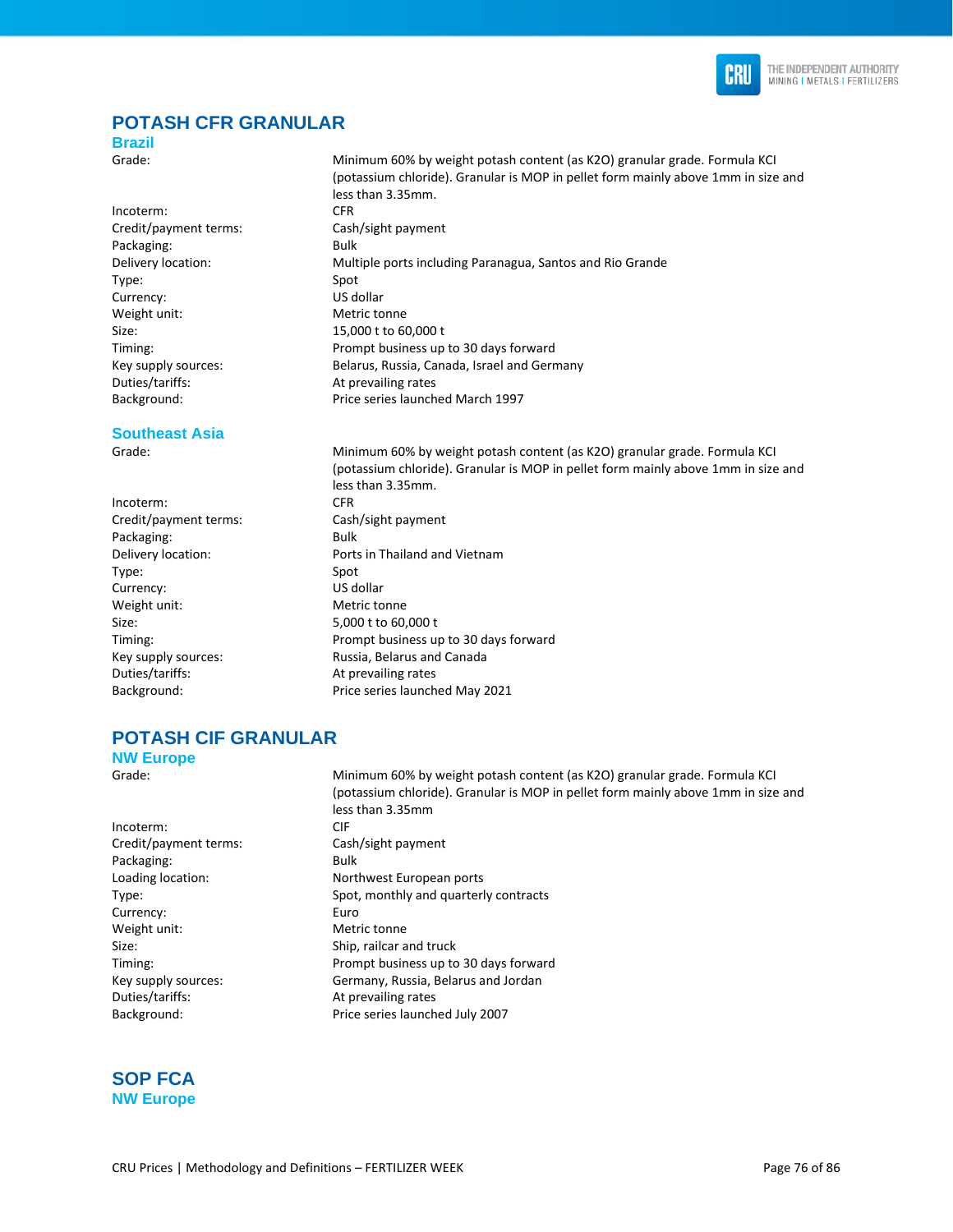## POTASH CFR GRANULAR

### Brazil

| | |
|---|---|
| Grade: | Minimum 60% by weight potash content (as K2O) granular grade. Formula KCl (potassium chloride). Granular is MOP in pellet form mainly above 1mm in size and less than 3.35mm. |
| Incoterm: | CFR |
| Credit/payment terms: | Cash/sight payment |
| Packaging: | Bulk |
| Delivery location: | Multiple ports including Paranagua, Santos and Rio Grande |
| Type: | Spot |
| Currency: | US dollar |
| Weight unit: | Metric tonne |
| Size: | 15,000 t to 60,000 t |
| Timing: | Prompt business up to 30 days forward |
| Key supply sources: | Belarus, Russia, Canada, Israel and Germany |
| Duties/tariffs: | At prevailing rates |
| Background: | Price series launched March 1997 |

### Southeast Asia

| | |
|---|---|
| Grade: | Minimum 60% by weight potash content (as K2O) granular grade. Formula KCl (potassium chloride). Granular is MOP in pellet form mainly above 1mm in size and less than 3.35mm. |
| Incoterm: | CFR |
| Credit/payment terms: | Cash/sight payment |
| Packaging: | Bulk |
| Delivery location: | Ports in Thailand and Vietnam |
| Type: | Spot |
| Currency: | US dollar |
| Weight unit: | Metric tonne |
| Size: | 5,000 t to 60,000 t |
| Timing: | Prompt business up to 30 days forward |
| Key supply sources: | Russia, Belarus and Canada |
| Duties/tariffs: | At prevailing rates |
| Background: | Price series launched May 2021 |

## POTASH CIF GRANULAR

### NW Europe

| | |
|---|---|
| Grade: | Minimum 60% by weight potash content (as K2O) granular grade. Formula KCl (potassium chloride). Granular is MOP in pellet form mainly above 1mm in size and less than 3.35mm |
| Incoterm: | CIF |
| Credit/payment terms: | Cash/sight payment |
| Packaging: | Bulk |
| Loading location: | Northwest European ports |
| Type: | Spot, monthly and quarterly contracts |
| Currency: | Euro |
| Weight unit: | Metric tonne |
| Size: | Ship, railcar and truck |
| Timing: | Prompt business up to 30 days forward |
| Key supply sources: | Germany, Russia, Belarus and Jordan |
| Duties/tariffs: | At prevailing rates |
| Background: | Price series launched July 2007 |

## SOP FCA

### NW Europe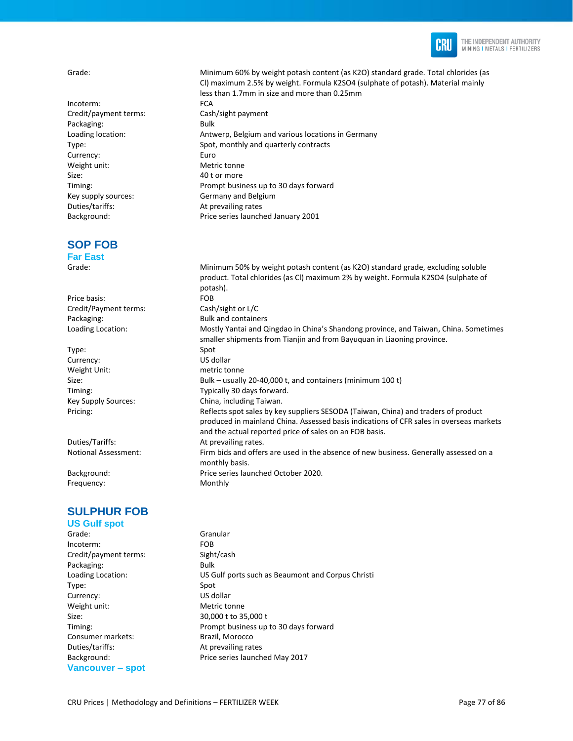| | |
|---|---|
| Grade: | Minimum 60% by weight potash content (as K2O) standard grade. Total chlorides (as Cl) maximum 2.5% by weight. Formula K2SO4 (sulphate of potash). Material mainly less than 1.7mm in size and more than 0.25mm |
| Incoterm: | FCA |
| Credit/payment terms: | Cash/sight payment |
| Packaging: | Bulk |
| Loading location: | Antwerp, Belgium and various locations in Germany |
| Type: | Spot, monthly and quarterly contracts |
| Currency: | Euro |
| Weight unit: | Metric tonne |
| Size: | 40 t or more |
| Timing: | Prompt business up to 30 days forward |
| Key supply sources: | Germany and Belgium |
| Duties/tariffs: | At prevailing rates |
| Background: | Price series launched January 2001 |

## SOP FOB

### Far East

| | |
|---|---|
| Grade: | Minimum 50% by weight potash content (as K2O) standard grade, excluding soluble product. Total chlorides (as Cl) maximum 2% by weight. Formula K2SO4 (sulphate of potash). |
| Price basis: | FOB |
| Credit/Payment terms: | Cash/sight or L/C |
| Packaging: | Bulk and containers |
| Loading Location: | Mostly Yantai and Qingdao in China's Shandong province, and Taiwan, China. Sometimes smaller shipments from Tianjin and from Bayuquan in Liaoning province. |
| Type: | Spot |
| Currency: | US dollar |
| Weight Unit: | metric tonne |
| Size: | Bulk – usually 20-40,000 t, and containers (minimum 100 t) |
| Timing: | Typically 30 days forward. |
| Key Supply Sources: | China, including Taiwan. |
| Pricing: | Reflects spot sales by key suppliers SESODA (Taiwan, China) and traders of product produced in mainland China. Assessed basis indications of CFR sales in overseas markets and the actual reported price of sales on an FOB basis. |
| Duties/Tariffs: | At prevailing rates. |
| Notional Assessment: | Firm bids and offers are used in the absence of new business. Generally assessed on a monthly basis. |
| Background: | Price series launched October 2020. |
| Frequency: | Monthly |

## SULPHUR FOB

### US Gulf spot

| | |
|---|---|
| Grade: | Granular |
| Incoterm: | FOB |
| Credit/payment terms: | Sight/cash |
| Packaging: | Bulk |
| Loading Location: | US Gulf ports such as Beaumont and Corpus Christi |
| Type: | Spot |
| Currency: | US dollar |
| Weight unit: | Metric tonne |
| Size: | 30,000 t to 35,000 t |
| Timing: | Prompt business up to 30 days forward |
| Consumer markets: | Brazil, Morocco |
| Duties/tariffs: | At prevailing rates |
| Background: | Price series launched May 2017 |

### Vancouver – spot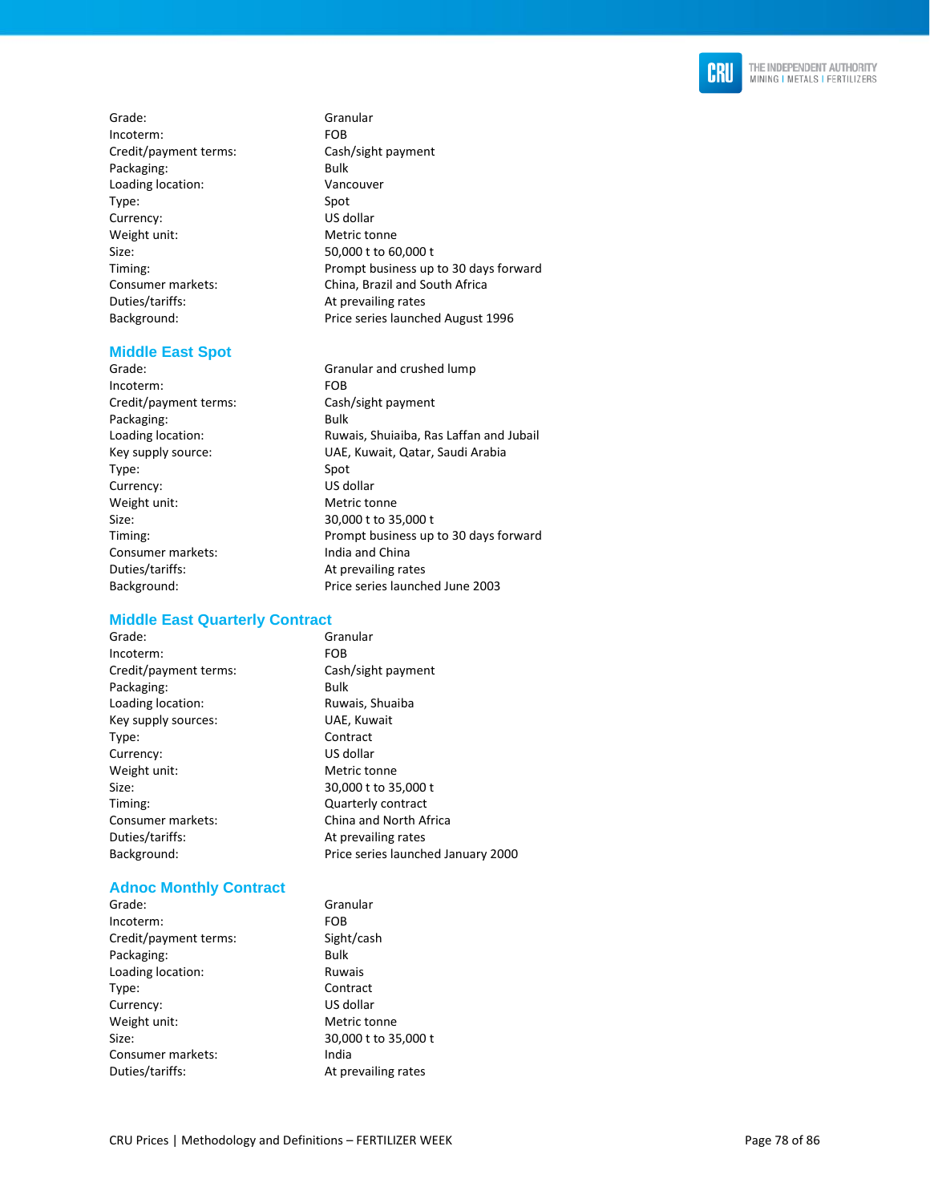| | |
|---|---|
| Grade: | Granular |
| Incoterm: | FOB |
| Credit/payment terms: | Cash/sight payment |
| Packaging: | Bulk |
| Loading location: | Vancouver |
| Type: | Spot |
| Currency: | US dollar |
| Weight unit: | Metric tonne |
| Size: | 50,000 t to 60,000 t |
| Timing: | Prompt business up to 30 days forward |
| Consumer markets: | China, Brazil and South Africa |
| Duties/tariffs: | At prevailing rates |
| Background: | Price series launched August 1996 |

## Middle East Spot

| | |
|---|---|
| Grade: | Granular and crushed lump |
| Incoterm: | FOB |
| Credit/payment terms: | Cash/sight payment |
| Packaging: | Bulk |
| Loading location: | Ruwais, Shuiaiba, Ras Laffan and Jubail |
| Key supply source: | UAE, Kuwait, Qatar, Saudi Arabia |
| Type: | Spot |
| Currency: | US dollar |
| Weight unit: | Metric tonne |
| Size: | 30,000 t to 35,000 t |
| Timing: | Prompt business up to 30 days forward |
| Consumer markets: | India and China |
| Duties/tariffs: | At prevailing rates |
| Background: | Price series launched June 2003 |

## Middle East Quarterly Contract

| | |
|---|---|
| Grade: | Granular |
| Incoterm: | FOB |
| Credit/payment terms: | Cash/sight payment |
| Packaging: | Bulk |
| Loading location: | Ruwais, Shuaiba |
| Key supply sources: | UAE, Kuwait |
| Type: | Contract |
| Currency: | US dollar |
| Weight unit: | Metric tonne |
| Size: | 30,000 t to 35,000 t |
| Timing: | Quarterly contract |
| Consumer markets: | China and North Africa |
| Duties/tariffs: | At prevailing rates |
| Background: | Price series launched January 2000 |

## Adnoc Monthly Contract

| | |
|---|---|
| Grade: | Granular |
| Incoterm: | FOB |
| Credit/payment terms: | Sight/cash |
| Packaging: | Bulk |
| Loading location: | Ruwais |
| Type: | Contract |
| Currency: | US dollar |
| Weight unit: | Metric tonne |
| Size: | 30,000 t to 35,000 t |
| Consumer markets: | India |
| Duties/tariffs: | At prevailing rates |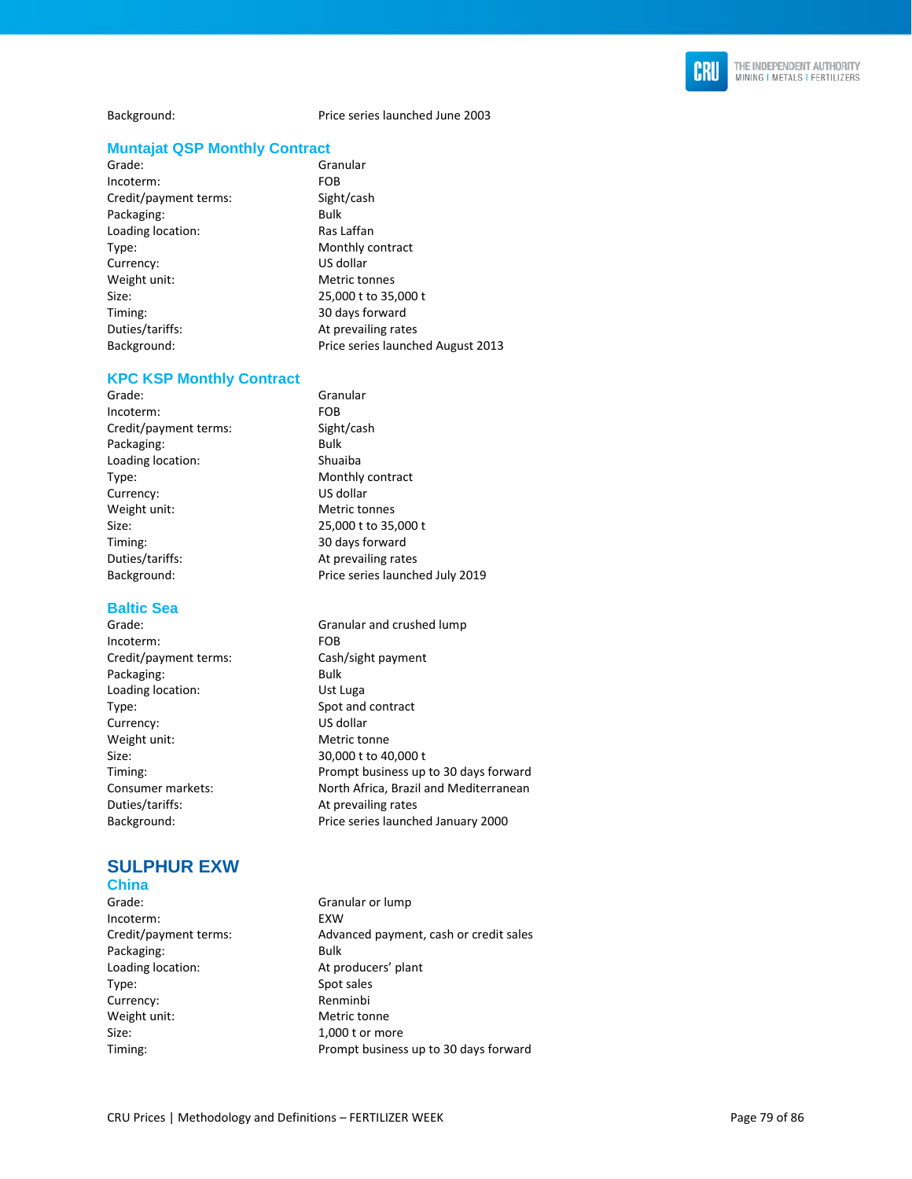| | |
|---|---|
| Background: | Price series launched June 2003 |

### Muntajat QSP Monthly Contract

| | |
|---|---|
| Grade: | Granular |
| Incoterm: | FOB |
| Credit/payment terms: | Sight/cash |
| Packaging: | Bulk |
| Loading location: | Ras Laffan |
| Type: | Monthly contract |
| Currency: | US dollar |
| Weight unit: | Metric tonnes |
| Size: | 25,000 t to 35,000 t |
| Timing: | 30 days forward |
| Duties/tariffs: | At prevailing rates |
| Background: | Price series launched August 2013 |

### KPC KSP Monthly Contract

| | |
|---|---|
| Grade: | Granular |
| Incoterm: | FOB |
| Credit/payment terms: | Sight/cash |
| Packaging: | Bulk |
| Loading location: | Shuaiba |
| Type: | Monthly contract |
| Currency: | US dollar |
| Weight unit: | Metric tonnes |
| Size: | 25,000 t to 35,000 t |
| Timing: | 30 days forward |
| Duties/tariffs: | At prevailing rates |
| Background: | Price series launched July 2019 |

### Baltic Sea

| | |
|---|---|
| Grade: | Granular and crushed lump |
| Incoterm: | FOB |
| Credit/payment terms: | Cash/sight payment |
| Packaging: | Bulk |
| Loading location: | Ust Luga |
| Type: | Spot and contract |
| Currency: | US dollar |
| Weight unit: | Metric tonne |
| Size: | 30,000 t to 40,000 t |
| Timing: | Prompt business up to 30 days forward |
| Consumer markets: | North Africa, Brazil and Mediterranean |
| Duties/tariffs: | At prevailing rates |
| Background: | Price series launched January 2000 |

## SULPHUR EXW

### China

| | |
|---|---|
| Grade: | Granular or lump |
| Incoterm: | EXW |
| Credit/payment terms: | Advanced payment, cash or credit sales |
| Packaging: | Bulk |
| Loading location: | At producers' plant |
| Type: | Spot sales |
| Currency: | Renminbi |
| Weight unit: | Metric tonne |
| Size: | 1,000 t or more |
| Timing: | Prompt business up to 30 days forward |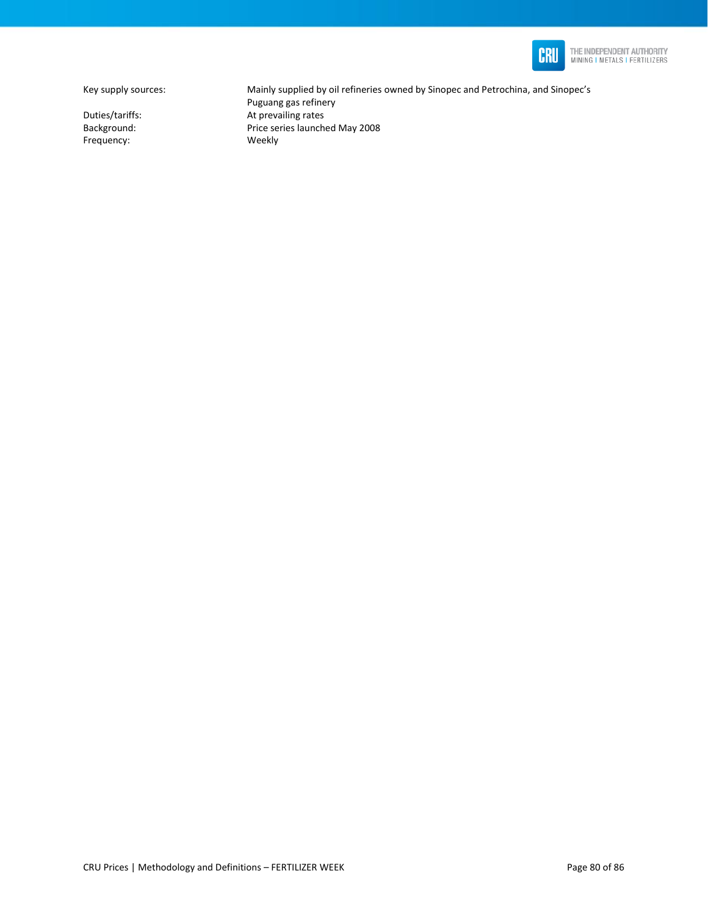| | |
|---|---|
| Key supply sources: | Mainly supplied by oil refineries owned by Sinopec and Petrochina, and Sinopec's Puguang gas refinery |
| Duties/tariffs: | At prevailing rates |
| Background: | Price series launched May 2008 |
| Frequency: | Weekly |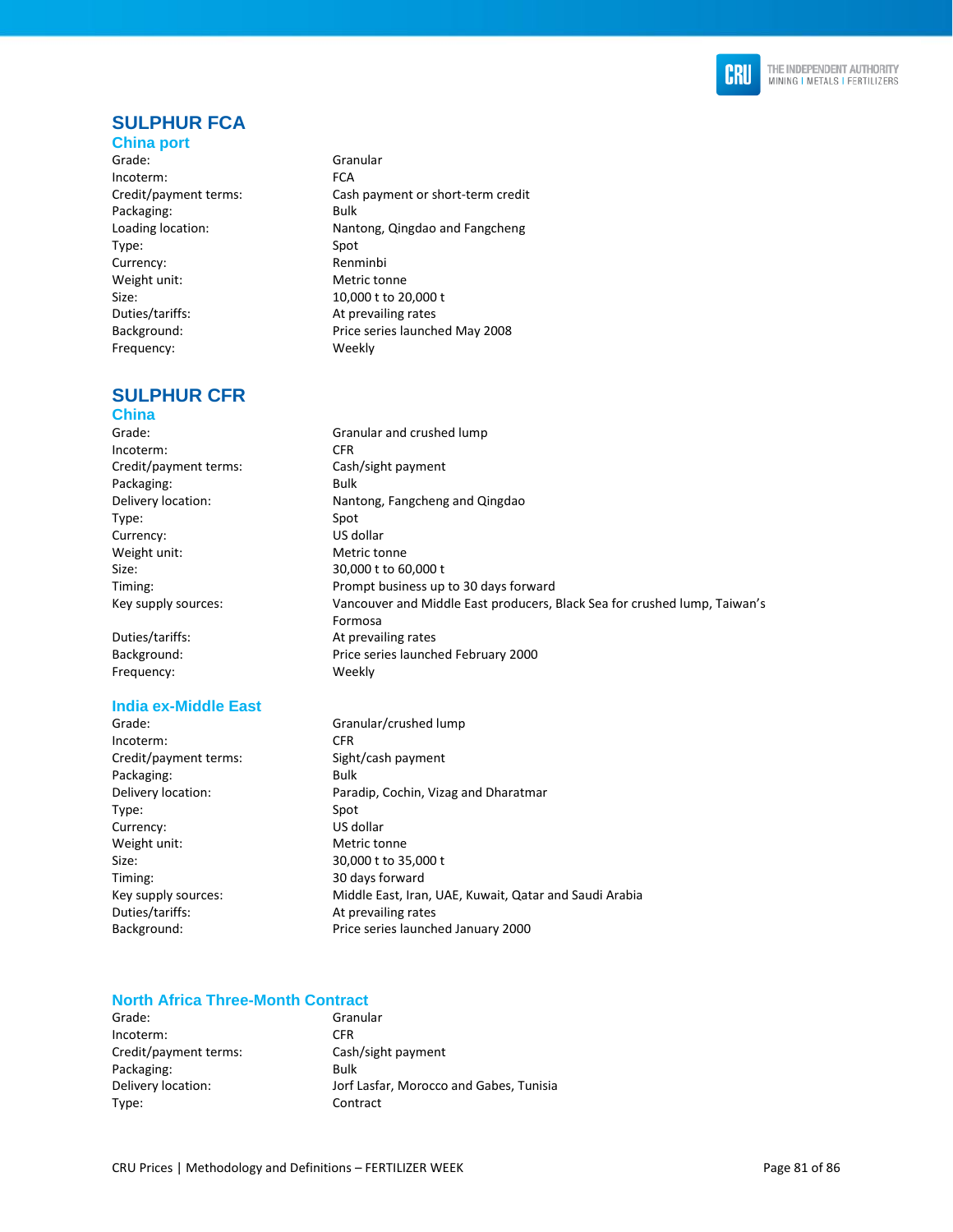## SULPHUR FCA

### China port

| | |
|---|---|
| Grade: | Granular |
| Incoterm: | FCA |
| Credit/payment terms: | Cash payment or short-term credit |
| Packaging: | Bulk |
| Loading location: | Nantong, Qingdao and Fangcheng |
| Type: | Spot |
| Currency: | Renminbi |
| Weight unit: | Metric tonne |
| Size: | 10,000 t to 20,000 t |
| Duties/tariffs: | At prevailing rates |
| Background: | Price series launched May 2008 |
| Frequency: | Weekly |

## SULPHUR CFR

### China

| | |
|---|---|
| Grade: | Granular and crushed lump |
| Incoterm: | CFR |
| Credit/payment terms: | Cash/sight payment |
| Packaging: | Bulk |
| Delivery location: | Nantong, Fangcheng and Qingdao |
| Type: | Spot |
| Currency: | US dollar |
| Weight unit: | Metric tonne |
| Size: | 30,000 t to 60,000 t |
| Timing: | Prompt business up to 30 days forward |
| Key supply sources: | Vancouver and Middle East producers, Black Sea for crushed lump, Taiwan's Formosa |
| Duties/tariffs: | At prevailing rates |
| Background: | Price series launched February 2000 |
| Frequency: | Weekly |

### India ex-Middle East

| | |
|---|---|
| Grade: | Granular/crushed lump |
| Incoterm: | CFR |
| Credit/payment terms: | Sight/cash payment |
| Packaging: | Bulk |
| Delivery location: | Paradip, Cochin, Vizag and Dharatmar |
| Type: | Spot |
| Currency: | US dollar |
| Weight unit: | Metric tonne |
| Size: | 30,000 t to 35,000 t |
| Timing: | 30 days forward |
| Key supply sources: | Middle East, Iran, UAE, Kuwait, Qatar and Saudi Arabia |
| Duties/tariffs: | At prevailing rates |
| Background: | Price series launched January 2000 |

### North Africa Three-Month Contract

| | |
|---|---|
| Grade: | Granular |
| Incoterm: | CFR |
| Credit/payment terms: | Cash/sight payment |
| Packaging: | Bulk |
| Delivery location: | Jorf Lasfar, Morocco and Gabes, Tunisia |
| Type: | Contract |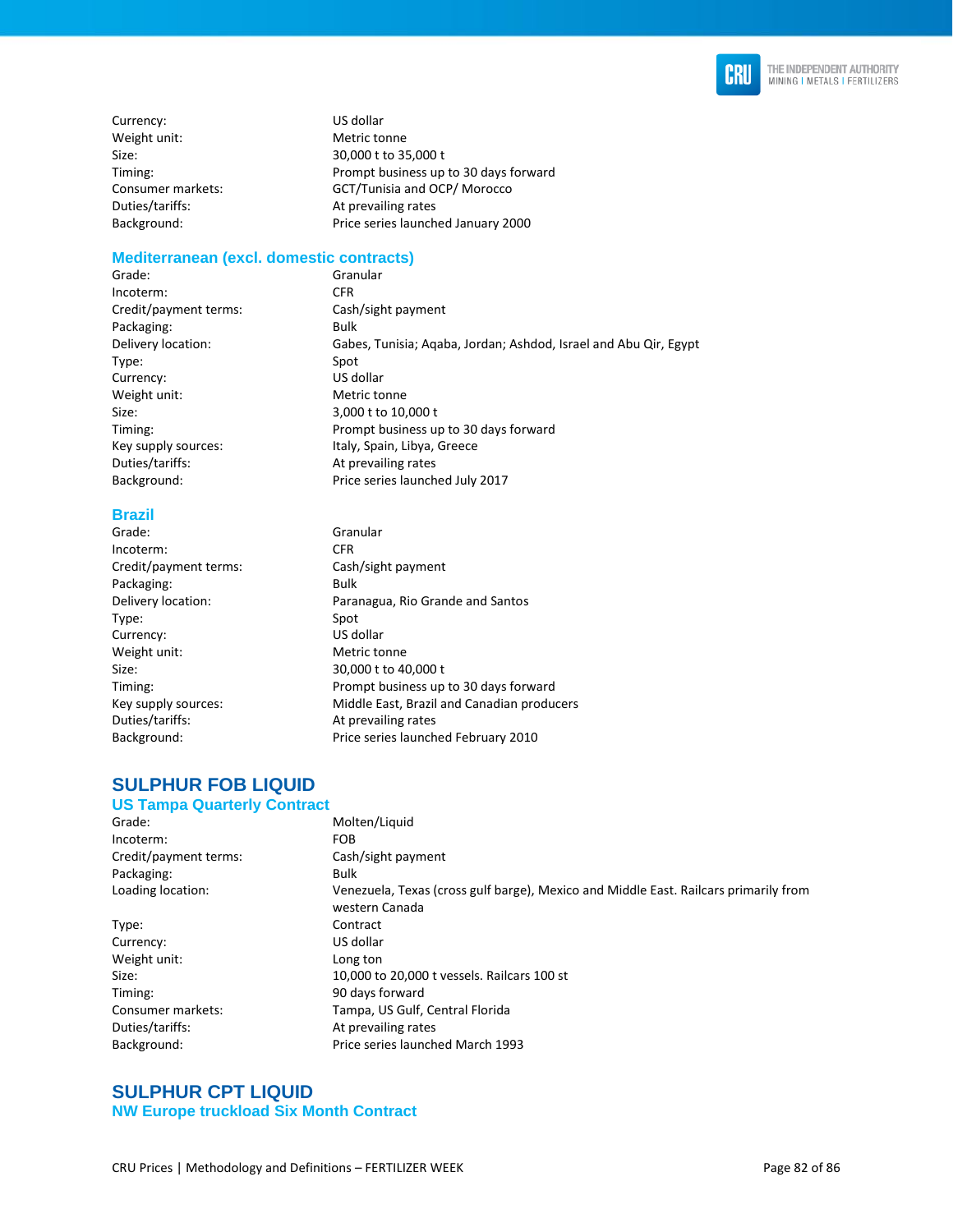| | |
|---|---|
| Currency: | US dollar |
| Weight unit: | Metric tonne |
| Size: | 30,000 t to 35,000 t |
| Timing: | Prompt business up to 30 days forward |
| Consumer markets: | GCT/Tunisia and OCP/ Morocco |
| Duties/tariffs: | At prevailing rates |
| Background: | Price series launched January 2000 |

### Mediterranean (excl. domestic contracts)

| | |
|---|---|
| Grade: | Granular |
| Incoterm: | CFR |
| Credit/payment terms: | Cash/sight payment |
| Packaging: | Bulk |
| Delivery location: | Gabes, Tunisia; Aqaba, Jordan; Ashdod, Israel and Abu Qir, Egypt |
| Type: | Spot |
| Currency: | US dollar |
| Weight unit: | Metric tonne |
| Size: | 3,000 t to 10,000 t |
| Timing: | Prompt business up to 30 days forward |
| Key supply sources: | Italy, Spain, Libya, Greece |
| Duties/tariffs: | At prevailing rates |
| Background: | Price series launched July 2017 |

### Brazil

| | |
|---|---|
| Grade: | Granular |
| Incoterm: | CFR |
| Credit/payment terms: | Cash/sight payment |
| Packaging: | Bulk |
| Delivery location: | Paranagua, Rio Grande and Santos |
| Type: | Spot |
| Currency: | US dollar |
| Weight unit: | Metric tonne |
| Size: | 30,000 t to 40,000 t |
| Timing: | Prompt business up to 30 days forward |
| Key supply sources: | Middle East, Brazil and Canadian producers |
| Duties/tariffs: | At prevailing rates |
| Background: | Price series launched February 2010 |

## SULPHUR FOB LIQUID

### US Tampa Quarterly Contract

| | |
|---|---|
| Grade: | Molten/Liquid |
| Incoterm: | FOB |
| Credit/payment terms: | Cash/sight payment |
| Packaging: | Bulk |
| Loading location: | Venezuela, Texas (cross gulf barge), Mexico and Middle East. Railcars primarily from western Canada |
| Type: | Contract |
| Currency: | US dollar |
| Weight unit: | Long ton |
| Size: | 10,000 to 20,000 t vessels. Railcars 100 st |
| Timing: | 90 days forward |
| Consumer markets: | Tampa, US Gulf, Central Florida |
| Duties/tariffs: | At prevailing rates |
| Background: | Price series launched March 1993 |

## SULPHUR CPT LIQUID

### NW Europe truckload Six Month Contract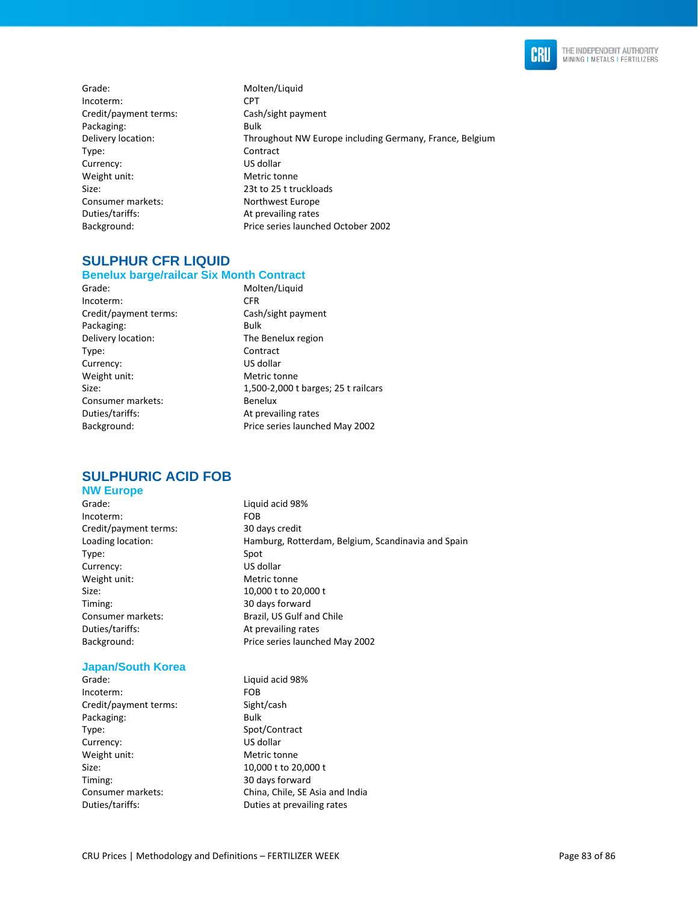| | |
|---|---|
| Grade: | Molten/Liquid |
| Incoterm: | CPT |
| Credit/payment terms: | Cash/sight payment |
| Packaging: | Bulk |
| Delivery location: | Throughout NW Europe including Germany, France, Belgium |
| Type: | Contract |
| Currency: | US dollar |
| Weight unit: | Metric tonne |
| Size: | 23t to 25 t truckloads |
| Consumer markets: | Northwest Europe |
| Duties/tariffs: | At prevailing rates |
| Background: | Price series launched October 2002 |

## SULPHUR CFR LIQUID

### Benelux barge/railcar Six Month Contract

| | |
|---|---|
| Grade: | Molten/Liquid |
| Incoterm: | CFR |
| Credit/payment terms: | Cash/sight payment |
| Packaging: | Bulk |
| Delivery location: | The Benelux region |
| Type: | Contract |
| Currency: | US dollar |
| Weight unit: | Metric tonne |
| Size: | 1,500-2,000 t barges; 25 t railcars |
| Consumer markets: | Benelux |
| Duties/tariffs: | At prevailing rates |
| Background: | Price series launched May 2002 |

## SULPHURIC ACID FOB

### NW Europe

| | |
|---|---|
| Grade: | Liquid acid 98% |
| Incoterm: | FOB |
| Credit/payment terms: | 30 days credit |
| Loading location: | Hamburg, Rotterdam, Belgium, Scandinavia and Spain |
| Type: | Spot |
| Currency: | US dollar |
| Weight unit: | Metric tonne |
| Size: | 10,000 t to 20,000 t |
| Timing: | 30 days forward |
| Consumer markets: | Brazil, US Gulf and Chile |
| Duties/tariffs: | At prevailing rates |
| Background: | Price series launched May 2002 |

### Japan/South Korea

| | |
|---|---|
| Grade: | Liquid acid 98% |
| Incoterm: | FOB |
| Credit/payment terms: | Sight/cash |
| Packaging: | Bulk |
| Type: | Spot/Contract |
| Currency: | US dollar |
| Weight unit: | Metric tonne |
| Size: | 10,000 t to 20,000 t |
| Timing: | 30 days forward |
| Consumer markets: | China, Chile, SE Asia and India |
| Duties/tariffs: | Duties at prevailing rates |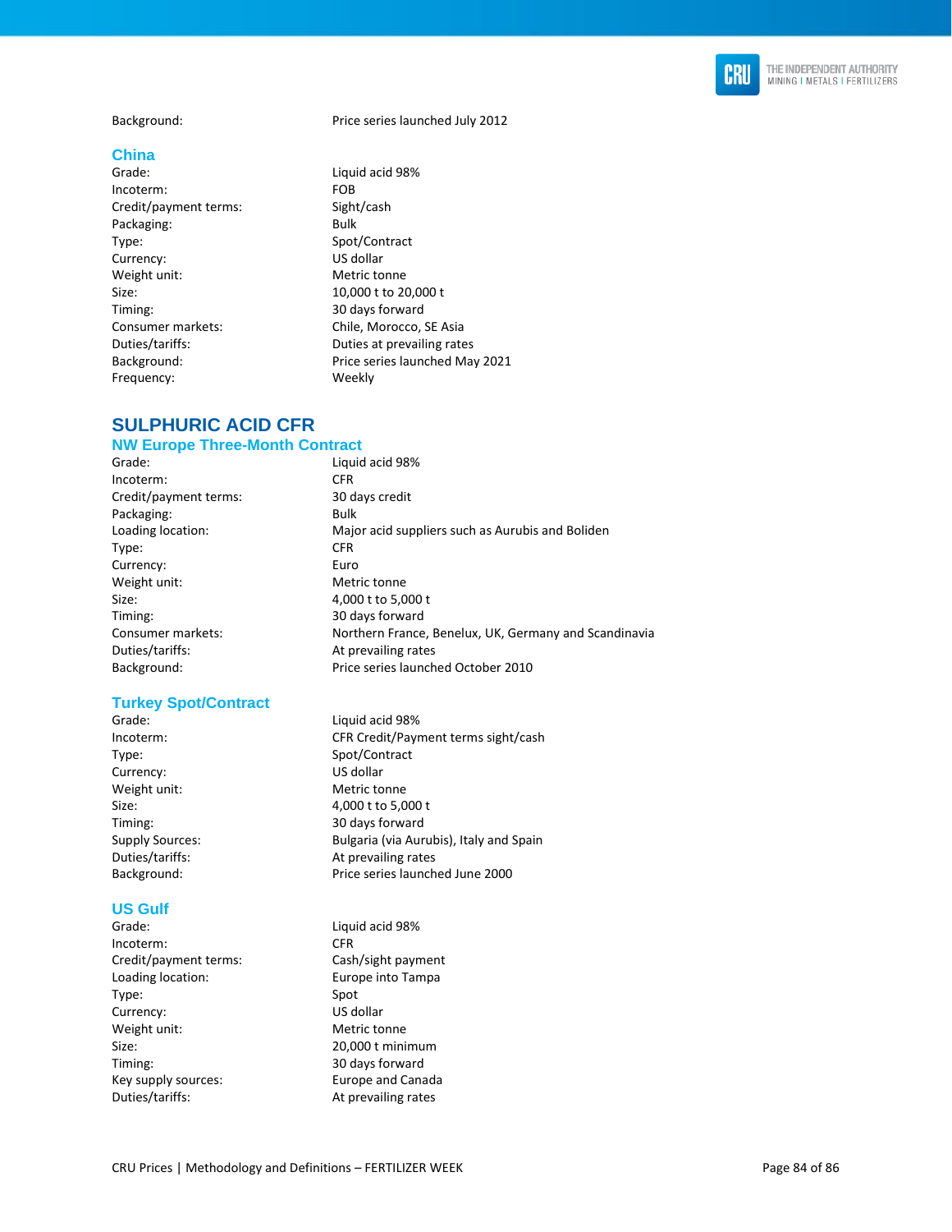Background: Price series launched July 2012

### China

Grade: Liquid acid 98%
Incoterm: FOB
Credit/payment terms: Sight/cash
Packaging: Bulk
Type: Spot/Contract
Currency: US dollar
Weight unit: Metric tonne
Size: 10,000 t to 20,000 t
Timing: 30 days forward
Consumer markets: Chile, Morocco, SE Asia
Duties/tariffs: Duties at prevailing rates
Background: Price series launched May 2021
Frequency: Weekly

## SULPHURIC ACID CFR

### NW Europe Three-Month Contract

Grade: Liquid acid 98%
Incoterm: CFR
Credit/payment terms: 30 days credit
Packaging: Bulk
Loading location: Major acid suppliers such as Aurubis and Boliden
Type: CFR
Currency: Euro
Weight unit: Metric tonne
Size: 4,000 t to 5,000 t
Timing: 30 days forward
Consumer markets: Northern France, Benelux, UK, Germany and Scandinavia
Duties/tariffs: At prevailing rates
Background: Price series launched October 2010

### Turkey Spot/Contract

Grade: Liquid acid 98%
Incoterm: CFR Credit/Payment terms sight/cash
Type: Spot/Contract
Currency: US dollar
Weight unit: Metric tonne
Size: 4,000 t to 5,000 t
Timing: 30 days forward
Supply Sources: Bulgaria (via Aurubis), Italy and Spain
Duties/tariffs: At prevailing rates
Background: Price series launched June 2000

### US Gulf

Grade: Liquid acid 98%
Incoterm: CFR
Credit/payment terms: Cash/sight payment
Loading location: Europe into Tampa
Type: Spot
Currency: US dollar
Weight unit: Metric tonne
Size: 20,000 t minimum
Timing: 30 days forward
Key supply sources: Europe and Canada
Duties/tariffs: At prevailing rates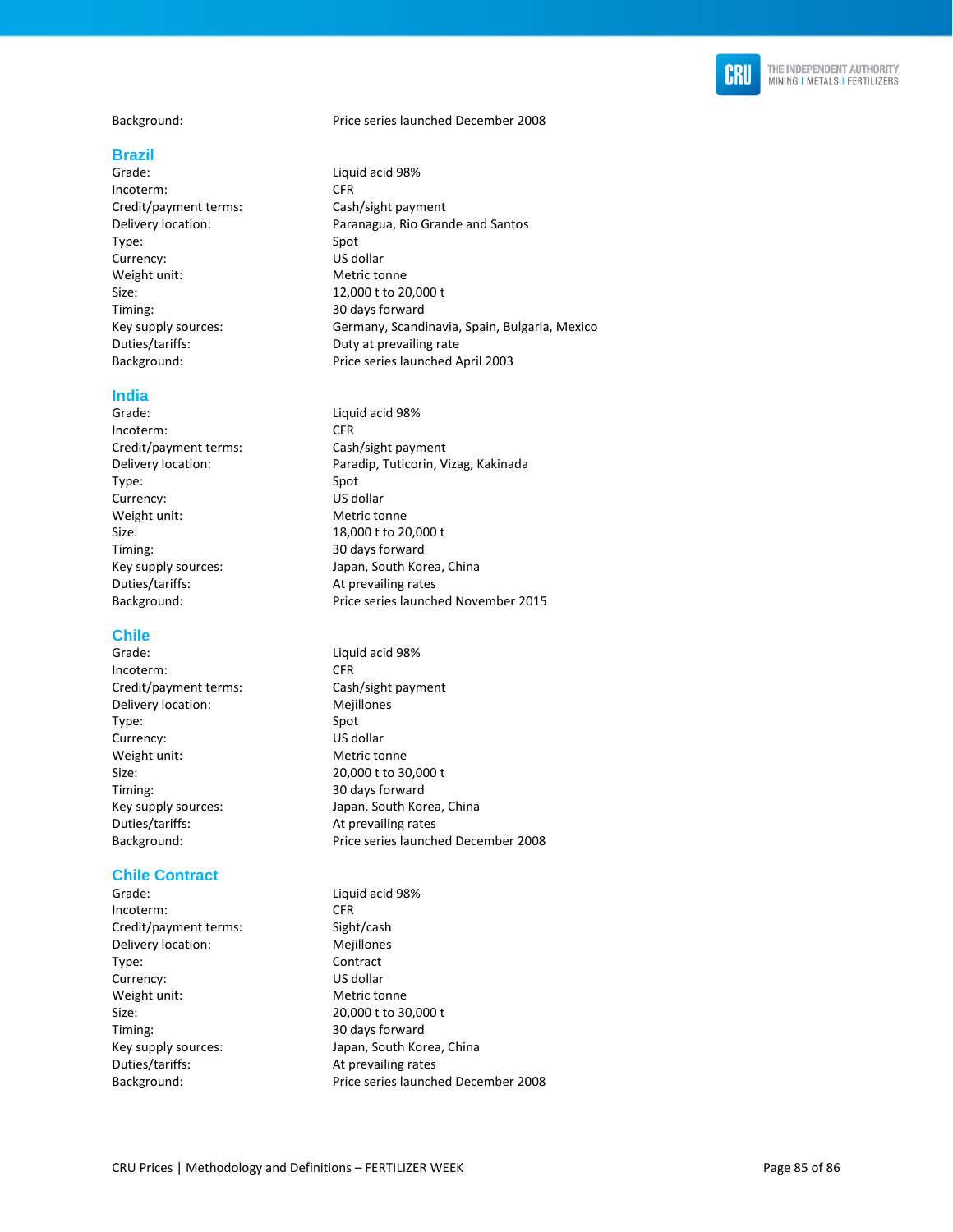Background: Price series launched December 2008

## Brazil

| | |
|---|---|
| Grade: | Liquid acid 98% |
| Incoterm: | CFR |
| Credit/payment terms: | Cash/sight payment |
| Delivery location: | Paranagua, Rio Grande and Santos |
| Type: | Spot |
| Currency: | US dollar |
| Weight unit: | Metric tonne |
| Size: | 12,000 t to 20,000 t |
| Timing: | 30 days forward |
| Key supply sources: | Germany, Scandinavia, Spain, Bulgaria, Mexico |
| Duties/tariffs: | Duty at prevailing rate |
| Background: | Price series launched April 2003 |

## India

| | |
|---|---|
| Grade: | Liquid acid 98% |
| Incoterm: | CFR |
| Credit/payment terms: | Cash/sight payment |
| Delivery location: | Paradip, Tuticorin, Vizag, Kakinada |
| Type: | Spot |
| Currency: | US dollar |
| Weight unit: | Metric tonne |
| Size: | 18,000 t to 20,000 t |
| Timing: | 30 days forward |
| Key supply sources: | Japan, South Korea, China |
| Duties/tariffs: | At prevailing rates |
| Background: | Price series launched November 2015 |

## Chile

| | |
|---|---|
| Grade: | Liquid acid 98% |
| Incoterm: | CFR |
| Credit/payment terms: | Cash/sight payment |
| Delivery location: | Mejillones |
| Type: | Spot |
| Currency: | US dollar |
| Weight unit: | Metric tonne |
| Size: | 20,000 t to 30,000 t |
| Timing: | 30 days forward |
| Key supply sources: | Japan, South Korea, China |
| Duties/tariffs: | At prevailing rates |
| Background: | Price series launched December 2008 |

## Chile Contract

| | |
|---|---|
| Grade: | Liquid acid 98% |
| Incoterm: | CFR |
| Credit/payment terms: | Sight/cash |
| Delivery location: | Mejillones |
| Type: | Contract |
| Currency: | US dollar |
| Weight unit: | Metric tonne |
| Size: | 20,000 t to 30,000 t |
| Timing: | 30 days forward |
| Key supply sources: | Japan, South Korea, China |
| Duties/tariffs: | At prevailing rates |
| Background: | Price series launched December 2008 |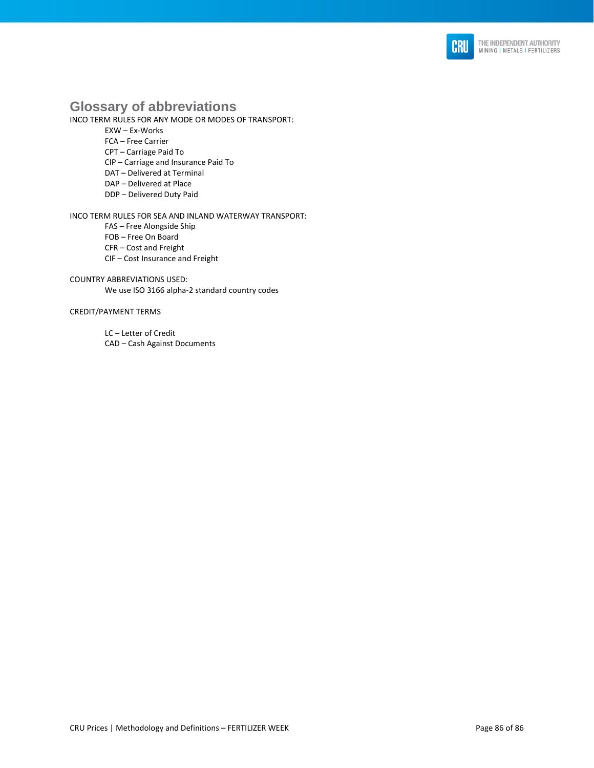# Glossary of abbreviations

INCO TERM RULES FOR ANY MODE OR MODES OF TRANSPORT:

- EXW – Ex-Works
- FCA – Free Carrier
- CPT – Carriage Paid To
- CIP – Carriage and Insurance Paid To
- DAT – Delivered at Terminal
- DAP – Delivered at Place
- DDP – Delivered Duty Paid

INCO TERM RULES FOR SEA AND INLAND WATERWAY TRANSPORT:

- FAS – Free Alongside Ship
- FOB – Free On Board
- CFR – Cost and Freight
- CIF – Cost Insurance and Freight

COUNTRY ABBREVIATIONS USED:

We use ISO 3166 alpha-2 standard country codes

CREDIT/PAYMENT TERMS

- LC – Letter of Credit
- CAD – Cash Against Documents